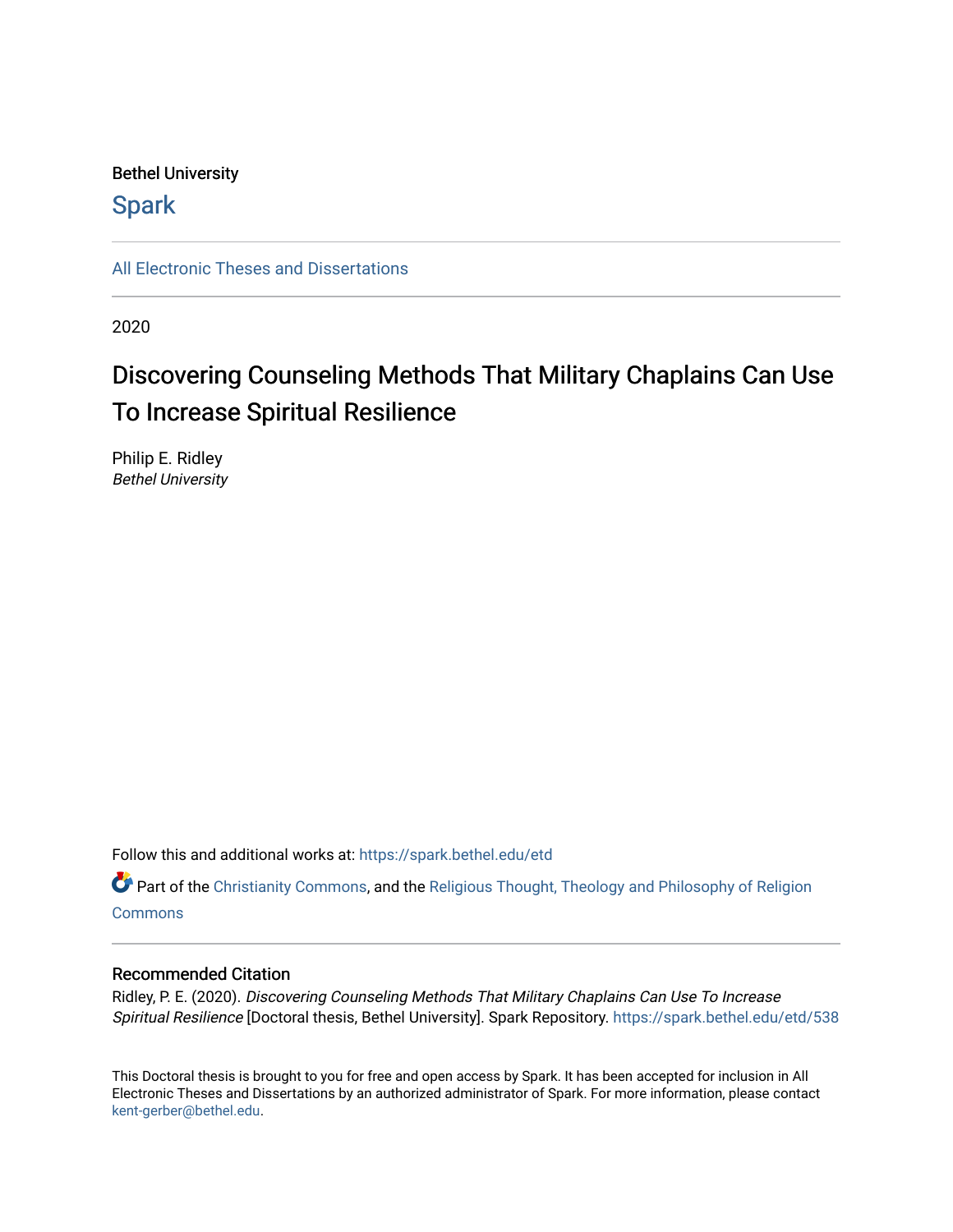Bethel University

# Spark

All Electronic Theses and Dissertations

2020

# Discovering Counseling Methods That Military Chaplains Can Use To Increase Spiritual Resilience

Philip E. Ridley
*Bethel University*

Follow this and additional works at: https://spark.bethel.edu/etd

Part of the Christianity Commons, and the Religious Thought, Theology and Philosophy of Religion Commons

## Recommended Citation

Ridley, P. E. (2020). *Discovering Counseling Methods That Military Chaplains Can Use To Increase Spiritual Resilience* [Doctoral thesis, Bethel University]. Spark Repository. https://spark.bethel.edu/etd/538

This Doctoral thesis is brought to you for free and open access by Spark. It has been accepted for inclusion in All Electronic Theses and Dissertations by an authorized administrator of Spark. For more information, please contact kent-gerber@bethel.edu.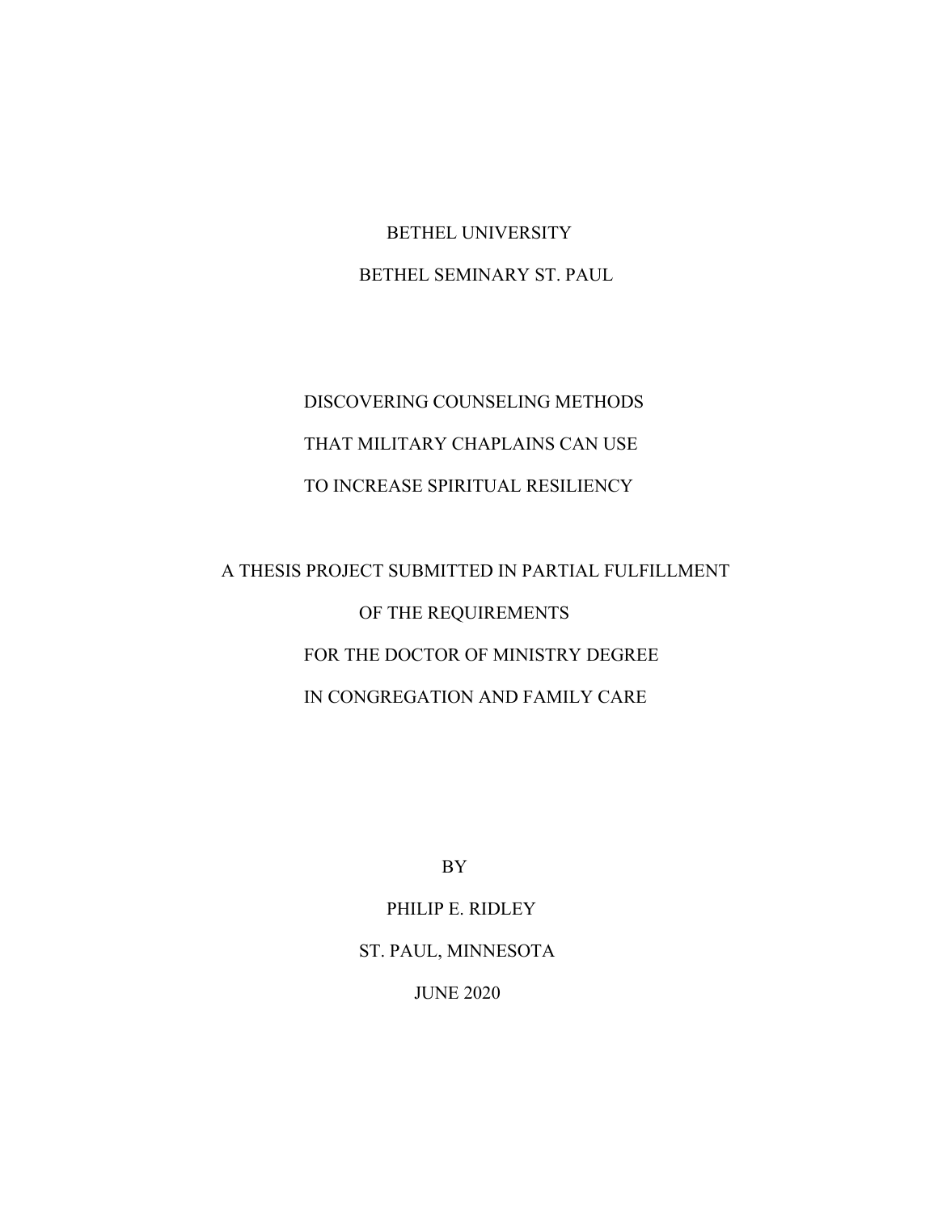BETHEL UNIVERSITY

BETHEL SEMINARY ST. PAUL

# DISCOVERING COUNSELING METHODS THAT MILITARY CHAPLAINS CAN USE TO INCREASE SPIRITUAL RESILIENCY

A THESIS PROJECT SUBMITTED IN PARTIAL FULFILLMENT

OF THE REQUIREMENTS

FOR THE DOCTOR OF MINISTRY DEGREE

IN CONGREGATION AND FAMILY CARE

BY

PHILIP E. RIDLEY

ST. PAUL, MINNESOTA

JUNE 2020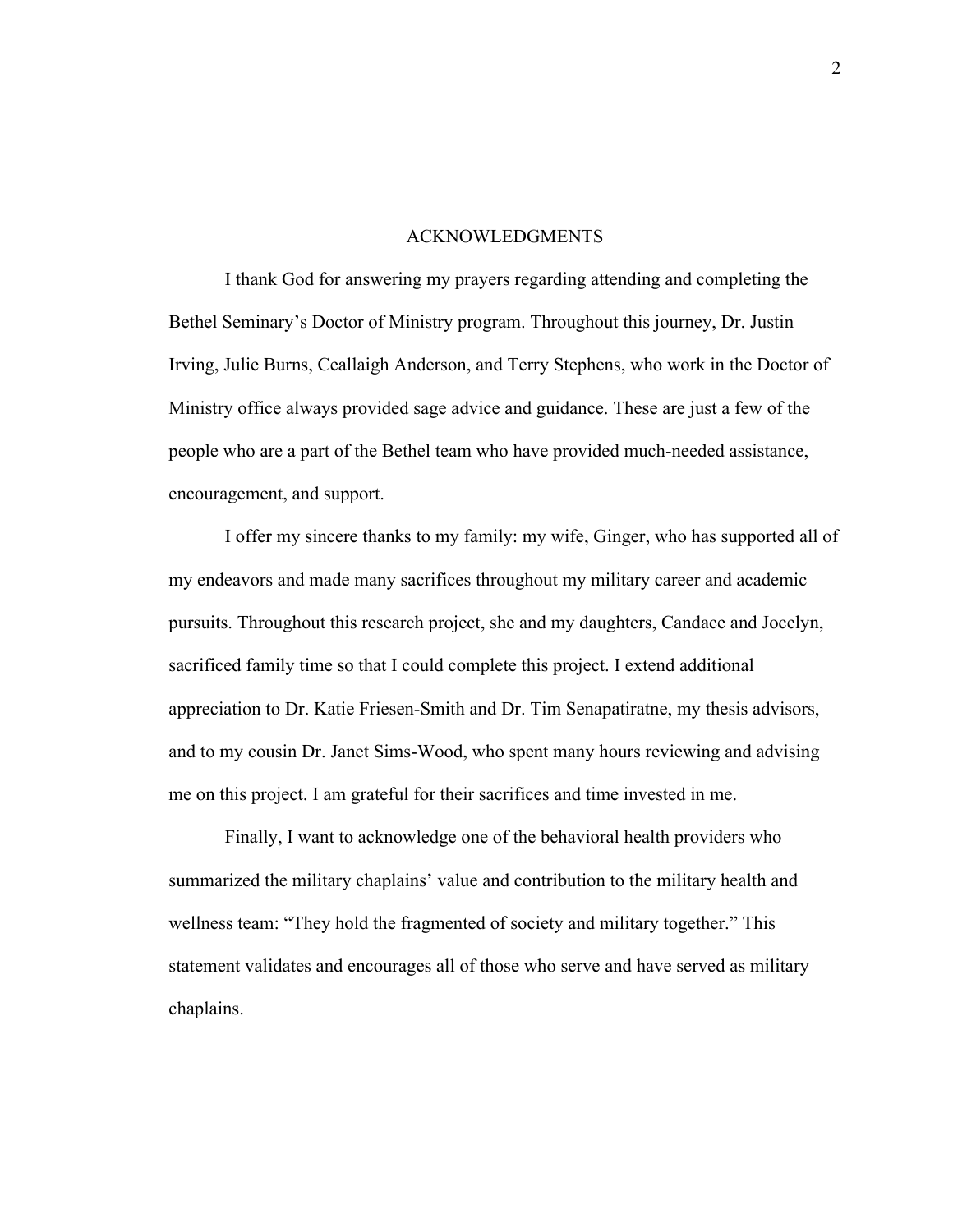## ACKNOWLEDGMENTS

I thank God for answering my prayers regarding attending and completing the Bethel Seminary's Doctor of Ministry program. Throughout this journey, Dr. Justin Irving, Julie Burns, Ceallaigh Anderson, and Terry Stephens, who work in the Doctor of Ministry office always provided sage advice and guidance. These are just a few of the people who are a part of the Bethel team who have provided much-needed assistance, encouragement, and support.

I offer my sincere thanks to my family: my wife, Ginger, who has supported all of my endeavors and made many sacrifices throughout my military career and academic pursuits. Throughout this research project, she and my daughters, Candace and Jocelyn, sacrificed family time so that I could complete this project. I extend additional appreciation to Dr. Katie Friesen-Smith and Dr. Tim Senapatiratne, my thesis advisors, and to my cousin Dr. Janet Sims-Wood, who spent many hours reviewing and advising me on this project. I am grateful for their sacrifices and time invested in me.

Finally, I want to acknowledge one of the behavioral health providers who summarized the military chaplains' value and contribution to the military health and wellness team: "They hold the fragmented of society and military together." This statement validates and encourages all of those who serve and have served as military chaplains.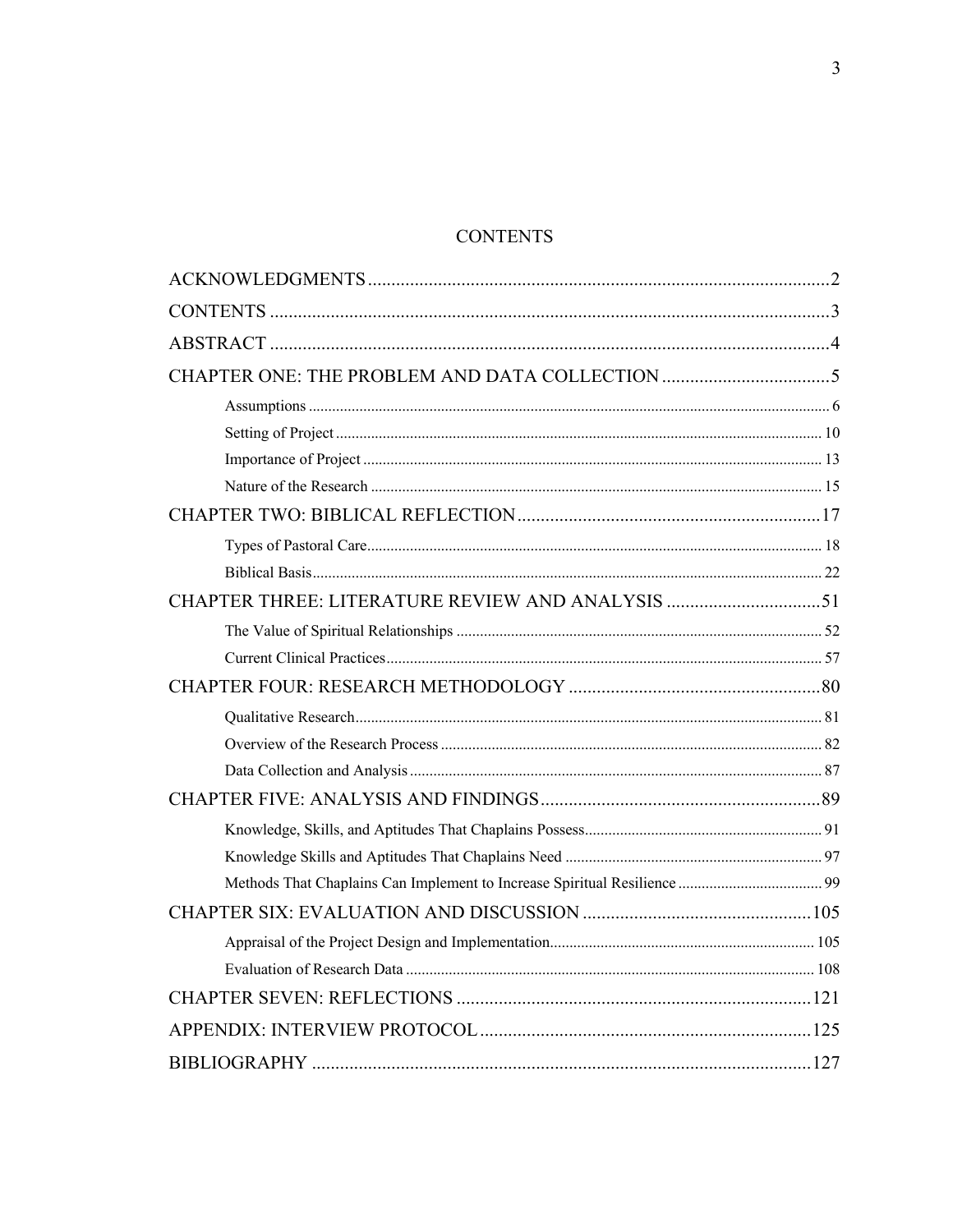# CONTENTS

ACKNOWLEDGMENTS ....................................................................................................2

CONTENTS ....................................................................................................................3

ABSTRACT ....................................................................................................................4

CHAPTER ONE: THE PROBLEM AND DATA COLLECTION ....................................5

- Assumptions .................................................................................................................... 6
- Setting of Project ............................................................................................................ 10
- Importance of Project ..................................................................................................... 13
- Nature of the Research ................................................................................................... 15

CHAPTER TWO: BIBLICAL REFLECTION .................................................................17

- Types of Pastoral Care.................................................................................................... 18
- Biblical Basis.................................................................................................................. 22

CHAPTER THREE: LITERATURE REVIEW AND ANALYSIS .................................51

- The Value of Spiritual Relationships ............................................................................. 52
- Current Clinical Practices............................................................................................... 57

CHAPTER FOUR: RESEARCH METHODOLOGY ......................................................80

- Qualitative Research....................................................................................................... 81
- Overview of the Research Process ................................................................................. 82
- Data Collection and Analysis ......................................................................................... 87

CHAPTER FIVE: ANALYSIS AND FINDINGS............................................................89

- Knowledge, Skills, and Aptitudes That Chaplains Possess............................................. 91
- Knowledge Skills and Aptitudes That Chaplains Need .................................................. 97
- Methods That Chaplains Can Implement to Increase Spiritual Resilience ..................... 99

CHAPTER SIX: EVALUATION AND DISCUSSION .................................................105

- Appraisal of the Project Design and Implementation.................................................... 105
- Evaluation of Research Data ......................................................................................... 108

CHAPTER SEVEN: REFLECTIONS ............................................................................121

APPENDIX: INTERVIEW PROTOCOL ........................................................................125

BIBLIOGRAPHY ...........................................................................................................127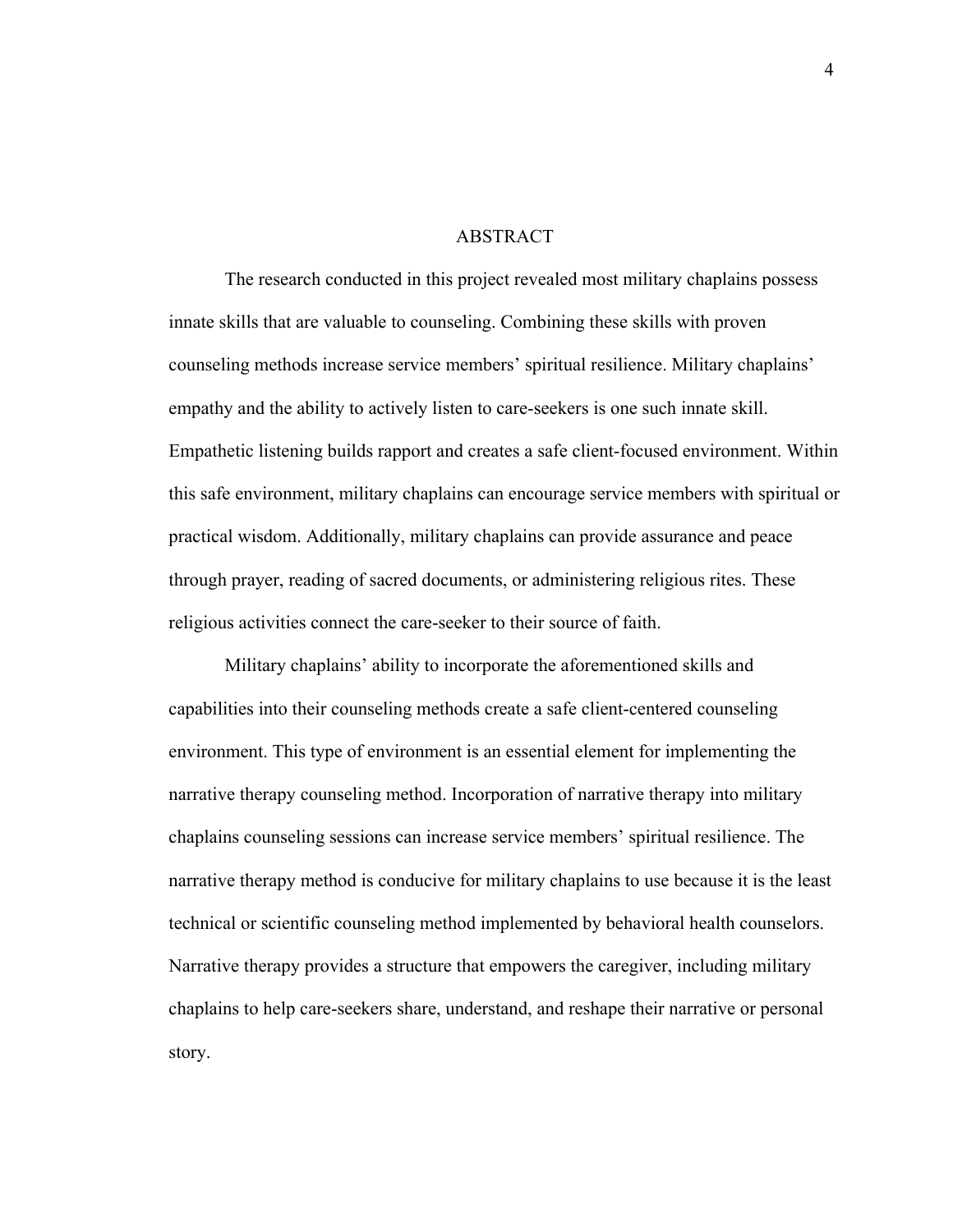# ABSTRACT

The research conducted in this project revealed most military chaplains possess innate skills that are valuable to counseling. Combining these skills with proven counseling methods increase service members' spiritual resilience. Military chaplains' empathy and the ability to actively listen to care-seekers is one such innate skill. Empathetic listening builds rapport and creates a safe client-focused environment. Within this safe environment, military chaplains can encourage service members with spiritual or practical wisdom. Additionally, military chaplains can provide assurance and peace through prayer, reading of sacred documents, or administering religious rites. These religious activities connect the care-seeker to their source of faith.

Military chaplains' ability to incorporate the aforementioned skills and capabilities into their counseling methods create a safe client-centered counseling environment. This type of environment is an essential element for implementing the narrative therapy counseling method. Incorporation of narrative therapy into military chaplains counseling sessions can increase service members' spiritual resilience. The narrative therapy method is conducive for military chaplains to use because it is the least technical or scientific counseling method implemented by behavioral health counselors. Narrative therapy provides a structure that empowers the caregiver, including military chaplains to help care-seekers share, understand, and reshape their narrative or personal story.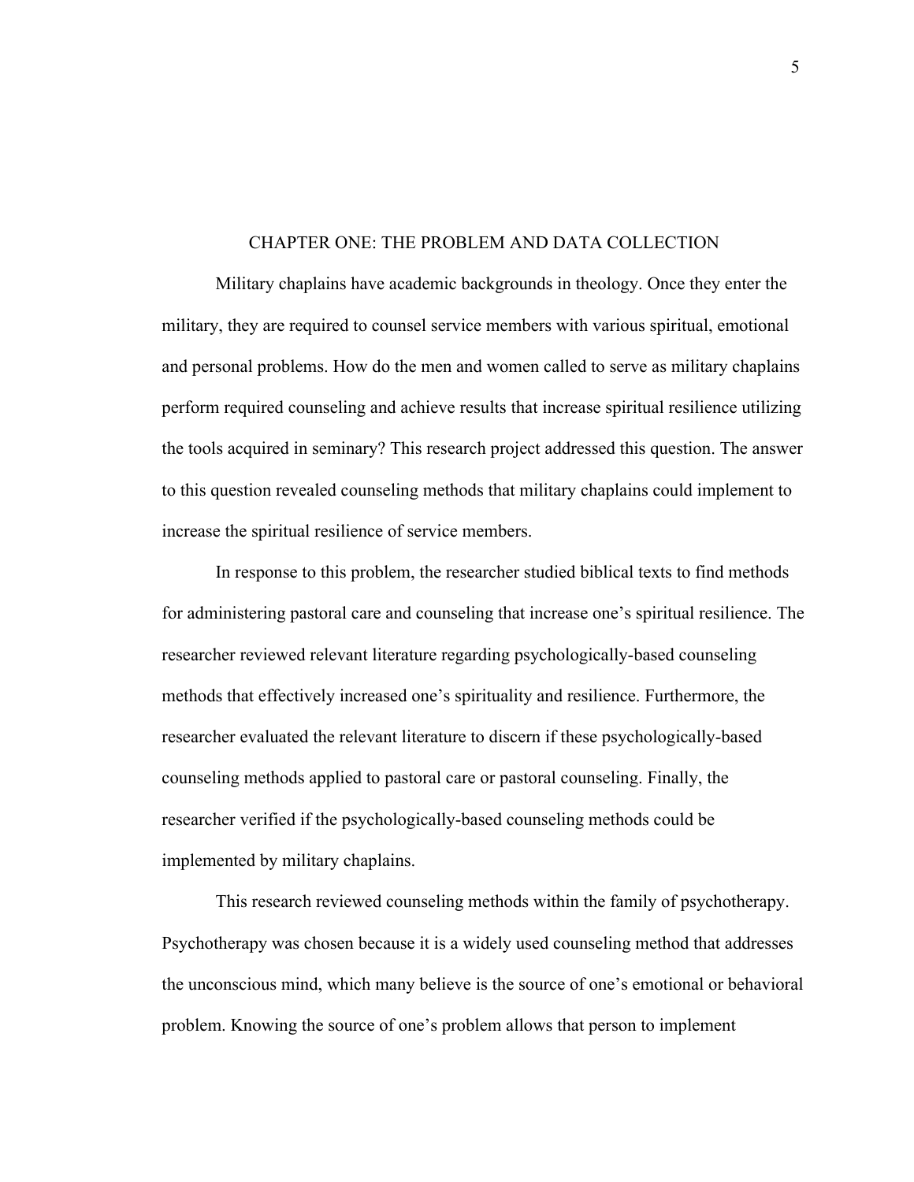# CHAPTER ONE: THE PROBLEM AND DATA COLLECTION

Military chaplains have academic backgrounds in theology. Once they enter the military, they are required to counsel service members with various spiritual, emotional and personal problems. How do the men and women called to serve as military chaplains perform required counseling and achieve results that increase spiritual resilience utilizing the tools acquired in seminary? This research project addressed this question. The answer to this question revealed counseling methods that military chaplains could implement to increase the spiritual resilience of service members.

In response to this problem, the researcher studied biblical texts to find methods for administering pastoral care and counseling that increase one's spiritual resilience. The researcher reviewed relevant literature regarding psychologically-based counseling methods that effectively increased one's spirituality and resilience. Furthermore, the researcher evaluated the relevant literature to discern if these psychologically-based counseling methods applied to pastoral care or pastoral counseling. Finally, the researcher verified if the psychologically-based counseling methods could be implemented by military chaplains.

This research reviewed counseling methods within the family of psychotherapy. Psychotherapy was chosen because it is a widely used counseling method that addresses the unconscious mind, which many believe is the source of one's emotional or behavioral problem. Knowing the source of one's problem allows that person to implement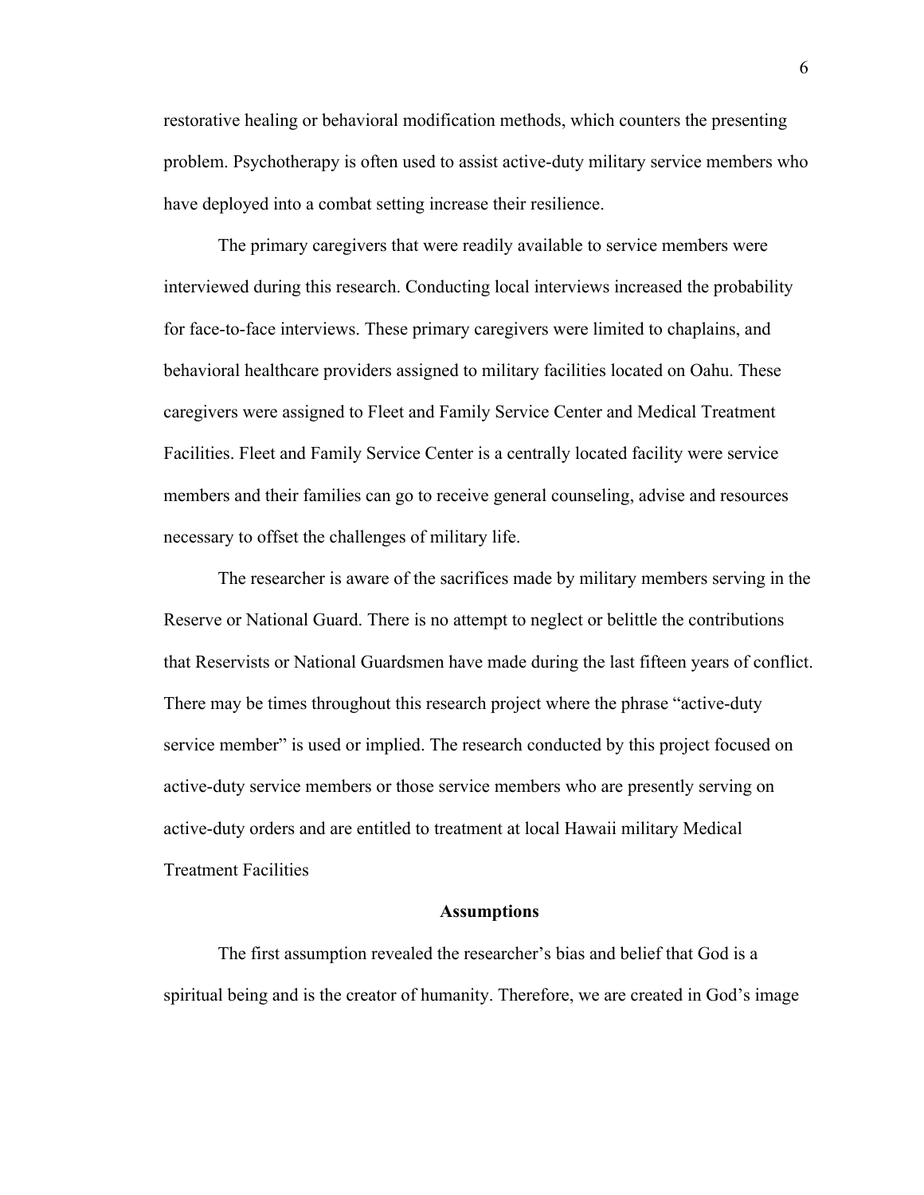restorative healing or behavioral modification methods, which counters the presenting problem. Psychotherapy is often used to assist active-duty military service members who have deployed into a combat setting increase their resilience.

The primary caregivers that were readily available to service members were interviewed during this research. Conducting local interviews increased the probability for face-to-face interviews. These primary caregivers were limited to chaplains, and behavioral healthcare providers assigned to military facilities located on Oahu. These caregivers were assigned to Fleet and Family Service Center and Medical Treatment Facilities. Fleet and Family Service Center is a centrally located facility were service members and their families can go to receive general counseling, advise and resources necessary to offset the challenges of military life.

The researcher is aware of the sacrifices made by military members serving in the Reserve or National Guard. There is no attempt to neglect or belittle the contributions that Reservists or National Guardsmen have made during the last fifteen years of conflict. There may be times throughout this research project where the phrase "active-duty service member" is used or implied. The research conducted by this project focused on active-duty service members or those service members who are presently serving on active-duty orders and are entitled to treatment at local Hawaii military Medical Treatment Facilities

## Assumptions

The first assumption revealed the researcher's bias and belief that God is a spiritual being and is the creator of humanity. Therefore, we are created in God's image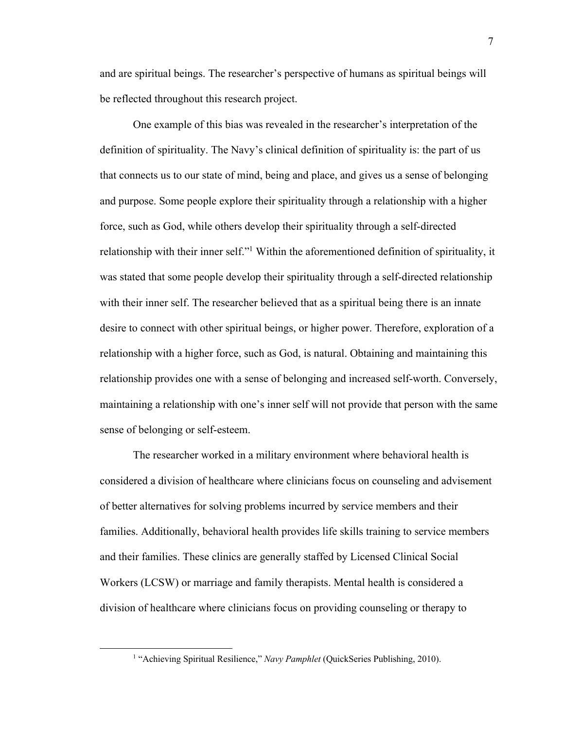and are spiritual beings. The researcher's perspective of humans as spiritual beings will be reflected throughout this research project.

One example of this bias was revealed in the researcher's interpretation of the definition of spirituality. The Navy's clinical definition of spirituality is: the part of us that connects us to our state of mind, being and place, and gives us a sense of belonging and purpose. Some people explore their spirituality through a relationship with a higher force, such as God, while others develop their spirituality through a self-directed relationship with their inner self."[1] Within the aforementioned definition of spirituality, it was stated that some people develop their spirituality through a self-directed relationship with their inner self. The researcher believed that as a spiritual being there is an innate desire to connect with other spiritual beings, or higher power. Therefore, exploration of a relationship with a higher force, such as God, is natural. Obtaining and maintaining this relationship provides one with a sense of belonging and increased self-worth. Conversely, maintaining a relationship with one's inner self will not provide that person with the same sense of belonging or self-esteem.

The researcher worked in a military environment where behavioral health is considered a division of healthcare where clinicians focus on counseling and advisement of better alternatives for solving problems incurred by service members and their families. Additionally, behavioral health provides life skills training to service members and their families. These clinics are generally staffed by Licensed Clinical Social Workers (LCSW) or marriage and family therapists. Mental health is considered a division of healthcare where clinicians focus on providing counseling or therapy to

---

[1] "Achieving Spiritual Resilience," *Navy Pamphlet* (QuickSeries Publishing, 2010).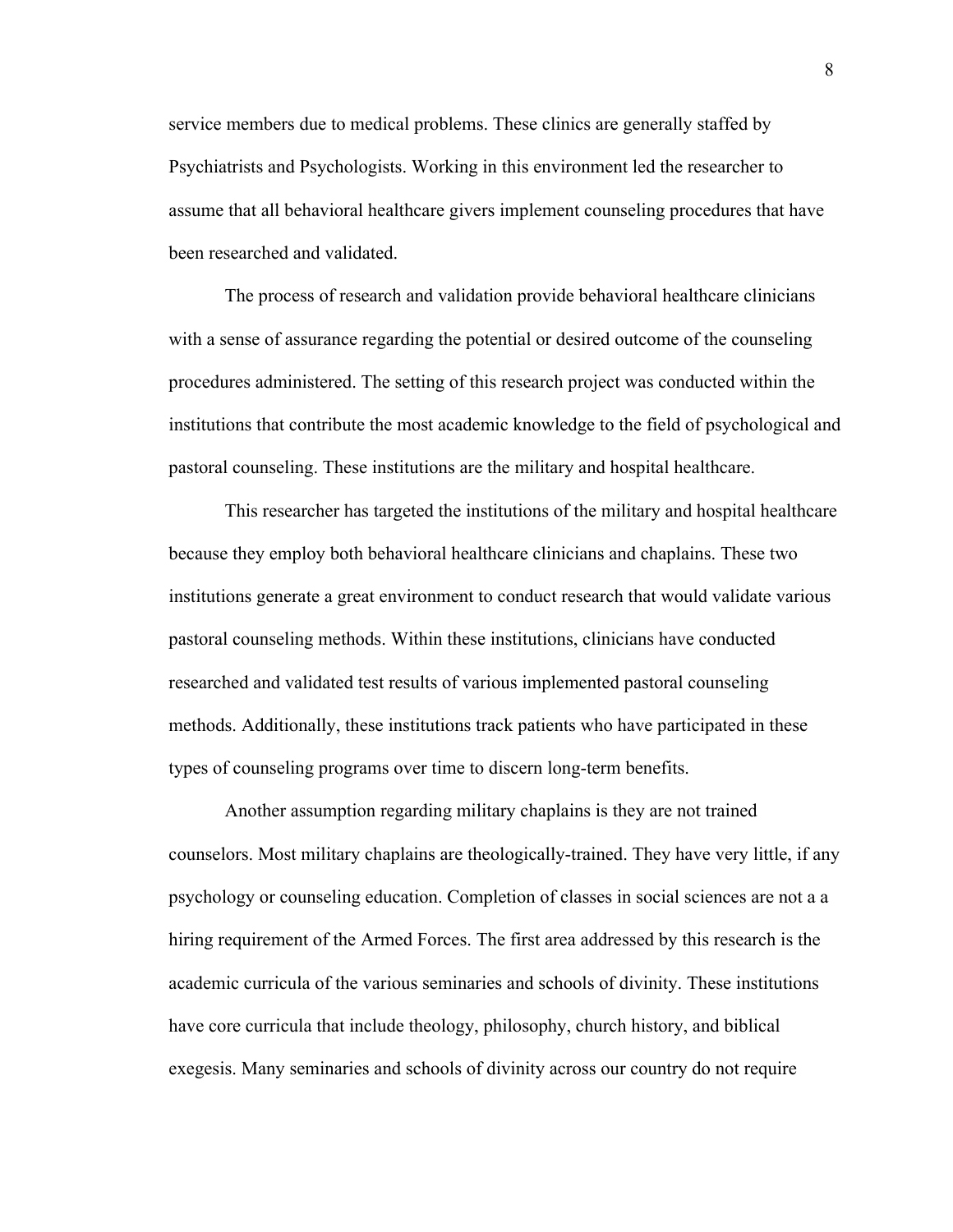service members due to medical problems. These clinics are generally staffed by Psychiatrists and Psychologists. Working in this environment led the researcher to assume that all behavioral healthcare givers implement counseling procedures that have been researched and validated.

The process of research and validation provide behavioral healthcare clinicians with a sense of assurance regarding the potential or desired outcome of the counseling procedures administered. The setting of this research project was conducted within the institutions that contribute the most academic knowledge to the field of psychological and pastoral counseling. These institutions are the military and hospital healthcare.

This researcher has targeted the institutions of the military and hospital healthcare because they employ both behavioral healthcare clinicians and chaplains. These two institutions generate a great environment to conduct research that would validate various pastoral counseling methods. Within these institutions, clinicians have conducted researched and validated test results of various implemented pastoral counseling methods. Additionally, these institutions track patients who have participated in these types of counseling programs over time to discern long-term benefits.

Another assumption regarding military chaplains is they are not trained counselors. Most military chaplains are theologically-trained. They have very little, if any psychology or counseling education. Completion of classes in social sciences are not a a hiring requirement of the Armed Forces. The first area addressed by this research is the academic curricula of the various seminaries and schools of divinity. These institutions have core curricula that include theology, philosophy, church history, and biblical exegesis. Many seminaries and schools of divinity across our country do not require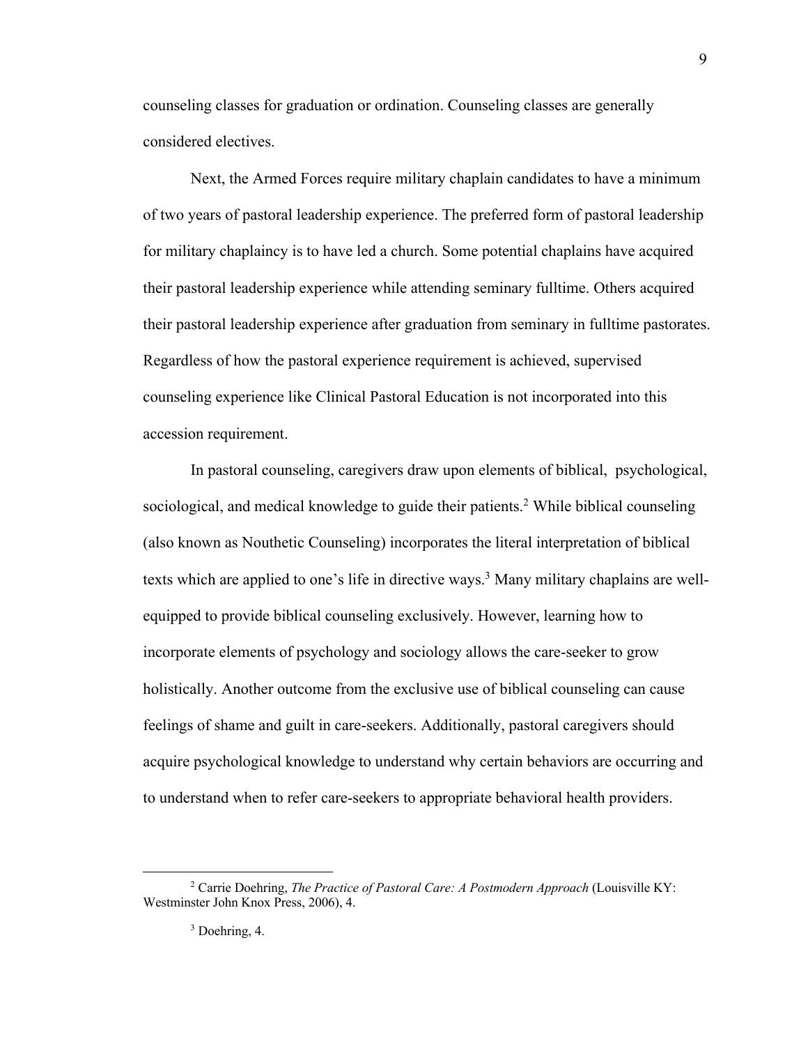counseling classes for graduation or ordination. Counseling classes are generally considered electives.

Next, the Armed Forces require military chaplain candidates to have a minimum of two years of pastoral leadership experience. The preferred form of pastoral leadership for military chaplaincy is to have led a church. Some potential chaplains have acquired their pastoral leadership experience while attending seminary fulltime. Others acquired their pastoral leadership experience after graduation from seminary in fulltime pastorates. Regardless of how the pastoral experience requirement is achieved, supervised counseling experience like Clinical Pastoral Education is not incorporated into this accession requirement.

In pastoral counseling, caregivers draw upon elements of biblical, psychological, sociological, and medical knowledge to guide their patients.[2] While biblical counseling (also known as Nouthetic Counseling) incorporates the literal interpretation of biblical texts which are applied to one's life in directive ways.[3] Many military chaplains are well-equipped to provide biblical counseling exclusively. However, learning how to incorporate elements of psychology and sociology allows the care-seeker to grow holistically. Another outcome from the exclusive use of biblical counseling can cause feelings of shame and guilt in care-seekers. Additionally, pastoral caregivers should acquire psychological knowledge to understand why certain behaviors are occurring and to understand when to refer care-seekers to appropriate behavioral health providers.

---

[2] Carrie Doehring, *The Practice of Pastoral Care: A Postmodern Approach* (Louisville KY: Westminster John Knox Press, 2006), 4.

[3] Doehring, 4.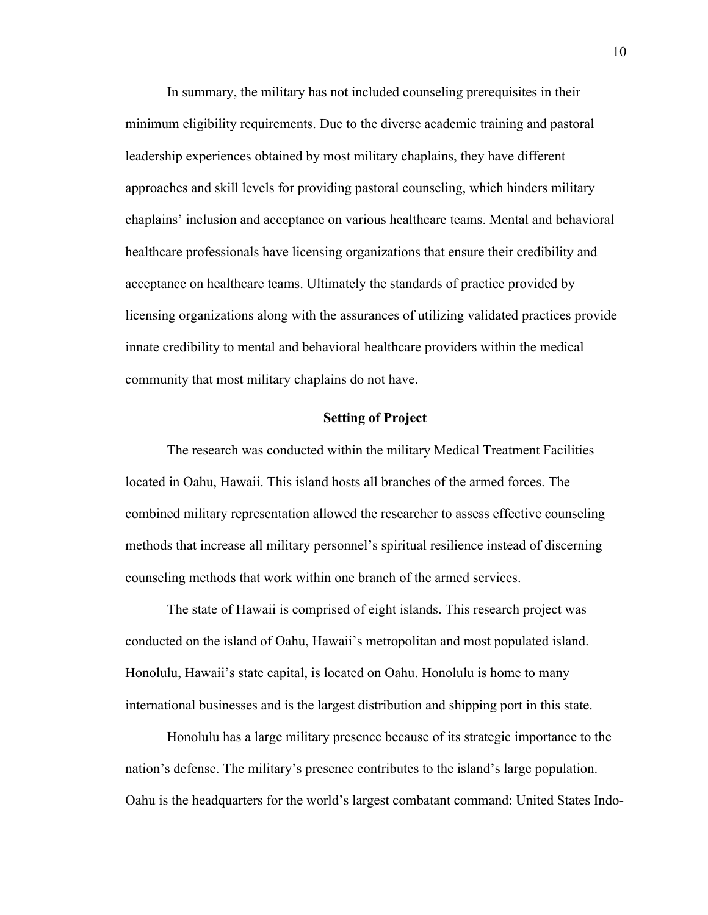In summary, the military has not included counseling prerequisites in their minimum eligibility requirements. Due to the diverse academic training and pastoral leadership experiences obtained by most military chaplains, they have different approaches and skill levels for providing pastoral counseling, which hinders military chaplains' inclusion and acceptance on various healthcare teams. Mental and behavioral healthcare professionals have licensing organizations that ensure their credibility and acceptance on healthcare teams. Ultimately the standards of practice provided by licensing organizations along with the assurances of utilizing validated practices provide innate credibility to mental and behavioral healthcare providers within the medical community that most military chaplains do not have.

## Setting of Project

The research was conducted within the military Medical Treatment Facilities located in Oahu, Hawaii. This island hosts all branches of the armed forces. The combined military representation allowed the researcher to assess effective counseling methods that increase all military personnel's spiritual resilience instead of discerning counseling methods that work within one branch of the armed services.

The state of Hawaii is comprised of eight islands. This research project was conducted on the island of Oahu, Hawaii's metropolitan and most populated island. Honolulu, Hawaii's state capital, is located on Oahu. Honolulu is home to many international businesses and is the largest distribution and shipping port in this state.

Honolulu has a large military presence because of its strategic importance to the nation's defense. The military's presence contributes to the island's large population. Oahu is the headquarters for the world's largest combatant command: United States Indo-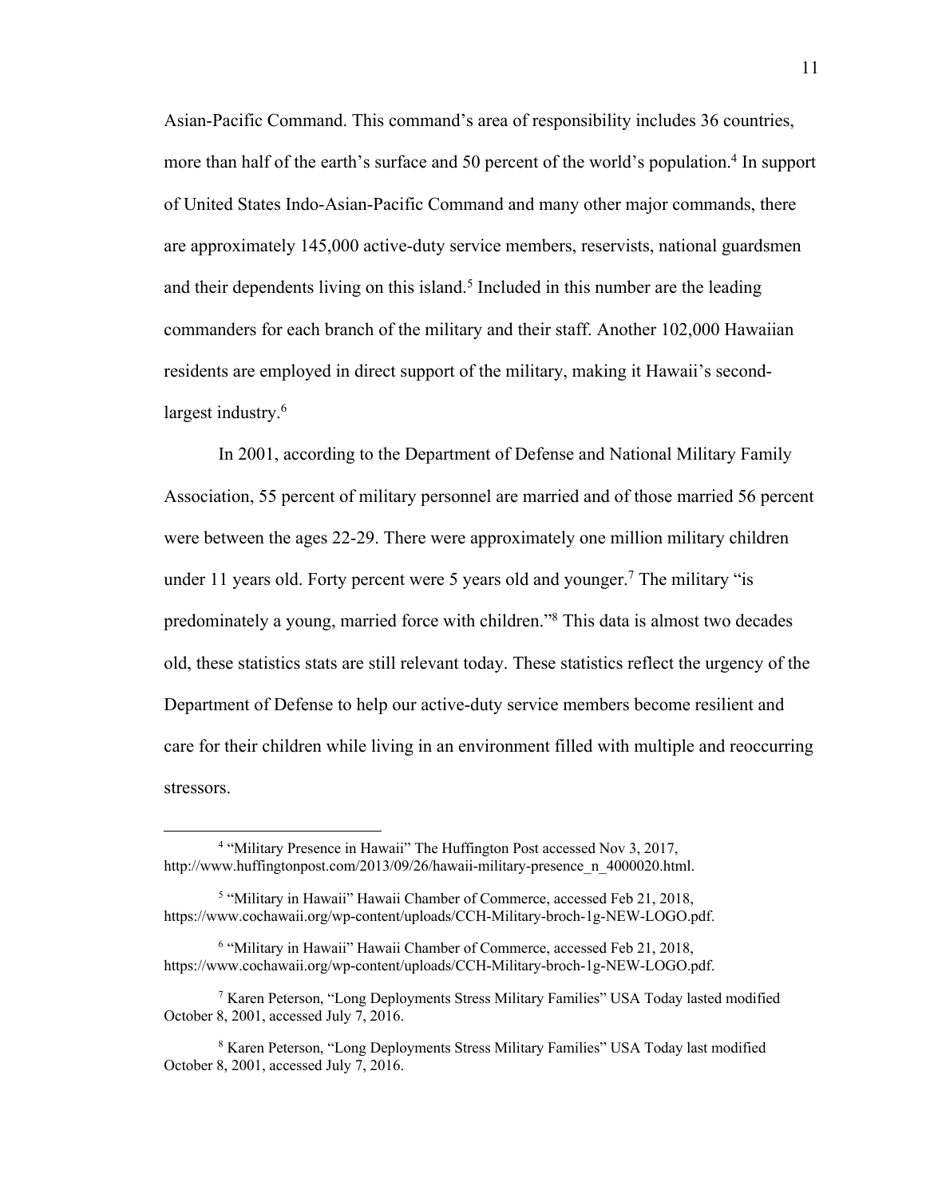Asian-Pacific Command. This command's area of responsibility includes 36 countries, more than half of the earth's surface and 50 percent of the world's population.[4] In support of United States Indo-Asian-Pacific Command and many other major commands, there are approximately 145,000 active-duty service members, reservists, national guardsmen and their dependents living on this island.[5] Included in this number are the leading commanders for each branch of the military and their staff. Another 102,000 Hawaiian residents are employed in direct support of the military, making it Hawaii's second-largest industry.[6]

In 2001, according to the Department of Defense and National Military Family Association, 55 percent of military personnel are married and of those married 56 percent were between the ages 22-29. There were approximately one million military children under 11 years old. Forty percent were 5 years old and younger.[7] The military "is predominately a young, married force with children."[8] This data is almost two decades old, these statistics stats are still relevant today. These statistics reflect the urgency of the Department of Defense to help our active-duty service members become resilient and care for their children while living in an environment filled with multiple and reoccurring stressors.

---

[4] "Military Presence in Hawaii" The Huffington Post accessed Nov 3, 2017, http://www.huffingtonpost.com/2013/09/26/hawaii-military-presence_n_4000020.html.

[5] "Military in Hawaii" Hawaii Chamber of Commerce, accessed Feb 21, 2018, https://www.cochawaii.org/wp-content/uploads/CCH-Military-broch-1g-NEW-LOGO.pdf.

[6] "Military in Hawaii" Hawaii Chamber of Commerce, accessed Feb 21, 2018, https://www.cochawaii.org/wp-content/uploads/CCH-Military-broch-1g-NEW-LOGO.pdf.

[7] Karen Peterson, "Long Deployments Stress Military Families" USA Today lasted modified October 8, 2001, accessed July 7, 2016.

[8] Karen Peterson, "Long Deployments Stress Military Families" USA Today last modified October 8, 2001, accessed July 7, 2016.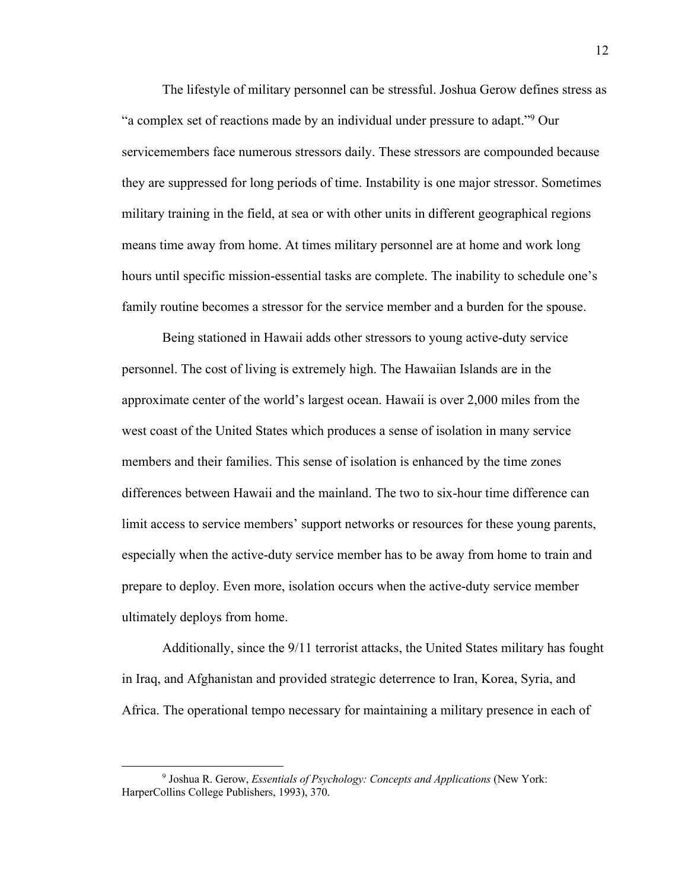The lifestyle of military personnel can be stressful. Joshua Gerow defines stress as "a complex set of reactions made by an individual under pressure to adapt."[9] Our servicemembers face numerous stressors daily. These stressors are compounded because they are suppressed for long periods of time. Instability is one major stressor. Sometimes military training in the field, at sea or with other units in different geographical regions means time away from home. At times military personnel are at home and work long hours until specific mission-essential tasks are complete. The inability to schedule one's family routine becomes a stressor for the service member and a burden for the spouse.

Being stationed in Hawaii adds other stressors to young active-duty service personnel. The cost of living is extremely high. The Hawaiian Islands are in the approximate center of the world's largest ocean. Hawaii is over 2,000 miles from the west coast of the United States which produces a sense of isolation in many service members and their families. This sense of isolation is enhanced by the time zones differences between Hawaii and the mainland. The two to six-hour time difference can limit access to service members' support networks or resources for these young parents, especially when the active-duty service member has to be away from home to train and prepare to deploy. Even more, isolation occurs when the active-duty service member ultimately deploys from home.

Additionally, since the 9/11 terrorist attacks, the United States military has fought in Iraq, and Afghanistan and provided strategic deterrence to Iran, Korea, Syria, and Africa. The operational tempo necessary for maintaining a military presence in each of

---

[9] Joshua R. Gerow, *Essentials of Psychology: Concepts and Applications* (New York: HarperCollins College Publishers, 1993), 370.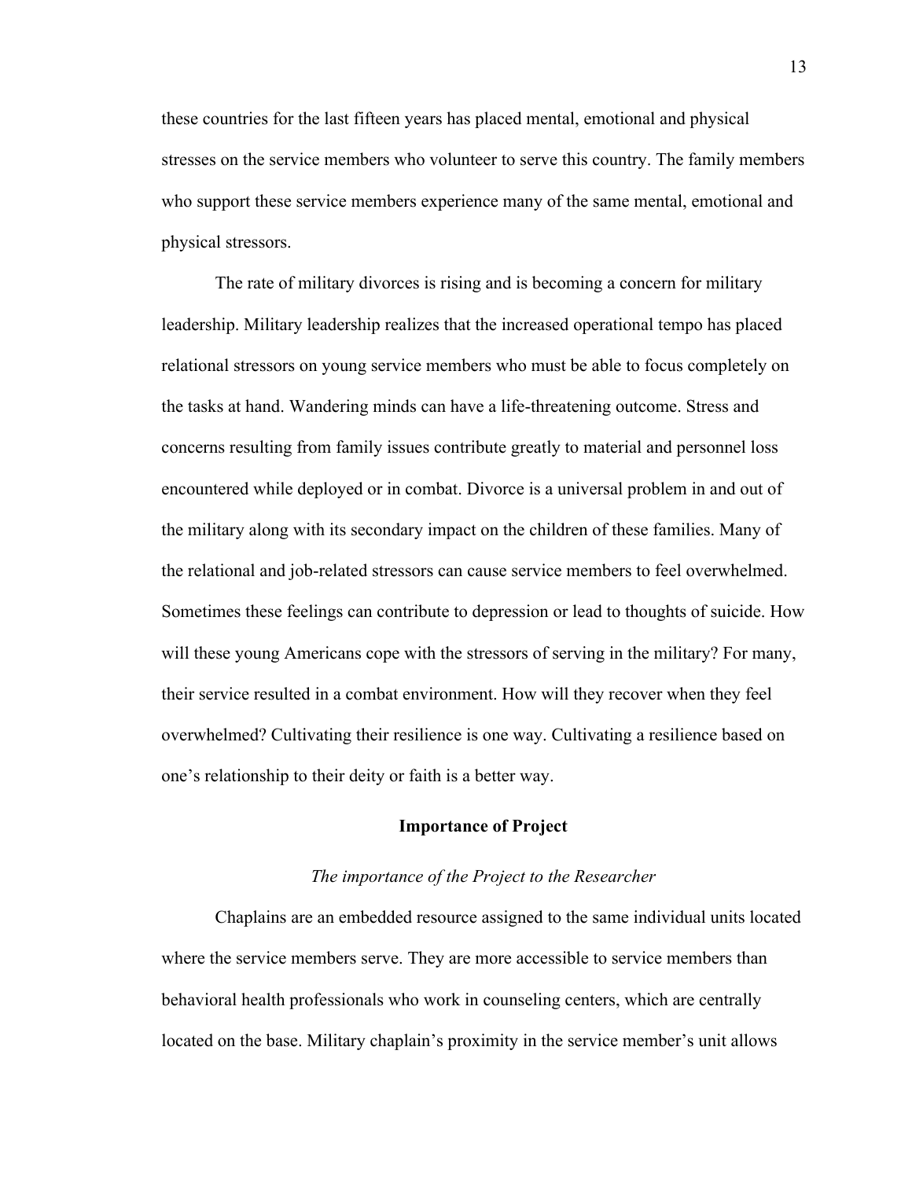these countries for the last fifteen years has placed mental, emotional and physical stresses on the service members who volunteer to serve this country. The family members who support these service members experience many of the same mental, emotional and physical stressors.

The rate of military divorces is rising and is becoming a concern for military leadership. Military leadership realizes that the increased operational tempo has placed relational stressors on young service members who must be able to focus completely on the tasks at hand. Wandering minds can have a life-threatening outcome. Stress and concerns resulting from family issues contribute greatly to material and personnel loss encountered while deployed or in combat. Divorce is a universal problem in and out of the military along with its secondary impact on the children of these families. Many of the relational and job-related stressors can cause service members to feel overwhelmed. Sometimes these feelings can contribute to depression or lead to thoughts of suicide. How will these young Americans cope with the stressors of serving in the military? For many, their service resulted in a combat environment. How will they recover when they feel overwhelmed? Cultivating their resilience is one way. Cultivating a resilience based on one's relationship to their deity or faith is a better way.

## Importance of Project

### *The importance of the Project to the Researcher*

Chaplains are an embedded resource assigned to the same individual units located where the service members serve. They are more accessible to service members than behavioral health professionals who work in counseling centers, which are centrally located on the base. Military chaplain's proximity in the service member's unit allows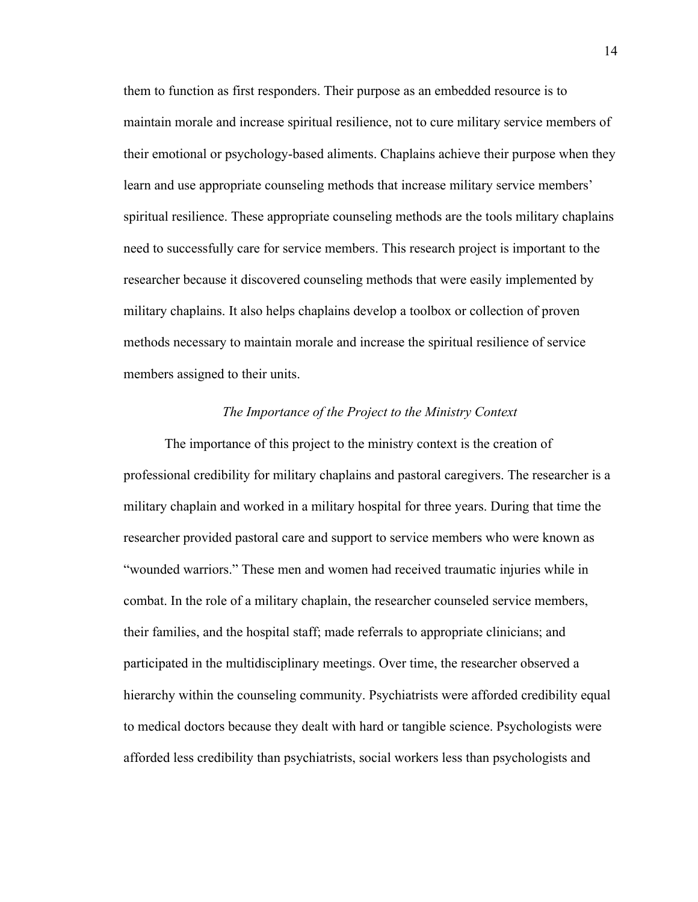them to function as first responders. Their purpose as an embedded resource is to maintain morale and increase spiritual resilience, not to cure military service members of their emotional or psychology-based aliments. Chaplains achieve their purpose when they learn and use appropriate counseling methods that increase military service members' spiritual resilience. These appropriate counseling methods are the tools military chaplains need to successfully care for service members. This research project is important to the researcher because it discovered counseling methods that were easily implemented by military chaplains. It also helps chaplains develop a toolbox or collection of proven methods necessary to maintain morale and increase the spiritual resilience of service members assigned to their units.

### *The Importance of the Project to the Ministry Context*

The importance of this project to the ministry context is the creation of professional credibility for military chaplains and pastoral caregivers. The researcher is a military chaplain and worked in a military hospital for three years. During that time the researcher provided pastoral care and support to service members who were known as "wounded warriors." These men and women had received traumatic injuries while in combat. In the role of a military chaplain, the researcher counseled service members, their families, and the hospital staff; made referrals to appropriate clinicians; and participated in the multidisciplinary meetings. Over time, the researcher observed a hierarchy within the counseling community. Psychiatrists were afforded credibility equal to medical doctors because they dealt with hard or tangible science. Psychologists were afforded less credibility than psychiatrists, social workers less than psychologists and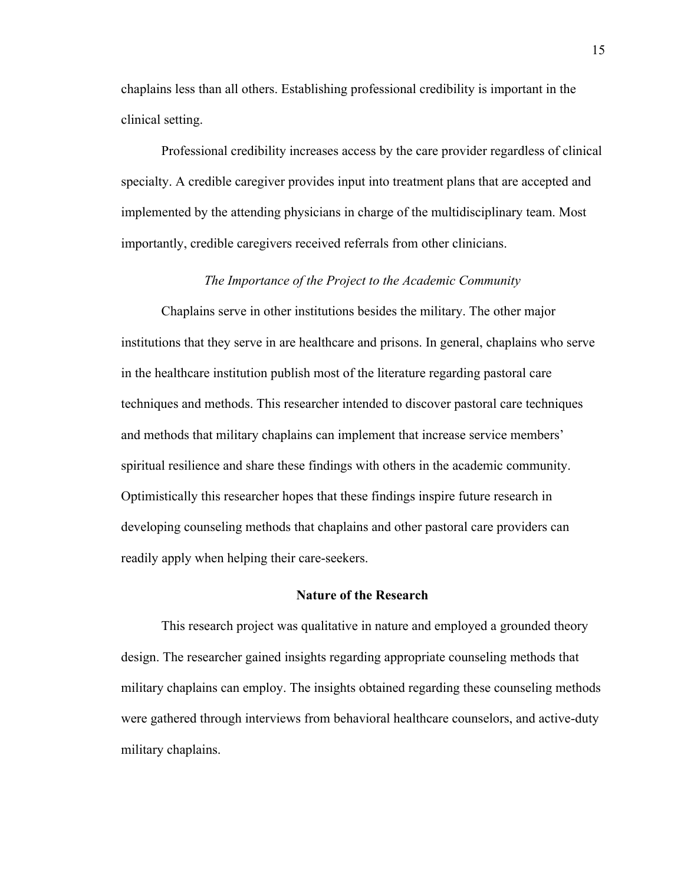chaplains less than all others. Establishing professional credibility is important in the clinical setting.

Professional credibility increases access by the care provider regardless of clinical specialty. A credible caregiver provides input into treatment plans that are accepted and implemented by the attending physicians in charge of the multidisciplinary team. Most importantly, credible caregivers received referrals from other clinicians.

### *The Importance of the Project to the Academic Community*

Chaplains serve in other institutions besides the military. The other major institutions that they serve in are healthcare and prisons. In general, chaplains who serve in the healthcare institution publish most of the literature regarding pastoral care techniques and methods. This researcher intended to discover pastoral care techniques and methods that military chaplains can implement that increase service members' spiritual resilience and share these findings with others in the academic community. Optimistically this researcher hopes that these findings inspire future research in developing counseling methods that chaplains and other pastoral care providers can readily apply when helping their care-seekers.

## Nature of the Research

This research project was qualitative in nature and employed a grounded theory design. The researcher gained insights regarding appropriate counseling methods that military chaplains can employ. The insights obtained regarding these counseling methods were gathered through interviews from behavioral healthcare counselors, and active-duty military chaplains.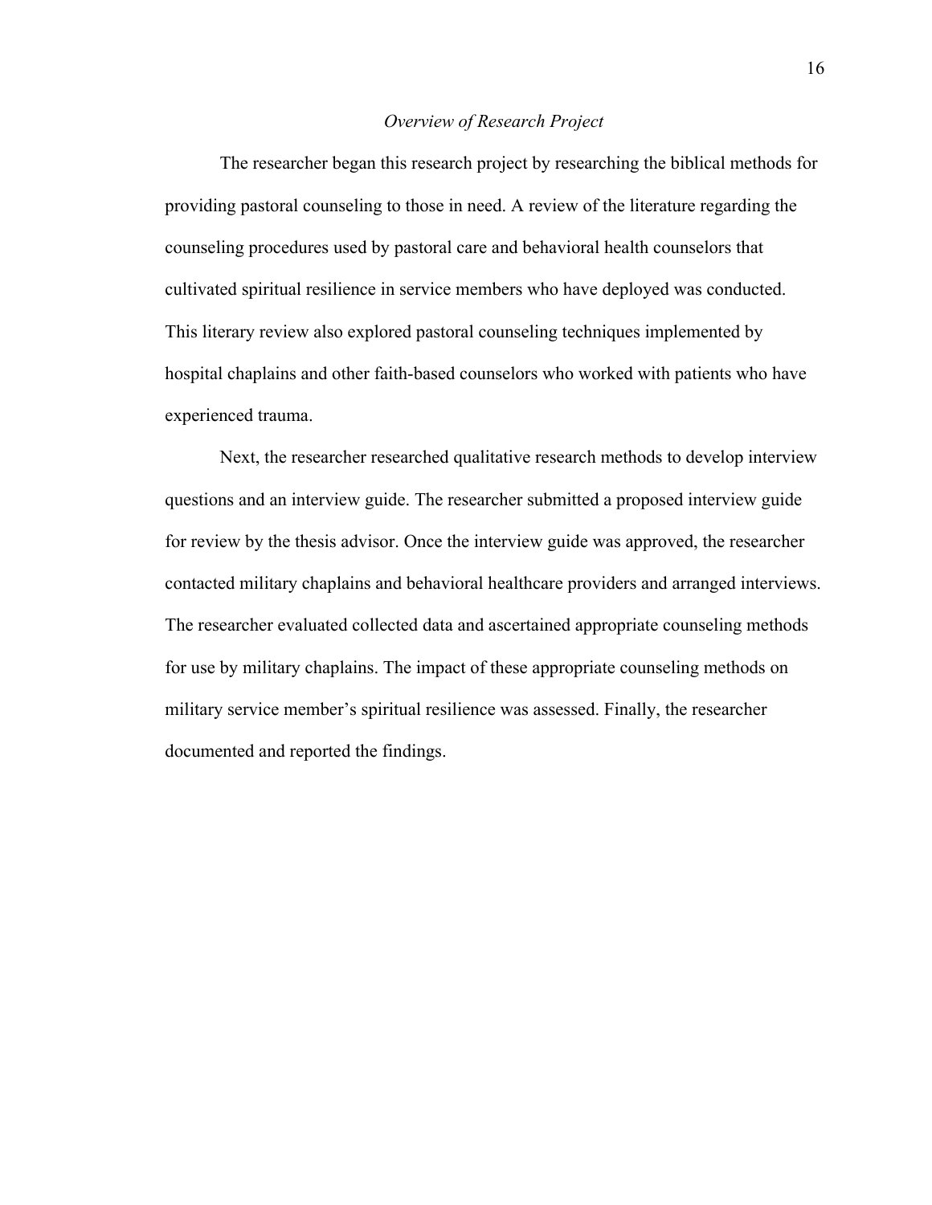### *Overview of Research Project*

The researcher began this research project by researching the biblical methods for providing pastoral counseling to those in need. A review of the literature regarding the counseling procedures used by pastoral care and behavioral health counselors that cultivated spiritual resilience in service members who have deployed was conducted. This literary review also explored pastoral counseling techniques implemented by hospital chaplains and other faith-based counselors who worked with patients who have experienced trauma.

Next, the researcher researched qualitative research methods to develop interview questions and an interview guide. The researcher submitted a proposed interview guide for review by the thesis advisor. Once the interview guide was approved, the researcher contacted military chaplains and behavioral healthcare providers and arranged interviews. The researcher evaluated collected data and ascertained appropriate counseling methods for use by military chaplains. The impact of these appropriate counseling methods on military service member's spiritual resilience was assessed. Finally, the researcher documented and reported the findings.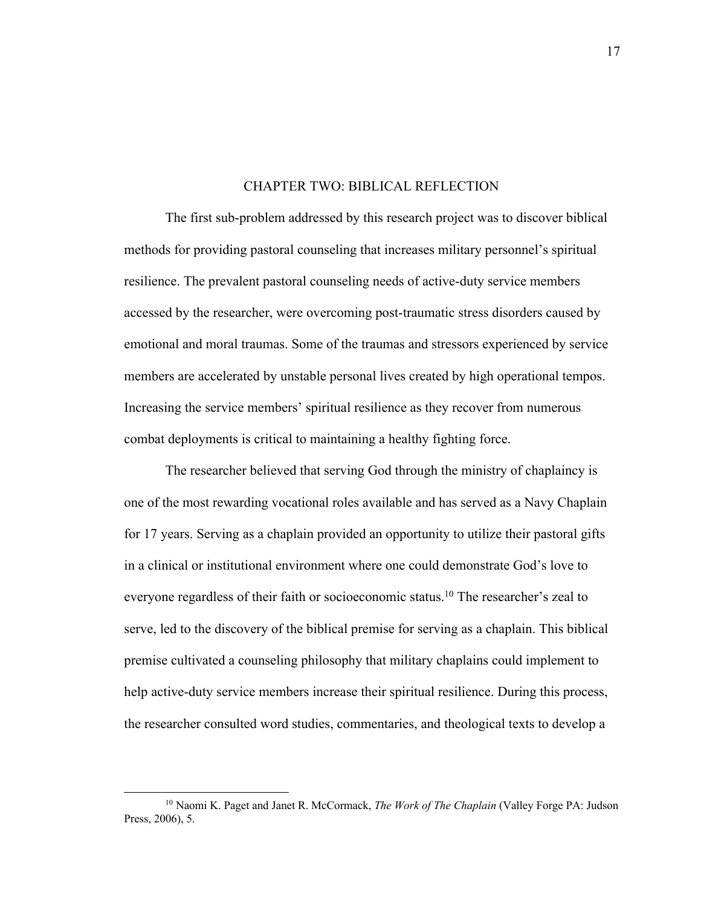# CHAPTER TWO: BIBLICAL REFLECTION

The first sub-problem addressed by this research project was to discover biblical methods for providing pastoral counseling that increases military personnel's spiritual resilience. The prevalent pastoral counseling needs of active-duty service members accessed by the researcher, were overcoming post-traumatic stress disorders caused by emotional and moral traumas. Some of the traumas and stressors experienced by service members are accelerated by unstable personal lives created by high operational tempos. Increasing the service members' spiritual resilience as they recover from numerous combat deployments is critical to maintaining a healthy fighting force.

The researcher believed that serving God through the ministry of chaplaincy is one of the most rewarding vocational roles available and has served as a Navy Chaplain for 17 years. Serving as a chaplain provided an opportunity to utilize their pastoral gifts in a clinical or institutional environment where one could demonstrate God's love to everyone regardless of their faith or socioeconomic status.[10] The researcher's zeal to serve, led to the discovery of the biblical premise for serving as a chaplain. This biblical premise cultivated a counseling philosophy that military chaplains could implement to help active-duty service members increase their spiritual resilience. During this process, the researcher consulted word studies, commentaries, and theological texts to develop a

[10] Naomi K. Paget and Janet R. McCormack, *The Work of The Chaplain* (Valley Forge PA: Judson Press, 2006), 5.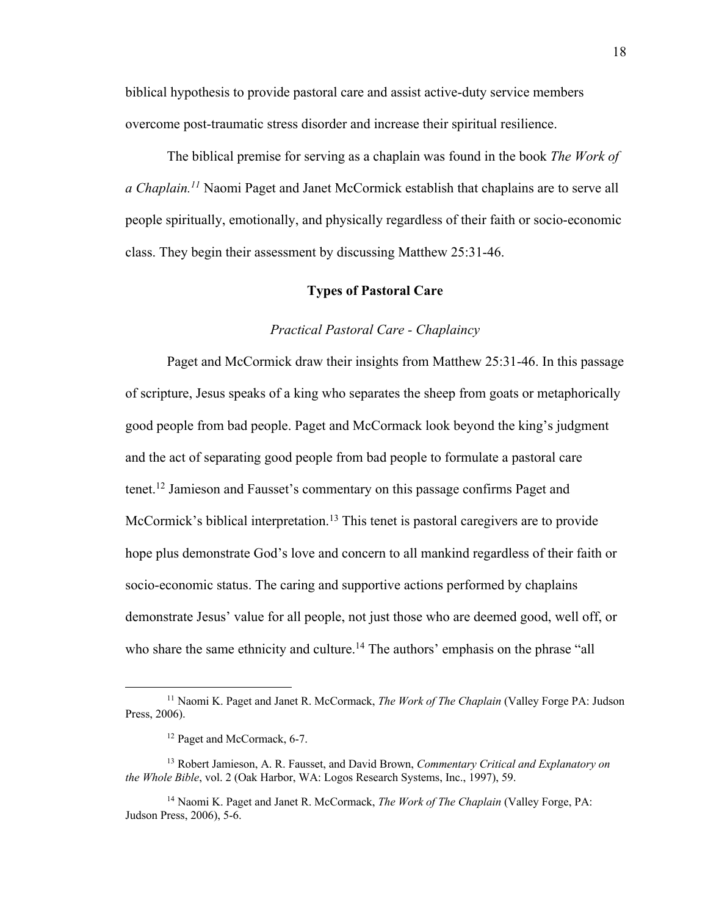biblical hypothesis to provide pastoral care and assist active-duty service members overcome post-traumatic stress disorder and increase their spiritual resilience.

The biblical premise for serving as a chaplain was found in the book *The Work of a Chaplain.*[11] Naomi Paget and Janet McCormick establish that chaplains are to serve all people spiritually, emotionally, and physically regardless of their faith or socio-economic class. They begin their assessment by discussing Matthew 25:31-46.

## Types of Pastoral Care

### *Practical Pastoral Care - Chaplaincy*

Paget and McCormick draw their insights from Matthew 25:31-46. In this passage of scripture, Jesus speaks of a king who separates the sheep from goats or metaphorically good people from bad people. Paget and McCormack look beyond the king's judgment and the act of separating good people from bad people to formulate a pastoral care tenet.[12] Jamieson and Fausset's commentary on this passage confirms Paget and McCormick's biblical interpretation.[13] This tenet is pastoral caregivers are to provide hope plus demonstrate God's love and concern to all mankind regardless of their faith or socio-economic status. The caring and supportive actions performed by chaplains demonstrate Jesus' value for all people, not just those who are deemed good, well off, or who share the same ethnicity and culture.[14] The authors' emphasis on the phrase "all

---

[11] Naomi K. Paget and Janet R. McCormack, *The Work of The Chaplain* (Valley Forge PA: Judson Press, 2006).

[12] Paget and McCormack, 6-7.

[13] Robert Jamieson, A. R. Fausset, and David Brown, *Commentary Critical and Explanatory on the Whole Bible*, vol. 2 (Oak Harbor, WA: Logos Research Systems, Inc., 1997), 59.

[14] Naomi K. Paget and Janet R. McCormack, *The Work of The Chaplain* (Valley Forge, PA: Judson Press, 2006), 5-6.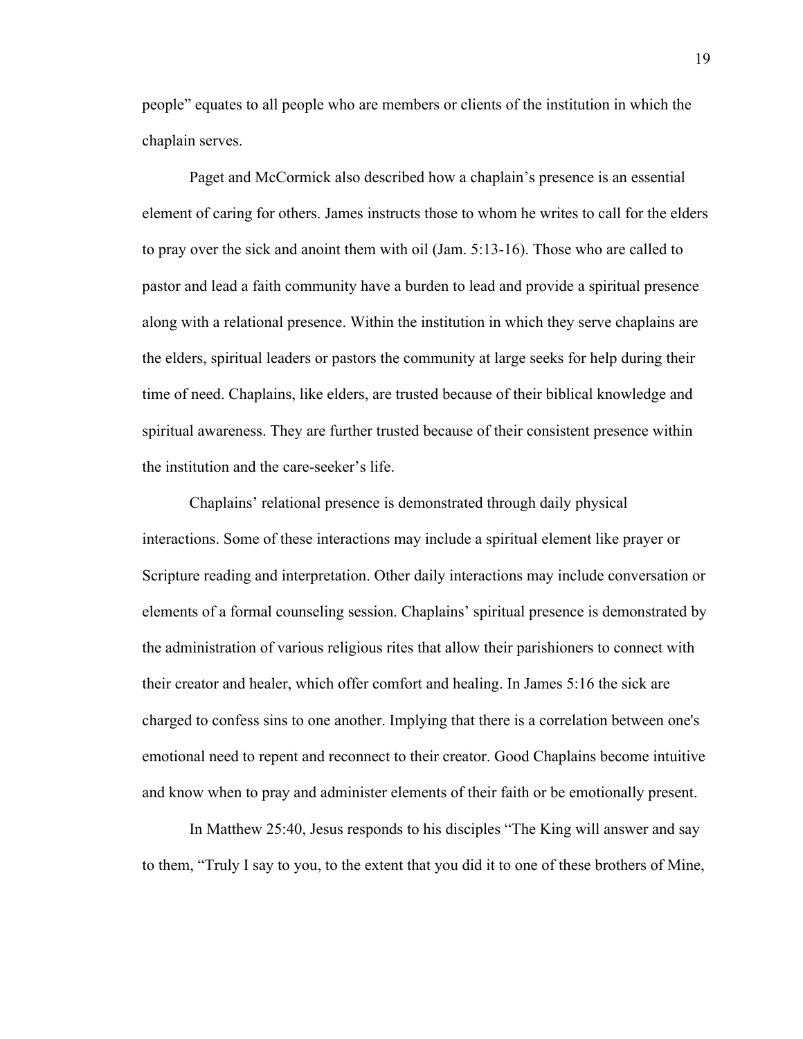people" equates to all people who are members or clients of the institution in which the chaplain serves.

Paget and McCormick also described how a chaplain's presence is an essential element of caring for others. James instructs those to whom he writes to call for the elders to pray over the sick and anoint them with oil (Jam. 5:13-16). Those who are called to pastor and lead a faith community have a burden to lead and provide a spiritual presence along with a relational presence. Within the institution in which they serve chaplains are the elders, spiritual leaders or pastors the community at large seeks for help during their time of need. Chaplains, like elders, are trusted because of their biblical knowledge and spiritual awareness. They are further trusted because of their consistent presence within the institution and the care-seeker's life.

Chaplains' relational presence is demonstrated through daily physical interactions. Some of these interactions may include a spiritual element like prayer or Scripture reading and interpretation. Other daily interactions may include conversation or elements of a formal counseling session. Chaplains' spiritual presence is demonstrated by the administration of various religious rites that allow their parishioners to connect with their creator and healer, which offer comfort and healing. In James 5:16 the sick are charged to confess sins to one another. Implying that there is a correlation between one's emotional need to repent and reconnect to their creator. Good Chaplains become intuitive and know when to pray and administer elements of their faith or be emotionally present.

In Matthew 25:40, Jesus responds to his disciples "The King will answer and say to them, "Truly I say to you, to the extent that you did it to one of these brothers of Mine,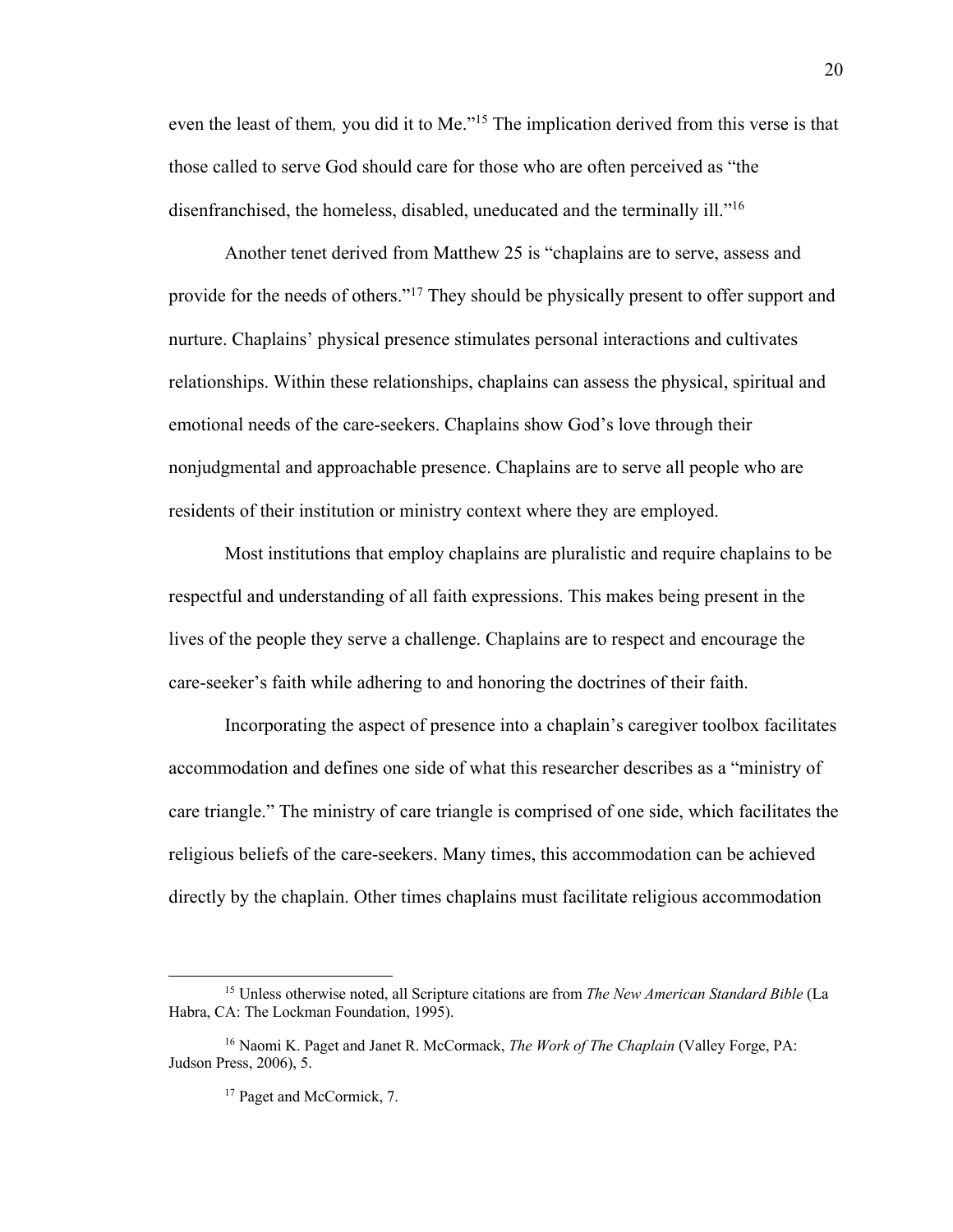even the least of them*,* you did it to Me."[15] The implication derived from this verse is that those called to serve God should care for those who are often perceived as "the disenfranchised, the homeless, disabled, uneducated and the terminally ill."[16]

Another tenet derived from Matthew 25 is "chaplains are to serve, assess and provide for the needs of others."[17] They should be physically present to offer support and nurture. Chaplains' physical presence stimulates personal interactions and cultivates relationships. Within these relationships, chaplains can assess the physical, spiritual and emotional needs of the care-seekers. Chaplains show God's love through their nonjudgmental and approachable presence. Chaplains are to serve all people who are residents of their institution or ministry context where they are employed.

Most institutions that employ chaplains are pluralistic and require chaplains to be respectful and understanding of all faith expressions. This makes being present in the lives of the people they serve a challenge. Chaplains are to respect and encourage the care-seeker's faith while adhering to and honoring the doctrines of their faith.

Incorporating the aspect of presence into a chaplain's caregiver toolbox facilitates accommodation and defines one side of what this researcher describes as a "ministry of care triangle." The ministry of care triangle is comprised of one side, which facilitates the religious beliefs of the care-seekers. Many times, this accommodation can be achieved directly by the chaplain. Other times chaplains must facilitate religious accommodation

---

[15] Unless otherwise noted, all Scripture citations are from *The New American Standard Bible* (La Habra, CA: The Lockman Foundation, 1995).

[16] Naomi K. Paget and Janet R. McCormack, *The Work of The Chaplain* (Valley Forge, PA: Judson Press, 2006), 5.

[17] Paget and McCormick, 7.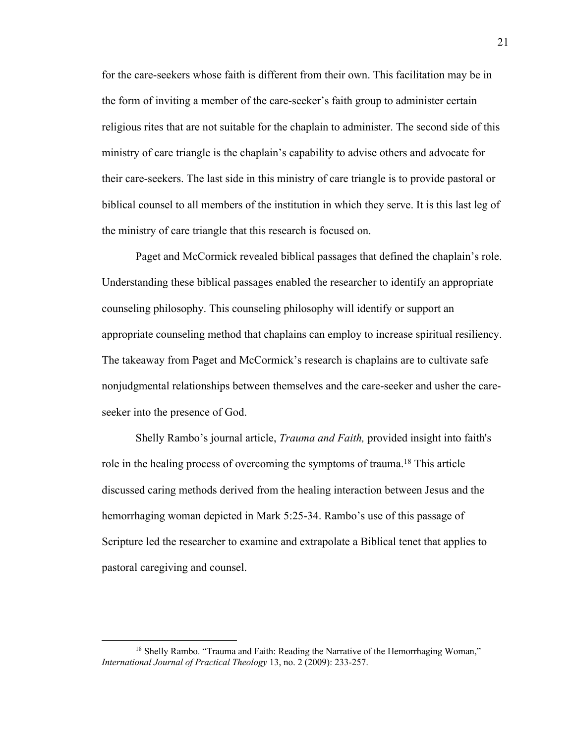for the care-seekers whose faith is different from their own. This facilitation may be in the form of inviting a member of the care-seeker's faith group to administer certain religious rites that are not suitable for the chaplain to administer. The second side of this ministry of care triangle is the chaplain's capability to advise others and advocate for their care-seekers. The last side in this ministry of care triangle is to provide pastoral or biblical counsel to all members of the institution in which they serve. It is this last leg of the ministry of care triangle that this research is focused on.

Paget and McCormick revealed biblical passages that defined the chaplain's role. Understanding these biblical passages enabled the researcher to identify an appropriate counseling philosophy. This counseling philosophy will identify or support an appropriate counseling method that chaplains can employ to increase spiritual resiliency. The takeaway from Paget and McCormick's research is chaplains are to cultivate safe nonjudgmental relationships between themselves and the care-seeker and usher the care-seeker into the presence of God.

Shelly Rambo's journal article, *Trauma and Faith,* provided insight into faith's role in the healing process of overcoming the symptoms of trauma.[18] This article discussed caring methods derived from the healing interaction between Jesus and the hemorrhaging woman depicted in Mark 5:25-34. Rambo's use of this passage of Scripture led the researcher to examine and extrapolate a Biblical tenet that applies to pastoral caregiving and counsel.

---

[18] Shelly Rambo. "Trauma and Faith: Reading the Narrative of the Hemorrhaging Woman," *International Journal of Practical Theology* 13, no. 2 (2009): 233-257.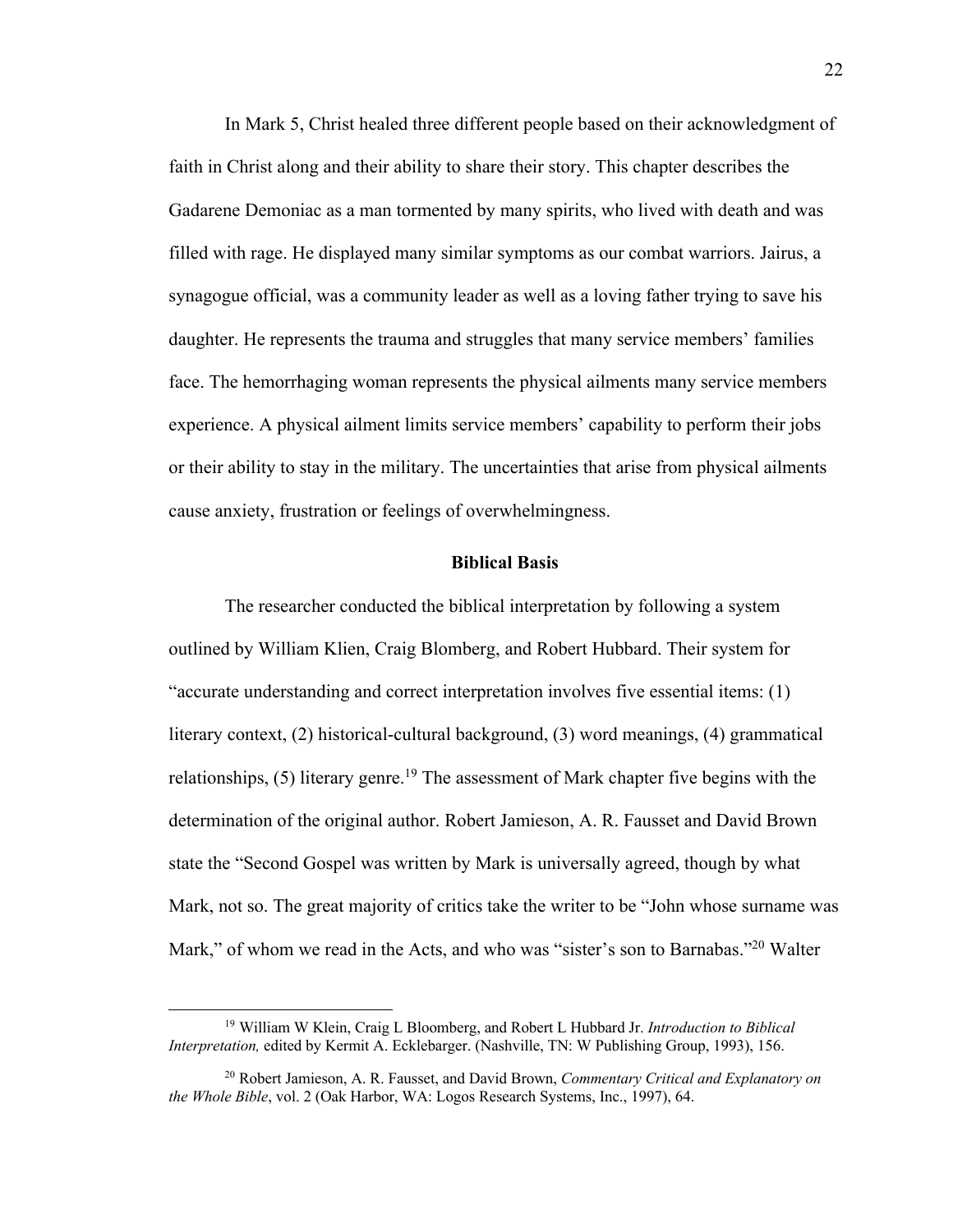In Mark 5, Christ healed three different people based on their acknowledgment of faith in Christ along and their ability to share their story. This chapter describes the Gadarene Demoniac as a man tormented by many spirits, who lived with death and was filled with rage. He displayed many similar symptoms as our combat warriors. Jairus, a synagogue official, was a community leader as well as a loving father trying to save his daughter. He represents the trauma and struggles that many service members' families face. The hemorrhaging woman represents the physical ailments many service members experience. A physical ailment limits service members' capability to perform their jobs or their ability to stay in the military. The uncertainties that arise from physical ailments cause anxiety, frustration or feelings of overwhelmingness.

## Biblical Basis

The researcher conducted the biblical interpretation by following a system outlined by William Klien, Craig Blomberg, and Robert Hubbard. Their system for "accurate understanding and correct interpretation involves five essential items: (1) literary context, (2) historical-cultural background, (3) word meanings, (4) grammatical relationships, (5) literary genre.[19] The assessment of Mark chapter five begins with the determination of the original author. Robert Jamieson, A. R. Fausset and David Brown state the "Second Gospel was written by Mark is universally agreed, though by what Mark, not so. The great majority of critics take the writer to be "John whose surname was Mark," of whom we read in the Acts, and who was "sister's son to Barnabas."[20] Walter

---

[19] William W Klein, Craig L Bloomberg, and Robert L Hubbard Jr. *Introduction to Biblical Interpretation,* edited by Kermit A. Ecklebarger. (Nashville, TN: W Publishing Group, 1993), 156.

[20] Robert Jamieson, A. R. Fausset, and David Brown, *Commentary Critical and Explanatory on the Whole Bible*, vol. 2 (Oak Harbor, WA: Logos Research Systems, Inc., 1997), 64.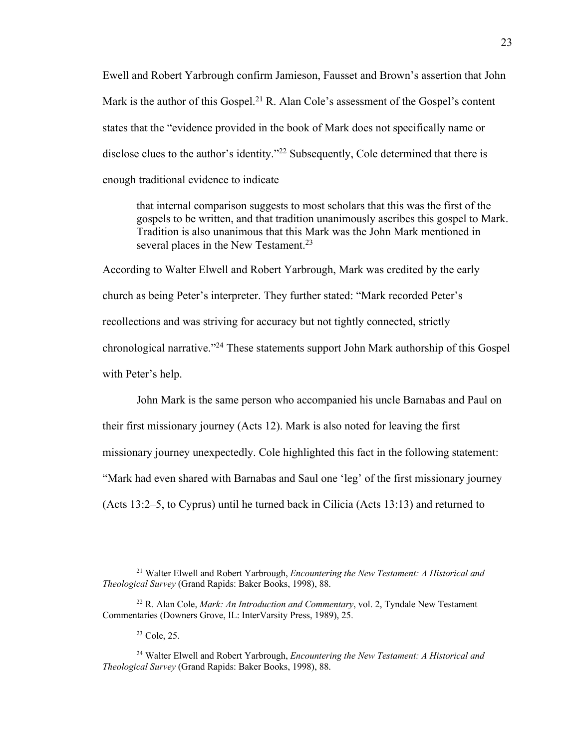Ewell and Robert Yarbrough confirm Jamieson, Fausset and Brown's assertion that John Mark is the author of this Gospel.[21] R. Alan Cole's assessment of the Gospel's content states that the "evidence provided in the book of Mark does not specifically name or disclose clues to the author's identity."[22] Subsequently, Cole determined that there is enough traditional evidence to indicate

> that internal comparison suggests to most scholars that this was the first of the gospels to be written, and that tradition unanimously ascribes this gospel to Mark. Tradition is also unanimous that this Mark was the John Mark mentioned in several places in the New Testament.[23]

According to Walter Elwell and Robert Yarbrough, Mark was credited by the early church as being Peter's interpreter. They further stated: "Mark recorded Peter's recollections and was striving for accuracy but not tightly connected, strictly chronological narrative."[24] These statements support John Mark authorship of this Gospel with Peter's help.

John Mark is the same person who accompanied his uncle Barnabas and Paul on their first missionary journey (Acts 12). Mark is also noted for leaving the first missionary journey unexpectedly. Cole highlighted this fact in the following statement: "Mark had even shared with Barnabas and Saul one 'leg' of the first missionary journey (Acts 13:2–5, to Cyprus) until he turned back in Cilicia (Acts 13:13) and returned to

---

[21] Walter Elwell and Robert Yarbrough, *Encountering the New Testament: A Historical and Theological Survey* (Grand Rapids: Baker Books, 1998), 88.

[22] R. Alan Cole, *Mark: An Introduction and Commentary*, vol. 2, Tyndale New Testament Commentaries (Downers Grove, IL: InterVarsity Press, 1989), 25.

[23] Cole, 25.

[24] Walter Elwell and Robert Yarbrough, *Encountering the New Testament: A Historical and Theological Survey* (Grand Rapids: Baker Books, 1998), 88.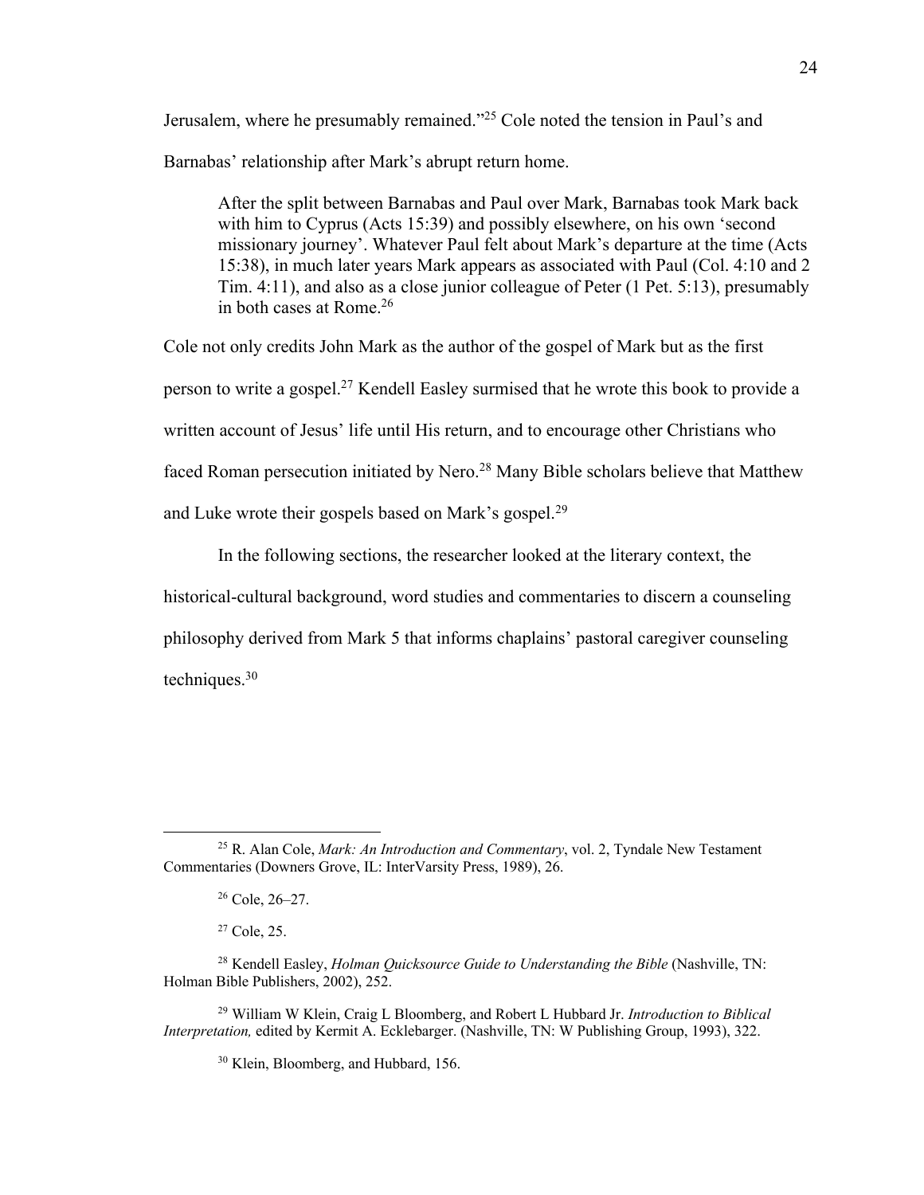Jerusalem, where he presumably remained."[25] Cole noted the tension in Paul's and Barnabas' relationship after Mark's abrupt return home.

> After the split between Barnabas and Paul over Mark, Barnabas took Mark back with him to Cyprus (Acts 15:39) and possibly elsewhere, on his own 'second missionary journey'. Whatever Paul felt about Mark's departure at the time (Acts 15:38), in much later years Mark appears as associated with Paul (Col. 4:10 and 2 Tim. 4:11), and also as a close junior colleague of Peter (1 Pet. 5:13), presumably in both cases at Rome.[26]

Cole not only credits John Mark as the author of the gospel of Mark but as the first person to write a gospel.[27] Kendell Easley surmised that he wrote this book to provide a written account of Jesus' life until His return, and to encourage other Christians who faced Roman persecution initiated by Nero.[28] Many Bible scholars believe that Matthew and Luke wrote their gospels based on Mark's gospel.[29]

In the following sections, the researcher looked at the literary context, the historical-cultural background, word studies and commentaries to discern a counseling philosophy derived from Mark 5 that informs chaplains' pastoral caregiver counseling techniques.[30]

---

[25] R. Alan Cole, *Mark: An Introduction and Commentary*, vol. 2, Tyndale New Testament Commentaries (Downers Grove, IL: InterVarsity Press, 1989), 26.

[26] Cole, 26–27.

[27] Cole, 25.

[28] Kendell Easley, *Holman Quicksource Guide to Understanding the Bible* (Nashville, TN: Holman Bible Publishers, 2002), 252.

[29] William W Klein, Craig L Bloomberg, and Robert L Hubbard Jr. *Introduction to Biblical Interpretation,* edited by Kermit A. Ecklebarger. (Nashville, TN: W Publishing Group, 1993), 322.

[30] Klein, Bloomberg, and Hubbard, 156.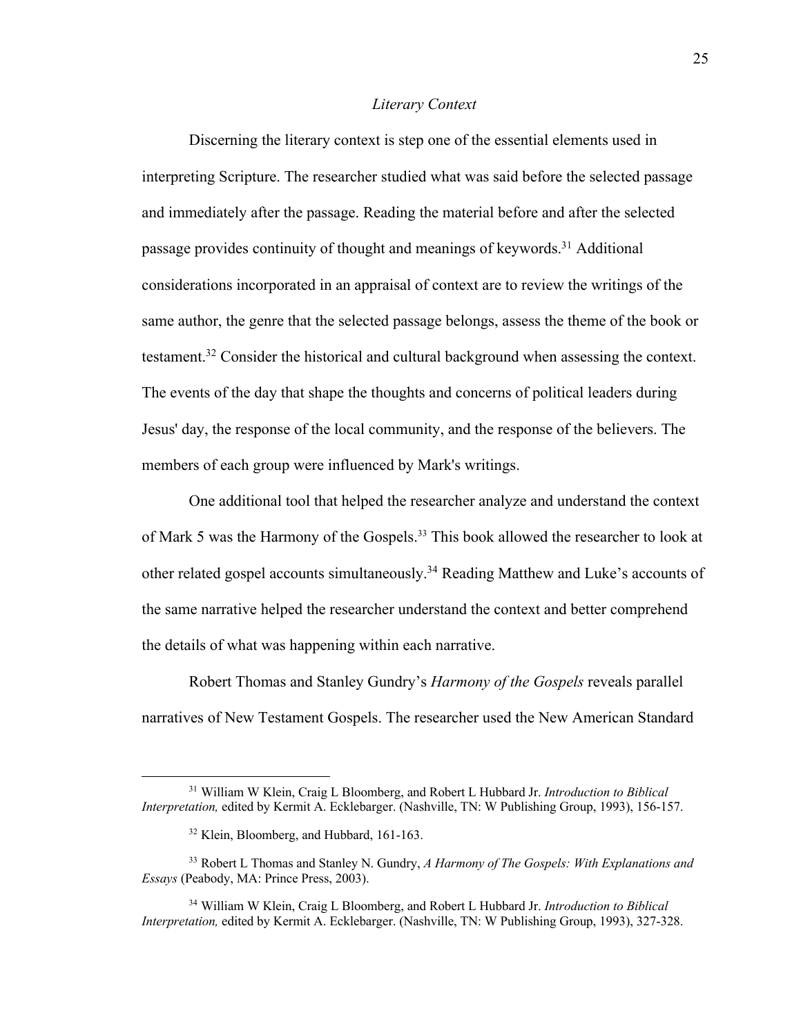### *Literary Context*

Discerning the literary context is step one of the essential elements used in interpreting Scripture. The researcher studied what was said before the selected passage and immediately after the passage. Reading the material before and after the selected passage provides continuity of thought and meanings of keywords.[31] Additional considerations incorporated in an appraisal of context are to review the writings of the same author, the genre that the selected passage belongs, assess the theme of the book or testament.[32] Consider the historical and cultural background when assessing the context. The events of the day that shape the thoughts and concerns of political leaders during Jesus' day, the response of the local community, and the response of the believers. The members of each group were influenced by Mark's writings.

One additional tool that helped the researcher analyze and understand the context of Mark 5 was the Harmony of the Gospels.[33] This book allowed the researcher to look at other related gospel accounts simultaneously.[34] Reading Matthew and Luke's accounts of the same narrative helped the researcher understand the context and better comprehend the details of what was happening within each narrative.

Robert Thomas and Stanley Gundry's *Harmony of the Gospels* reveals parallel narratives of New Testament Gospels. The researcher used the New American Standard

---

[31] William W Klein, Craig L Bloomberg, and Robert L Hubbard Jr. *Introduction to Biblical Interpretation,* edited by Kermit A. Ecklebarger. (Nashville, TN: W Publishing Group, 1993), 156-157.

[32] Klein, Bloomberg, and Hubbard, 161-163.

[33] Robert L Thomas and Stanley N. Gundry, *A Harmony of The Gospels: With Explanations and Essays* (Peabody, MA: Prince Press, 2003).

[34] William W Klein, Craig L Bloomberg, and Robert L Hubbard Jr. *Introduction to Biblical Interpretation,* edited by Kermit A. Ecklebarger. (Nashville, TN: W Publishing Group, 1993), 327-328.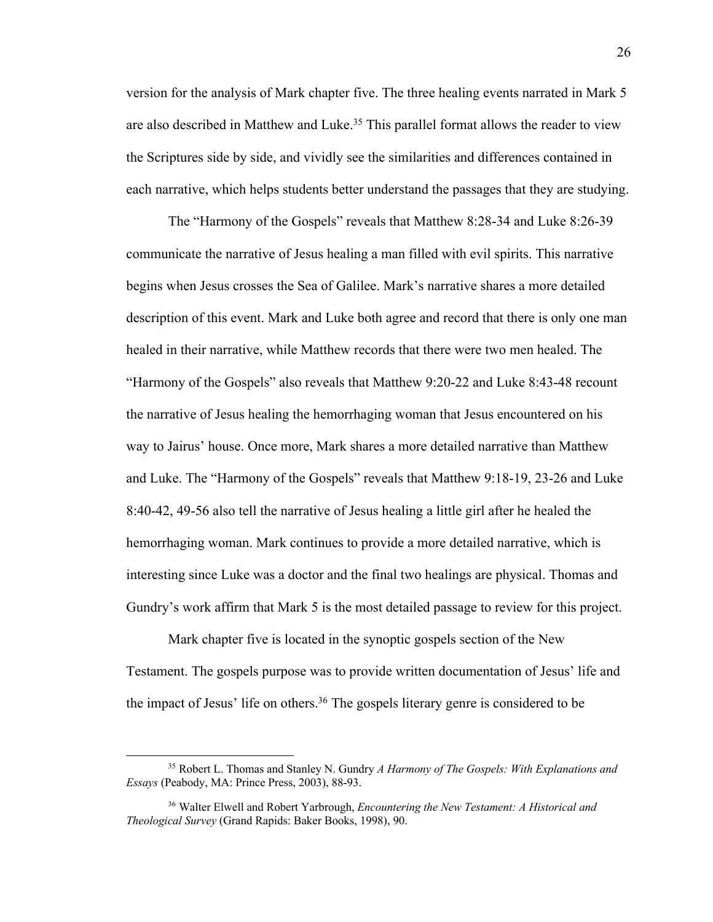version for the analysis of Mark chapter five. The three healing events narrated in Mark 5 are also described in Matthew and Luke.[35] This parallel format allows the reader to view the Scriptures side by side, and vividly see the similarities and differences contained in each narrative, which helps students better understand the passages that they are studying.

The "Harmony of the Gospels" reveals that Matthew 8:28-34 and Luke 8:26-39 communicate the narrative of Jesus healing a man filled with evil spirits. This narrative begins when Jesus crosses the Sea of Galilee. Mark's narrative shares a more detailed description of this event. Mark and Luke both agree and record that there is only one man healed in their narrative, while Matthew records that there were two men healed. The "Harmony of the Gospels" also reveals that Matthew 9:20-22 and Luke 8:43-48 recount the narrative of Jesus healing the hemorrhaging woman that Jesus encountered on his way to Jairus' house. Once more, Mark shares a more detailed narrative than Matthew and Luke. The "Harmony of the Gospels" reveals that Matthew 9:18-19, 23-26 and Luke 8:40-42, 49-56 also tell the narrative of Jesus healing a little girl after he healed the hemorrhaging woman. Mark continues to provide a more detailed narrative, which is interesting since Luke was a doctor and the final two healings are physical. Thomas and Gundry's work affirm that Mark 5 is the most detailed passage to review for this project.

Mark chapter five is located in the synoptic gospels section of the New Testament. The gospels purpose was to provide written documentation of Jesus' life and the impact of Jesus' life on others.[36] The gospels literary genre is considered to be

---

[35] Robert L. Thomas and Stanley N. Gundry *A Harmony of The Gospels: With Explanations and Essays* (Peabody, MA: Prince Press, 2003), 88-93.

[36] Walter Elwell and Robert Yarbrough, *Encountering the New Testament: A Historical and Theological Survey* (Grand Rapids: Baker Books, 1998), 90.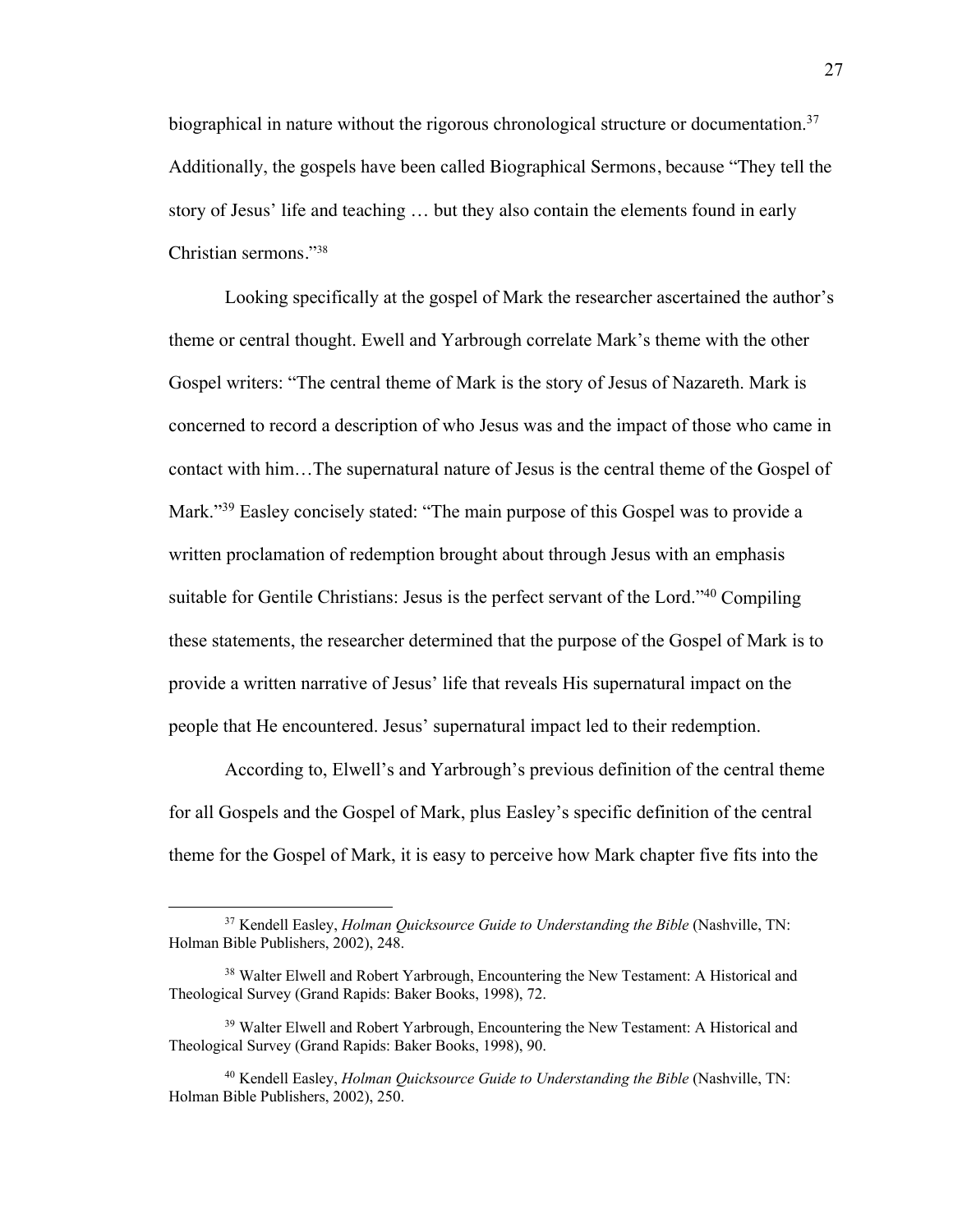biographical in nature without the rigorous chronological structure or documentation.[37] Additionally, the gospels have been called Biographical Sermons, because "They tell the story of Jesus' life and teaching … but they also contain the elements found in early Christian sermons."[38]

Looking specifically at the gospel of Mark the researcher ascertained the author's theme or central thought. Ewell and Yarbrough correlate Mark's theme with the other Gospel writers: "The central theme of Mark is the story of Jesus of Nazareth. Mark is concerned to record a description of who Jesus was and the impact of those who came in contact with him…The supernatural nature of Jesus is the central theme of the Gospel of Mark."[39] Easley concisely stated: "The main purpose of this Gospel was to provide a written proclamation of redemption brought about through Jesus with an emphasis suitable for Gentile Christians: Jesus is the perfect servant of the Lord."[40] Compiling these statements, the researcher determined that the purpose of the Gospel of Mark is to provide a written narrative of Jesus' life that reveals His supernatural impact on the people that He encountered. Jesus' supernatural impact led to their redemption.

According to, Elwell's and Yarbrough's previous definition of the central theme for all Gospels and the Gospel of Mark, plus Easley's specific definition of the central theme for the Gospel of Mark, it is easy to perceive how Mark chapter five fits into the

---

[37] Kendell Easley, *Holman Quicksource Guide to Understanding the Bible* (Nashville, TN: Holman Bible Publishers, 2002), 248.

[38] Walter Elwell and Robert Yarbrough, Encountering the New Testament: A Historical and Theological Survey (Grand Rapids: Baker Books, 1998), 72.

[39] Walter Elwell and Robert Yarbrough, Encountering the New Testament: A Historical and Theological Survey (Grand Rapids: Baker Books, 1998), 90.

[40] Kendell Easley, *Holman Quicksource Guide to Understanding the Bible* (Nashville, TN: Holman Bible Publishers, 2002), 250.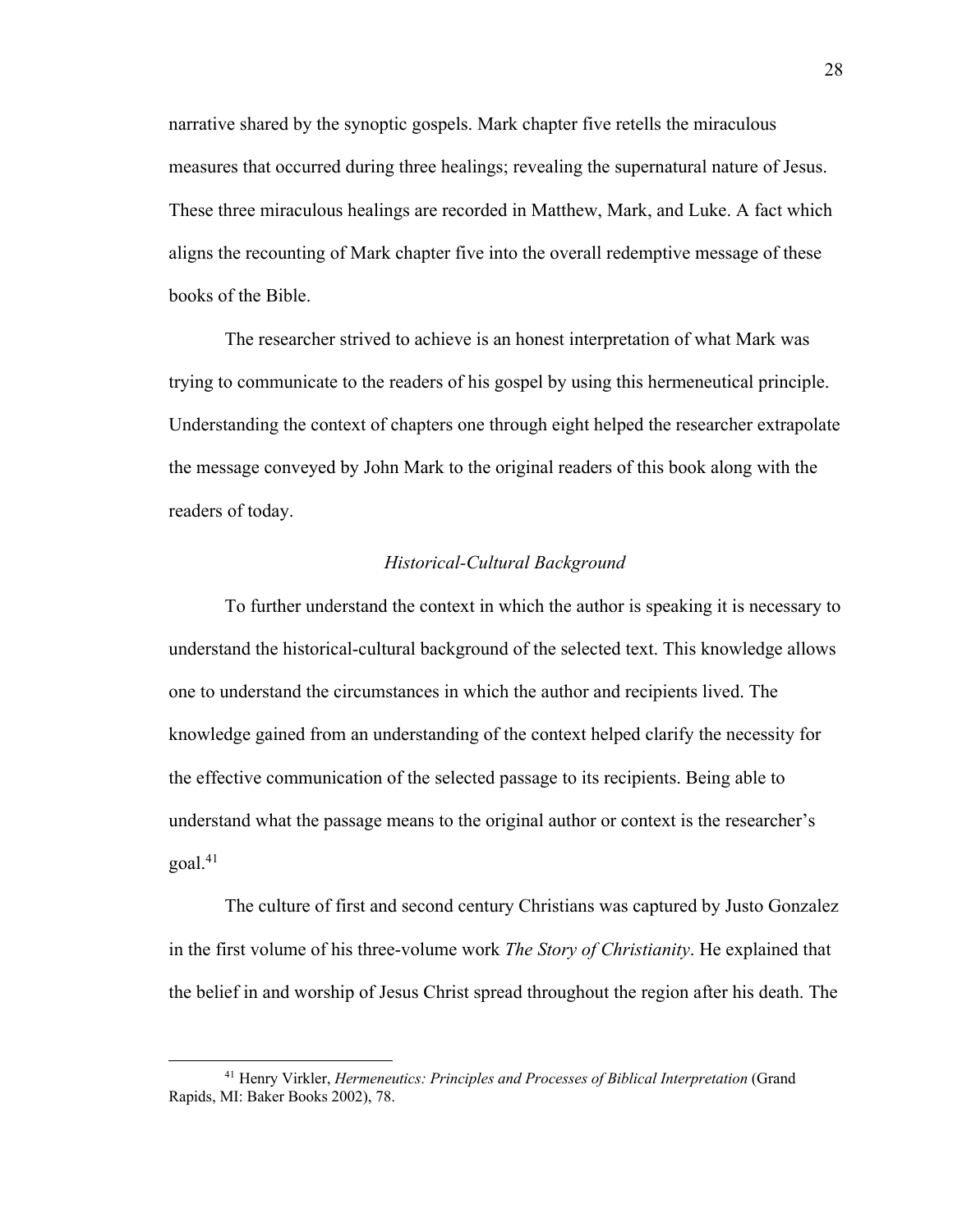narrative shared by the synoptic gospels. Mark chapter five retells the miraculous measures that occurred during three healings; revealing the supernatural nature of Jesus. These three miraculous healings are recorded in Matthew, Mark, and Luke. A fact which aligns the recounting of Mark chapter five into the overall redemptive message of these books of the Bible.

The researcher strived to achieve is an honest interpretation of what Mark was trying to communicate to the readers of his gospel by using this hermeneutical principle. Understanding the context of chapters one through eight helped the researcher extrapolate the message conveyed by John Mark to the original readers of this book along with the readers of today.

### *Historical-Cultural Background*

To further understand the context in which the author is speaking it is necessary to understand the historical-cultural background of the selected text. This knowledge allows one to understand the circumstances in which the author and recipients lived. The knowledge gained from an understanding of the context helped clarify the necessity for the effective communication of the selected passage to its recipients. Being able to understand what the passage means to the original author or context is the researcher's goal.[41]

The culture of first and second century Christians was captured by Justo Gonzalez in the first volume of his three-volume work *The Story of Christianity*. He explained that the belief in and worship of Jesus Christ spread throughout the region after his death. The

---

[41] Henry Virkler, *Hermeneutics: Principles and Processes of Biblical Interpretation* (Grand Rapids, MI: Baker Books 2002), 78.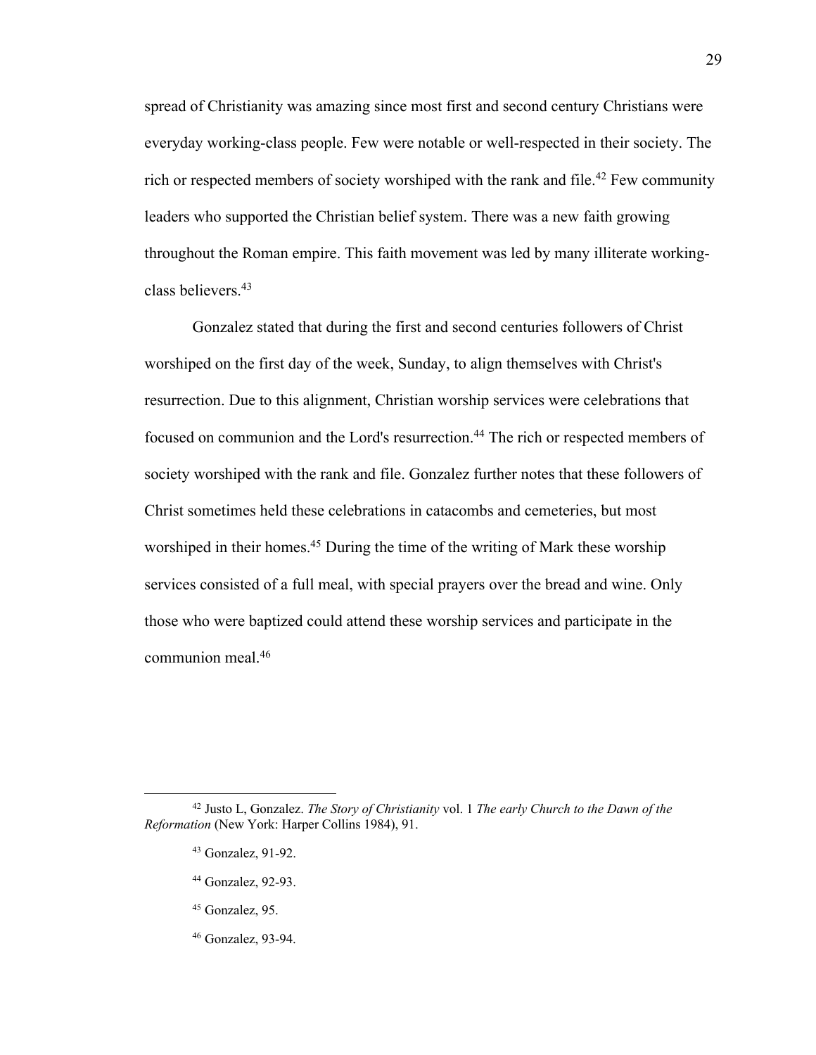spread of Christianity was amazing since most first and second century Christians were everyday working-class people. Few were notable or well-respected in their society. The rich or respected members of society worshiped with the rank and file.[42] Few community leaders who supported the Christian belief system. There was a new faith growing throughout the Roman empire. This faith movement was led by many illiterate working-class believers.[43]

Gonzalez stated that during the first and second centuries followers of Christ worshiped on the first day of the week, Sunday, to align themselves with Christ's resurrection. Due to this alignment, Christian worship services were celebrations that focused on communion and the Lord's resurrection.[44] The rich or respected members of society worshiped with the rank and file. Gonzalez further notes that these followers of Christ sometimes held these celebrations in catacombs and cemeteries, but most worshiped in their homes.[45] During the time of the writing of Mark these worship services consisted of a full meal, with special prayers over the bread and wine. Only those who were baptized could attend these worship services and participate in the communion meal.[46]

---

[42] Justo L, Gonzalez. *The Story of Christianity* vol. 1 *The early Church to the Dawn of the Reformation* (New York: Harper Collins 1984), 91.

[43] Gonzalez, 91-92.

[44] Gonzalez, 92-93.

[45] Gonzalez, 95.

[46] Gonzalez, 93-94.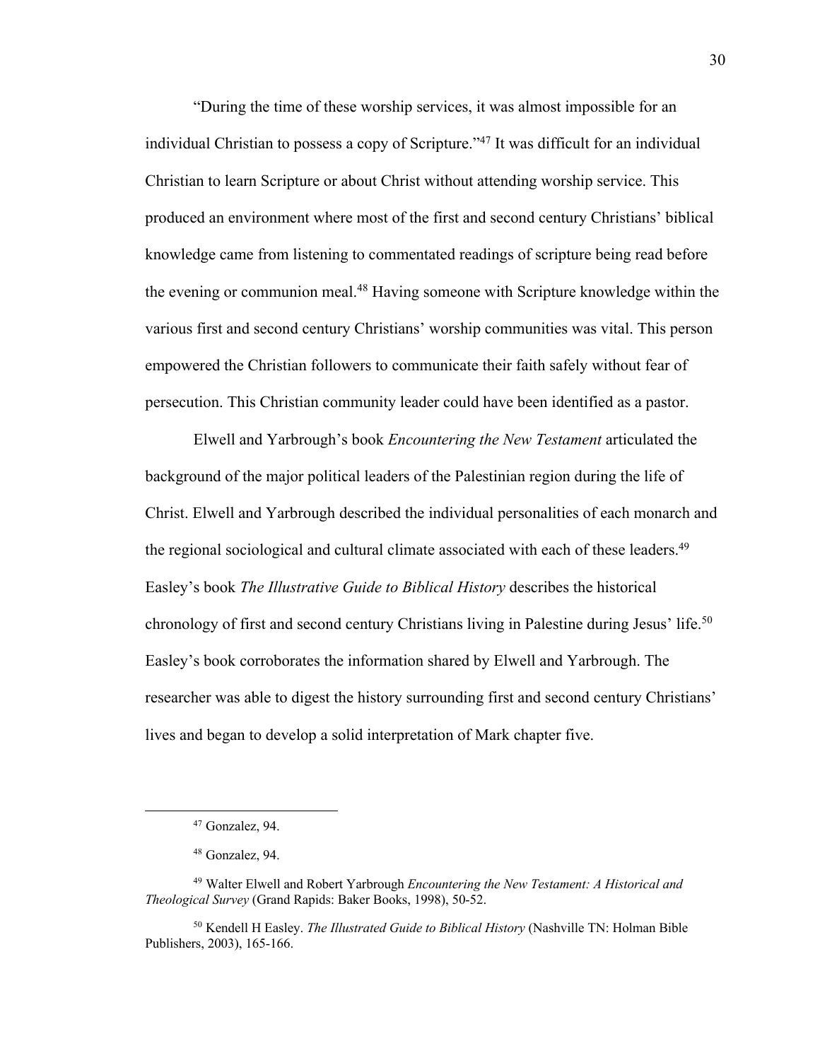"During the time of these worship services, it was almost impossible for an individual Christian to possess a copy of Scripture."[47] It was difficult for an individual Christian to learn Scripture or about Christ without attending worship service. This produced an environment where most of the first and second century Christians' biblical knowledge came from listening to commentated readings of scripture being read before the evening or communion meal.[48] Having someone with Scripture knowledge within the various first and second century Christians' worship communities was vital. This person empowered the Christian followers to communicate their faith safely without fear of persecution. This Christian community leader could have been identified as a pastor.

Elwell and Yarbrough's book *Encountering the New Testament* articulated the background of the major political leaders of the Palestinian region during the life of Christ. Elwell and Yarbrough described the individual personalities of each monarch and the regional sociological and cultural climate associated with each of these leaders.[49] Easley's book *The Illustrative Guide to Biblical History* describes the historical chronology of first and second century Christians living in Palestine during Jesus' life.[50] Easley's book corroborates the information shared by Elwell and Yarbrough. The researcher was able to digest the history surrounding first and second century Christians' lives and began to develop a solid interpretation of Mark chapter five.

---

[47] Gonzalez, 94.

[48] Gonzalez, 94.

[49] Walter Elwell and Robert Yarbrough *Encountering the New Testament: A Historical and Theological Survey* (Grand Rapids: Baker Books, 1998), 50-52.

[50] Kendell H Easley. *The Illustrated Guide to Biblical History* (Nashville TN: Holman Bible Publishers, 2003), 165-166.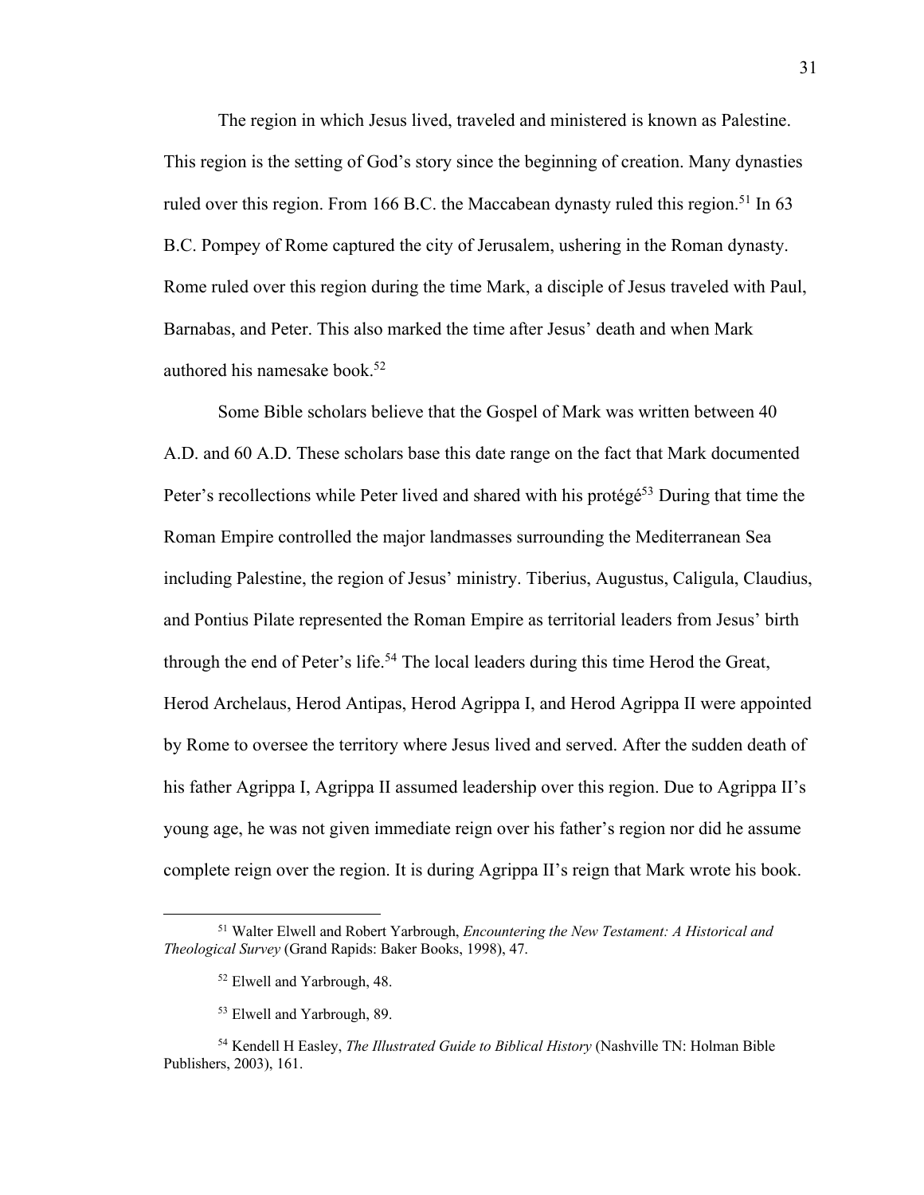The region in which Jesus lived, traveled and ministered is known as Palestine. This region is the setting of God's story since the beginning of creation. Many dynasties ruled over this region. From 166 B.C. the Maccabean dynasty ruled this region.[51] In 63 B.C. Pompey of Rome captured the city of Jerusalem, ushering in the Roman dynasty. Rome ruled over this region during the time Mark, a disciple of Jesus traveled with Paul, Barnabas, and Peter. This also marked the time after Jesus' death and when Mark authored his namesake book.[52]

Some Bible scholars believe that the Gospel of Mark was written between 40 A.D. and 60 A.D. These scholars base this date range on the fact that Mark documented Peter's recollections while Peter lived and shared with his protégé[53] During that time the Roman Empire controlled the major landmasses surrounding the Mediterranean Sea including Palestine, the region of Jesus' ministry. Tiberius, Augustus, Caligula, Claudius, and Pontius Pilate represented the Roman Empire as territorial leaders from Jesus' birth through the end of Peter's life.[54] The local leaders during this time Herod the Great, Herod Archelaus, Herod Antipas, Herod Agrippa I, and Herod Agrippa II were appointed by Rome to oversee the territory where Jesus lived and served. After the sudden death of his father Agrippa I, Agrippa II assumed leadership over this region. Due to Agrippa II's young age, he was not given immediate reign over his father's region nor did he assume complete reign over the region. It is during Agrippa II's reign that Mark wrote his book.

---

[51] Walter Elwell and Robert Yarbrough, *Encountering the New Testament: A Historical and Theological Survey* (Grand Rapids: Baker Books, 1998), 47.

[52] Elwell and Yarbrough, 48.

[53] Elwell and Yarbrough, 89.

[54] Kendell H Easley, *The Illustrated Guide to Biblical History* (Nashville TN: Holman Bible Publishers, 2003), 161.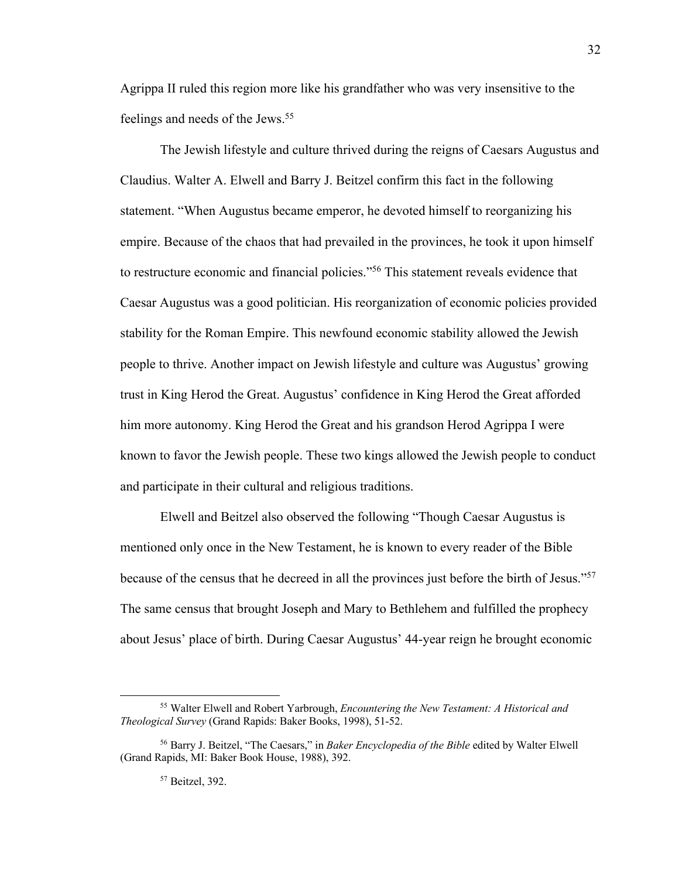Agrippa II ruled this region more like his grandfather who was very insensitive to the feelings and needs of the Jews.[55]

The Jewish lifestyle and culture thrived during the reigns of Caesars Augustus and Claudius. Walter A. Elwell and Barry J. Beitzel confirm this fact in the following statement. "When Augustus became emperor, he devoted himself to reorganizing his empire. Because of the chaos that had prevailed in the provinces, he took it upon himself to restructure economic and financial policies."[56] This statement reveals evidence that Caesar Augustus was a good politician. His reorganization of economic policies provided stability for the Roman Empire. This newfound economic stability allowed the Jewish people to thrive. Another impact on Jewish lifestyle and culture was Augustus' growing trust in King Herod the Great. Augustus' confidence in King Herod the Great afforded him more autonomy. King Herod the Great and his grandson Herod Agrippa I were known to favor the Jewish people. These two kings allowed the Jewish people to conduct and participate in their cultural and religious traditions.

Elwell and Beitzel also observed the following "Though Caesar Augustus is mentioned only once in the New Testament, he is known to every reader of the Bible because of the census that he decreed in all the provinces just before the birth of Jesus."[57] The same census that brought Joseph and Mary to Bethlehem and fulfilled the prophecy about Jesus' place of birth. During Caesar Augustus' 44-year reign he brought economic

---

[55] Walter Elwell and Robert Yarbrough, *Encountering the New Testament: A Historical and Theological Survey* (Grand Rapids: Baker Books, 1998), 51-52.

[56] Barry J. Beitzel, "The Caesars," in *Baker Encyclopedia of the Bible* edited by Walter Elwell (Grand Rapids, MI: Baker Book House, 1988), 392.

[57] Beitzel, 392.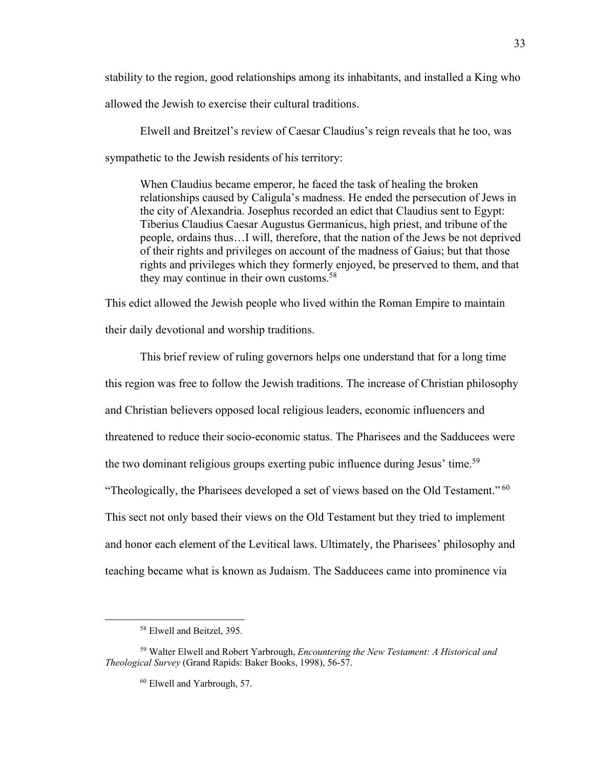stability to the region, good relationships among its inhabitants, and installed a King who allowed the Jewish to exercise their cultural traditions.

Elwell and Breitzel's review of Caesar Claudius's reign reveals that he too, was sympathetic to the Jewish residents of his territory:

> When Claudius became emperor, he faced the task of healing the broken relationships caused by Caligula's madness. He ended the persecution of Jews in the city of Alexandria. Josephus recorded an edict that Claudius sent to Egypt: Tiberius Claudius Caesar Augustus Germanicus, high priest, and tribune of the people, ordains thus…I will, therefore, that the nation of the Jews be not deprived of their rights and privileges on account of the madness of Gaius; but that those rights and privileges which they formerly enjoyed, be preserved to them, and that they may continue in their own customs.[58]

This edict allowed the Jewish people who lived within the Roman Empire to maintain their daily devotional and worship traditions.

This brief review of ruling governors helps one understand that for a long time this region was free to follow the Jewish traditions. The increase of Christian philosophy and Christian believers opposed local religious leaders, economic influencers and threatened to reduce their socio-economic status. The Pharisees and the Sadducees were the two dominant religious groups exerting pubic influence during Jesus' time.[59] "Theologically, the Pharisees developed a set of views based on the Old Testament." [60] This sect not only based their views on the Old Testament but they tried to implement and honor each element of the Levitical laws. Ultimately, the Pharisees' philosophy and teaching became what is known as Judaism. The Sadducees came into prominence via

---

[58] Elwell and Beitzel, 395.

[59] Walter Elwell and Robert Yarbrough, *Encountering the New Testament: A Historical and Theological Survey* (Grand Rapids: Baker Books, 1998), 56-57.

[60] Elwell and Yarbrough, 57.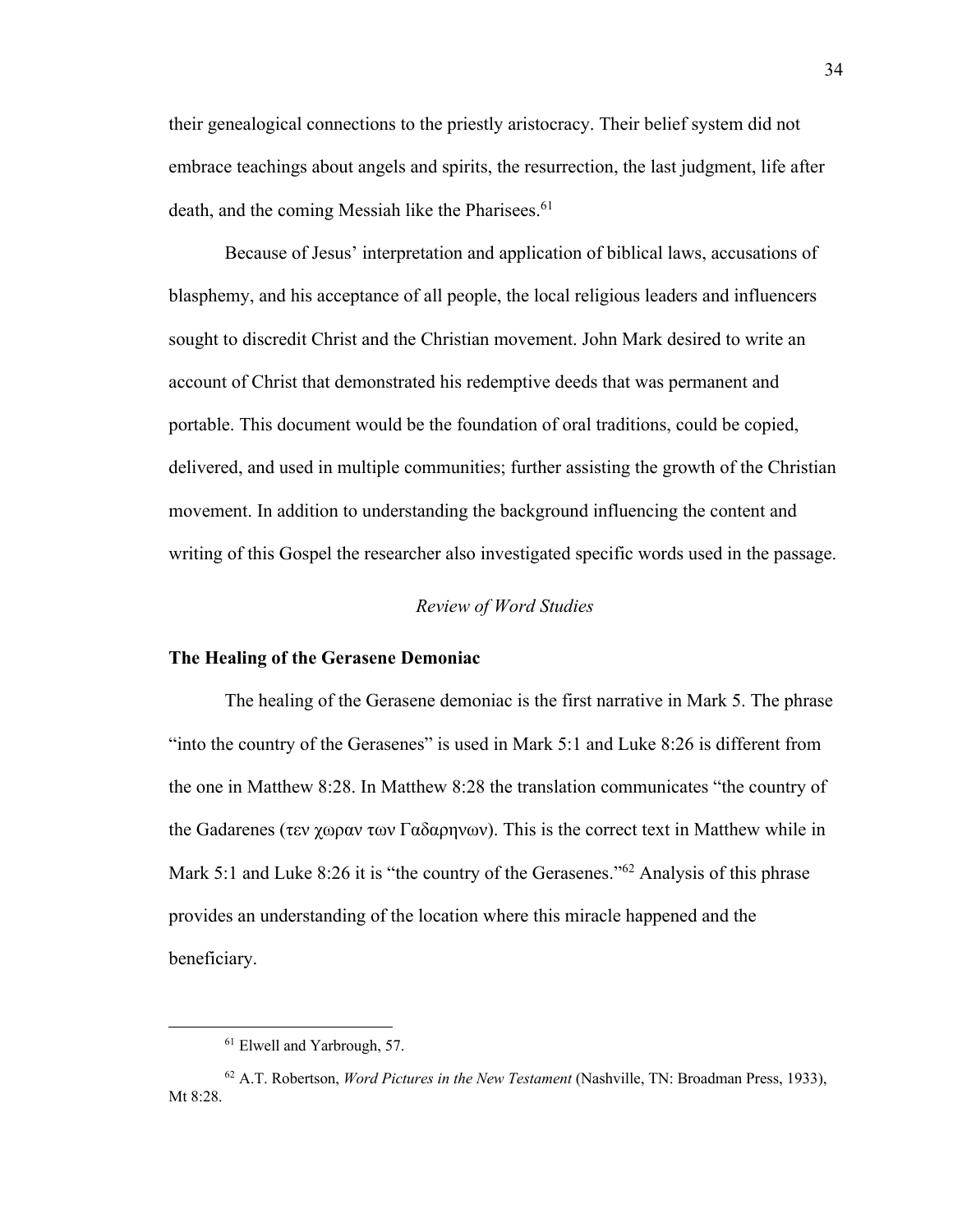their genealogical connections to the priestly aristocracy. Their belief system did not embrace teachings about angels and spirits, the resurrection, the last judgment, life after death, and the coming Messiah like the Pharisees.[61]

Because of Jesus' interpretation and application of biblical laws, accusations of blasphemy, and his acceptance of all people, the local religious leaders and influencers sought to discredit Christ and the Christian movement. John Mark desired to write an account of Christ that demonstrated his redemptive deeds that was permanent and portable. This document would be the foundation of oral traditions, could be copied, delivered, and used in multiple communities; further assisting the growth of the Christian movement. In addition to understanding the background influencing the content and writing of this Gospel the researcher also investigated specific words used in the passage.

*Review of Word Studies*

**The Healing of the Gerasene Demoniac**

The healing of the Gerasene demoniac is the first narrative in Mark 5. The phrase "into the country of the Gerasenes" is used in Mark 5:1 and Luke 8:26 is different from the one in Matthew 8:28. In Matthew 8:28 the translation communicates "the country of the Gadarenes (τεν χωραν των Γαδαρηνων). This is the correct text in Matthew while in Mark 5:1 and Luke 8:26 it is "the country of the Gerasenes."[62] Analysis of this phrase provides an understanding of the location where this miracle happened and the beneficiary.

[61] Elwell and Yarbrough, 57.

[62] A.T. Robertson, *Word Pictures in the New Testament* (Nashville, TN: Broadman Press, 1933), Mt 8:28.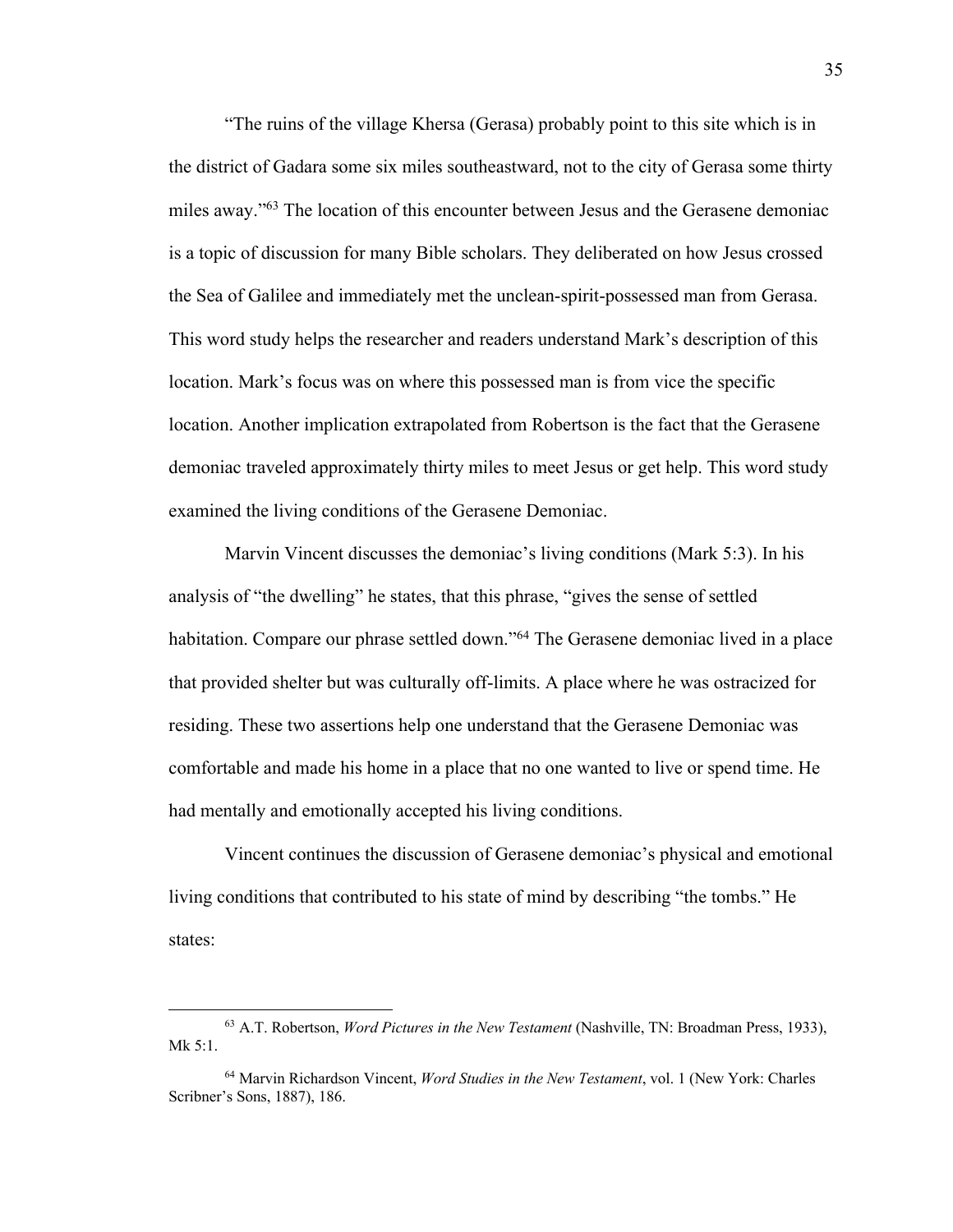"The ruins of the village Khersa (Gerasa) probably point to this site which is in the district of Gadara some six miles southeastward, not to the city of Gerasa some thirty miles away."[63] The location of this encounter between Jesus and the Gerasene demoniac is a topic of discussion for many Bible scholars. They deliberated on how Jesus crossed the Sea of Galilee and immediately met the unclean-spirit-possessed man from Gerasa. This word study helps the researcher and readers understand Mark's description of this location. Mark's focus was on where this possessed man is from vice the specific location. Another implication extrapolated from Robertson is the fact that the Gerasene demoniac traveled approximately thirty miles to meet Jesus or get help. This word study examined the living conditions of the Gerasene Demoniac.

Marvin Vincent discusses the demoniac's living conditions (Mark 5:3). In his analysis of "the dwelling" he states, that this phrase, "gives the sense of settled habitation. Compare our phrase settled down."[64] The Gerasene demoniac lived in a place that provided shelter but was culturally off-limits. A place where he was ostracized for residing. These two assertions help one understand that the Gerasene Demoniac was comfortable and made his home in a place that no one wanted to live or spend time. He had mentally and emotionally accepted his living conditions.

Vincent continues the discussion of Gerasene demoniac's physical and emotional living conditions that contributed to his state of mind by describing "the tombs." He states:

---

[63] A.T. Robertson, *Word Pictures in the New Testament* (Nashville, TN: Broadman Press, 1933), Mk 5:1.

[64] Marvin Richardson Vincent, *Word Studies in the New Testament*, vol. 1 (New York: Charles Scribner's Sons, 1887), 186.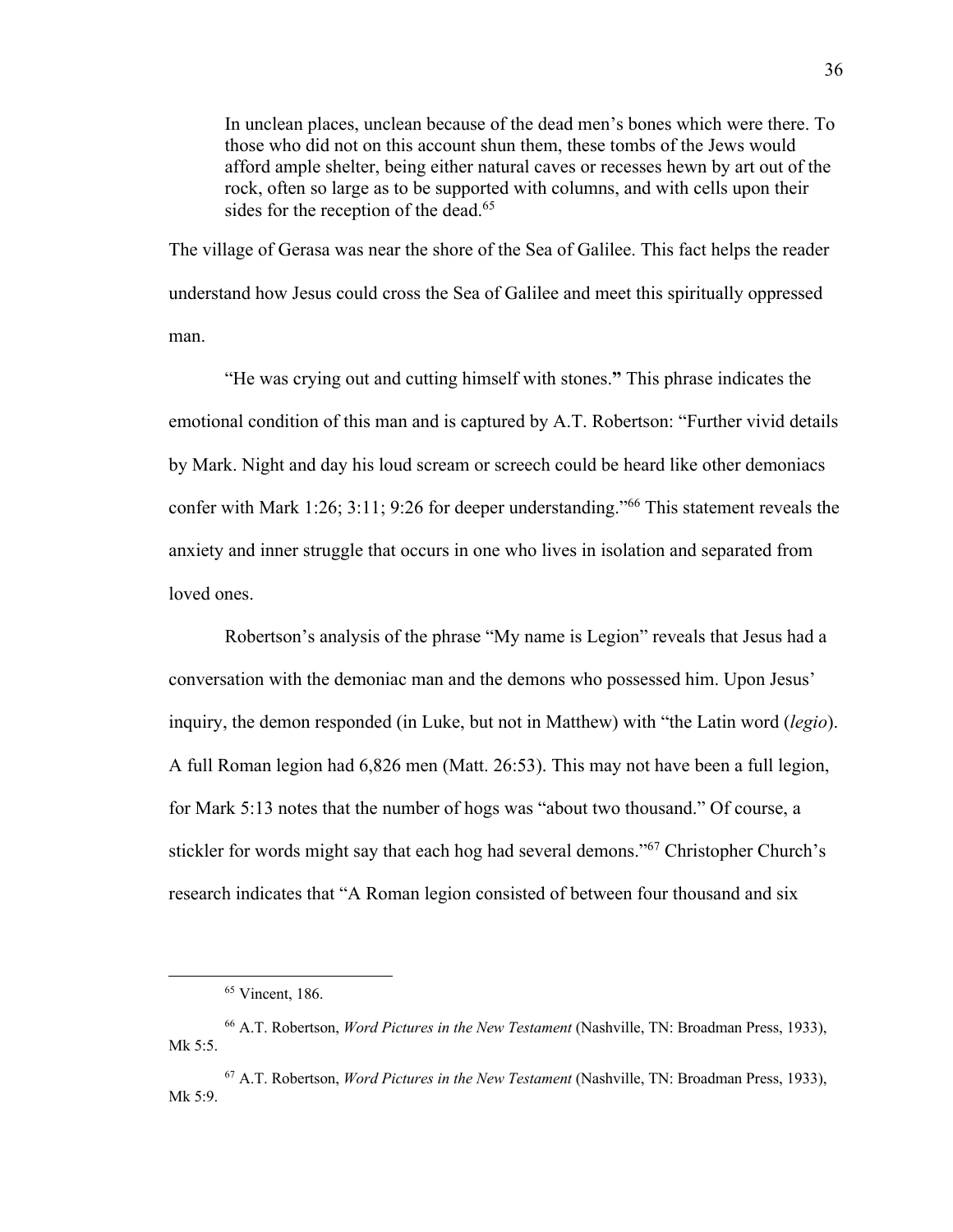> In unclean places, unclean because of the dead men's bones which were there. To those who did not on this account shun them, these tombs of the Jews would afford ample shelter, being either natural caves or recesses hewn by art out of the rock, often so large as to be supported with columns, and with cells upon their sides for the reception of the dead.[65]

The village of Gerasa was near the shore of the Sea of Galilee. This fact helps the reader understand how Jesus could cross the Sea of Galilee and meet this spiritually oppressed man.

"He was crying out and cutting himself with stones.**"** This phrase indicates the emotional condition of this man and is captured by A.T. Robertson: "Further vivid details by Mark. Night and day his loud scream or screech could be heard like other demoniacs confer with Mark 1:26; 3:11; 9:26 for deeper understanding."[66] This statement reveals the anxiety and inner struggle that occurs in one who lives in isolation and separated from loved ones.

Robertson's analysis of the phrase "My name is Legion" reveals that Jesus had a conversation with the demoniac man and the demons who possessed him. Upon Jesus' inquiry, the demon responded (in Luke, but not in Matthew) with "the Latin word (*legio*). A full Roman legion had 6,826 men (Matt. 26:53). This may not have been a full legion, for Mark 5:13 notes that the number of hogs was "about two thousand." Of course, a stickler for words might say that each hog had several demons."[67] Christopher Church's research indicates that "A Roman legion consisted of between four thousand and six

---

[65] Vincent, 186.

[66] A.T. Robertson, *Word Pictures in the New Testament* (Nashville, TN: Broadman Press, 1933), Mk 5:5.

[67] A.T. Robertson, *Word Pictures in the New Testament* (Nashville, TN: Broadman Press, 1933), Mk 5:9.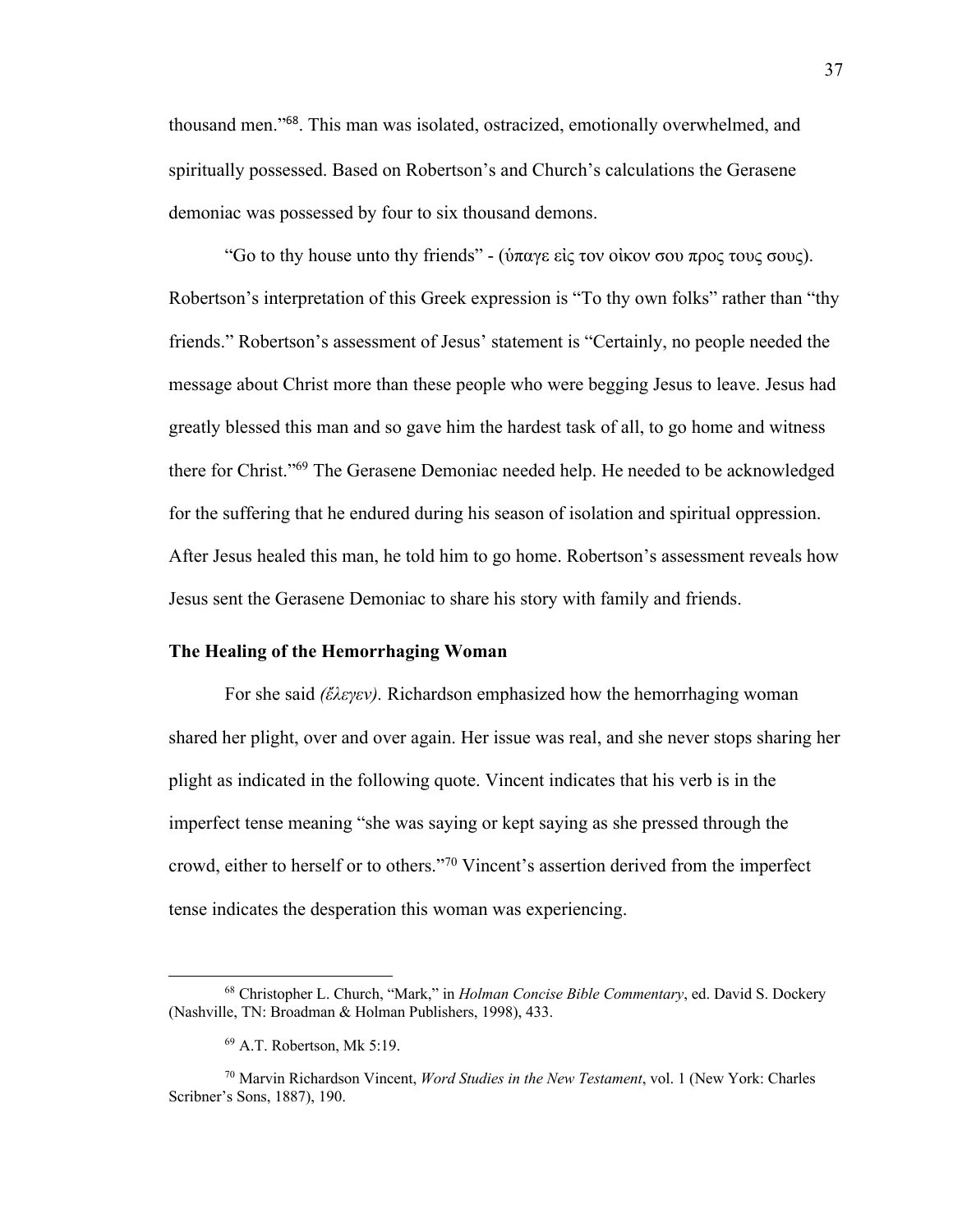thousand men."[68]. This man was isolated, ostracized, emotionally overwhelmed, and spiritually possessed. Based on Robertson's and Church's calculations the Gerasene demoniac was possessed by four to six thousand demons.

"Go to thy house unto thy friends" - (ὑπαγε εἰς τον οἰκον σου προς τους σους). Robertson's interpretation of this Greek expression is "To thy own folks" rather than "thy friends." Robertson's assessment of Jesus' statement is "Certainly, no people needed the message about Christ more than these people who were begging Jesus to leave. Jesus had greatly blessed this man and so gave him the hardest task of all, to go home and witness there for Christ."[69] The Gerasene Demoniac needed help. He needed to be acknowledged for the suffering that he endured during his season of isolation and spiritual oppression. After Jesus healed this man, he told him to go home. Robertson's assessment reveals how Jesus sent the Gerasene Demoniac to share his story with family and friends.

### The Healing of the Hemorrhaging Woman

For she said *(ἔλεγεν).* Richardson emphasized how the hemorrhaging woman shared her plight, over and over again. Her issue was real, and she never stops sharing her plight as indicated in the following quote. Vincent indicates that his verb is in the imperfect tense meaning "she was saying or kept saying as she pressed through the crowd, either to herself or to others."[70] Vincent's assertion derived from the imperfect tense indicates the desperation this woman was experiencing.

---

[68] Christopher L. Church, "Mark," in *Holman Concise Bible Commentary*, ed. David S. Dockery (Nashville, TN: Broadman & Holman Publishers, 1998), 433.

[69] A.T. Robertson, Mk 5:19.

[70] Marvin Richardson Vincent, *Word Studies in the New Testament*, vol. 1 (New York: Charles Scribner's Sons, 1887), 190.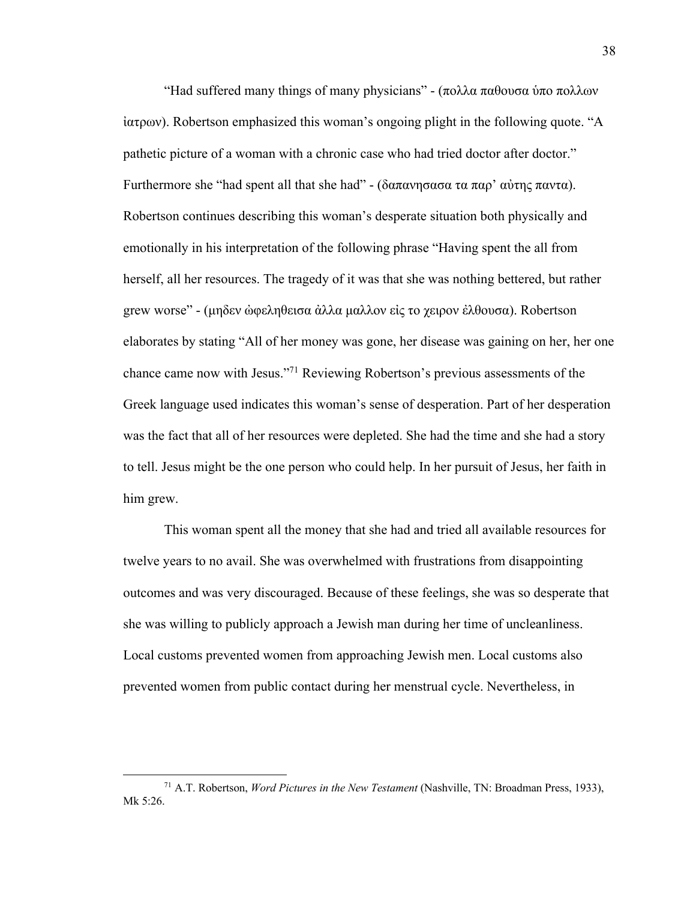"Had suffered many things of many physicians" - (πολλα παθουσα ὑπο πολλων ἰατρων). Robertson emphasized this woman's ongoing plight in the following quote. "A pathetic picture of a woman with a chronic case who had tried doctor after doctor." Furthermore she "had spent all that she had" - (δαπανησασα τα παρ' αὑτης παντα). Robertson continues describing this woman's desperate situation both physically and emotionally in his interpretation of the following phrase "Having spent the all from herself, all her resources. The tragedy of it was that she was nothing bettered, but rather grew worse" - (μηδεν ὠφεληθεισα ἀλλα μαλλον εἰς το χειρον ἐλθουσα). Robertson elaborates by stating "All of her money was gone, her disease was gaining on her, her one chance came now with Jesus."[71] Reviewing Robertson's previous assessments of the Greek language used indicates this woman's sense of desperation. Part of her desperation was the fact that all of her resources were depleted. She had the time and she had a story to tell. Jesus might be the one person who could help. In her pursuit of Jesus, her faith in him grew.

This woman spent all the money that she had and tried all available resources for twelve years to no avail. She was overwhelmed with frustrations from disappointing outcomes and was very discouraged. Because of these feelings, she was so desperate that she was willing to publicly approach a Jewish man during her time of uncleanliness. Local customs prevented women from approaching Jewish men. Local customs also prevented women from public contact during her menstrual cycle. Nevertheless, in

[71] A.T. Robertson, *Word Pictures in the New Testament* (Nashville, TN: Broadman Press, 1933), Mk 5:26.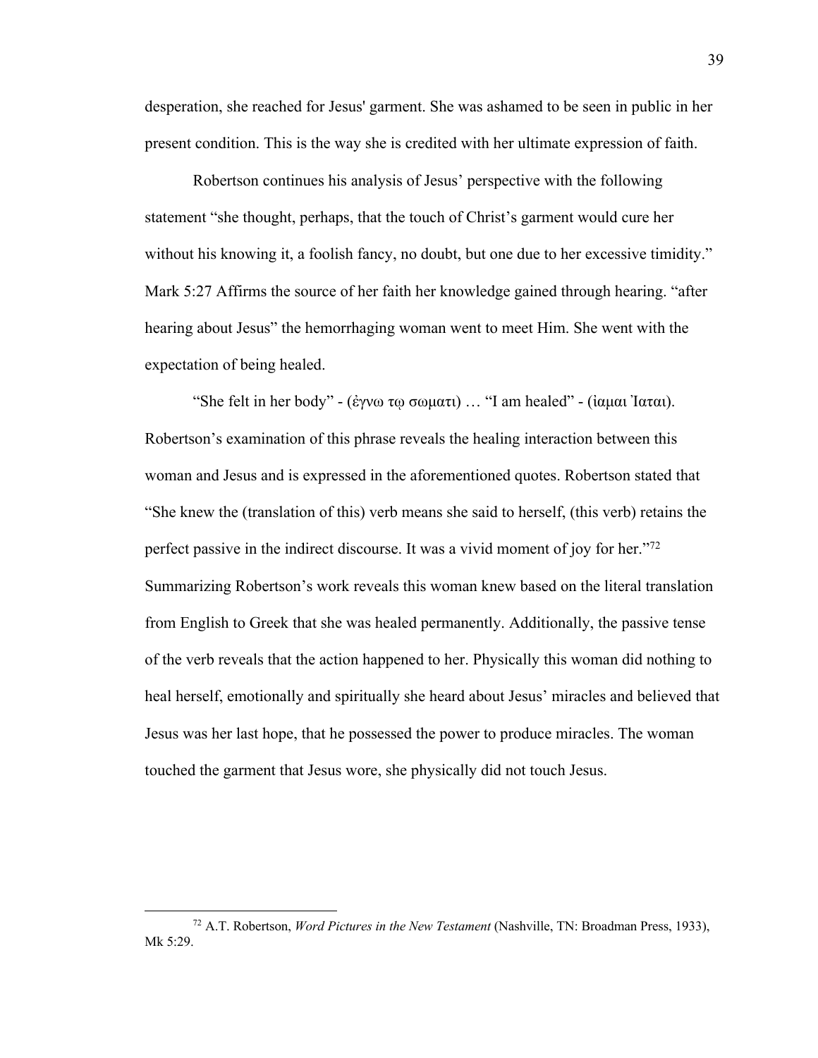desperation, she reached for Jesus' garment. She was ashamed to be seen in public in her present condition. This is the way she is credited with her ultimate expression of faith.

Robertson continues his analysis of Jesus' perspective with the following statement "she thought, perhaps, that the touch of Christ's garment would cure her without his knowing it, a foolish fancy, no doubt, but one due to her excessive timidity." Mark 5:27 Affirms the source of her faith her knowledge gained through hearing. "after hearing about Jesus" the hemorrhaging woman went to meet Him. She went with the expectation of being healed.

"She felt in her body" - (ἐγνω τῳ σωματι) … "I am healed" - (ἰαμαι Ἰαται). Robertson's examination of this phrase reveals the healing interaction between this woman and Jesus and is expressed in the aforementioned quotes. Robertson stated that "She knew the (translation of this) verb means she said to herself, (this verb) retains the perfect passive in the indirect discourse. It was a vivid moment of joy for her."[72] Summarizing Robertson's work reveals this woman knew based on the literal translation from English to Greek that she was healed permanently. Additionally, the passive tense of the verb reveals that the action happened to her. Physically this woman did nothing to heal herself, emotionally and spiritually she heard about Jesus' miracles and believed that Jesus was her last hope, that he possessed the power to produce miracles. The woman touched the garment that Jesus wore, she physically did not touch Jesus.

---

[72] A.T. Robertson, *Word Pictures in the New Testament* (Nashville, TN: Broadman Press, 1933), Mk 5:29.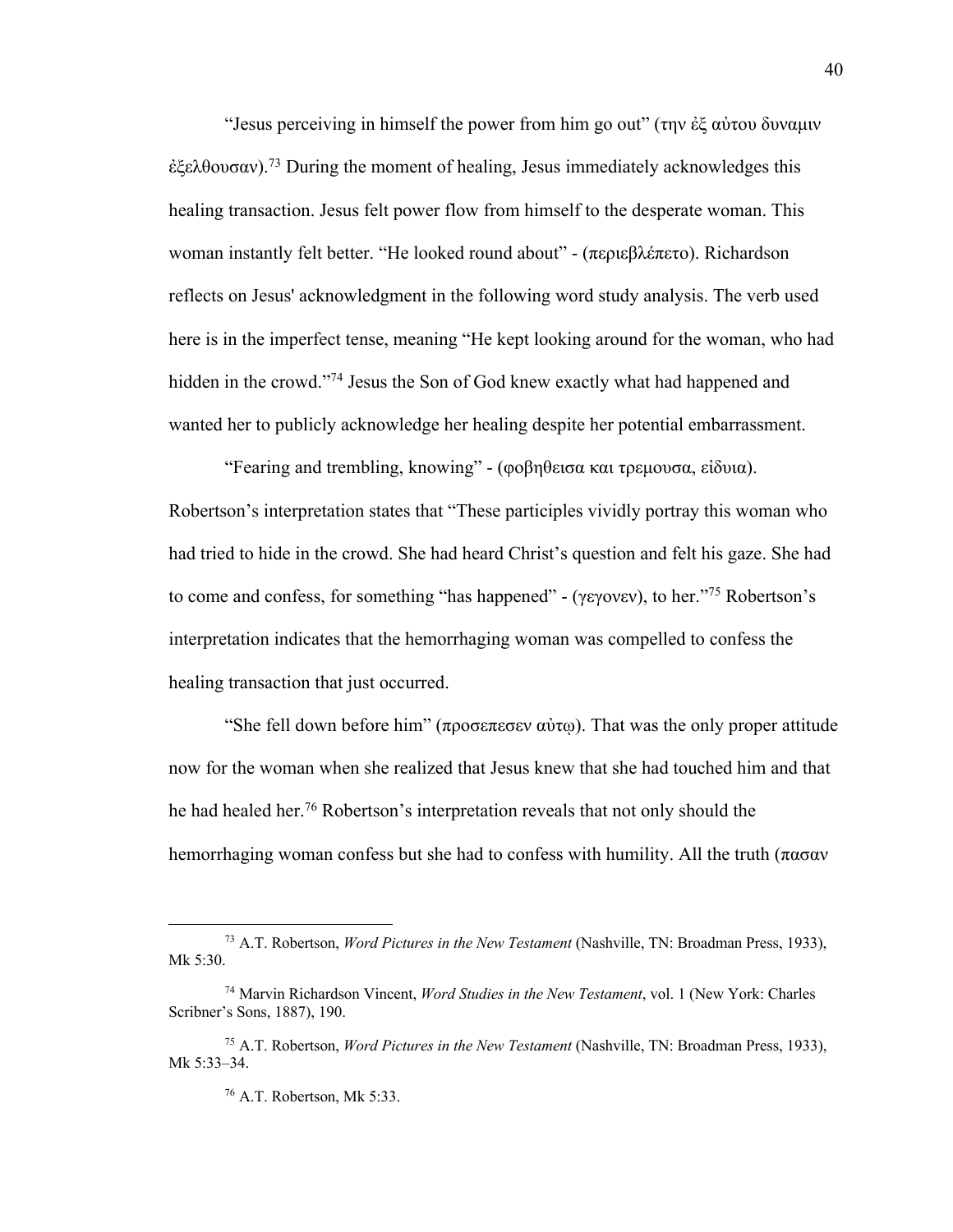"Jesus perceiving in himself the power from him go out" (την ἐξ αὐτου δυναμιν ἐξελθουσαν).[73] During the moment of healing, Jesus immediately acknowledges this healing transaction. Jesus felt power flow from himself to the desperate woman. This woman instantly felt better. "He looked round about" - (περιεβλέπετο). Richardson reflects on Jesus' acknowledgment in the following word study analysis. The verb used here is in the imperfect tense, meaning "He kept looking around for the woman, who had hidden in the crowd."[74] Jesus the Son of God knew exactly what had happened and wanted her to publicly acknowledge her healing despite her potential embarrassment.

"Fearing and trembling, knowing" - (φοβηθεισα και τρεμουσα, εἰδυια). Robertson's interpretation states that "These participles vividly portray this woman who had tried to hide in the crowd. She had heard Christ's question and felt his gaze. She had to come and confess, for something "has happened" - (γεγονεν), to her."[75] Robertson's interpretation indicates that the hemorrhaging woman was compelled to confess the healing transaction that just occurred.

"She fell down before him" (προσεπεσεν αὐτῳ). That was the only proper attitude now for the woman when she realized that Jesus knew that she had touched him and that he had healed her.[76] Robertson's interpretation reveals that not only should the hemorrhaging woman confess but she had to confess with humility. All the truth (πασαν

---

[73] A.T. Robertson, *Word Pictures in the New Testament* (Nashville, TN: Broadman Press, 1933), Mk 5:30.

[74] Marvin Richardson Vincent, *Word Studies in the New Testament*, vol. 1 (New York: Charles Scribner's Sons, 1887), 190.

[75] A.T. Robertson, *Word Pictures in the New Testament* (Nashville, TN: Broadman Press, 1933), Mk 5:33–34.

[76] A.T. Robertson, Mk 5:33.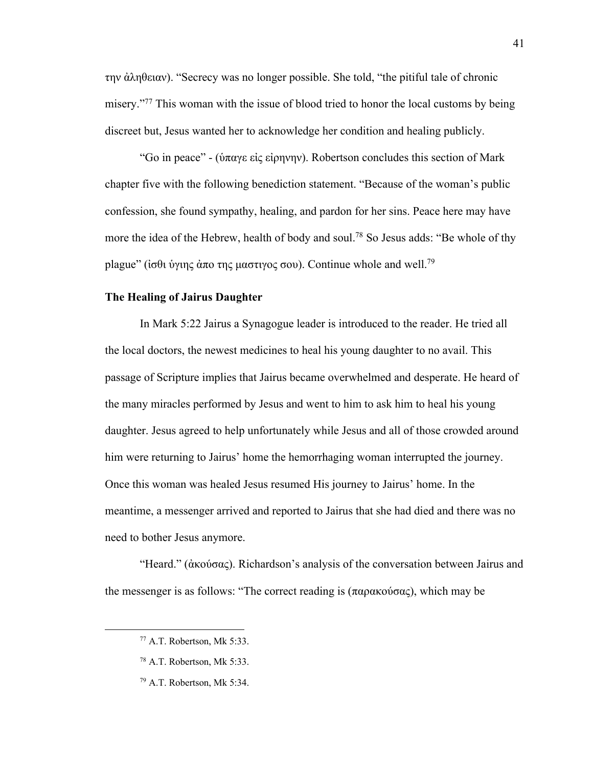την ἀληθειαν). "Secrecy was no longer possible. She told, "the pitiful tale of chronic misery."[77] This woman with the issue of blood tried to honor the local customs by being discreet but, Jesus wanted her to acknowledge her condition and healing publicly.

"Go in peace" - (ὑπαγε εἰς εἰρηνην). Robertson concludes this section of Mark chapter five with the following benediction statement. "Because of the woman's public confession, she found sympathy, healing, and pardon for her sins. Peace here may have more the idea of the Hebrew, health of body and soul.[78] So Jesus adds: "Be whole of thy plague" (ἰσθι ὑγιης ἀπο της μαστιγος σου). Continue whole and well.[79]

**The Healing of Jairus Daughter**

In Mark 5:22 Jairus a Synagogue leader is introduced to the reader. He tried all the local doctors, the newest medicines to heal his young daughter to no avail. This passage of Scripture implies that Jairus became overwhelmed and desperate. He heard of the many miracles performed by Jesus and went to him to ask him to heal his young daughter. Jesus agreed to help unfortunately while Jesus and all of those crowded around him were returning to Jairus' home the hemorrhaging woman interrupted the journey. Once this woman was healed Jesus resumed His journey to Jairus' home. In the meantime, a messenger arrived and reported to Jairus that she had died and there was no need to bother Jesus anymore.

"Heard." (ἀκούσας). Richardson's analysis of the conversation between Jairus and the messenger is as follows: "The correct reading is (παρακούσας), which may be

---

[77] A.T. Robertson, Mk 5:33.

[78] A.T. Robertson, Mk 5:33.

[79] A.T. Robertson, Mk 5:34.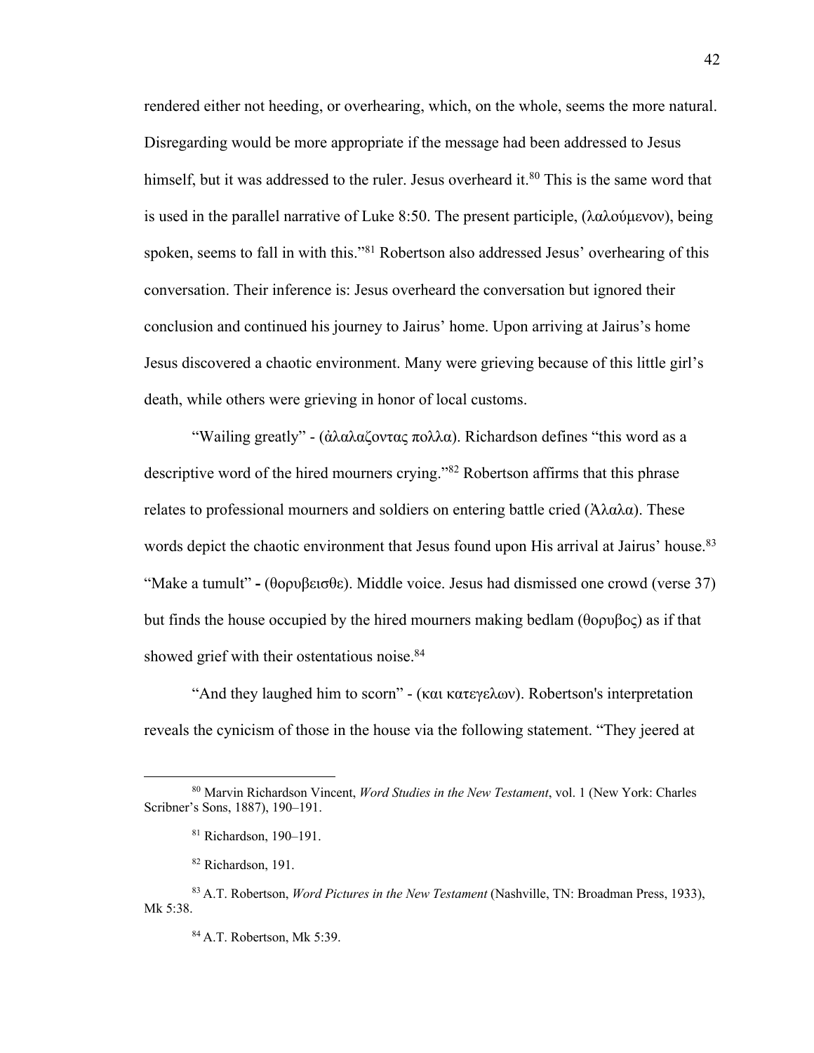rendered either not heeding, or overhearing, which, on the whole, seems the more natural. Disregarding would be more appropriate if the message had been addressed to Jesus himself, but it was addressed to the ruler. Jesus overheard it.[80] This is the same word that is used in the parallel narrative of Luke 8:50. The present participle, (λαλούμενον), being spoken, seems to fall in with this."[81] Robertson also addressed Jesus' overhearing of this conversation. Their inference is: Jesus overheard the conversation but ignored their conclusion and continued his journey to Jairus' home. Upon arriving at Jairus's home Jesus discovered a chaotic environment. Many were grieving because of this little girl's death, while others were grieving in honor of local customs.

"Wailing greatly" - (ἀλαλαζοντας πολλα). Richardson defines "this word as a descriptive word of the hired mourners crying."[82] Robertson affirms that this phrase relates to professional mourners and soldiers on entering battle cried (Ἀλαλα). These words depict the chaotic environment that Jesus found upon His arrival at Jairus' house.[83] "Make a tumult" **-** (θορυβεισθε). Middle voice. Jesus had dismissed one crowd (verse 37) but finds the house occupied by the hired mourners making bedlam (θορυβος) as if that showed grief with their ostentatious noise.[84]

"And they laughed him to scorn" - (και κατεγελων). Robertson's interpretation reveals the cynicism of those in the house via the following statement. "They jeered at

---

[80] Marvin Richardson Vincent, *Word Studies in the New Testament*, vol. 1 (New York: Charles Scribner's Sons, 1887), 190–191.

[81] Richardson, 190–191.

[82] Richardson, 191.

[83] A.T. Robertson, *Word Pictures in the New Testament* (Nashville, TN: Broadman Press, 1933), Mk 5:38.

[84] A.T. Robertson, Mk 5:39.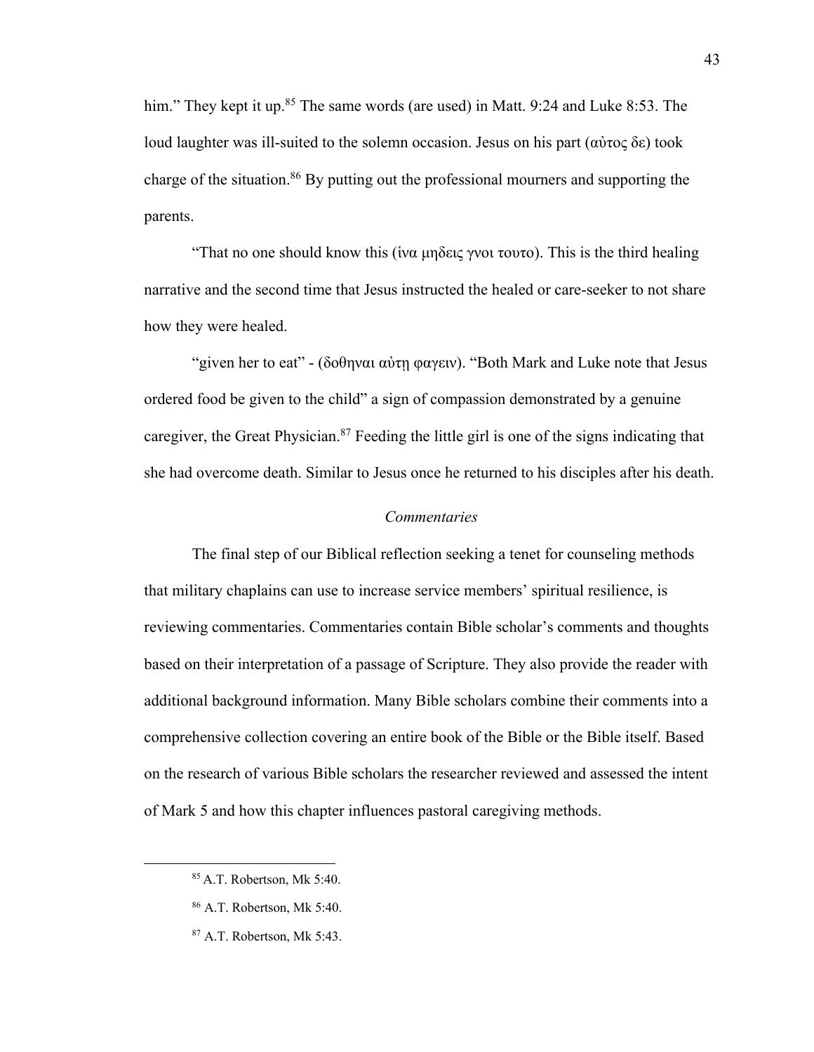him." They kept it up.[85] The same words (are used) in Matt. 9:24 and Luke 8:53. The loud laughter was ill-suited to the solemn occasion. Jesus on his part (αὐτος δε) took charge of the situation.[86] By putting out the professional mourners and supporting the parents.

"That no one should know this (ἱνα μηδεις γνοι τουτο). This is the third healing narrative and the second time that Jesus instructed the healed or care-seeker to not share how they were healed.

"given her to eat" - (δοθηναι αὐτῃ φαγειν). "Both Mark and Luke note that Jesus ordered food be given to the child" a sign of compassion demonstrated by a genuine caregiver, the Great Physician.[87] Feeding the little girl is one of the signs indicating that she had overcome death. Similar to Jesus once he returned to his disciples after his death.

### *Commentaries*

The final step of our Biblical reflection seeking a tenet for counseling methods that military chaplains can use to increase service members' spiritual resilience, is reviewing commentaries. Commentaries contain Bible scholar's comments and thoughts based on their interpretation of a passage of Scripture. They also provide the reader with additional background information. Many Bible scholars combine their comments into a comprehensive collection covering an entire book of the Bible or the Bible itself. Based on the research of various Bible scholars the researcher reviewed and assessed the intent of Mark 5 and how this chapter influences pastoral caregiving methods.

---

[85] A.T. Robertson, Mk 5:40.

[86] A.T. Robertson, Mk 5:40.

[87] A.T. Robertson, Mk 5:43.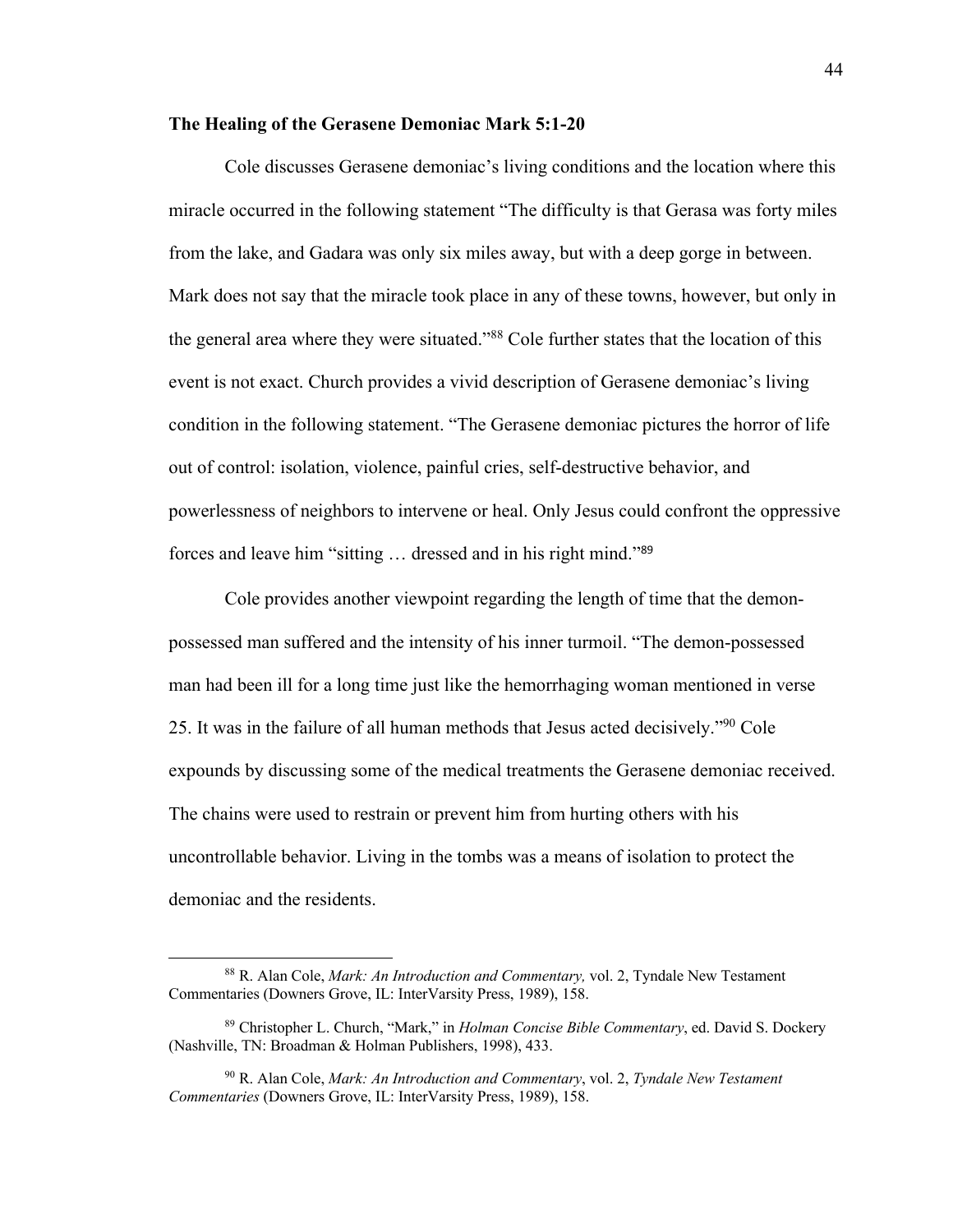**The Healing of the Gerasene Demoniac Mark 5:1-20**

Cole discusses Gerasene demoniac's living conditions and the location where this miracle occurred in the following statement "The difficulty is that Gerasa was forty miles from the lake, and Gadara was only six miles away, but with a deep gorge in between. Mark does not say that the miracle took place in any of these towns, however, but only in the general area where they were situated."[88] Cole further states that the location of this event is not exact. Church provides a vivid description of Gerasene demoniac's living condition in the following statement. "The Gerasene demoniac pictures the horror of life out of control: isolation, violence, painful cries, self-destructive behavior, and powerlessness of neighbors to intervene or heal. Only Jesus could confront the oppressive forces and leave him "sitting … dressed and in his right mind."[89]

Cole provides another viewpoint regarding the length of time that the demon-possessed man suffered and the intensity of his inner turmoil. "The demon-possessed man had been ill for a long time just like the hemorrhaging woman mentioned in verse 25. It was in the failure of all human methods that Jesus acted decisively."[90] Cole expounds by discussing some of the medical treatments the Gerasene demoniac received. The chains were used to restrain or prevent him from hurting others with his uncontrollable behavior. Living in the tombs was a means of isolation to protect the demoniac and the residents.

---

[88] R. Alan Cole, *Mark: An Introduction and Commentary,* vol. 2, Tyndale New Testament Commentaries (Downers Grove, IL: InterVarsity Press, 1989), 158.

[89] Christopher L. Church, "Mark," in *Holman Concise Bible Commentary*, ed. David S. Dockery (Nashville, TN: Broadman & Holman Publishers, 1998), 433.

[90] R. Alan Cole, *Mark: An Introduction and Commentary*, vol. 2, *Tyndale New Testament Commentaries* (Downers Grove, IL: InterVarsity Press, 1989), 158.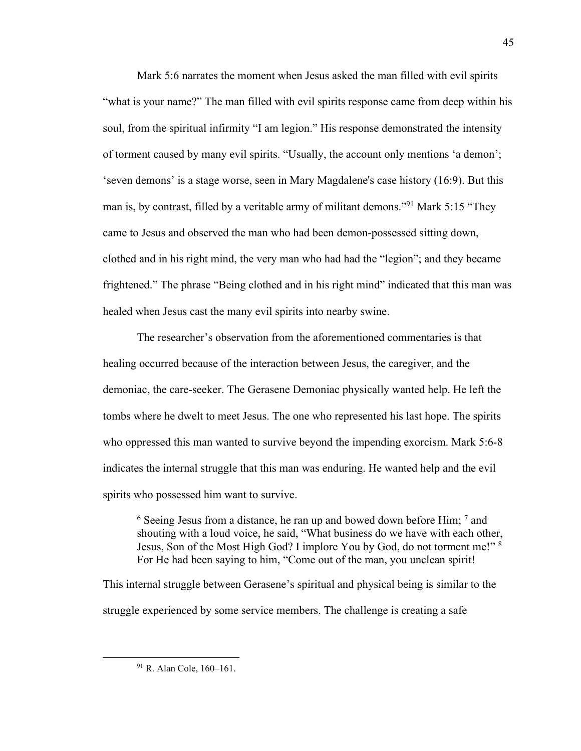Mark 5:6 narrates the moment when Jesus asked the man filled with evil spirits "what is your name?" The man filled with evil spirits response came from deep within his soul, from the spiritual infirmity "I am legion." His response demonstrated the intensity of torment caused by many evil spirits. "Usually, the account only mentions 'a demon'; 'seven demons' is a stage worse, seen in Mary Magdalene's case history (16:9). But this man is, by contrast, filled by a veritable army of militant demons."[91] Mark 5:15 "They came to Jesus and observed the man who had been demon-possessed sitting down, clothed and in his right mind, the very man who had had the "legion"; and they became frightened." The phrase "Being clothed and in his right mind" indicated that this man was healed when Jesus cast the many evil spirits into nearby swine.

The researcher's observation from the aforementioned commentaries is that healing occurred because of the interaction between Jesus, the caregiver, and the demoniac, the care-seeker. The Gerasene Demoniac physically wanted help. He left the tombs where he dwelt to meet Jesus. The one who represented his last hope. The spirits who oppressed this man wanted to survive beyond the impending exorcism. Mark 5:6-8 indicates the internal struggle that this man was enduring. He wanted help and the evil spirits who possessed him want to survive.

> 6 Seeing Jesus from a distance, he ran up and bowed down before Him; 7 and shouting with a loud voice, he said, "What business do we have with each other, Jesus, Son of the Most High God? I implore You by God, do not torment me!" 8 For He had been saying to him, "Come out of the man, you unclean spirit!

This internal struggle between Gerasene's spiritual and physical being is similar to the struggle experienced by some service members. The challenge is creating a safe

---

[91] R. Alan Cole, 160–161.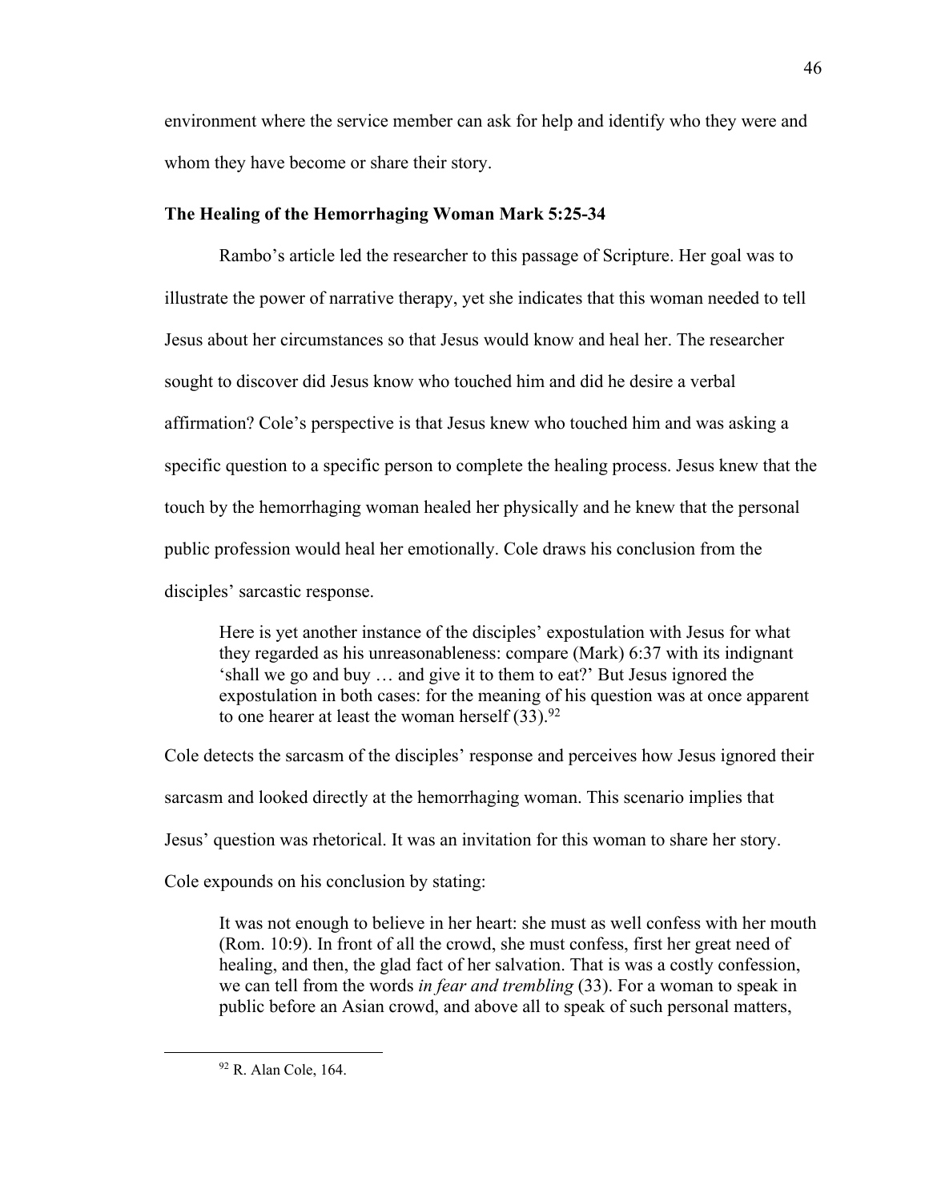environment where the service member can ask for help and identify who they were and whom they have become or share their story.

### The Healing of the Hemorrhaging Woman Mark 5:25-34

Rambo's article led the researcher to this passage of Scripture. Her goal was to illustrate the power of narrative therapy, yet she indicates that this woman needed to tell Jesus about her circumstances so that Jesus would know and heal her. The researcher sought to discover did Jesus know who touched him and did he desire a verbal affirmation? Cole's perspective is that Jesus knew who touched him and was asking a specific question to a specific person to complete the healing process. Jesus knew that the touch by the hemorrhaging woman healed her physically and he knew that the personal public profession would heal her emotionally. Cole draws his conclusion from the disciples' sarcastic response.

> Here is yet another instance of the disciples' expostulation with Jesus for what they regarded as his unreasonableness: compare (Mark) 6:37 with its indignant 'shall we go and buy … and give it to them to eat?' But Jesus ignored the expostulation in both cases: for the meaning of his question was at once apparent to one hearer at least the woman herself (33).[92]

Cole detects the sarcasm of the disciples' response and perceives how Jesus ignored their sarcasm and looked directly at the hemorrhaging woman. This scenario implies that Jesus' question was rhetorical. It was an invitation for this woman to share her story. Cole expounds on his conclusion by stating:

> It was not enough to believe in her heart: she must as well confess with her mouth (Rom. 10:9). In front of all the crowd, she must confess, first her great need of healing, and then, the glad fact of her salvation. That is was a costly confession, we can tell from the words *in fear and trembling* (33). For a woman to speak in public before an Asian crowd, and above all to speak of such personal matters,

[92] R. Alan Cole, 164.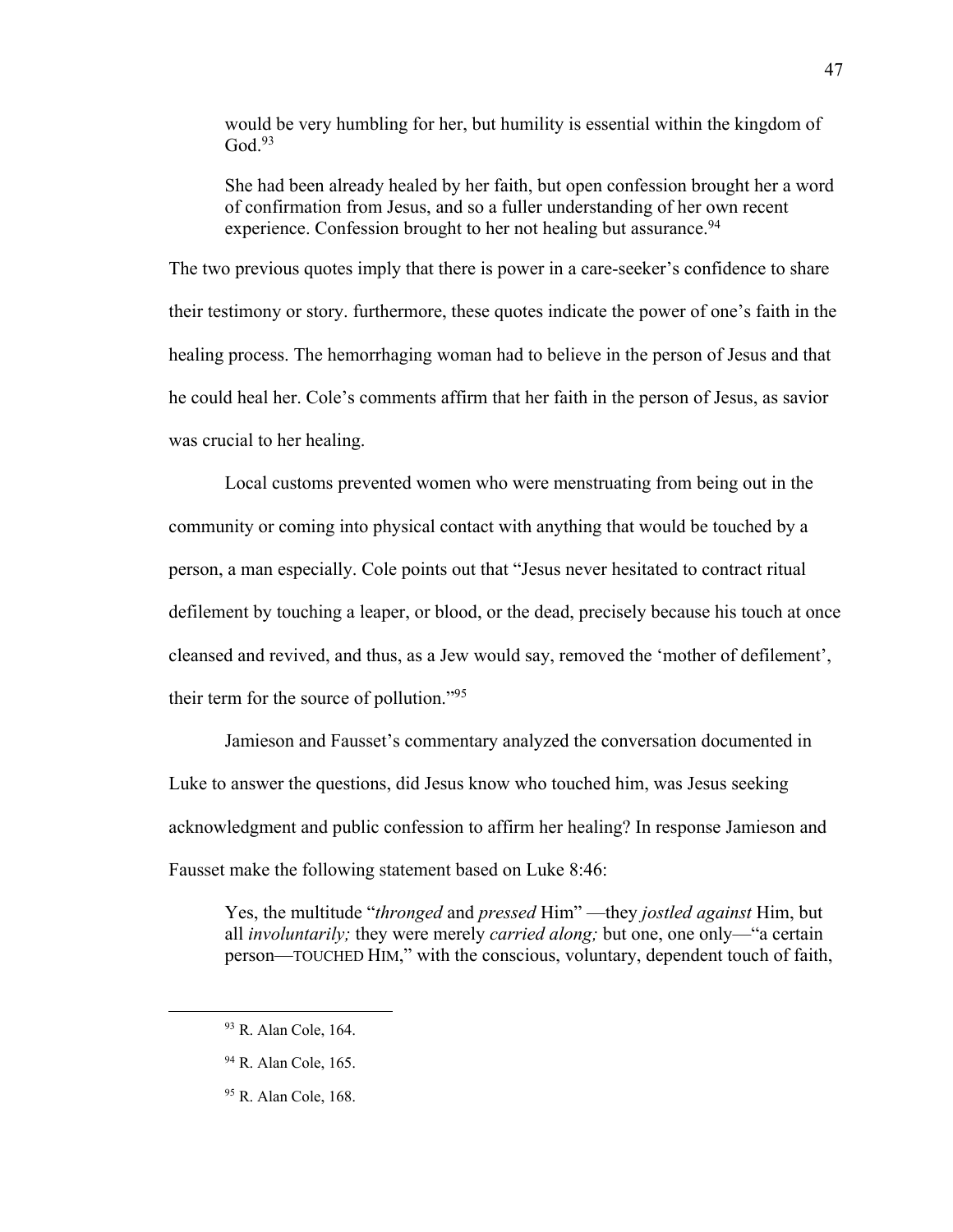> would be very humbling for her, but humility is essential within the kingdom of God.[93]
>
> She had been already healed by her faith, but open confession brought her a word of confirmation from Jesus, and so a fuller understanding of her own recent experience. Confession brought to her not healing but assurance.[94]

The two previous quotes imply that there is power in a care-seeker's confidence to share their testimony or story. furthermore, these quotes indicate the power of one's faith in the healing process. The hemorrhaging woman had to believe in the person of Jesus and that he could heal her. Cole's comments affirm that her faith in the person of Jesus, as savior was crucial to her healing.

Local customs prevented women who were menstruating from being out in the community or coming into physical contact with anything that would be touched by a person, a man especially. Cole points out that "Jesus never hesitated to contract ritual defilement by touching a leaper, or blood, or the dead, precisely because his touch at once cleansed and revived, and thus, as a Jew would say, removed the 'mother of defilement', their term for the source of pollution."[95]

Jamieson and Fausset's commentary analyzed the conversation documented in Luke to answer the questions, did Jesus know who touched him, was Jesus seeking acknowledgment and public confession to affirm her healing? In response Jamieson and Fausset make the following statement based on Luke 8:46:

> Yes, the multitude "*thronged* and *pressed* Him" —they *jostled against* Him, but all *involuntarily;* they were merely *carried along;* but one, one only—"a certain person—TOUCHED HIM," with the conscious, voluntary, dependent touch of faith,

---

[93] R. Alan Cole, 164.

[94] R. Alan Cole, 165.

[95] R. Alan Cole, 168.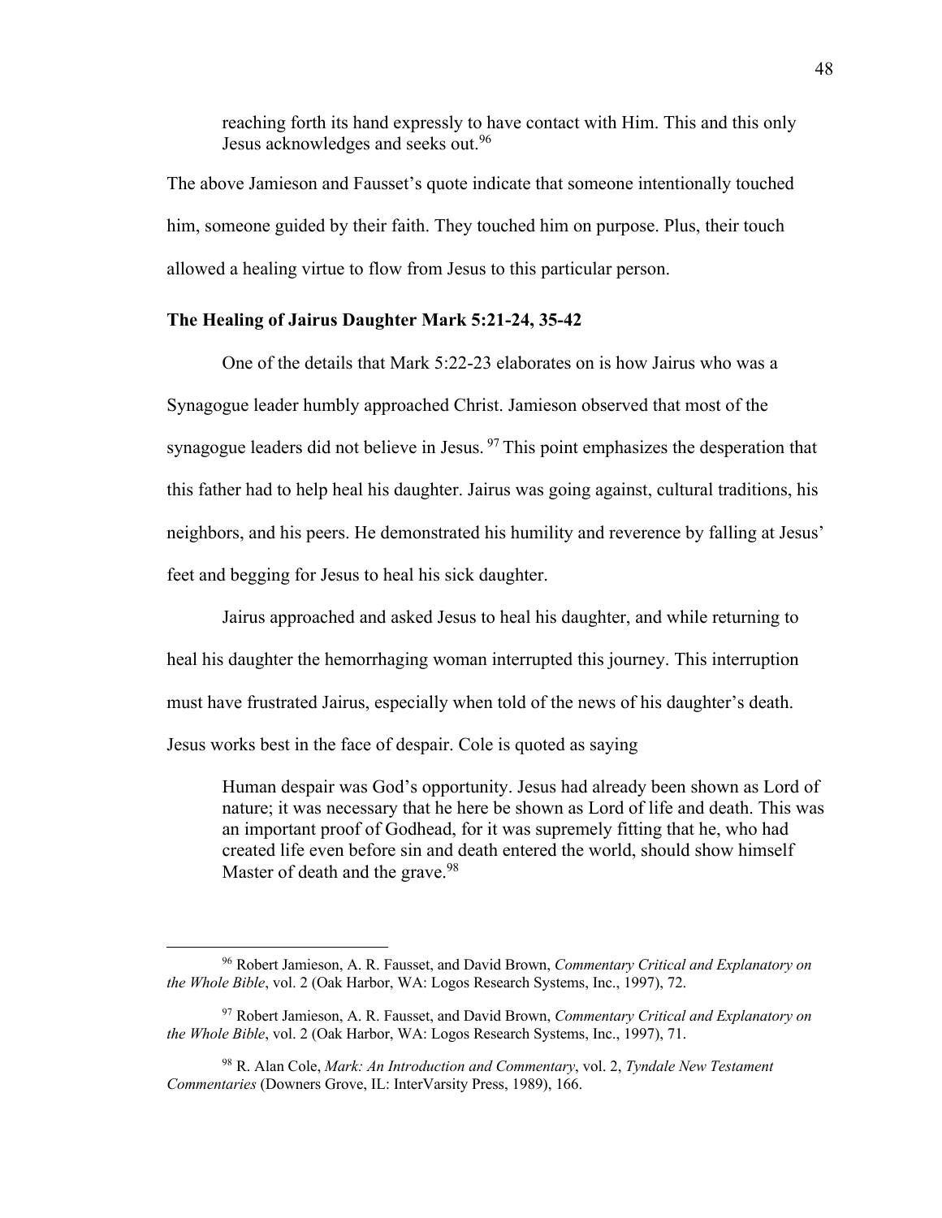> reaching forth its hand expressly to have contact with Him. This and this only Jesus acknowledges and seeks out.[96]

The above Jamieson and Fausset's quote indicate that someone intentionally touched him, someone guided by their faith. They touched him on purpose. Plus, their touch allowed a healing virtue to flow from Jesus to this particular person.

### The Healing of Jairus Daughter Mark 5:21-24, 35-42

One of the details that Mark 5:22-23 elaborates on is how Jairus who was a Synagogue leader humbly approached Christ. Jamieson observed that most of the synagogue leaders did not believe in Jesus.[97] This point emphasizes the desperation that this father had to help heal his daughter. Jairus was going against, cultural traditions, his neighbors, and his peers. He demonstrated his humility and reverence by falling at Jesus' feet and begging for Jesus to heal his sick daughter.

Jairus approached and asked Jesus to heal his daughter, and while returning to heal his daughter the hemorrhaging woman interrupted this journey. This interruption must have frustrated Jairus, especially when told of the news of his daughter's death. Jesus works best in the face of despair. Cole is quoted as saying

> Human despair was God's opportunity. Jesus had already been shown as Lord of nature; it was necessary that he here be shown as Lord of life and death. This was an important proof of Godhead, for it was supremely fitting that he, who had created life even before sin and death entered the world, should show himself Master of death and the grave.[98]

---

[96] Robert Jamieson, A. R. Fausset, and David Brown, *Commentary Critical and Explanatory on the Whole Bible*, vol. 2 (Oak Harbor, WA: Logos Research Systems, Inc., 1997), 72.

[97] Robert Jamieson, A. R. Fausset, and David Brown, *Commentary Critical and Explanatory on the Whole Bible*, vol. 2 (Oak Harbor, WA: Logos Research Systems, Inc., 1997), 71.

[98] R. Alan Cole, *Mark: An Introduction and Commentary*, vol. 2, *Tyndale New Testament Commentaries* (Downers Grove, IL: InterVarsity Press, 1989), 166.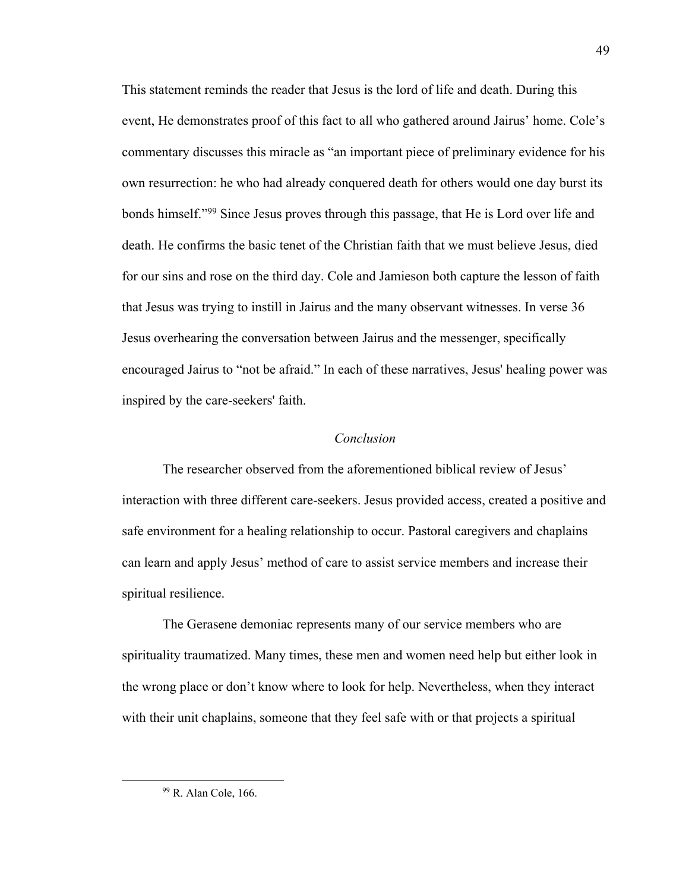This statement reminds the reader that Jesus is the lord of life and death. During this event, He demonstrates proof of this fact to all who gathered around Jairus' home. Cole's commentary discusses this miracle as "an important piece of preliminary evidence for his own resurrection: he who had already conquered death for others would one day burst its bonds himself."[99] Since Jesus proves through this passage, that He is Lord over life and death. He confirms the basic tenet of the Christian faith that we must believe Jesus, died for our sins and rose on the third day. Cole and Jamieson both capture the lesson of faith that Jesus was trying to instill in Jairus and the many observant witnesses. In verse 36 Jesus overhearing the conversation between Jairus and the messenger, specifically encouraged Jairus to "not be afraid." In each of these narratives, Jesus' healing power was inspired by the care-seekers' faith.

*Conclusion*

The researcher observed from the aforementioned biblical review of Jesus' interaction with three different care-seekers. Jesus provided access, created a positive and safe environment for a healing relationship to occur. Pastoral caregivers and chaplains can learn and apply Jesus' method of care to assist service members and increase their spiritual resilience.

The Gerasene demoniac represents many of our service members who are spirituality traumatized. Many times, these men and women need help but either look in the wrong place or don't know where to look for help. Nevertheless, when they interact with their unit chaplains, someone that they feel safe with or that projects a spiritual

[99] R. Alan Cole, 166.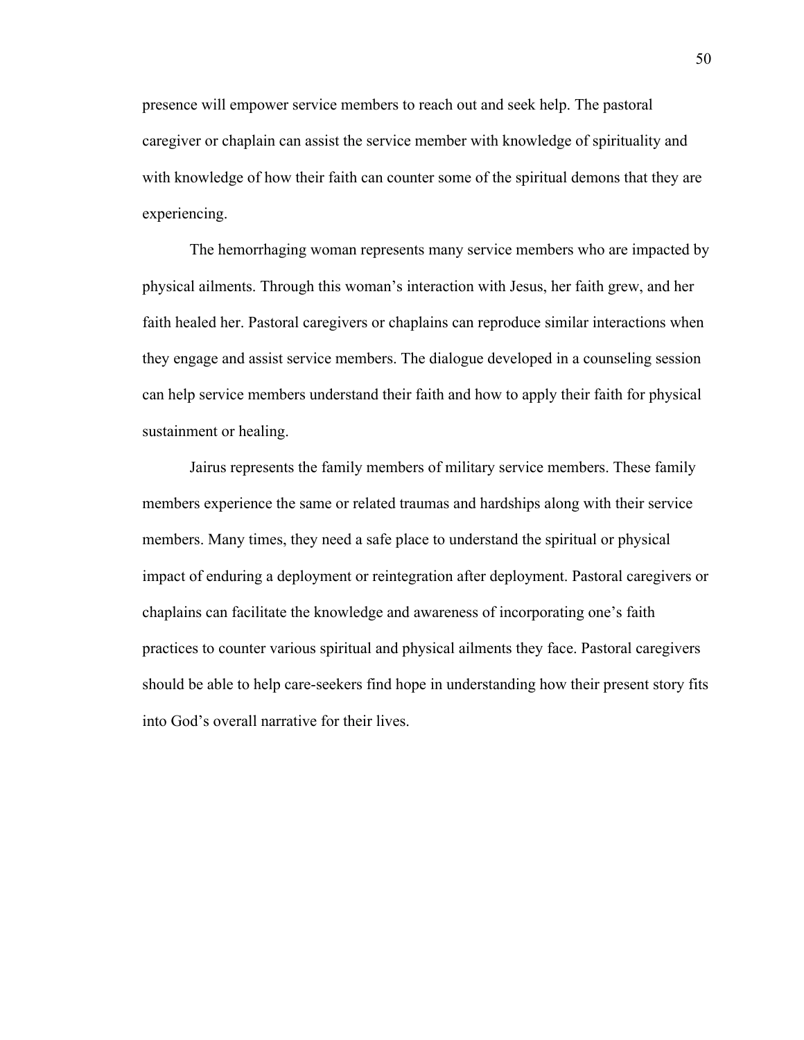presence will empower service members to reach out and seek help. The pastoral caregiver or chaplain can assist the service member with knowledge of spirituality and with knowledge of how their faith can counter some of the spiritual demons that they are experiencing.

The hemorrhaging woman represents many service members who are impacted by physical ailments. Through this woman's interaction with Jesus, her faith grew, and her faith healed her. Pastoral caregivers or chaplains can reproduce similar interactions when they engage and assist service members. The dialogue developed in a counseling session can help service members understand their faith and how to apply their faith for physical sustainment or healing.

Jairus represents the family members of military service members. These family members experience the same or related traumas and hardships along with their service members. Many times, they need a safe place to understand the spiritual or physical impact of enduring a deployment or reintegration after deployment. Pastoral caregivers or chaplains can facilitate the knowledge and awareness of incorporating one's faith practices to counter various spiritual and physical ailments they face. Pastoral caregivers should be able to help care-seekers find hope in understanding how their present story fits into God's overall narrative for their lives.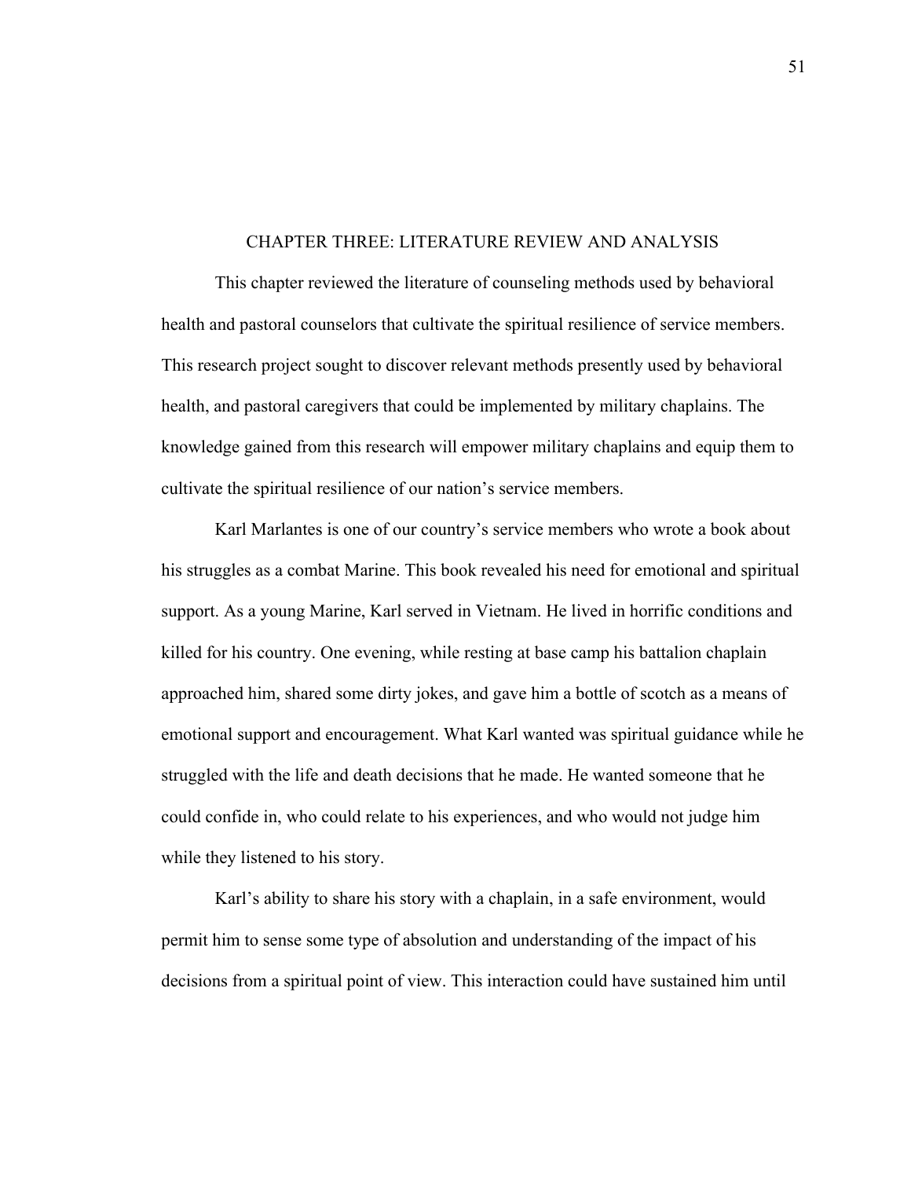# CHAPTER THREE: LITERATURE REVIEW AND ANALYSIS

This chapter reviewed the literature of counseling methods used by behavioral health and pastoral counselors that cultivate the spiritual resilience of service members. This research project sought to discover relevant methods presently used by behavioral health, and pastoral caregivers that could be implemented by military chaplains. The knowledge gained from this research will empower military chaplains and equip them to cultivate the spiritual resilience of our nation's service members.

Karl Marlantes is one of our country's service members who wrote a book about his struggles as a combat Marine. This book revealed his need for emotional and spiritual support. As a young Marine, Karl served in Vietnam. He lived in horrific conditions and killed for his country. One evening, while resting at base camp his battalion chaplain approached him, shared some dirty jokes, and gave him a bottle of scotch as a means of emotional support and encouragement. What Karl wanted was spiritual guidance while he struggled with the life and death decisions that he made. He wanted someone that he could confide in, who could relate to his experiences, and who would not judge him while they listened to his story.

Karl's ability to share his story with a chaplain, in a safe environment, would permit him to sense some type of absolution and understanding of the impact of his decisions from a spiritual point of view. This interaction could have sustained him until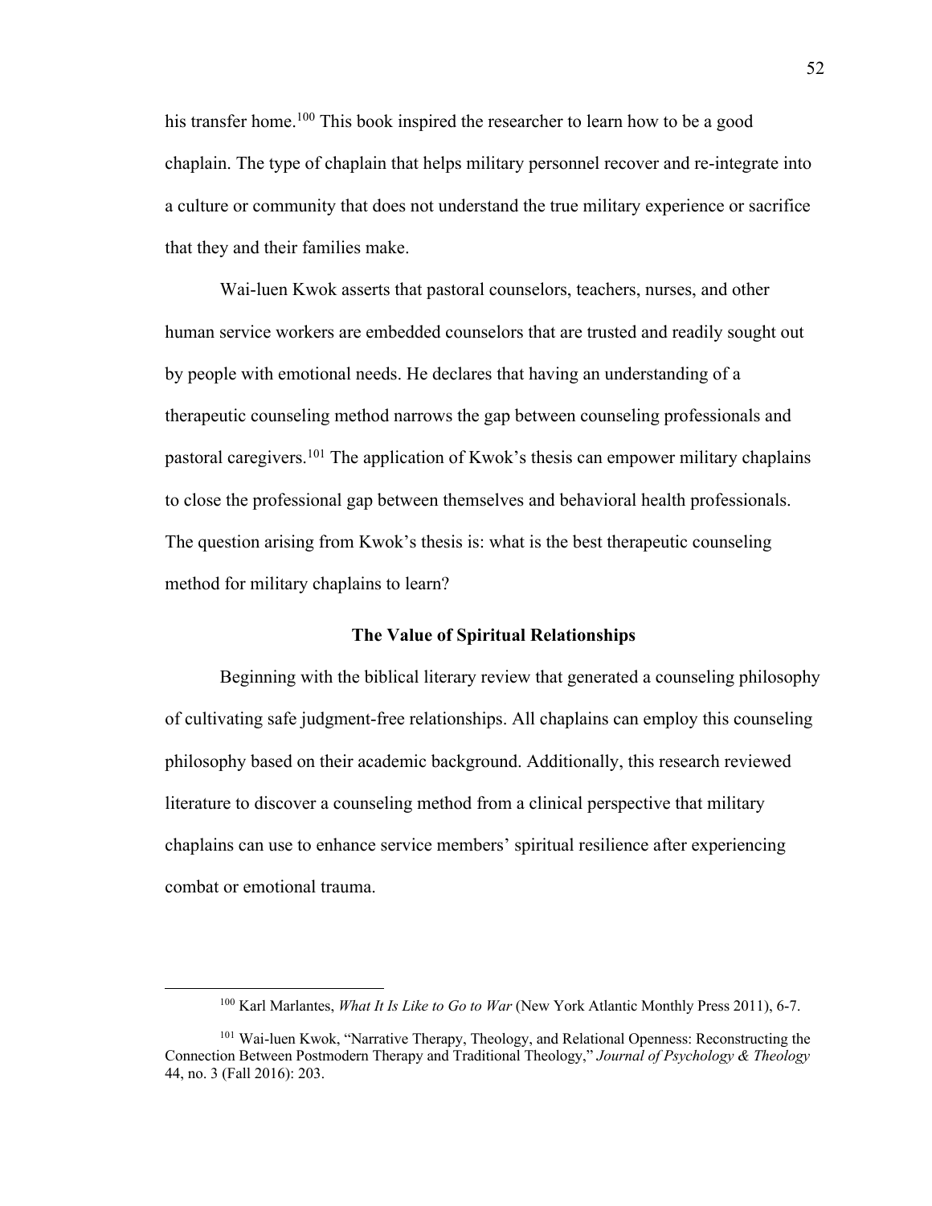his transfer home.[100] This book inspired the researcher to learn how to be a good chaplain. The type of chaplain that helps military personnel recover and re-integrate into a culture or community that does not understand the true military experience or sacrifice that they and their families make.

Wai-luen Kwok asserts that pastoral counselors, teachers, nurses, and other human service workers are embedded counselors that are trusted and readily sought out by people with emotional needs. He declares that having an understanding of a therapeutic counseling method narrows the gap between counseling professionals and pastoral caregivers.[101] The application of Kwok's thesis can empower military chaplains to close the professional gap between themselves and behavioral health professionals. The question arising from Kwok's thesis is: what is the best therapeutic counseling method for military chaplains to learn?

## The Value of Spiritual Relationships

Beginning with the biblical literary review that generated a counseling philosophy of cultivating safe judgment-free relationships. All chaplains can employ this counseling philosophy based on their academic background. Additionally, this research reviewed literature to discover a counseling method from a clinical perspective that military chaplains can use to enhance service members' spiritual resilience after experiencing combat or emotional trauma.

---

[100] Karl Marlantes, *What It Is Like to Go to War* (New York Atlantic Monthly Press 2011), 6-7.

[101] Wai-luen Kwok, "Narrative Therapy, Theology, and Relational Openness: Reconstructing the Connection Between Postmodern Therapy and Traditional Theology," *Journal of Psychology & Theology* 44, no. 3 (Fall 2016): 203.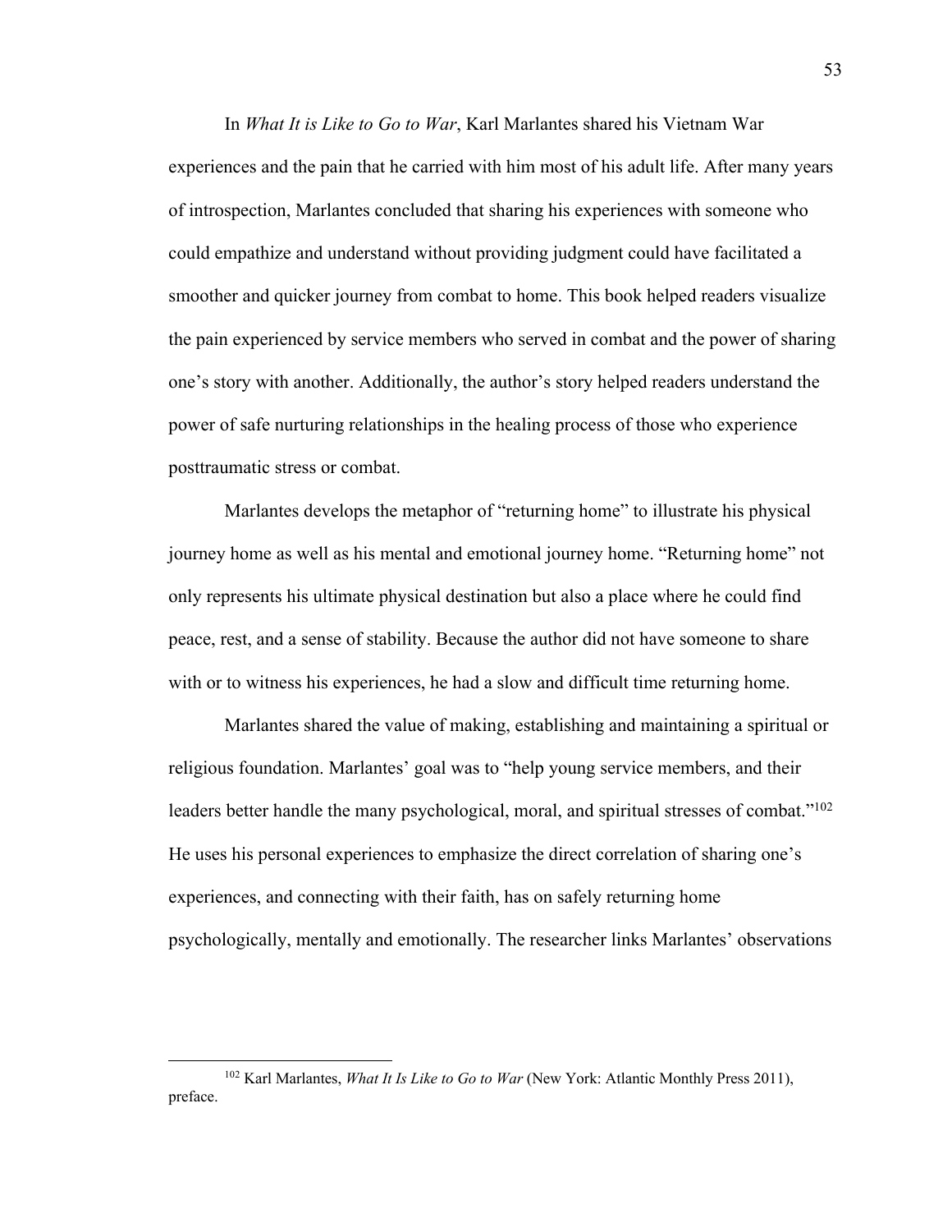In *What It is Like to Go to War*, Karl Marlantes shared his Vietnam War experiences and the pain that he carried with him most of his adult life. After many years of introspection, Marlantes concluded that sharing his experiences with someone who could empathize and understand without providing judgment could have facilitated a smoother and quicker journey from combat to home. This book helped readers visualize the pain experienced by service members who served in combat and the power of sharing one's story with another. Additionally, the author's story helped readers understand the power of safe nurturing relationships in the healing process of those who experience posttraumatic stress or combat.

Marlantes develops the metaphor of "returning home" to illustrate his physical journey home as well as his mental and emotional journey home. "Returning home" not only represents his ultimate physical destination but also a place where he could find peace, rest, and a sense of stability. Because the author did not have someone to share with or to witness his experiences, he had a slow and difficult time returning home.

Marlantes shared the value of making, establishing and maintaining a spiritual or religious foundation. Marlantes' goal was to "help young service members, and their leaders better handle the many psychological, moral, and spiritual stresses of combat."[102] He uses his personal experiences to emphasize the direct correlation of sharing one's experiences, and connecting with their faith, has on safely returning home psychologically, mentally and emotionally. The researcher links Marlantes' observations

---

[102] Karl Marlantes, *What It Is Like to Go to War* (New York: Atlantic Monthly Press 2011), preface.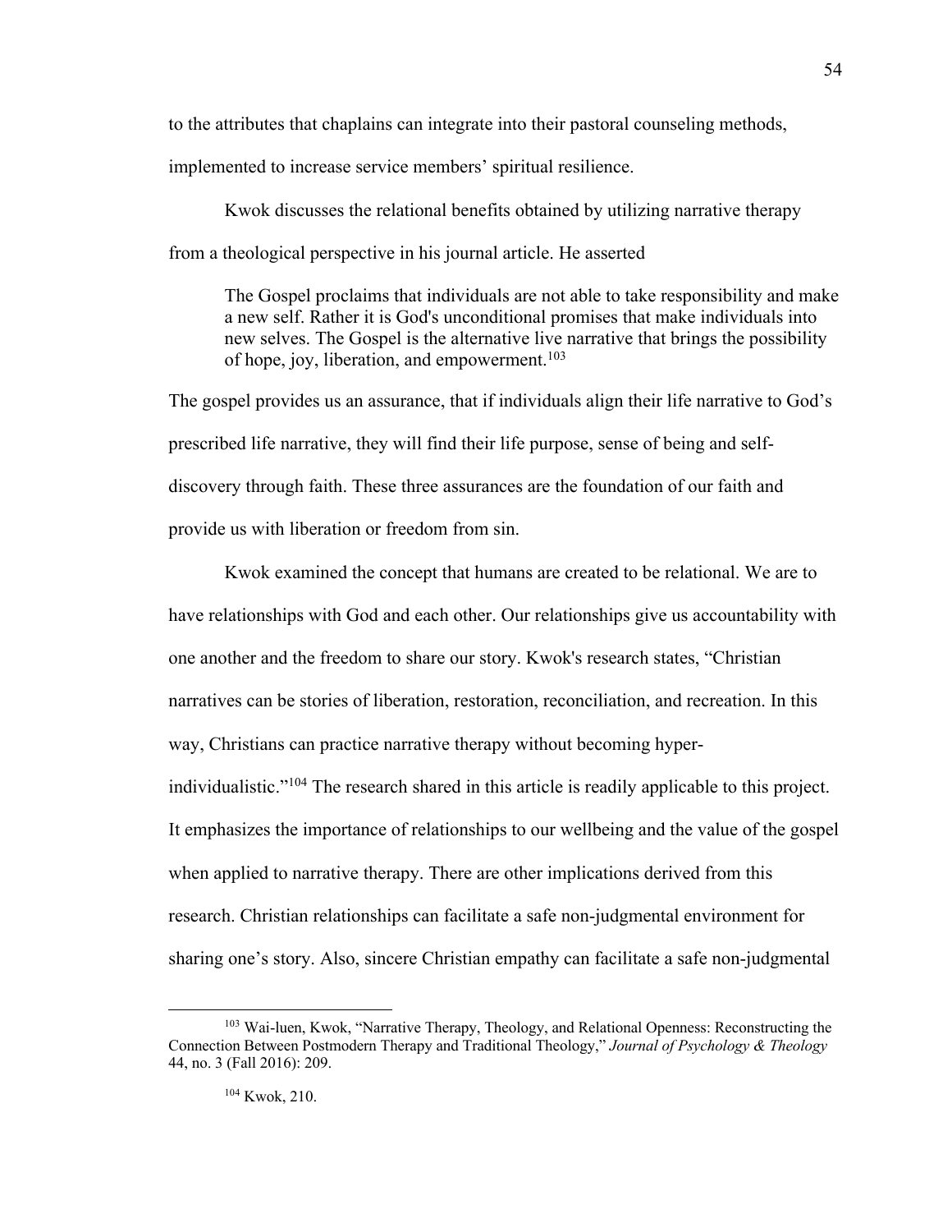to the attributes that chaplains can integrate into their pastoral counseling methods, implemented to increase service members' spiritual resilience.

Kwok discusses the relational benefits obtained by utilizing narrative therapy from a theological perspective in his journal article. He asserted

> The Gospel proclaims that individuals are not able to take responsibility and make a new self. Rather it is God's unconditional promises that make individuals into new selves. The Gospel is the alternative live narrative that brings the possibility of hope, joy, liberation, and empowerment.[103]

The gospel provides us an assurance, that if individuals align their life narrative to God's prescribed life narrative, they will find their life purpose, sense of being and self-discovery through faith. These three assurances are the foundation of our faith and provide us with liberation or freedom from sin.

Kwok examined the concept that humans are created to be relational. We are to have relationships with God and each other. Our relationships give us accountability with one another and the freedom to share our story. Kwok's research states, "Christian narratives can be stories of liberation, restoration, reconciliation, and recreation. In this way, Christians can practice narrative therapy without becoming hyper-individualistic."[104] The research shared in this article is readily applicable to this project. It emphasizes the importance of relationships to our wellbeing and the value of the gospel when applied to narrative therapy. There are other implications derived from this research. Christian relationships can facilitate a safe non-judgmental environment for sharing one's story. Also, sincere Christian empathy can facilitate a safe non-judgmental

---

[103] Wai-luen, Kwok, "Narrative Therapy, Theology, and Relational Openness: Reconstructing the Connection Between Postmodern Therapy and Traditional Theology," *Journal of Psychology & Theology* 44, no. 3 (Fall 2016): 209.

[104] Kwok, 210.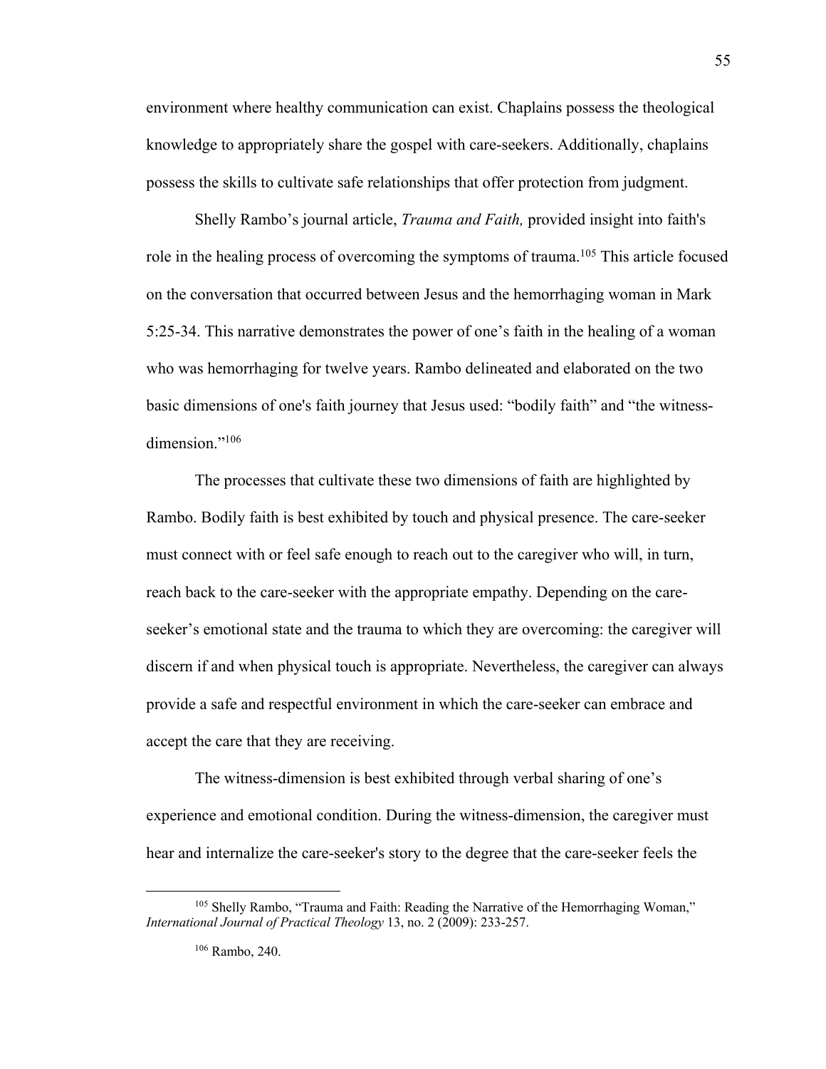environment where healthy communication can exist. Chaplains possess the theological knowledge to appropriately share the gospel with care-seekers. Additionally, chaplains possess the skills to cultivate safe relationships that offer protection from judgment.

Shelly Rambo's journal article, *Trauma and Faith,* provided insight into faith's role in the healing process of overcoming the symptoms of trauma.[105] This article focused on the conversation that occurred between Jesus and the hemorrhaging woman in Mark 5:25-34. This narrative demonstrates the power of one's faith in the healing of a woman who was hemorrhaging for twelve years. Rambo delineated and elaborated on the two basic dimensions of one's faith journey that Jesus used: "bodily faith" and "the witness-dimension."[106]

The processes that cultivate these two dimensions of faith are highlighted by Rambo. Bodily faith is best exhibited by touch and physical presence. The care-seeker must connect with or feel safe enough to reach out to the caregiver who will, in turn, reach back to the care-seeker with the appropriate empathy. Depending on the care-seeker's emotional state and the trauma to which they are overcoming: the caregiver will discern if and when physical touch is appropriate. Nevertheless, the caregiver can always provide a safe and respectful environment in which the care-seeker can embrace and accept the care that they are receiving.

The witness-dimension is best exhibited through verbal sharing of one's experience and emotional condition. During the witness-dimension, the caregiver must hear and internalize the care-seeker's story to the degree that the care-seeker feels the

---

[105] Shelly Rambo, "Trauma and Faith: Reading the Narrative of the Hemorrhaging Woman," *International Journal of Practical Theology* 13, no. 2 (2009): 233-257.

[106] Rambo, 240.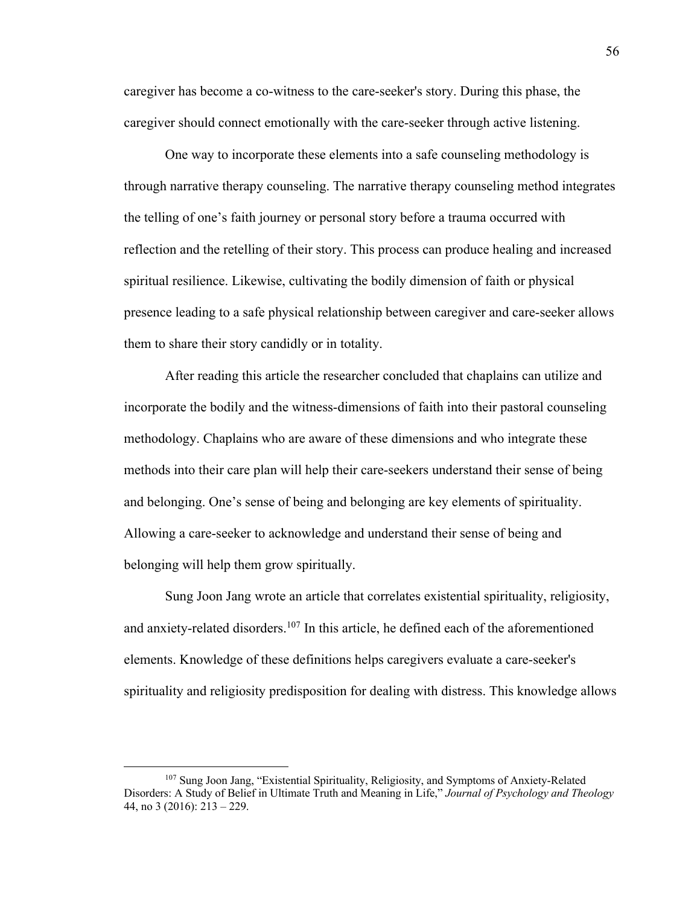caregiver has become a co-witness to the care-seeker's story. During this phase, the caregiver should connect emotionally with the care-seeker through active listening.

One way to incorporate these elements into a safe counseling methodology is through narrative therapy counseling. The narrative therapy counseling method integrates the telling of one's faith journey or personal story before a trauma occurred with reflection and the retelling of their story. This process can produce healing and increased spiritual resilience. Likewise, cultivating the bodily dimension of faith or physical presence leading to a safe physical relationship between caregiver and care-seeker allows them to share their story candidly or in totality.

After reading this article the researcher concluded that chaplains can utilize and incorporate the bodily and the witness-dimensions of faith into their pastoral counseling methodology. Chaplains who are aware of these dimensions and who integrate these methods into their care plan will help their care-seekers understand their sense of being and belonging. One's sense of being and belonging are key elements of spirituality. Allowing a care-seeker to acknowledge and understand their sense of being and belonging will help them grow spiritually.

Sung Joon Jang wrote an article that correlates existential spirituality, religiosity, and anxiety-related disorders.[107] In this article, he defined each of the aforementioned elements. Knowledge of these definitions helps caregivers evaluate a care-seeker's spirituality and religiosity predisposition for dealing with distress. This knowledge allows

---

[107] Sung Joon Jang, "Existential Spirituality, Religiosity, and Symptoms of Anxiety-Related Disorders: A Study of Belief in Ultimate Truth and Meaning in Life," *Journal of Psychology and Theology* 44, no 3 (2016): 213 – 229.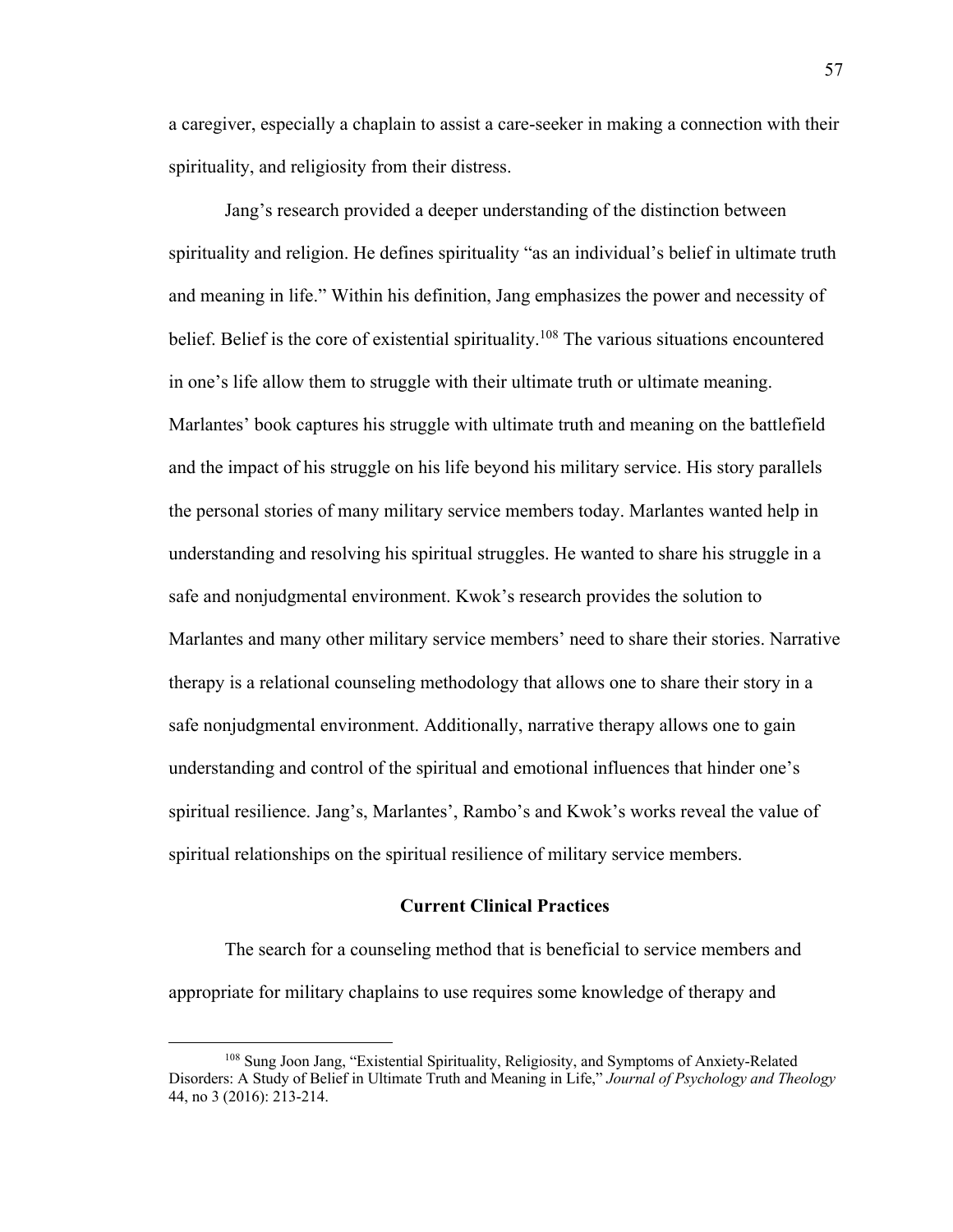a caregiver, especially a chaplain to assist a care-seeker in making a connection with their spirituality, and religiosity from their distress.

Jang's research provided a deeper understanding of the distinction between spirituality and religion. He defines spirituality "as an individual's belief in ultimate truth and meaning in life." Within his definition, Jang emphasizes the power and necessity of belief. Belief is the core of existential spirituality.[108] The various situations encountered in one's life allow them to struggle with their ultimate truth or ultimate meaning. Marlantes' book captures his struggle with ultimate truth and meaning on the battlefield and the impact of his struggle on his life beyond his military service. His story parallels the personal stories of many military service members today. Marlantes wanted help in understanding and resolving his spiritual struggles. He wanted to share his struggle in a safe and nonjudgmental environment. Kwok's research provides the solution to Marlantes and many other military service members' need to share their stories. Narrative therapy is a relational counseling methodology that allows one to share their story in a safe nonjudgmental environment. Additionally, narrative therapy allows one to gain understanding and control of the spiritual and emotional influences that hinder one's spiritual resilience. Jang's, Marlantes', Rambo's and Kwok's works reveal the value of spiritual relationships on the spiritual resilience of military service members.

## Current Clinical Practices

The search for a counseling method that is beneficial to service members and appropriate for military chaplains to use requires some knowledge of therapy and

---

[108] Sung Joon Jang, "Existential Spirituality, Religiosity, and Symptoms of Anxiety-Related Disorders: A Study of Belief in Ultimate Truth and Meaning in Life," *Journal of Psychology and Theology* 44, no 3 (2016): 213-214.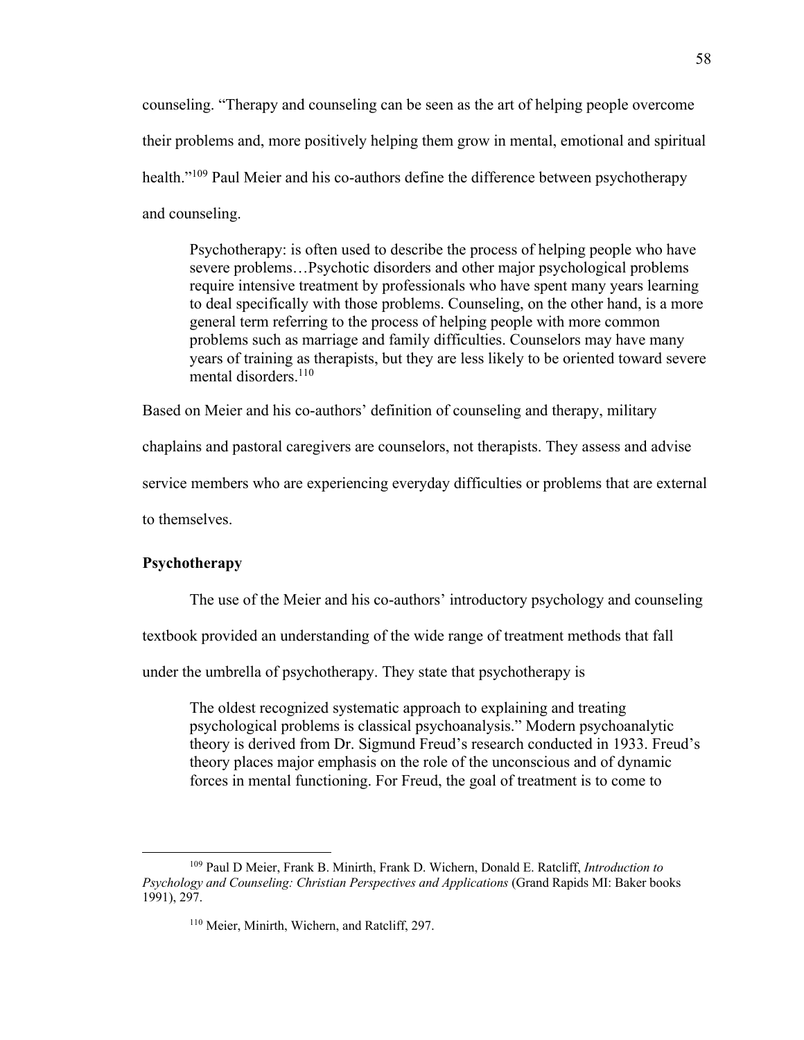counseling. "Therapy and counseling can be seen as the art of helping people overcome their problems and, more positively helping them grow in mental, emotional and spiritual health."[109] Paul Meier and his co-authors define the difference between psychotherapy and counseling.

> Psychotherapy: is often used to describe the process of helping people who have severe problems…Psychotic disorders and other major psychological problems require intensive treatment by professionals who have spent many years learning to deal specifically with those problems. Counseling, on the other hand, is a more general term referring to the process of helping people with more common problems such as marriage and family difficulties. Counselors may have many years of training as therapists, but they are less likely to be oriented toward severe mental disorders.[110]

Based on Meier and his co-authors' definition of counseling and therapy, military chaplains and pastoral caregivers are counselors, not therapists. They assess and advise service members who are experiencing everyday difficulties or problems that are external to themselves.

**Psychotherapy**

The use of the Meier and his co-authors' introductory psychology and counseling textbook provided an understanding of the wide range of treatment methods that fall under the umbrella of psychotherapy. They state that psychotherapy is

> The oldest recognized systematic approach to explaining and treating psychological problems is classical psychoanalysis." Modern psychoanalytic theory is derived from Dr. Sigmund Freud's research conducted in 1933. Freud's theory places major emphasis on the role of the unconscious and of dynamic forces in mental functioning. For Freud, the goal of treatment is to come to

---

[109] Paul D Meier, Frank B. Minirth, Frank D. Wichern, Donald E. Ratcliff, *Introduction to Psychology and Counseling: Christian Perspectives and Applications* (Grand Rapids MI: Baker books 1991), 297.

[110] Meier, Minirth, Wichern, and Ratcliff, 297.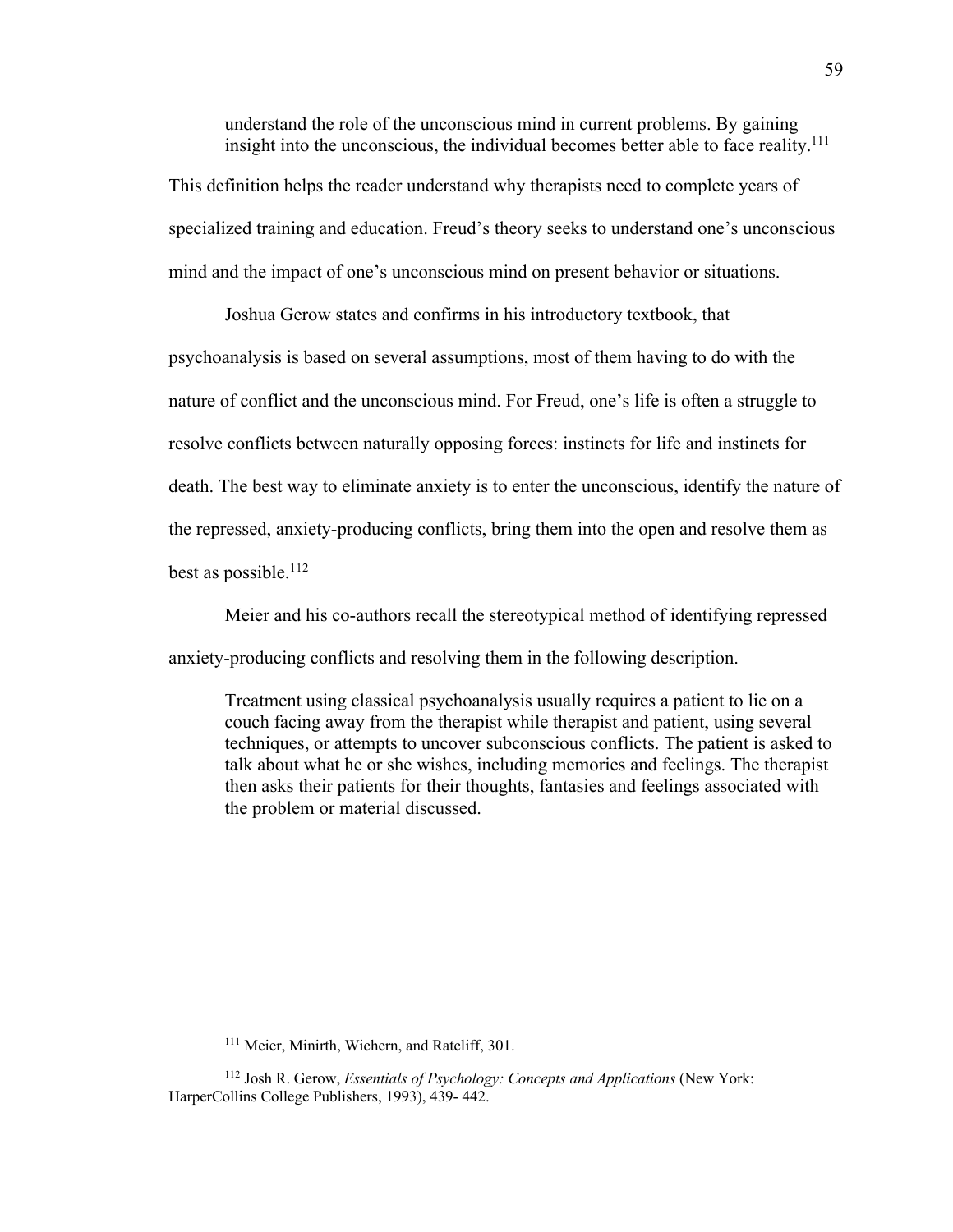> understand the role of the unconscious mind in current problems. By gaining insight into the unconscious, the individual becomes better able to face reality.[111]

This definition helps the reader understand why therapists need to complete years of specialized training and education. Freud's theory seeks to understand one's unconscious mind and the impact of one's unconscious mind on present behavior or situations.

Joshua Gerow states and confirms in his introductory textbook, that psychoanalysis is based on several assumptions, most of them having to do with the nature of conflict and the unconscious mind. For Freud, one's life is often a struggle to resolve conflicts between naturally opposing forces: instincts for life and instincts for death. The best way to eliminate anxiety is to enter the unconscious, identify the nature of the repressed, anxiety-producing conflicts, bring them into the open and resolve them as best as possible.[112]

Meier and his co-authors recall the stereotypical method of identifying repressed anxiety-producing conflicts and resolving them in the following description.

> Treatment using classical psychoanalysis usually requires a patient to lie on a couch facing away from the therapist while therapist and patient, using several techniques, or attempts to uncover subconscious conflicts. The patient is asked to talk about what he or she wishes, including memories and feelings. The therapist then asks their patients for their thoughts, fantasies and feelings associated with the problem or material discussed.

---

[111] Meier, Minirth, Wichern, and Ratcliff, 301.

[112] Josh R. Gerow, *Essentials of Psychology: Concepts and Applications* (New York: HarperCollins College Publishers, 1993), 439- 442.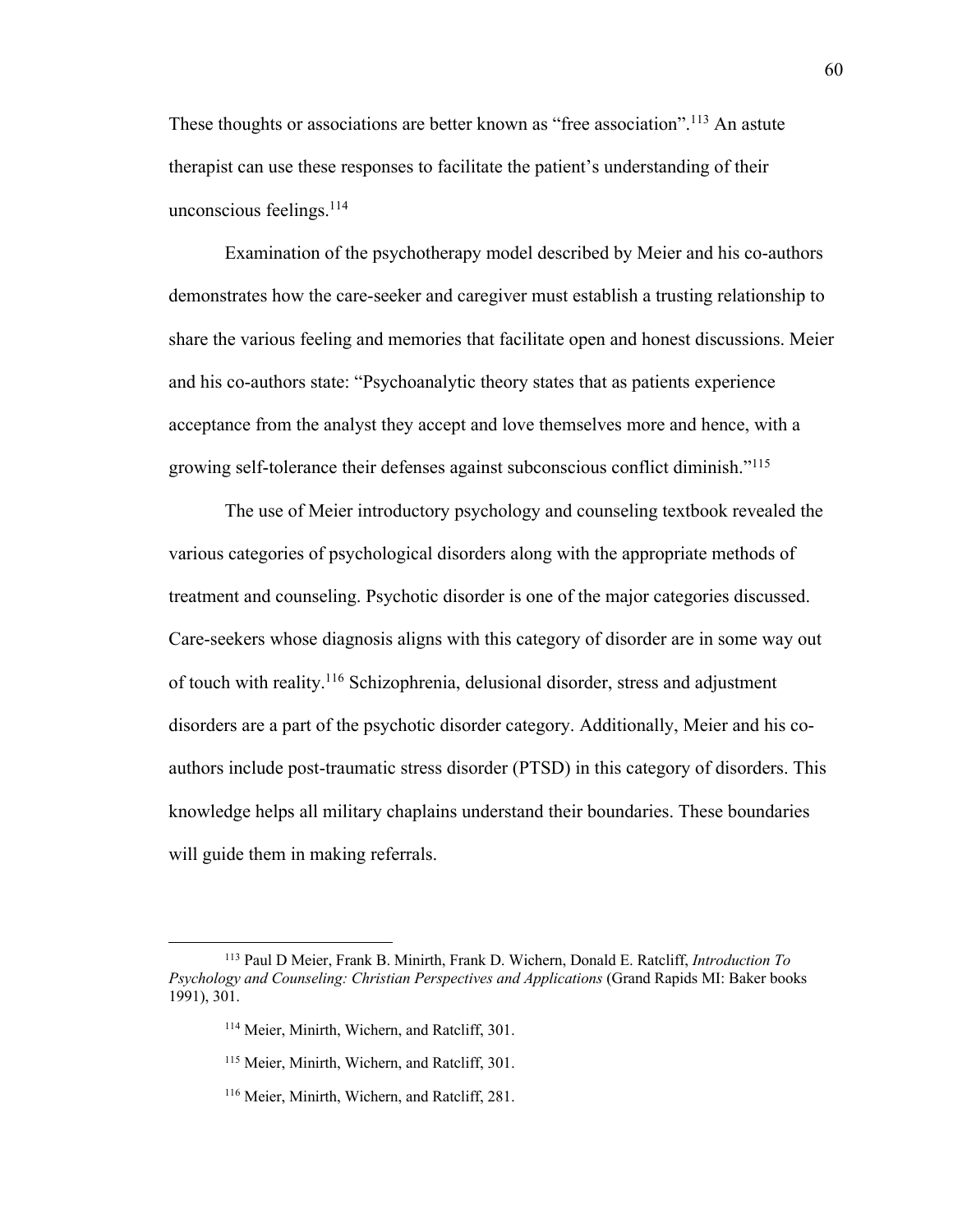These thoughts or associations are better known as "free association".[113] An astute therapist can use these responses to facilitate the patient's understanding of their unconscious feelings.[114]

Examination of the psychotherapy model described by Meier and his co-authors demonstrates how the care-seeker and caregiver must establish a trusting relationship to share the various feeling and memories that facilitate open and honest discussions. Meier and his co-authors state: "Psychoanalytic theory states that as patients experience acceptance from the analyst they accept and love themselves more and hence, with a growing self-tolerance their defenses against subconscious conflict diminish."[115]

The use of Meier introductory psychology and counseling textbook revealed the various categories of psychological disorders along with the appropriate methods of treatment and counseling. Psychotic disorder is one of the major categories discussed. Care-seekers whose diagnosis aligns with this category of disorder are in some way out of touch with reality.[116] Schizophrenia, delusional disorder, stress and adjustment disorders are a part of the psychotic disorder category. Additionally, Meier and his co-authors include post-traumatic stress disorder (PTSD) in this category of disorders. This knowledge helps all military chaplains understand their boundaries. These boundaries will guide them in making referrals.

---

[113] Paul D Meier, Frank B. Minirth, Frank D. Wichern, Donald E. Ratcliff, *Introduction To Psychology and Counseling: Christian Perspectives and Applications* (Grand Rapids MI: Baker books 1991), 301.

[114] Meier, Minirth, Wichern, and Ratcliff, 301.

[115] Meier, Minirth, Wichern, and Ratcliff, 301.

[116] Meier, Minirth, Wichern, and Ratcliff, 281.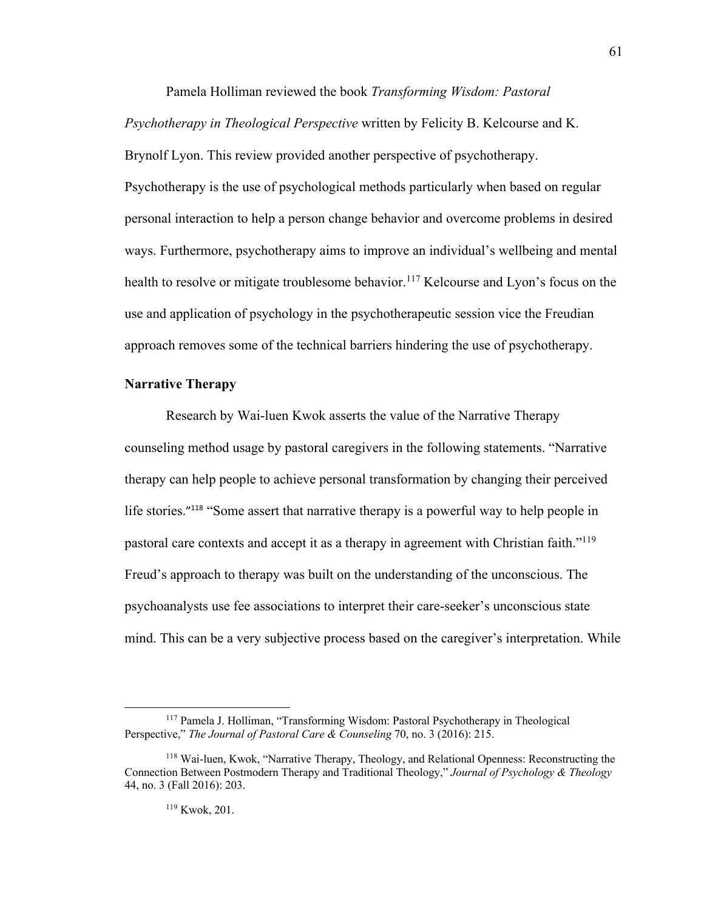Pamela Holliman reviewed the book *Transforming Wisdom: Pastoral Psychotherapy in Theological Perspective* written by Felicity B. Kelcourse and K. Brynolf Lyon. This review provided another perspective of psychotherapy. Psychotherapy is the use of psychological methods particularly when based on regular personal interaction to help a person change behavior and overcome problems in desired ways. Furthermore, psychotherapy aims to improve an individual's wellbeing and mental health to resolve or mitigate troublesome behavior.[117] Kelcourse and Lyon's focus on the use and application of psychology in the psychotherapeutic session vice the Freudian approach removes some of the technical barriers hindering the use of psychotherapy.

**Narrative Therapy**

Research by Wai-luen Kwok asserts the value of the Narrative Therapy counseling method usage by pastoral caregivers in the following statements. "Narrative therapy can help people to achieve personal transformation by changing their perceived life stories."[118] "Some assert that narrative therapy is a powerful way to help people in pastoral care contexts and accept it as a therapy in agreement with Christian faith."[119] Freud's approach to therapy was built on the understanding of the unconscious. The psychoanalysts use fee associations to interpret their care-seeker's unconscious state mind. This can be a very subjective process based on the caregiver's interpretation. While

[117] Pamela J. Holliman, "Transforming Wisdom: Pastoral Psychotherapy in Theological Perspective," *The Journal of Pastoral Care & Counseling* 70, no. 3 (2016): 215.

[118] Wai-luen, Kwok, "Narrative Therapy, Theology, and Relational Openness: Reconstructing the Connection Between Postmodern Therapy and Traditional Theology," *Journal of Psychology & Theology* 44, no. 3 (Fall 2016): 203.

[119] Kwok, 201.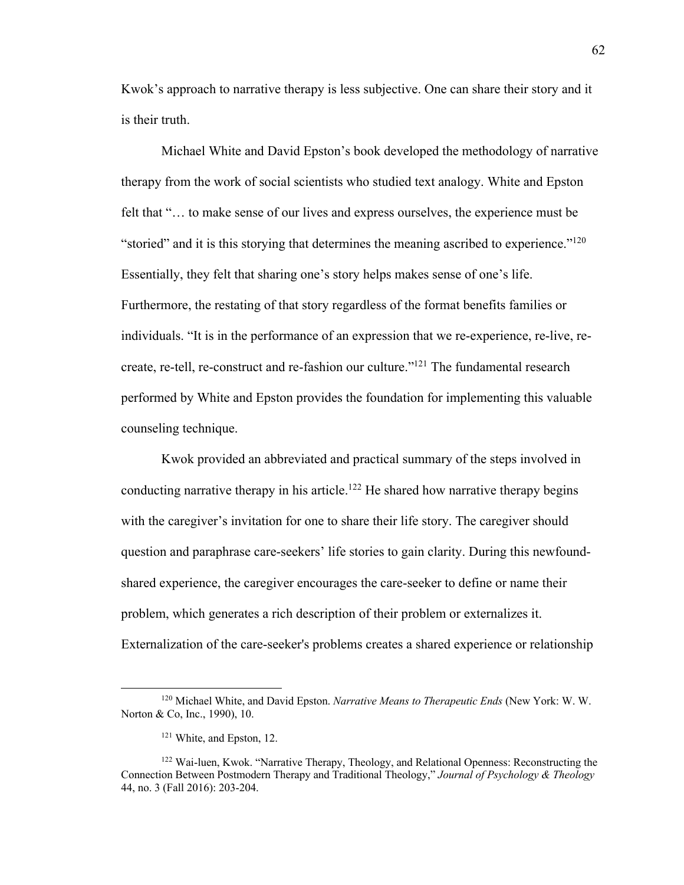Kwok's approach to narrative therapy is less subjective. One can share their story and it is their truth.

Michael White and David Epston's book developed the methodology of narrative therapy from the work of social scientists who studied text analogy. White and Epston felt that "… to make sense of our lives and express ourselves, the experience must be "storied" and it is this storying that determines the meaning ascribed to experience."[120] Essentially, they felt that sharing one's story helps makes sense of one's life. Furthermore, the restating of that story regardless of the format benefits families or individuals. "It is in the performance of an expression that we re-experience, re-live, re-create, re-tell, re-construct and re-fashion our culture."[121] The fundamental research performed by White and Epston provides the foundation for implementing this valuable counseling technique.

Kwok provided an abbreviated and practical summary of the steps involved in conducting narrative therapy in his article.[122] He shared how narrative therapy begins with the caregiver's invitation for one to share their life story. The caregiver should question and paraphrase care-seekers' life stories to gain clarity. During this newfound-shared experience, the caregiver encourages the care-seeker to define or name their problem, which generates a rich description of their problem or externalizes it. Externalization of the care-seeker's problems creates a shared experience or relationship

---

[120] Michael White, and David Epston. *Narrative Means to Therapeutic Ends* (New York: W. W. Norton & Co, Inc., 1990), 10.

[121] White, and Epston, 12.

[122] Wai-luen, Kwok. "Narrative Therapy, Theology, and Relational Openness: Reconstructing the Connection Between Postmodern Therapy and Traditional Theology," *Journal of Psychology & Theology* 44, no. 3 (Fall 2016): 203-204.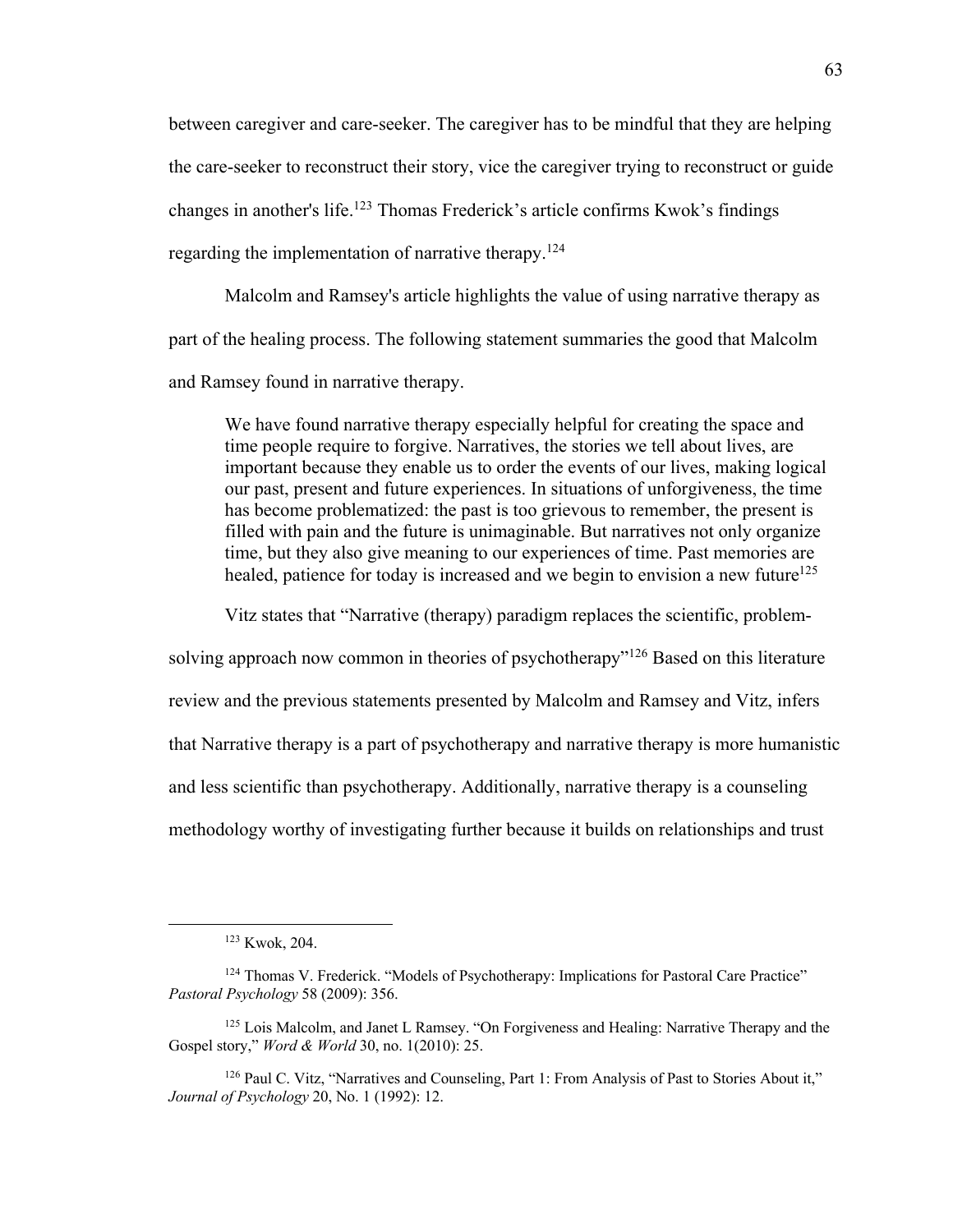between caregiver and care-seeker. The caregiver has to be mindful that they are helping the care-seeker to reconstruct their story, vice the caregiver trying to reconstruct or guide changes in another's life.[123] Thomas Frederick's article confirms Kwok's findings regarding the implementation of narrative therapy.[124]

Malcolm and Ramsey's article highlights the value of using narrative therapy as part of the healing process. The following statement summaries the good that Malcolm and Ramsey found in narrative therapy.

> We have found narrative therapy especially helpful for creating the space and time people require to forgive. Narratives, the stories we tell about lives, are important because they enable us to order the events of our lives, making logical our past, present and future experiences. In situations of unforgiveness, the time has become problematized: the past is too grievous to remember, the present is filled with pain and the future is unimaginable. But narratives not only organize time, but they also give meaning to our experiences of time. Past memories are healed, patience for today is increased and we begin to envision a new future[125]

Vitz states that "Narrative (therapy) paradigm replaces the scientific, problem-solving approach now common in theories of psychotherapy"[126] Based on this literature review and the previous statements presented by Malcolm and Ramsey and Vitz, infers that Narrative therapy is a part of psychotherapy and narrative therapy is more humanistic and less scientific than psychotherapy. Additionally, narrative therapy is a counseling methodology worthy of investigating further because it builds on relationships and trust

---

[123] Kwok, 204.

[124] Thomas V. Frederick. "Models of Psychotherapy: Implications for Pastoral Care Practice" *Pastoral Psychology* 58 (2009): 356.

[125] Lois Malcolm, and Janet L Ramsey. "On Forgiveness and Healing: Narrative Therapy and the Gospel story," *Word & World* 30, no. 1(2010): 25.

[126] Paul C. Vitz, "Narratives and Counseling, Part 1: From Analysis of Past to Stories About it," *Journal of Psychology* 20, No. 1 (1992): 12.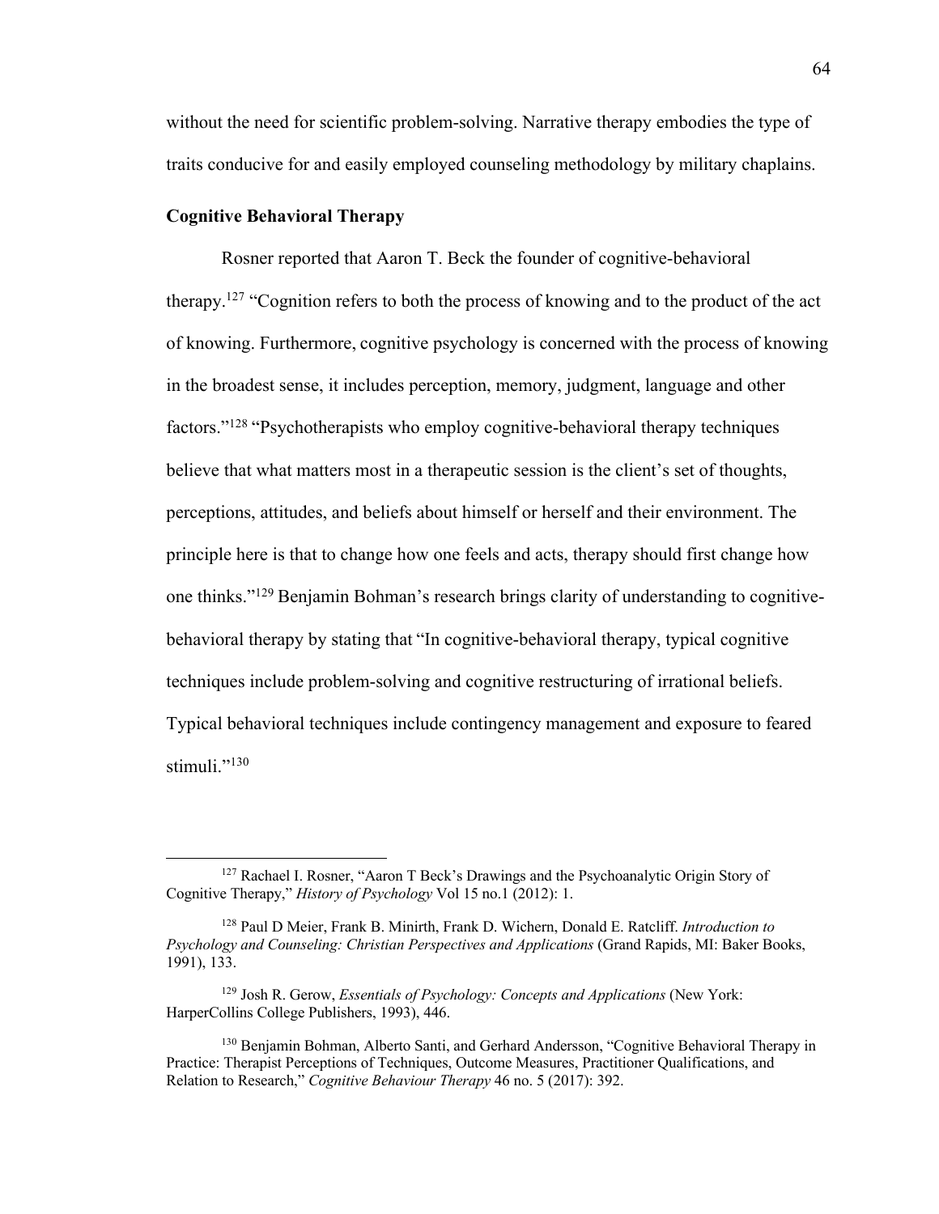without the need for scientific problem-solving. Narrative therapy embodies the type of traits conducive for and easily employed counseling methodology by military chaplains.

**Cognitive Behavioral Therapy**

Rosner reported that Aaron T. Beck the founder of cognitive-behavioral therapy.[127] "Cognition refers to both the process of knowing and to the product of the act of knowing. Furthermore, cognitive psychology is concerned with the process of knowing in the broadest sense, it includes perception, memory, judgment, language and other factors."[128] "Psychotherapists who employ cognitive-behavioral therapy techniques believe that what matters most in a therapeutic session is the client's set of thoughts, perceptions, attitudes, and beliefs about himself or herself and their environment. The principle here is that to change how one feels and acts, therapy should first change how one thinks."[129] Benjamin Bohman's research brings clarity of understanding to cognitive-behavioral therapy by stating that "In cognitive-behavioral therapy, typical cognitive techniques include problem-solving and cognitive restructuring of irrational beliefs. Typical behavioral techniques include contingency management and exposure to feared stimuli."[130]

---

[127] Rachael I. Rosner, "Aaron T Beck's Drawings and the Psychoanalytic Origin Story of Cognitive Therapy," *History of Psychology* Vol 15 no.1 (2012): 1.

[128] Paul D Meier, Frank B. Minirth, Frank D. Wichern, Donald E. Ratcliff. *Introduction to Psychology and Counseling: Christian Perspectives and Applications* (Grand Rapids, MI: Baker Books, 1991), 133.

[129] Josh R. Gerow, *Essentials of Psychology: Concepts and Applications* (New York: HarperCollins College Publishers, 1993), 446.

[130] Benjamin Bohman, Alberto Santi, and Gerhard Andersson, "Cognitive Behavioral Therapy in Practice: Therapist Perceptions of Techniques, Outcome Measures, Practitioner Qualifications, and Relation to Research," *Cognitive Behaviour Therapy* 46 no. 5 (2017): 392.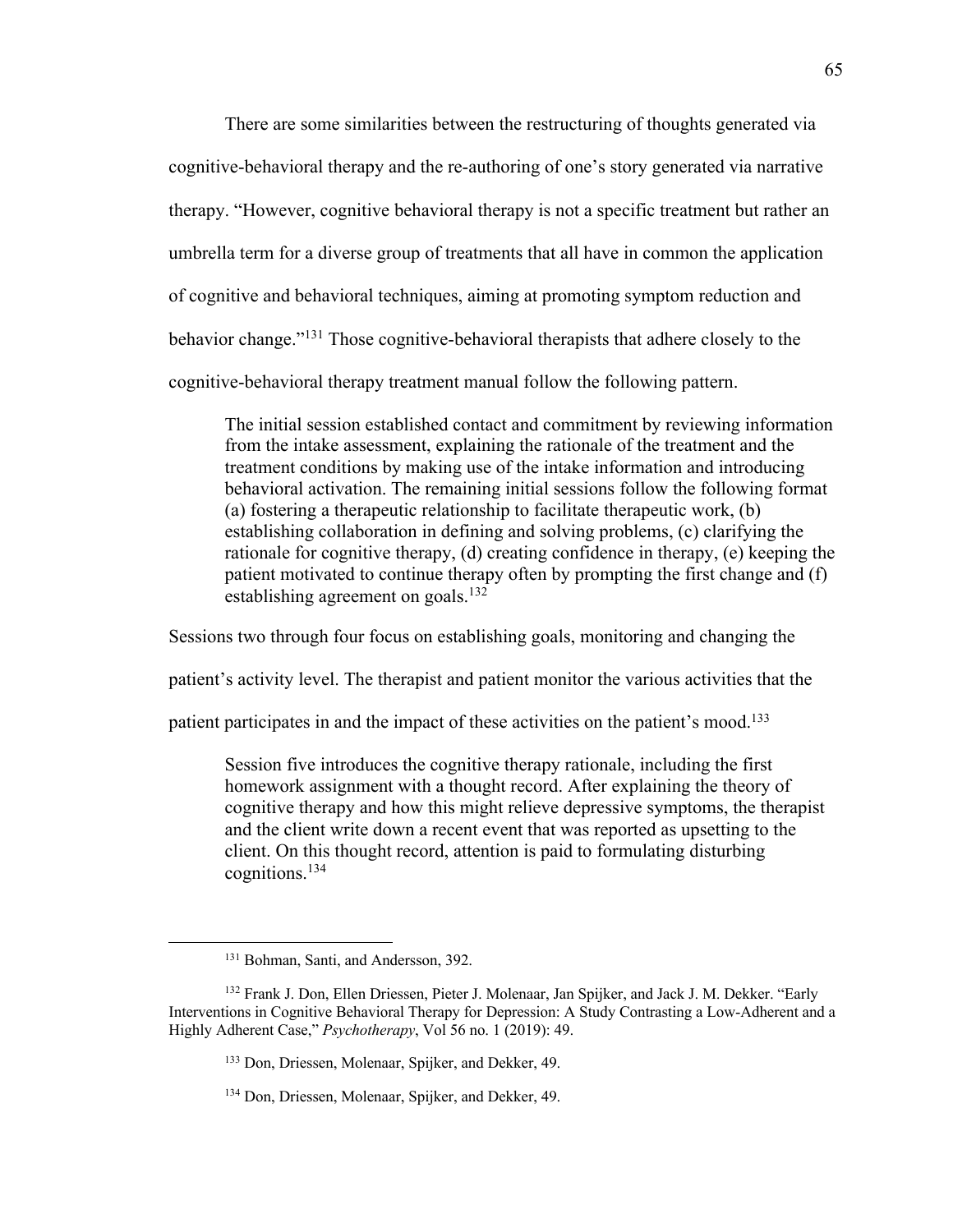There are some similarities between the restructuring of thoughts generated via cognitive-behavioral therapy and the re-authoring of one's story generated via narrative therapy. "However, cognitive behavioral therapy is not a specific treatment but rather an umbrella term for a diverse group of treatments that all have in common the application of cognitive and behavioral techniques, aiming at promoting symptom reduction and behavior change."[131] Those cognitive-behavioral therapists that adhere closely to the cognitive-behavioral therapy treatment manual follow the following pattern.

> The initial session established contact and commitment by reviewing information from the intake assessment, explaining the rationale of the treatment and the treatment conditions by making use of the intake information and introducing behavioral activation. The remaining initial sessions follow the following format (a) fostering a therapeutic relationship to facilitate therapeutic work, (b) establishing collaboration in defining and solving problems, (c) clarifying the rationale for cognitive therapy, (d) creating confidence in therapy, (e) keeping the patient motivated to continue therapy often by prompting the first change and (f) establishing agreement on goals.[132]

Sessions two through four focus on establishing goals, monitoring and changing the patient's activity level. The therapist and patient monitor the various activities that the patient participates in and the impact of these activities on the patient's mood.[133]

> Session five introduces the cognitive therapy rationale, including the first homework assignment with a thought record. After explaining the theory of cognitive therapy and how this might relieve depressive symptoms, the therapist and the client write down a recent event that was reported as upsetting to the client. On this thought record, attention is paid to formulating disturbing cognitions.[134]

---

[131] Bohman, Santi, and Andersson, 392.

[132] Frank J. Don, Ellen Driessen, Pieter J. Molenaar, Jan Spijker, and Jack J. M. Dekker. "Early Interventions in Cognitive Behavioral Therapy for Depression: A Study Contrasting a Low-Adherent and a Highly Adherent Case," *Psychotherapy*, Vol 56 no. 1 (2019): 49.

[133] Don, Driessen, Molenaar, Spijker, and Dekker, 49.

[134] Don, Driessen, Molenaar, Spijker, and Dekker, 49.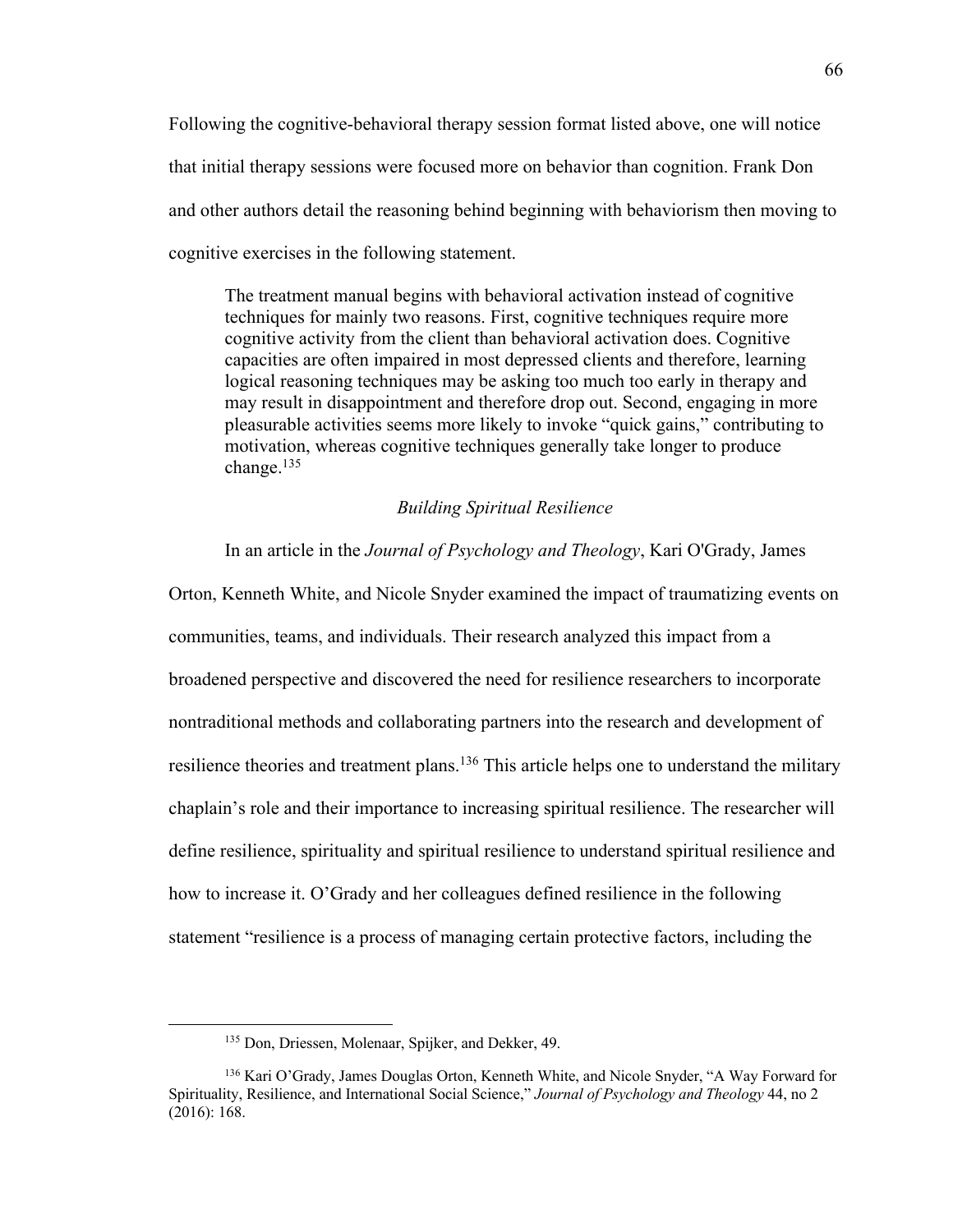Following the cognitive-behavioral therapy session format listed above, one will notice that initial therapy sessions were focused more on behavior than cognition. Frank Don and other authors detail the reasoning behind beginning with behaviorism then moving to cognitive exercises in the following statement.

> The treatment manual begins with behavioral activation instead of cognitive techniques for mainly two reasons. First, cognitive techniques require more cognitive activity from the client than behavioral activation does. Cognitive capacities are often impaired in most depressed clients and therefore, learning logical reasoning techniques may be asking too much too early in therapy and may result in disappointment and therefore drop out. Second, engaging in more pleasurable activities seems more likely to invoke "quick gains," contributing to motivation, whereas cognitive techniques generally take longer to produce change.[135]

### *Building Spiritual Resilience*

In an article in the *Journal of Psychology and Theology*, Kari O'Grady, James Orton, Kenneth White, and Nicole Snyder examined the impact of traumatizing events on communities, teams, and individuals. Their research analyzed this impact from a broadened perspective and discovered the need for resilience researchers to incorporate nontraditional methods and collaborating partners into the research and development of resilience theories and treatment plans.[136] This article helps one to understand the military chaplain's role and their importance to increasing spiritual resilience. The researcher will define resilience, spirituality and spiritual resilience to understand spiritual resilience and how to increase it. O'Grady and her colleagues defined resilience in the following statement "resilience is a process of managing certain protective factors, including the

---

[135] Don, Driessen, Molenaar, Spijker, and Dekker, 49.

[136] Kari O'Grady, James Douglas Orton, Kenneth White, and Nicole Snyder, "A Way Forward for Spirituality, Resilience, and International Social Science," *Journal of Psychology and Theology* 44, no 2 (2016): 168.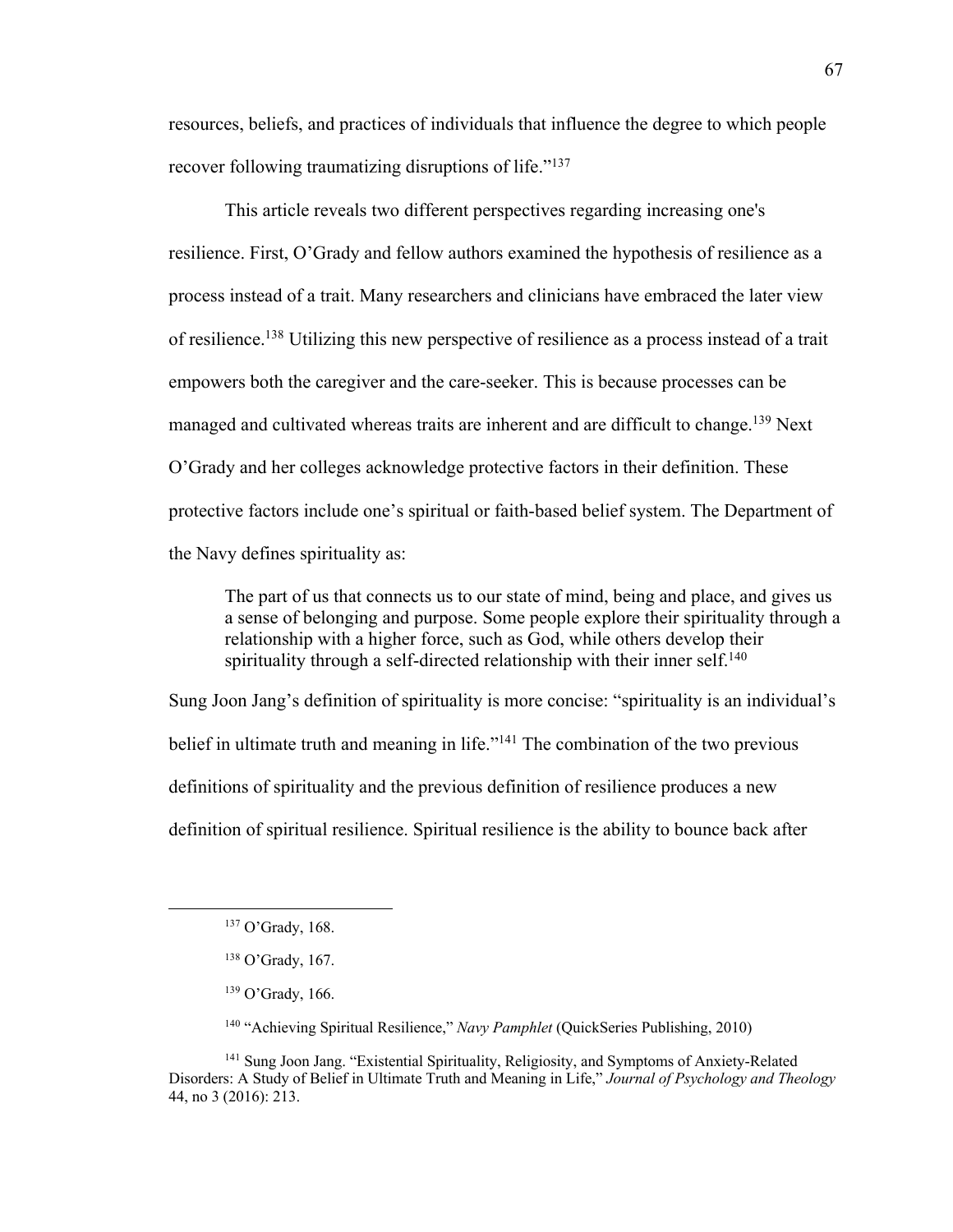resources, beliefs, and practices of individuals that influence the degree to which people recover following traumatizing disruptions of life."[137]

This article reveals two different perspectives regarding increasing one's resilience. First, O'Grady and fellow authors examined the hypothesis of resilience as a process instead of a trait. Many researchers and clinicians have embraced the later view of resilience.[138] Utilizing this new perspective of resilience as a process instead of a trait empowers both the caregiver and the care-seeker. This is because processes can be managed and cultivated whereas traits are inherent and are difficult to change.[139] Next O'Grady and her colleges acknowledge protective factors in their definition. These protective factors include one's spiritual or faith-based belief system. The Department of the Navy defines spirituality as:

> The part of us that connects us to our state of mind, being and place, and gives us a sense of belonging and purpose. Some people explore their spirituality through a relationship with a higher force, such as God, while others develop their spirituality through a self-directed relationship with their inner self.[140]

Sung Joon Jang's definition of spirituality is more concise: "spirituality is an individual's belief in ultimate truth and meaning in life."[141] The combination of the two previous definitions of spirituality and the previous definition of resilience produces a new definition of spiritual resilience. Spiritual resilience is the ability to bounce back after

---

[137] O'Grady, 168.

[138] O'Grady, 167.

[139] O'Grady, 166.

[140] "Achieving Spiritual Resilience," *Navy Pamphlet* (QuickSeries Publishing, 2010)

[141] Sung Joon Jang. "Existential Spirituality, Religiosity, and Symptoms of Anxiety-Related Disorders: A Study of Belief in Ultimate Truth and Meaning in Life," *Journal of Psychology and Theology* 44, no 3 (2016): 213.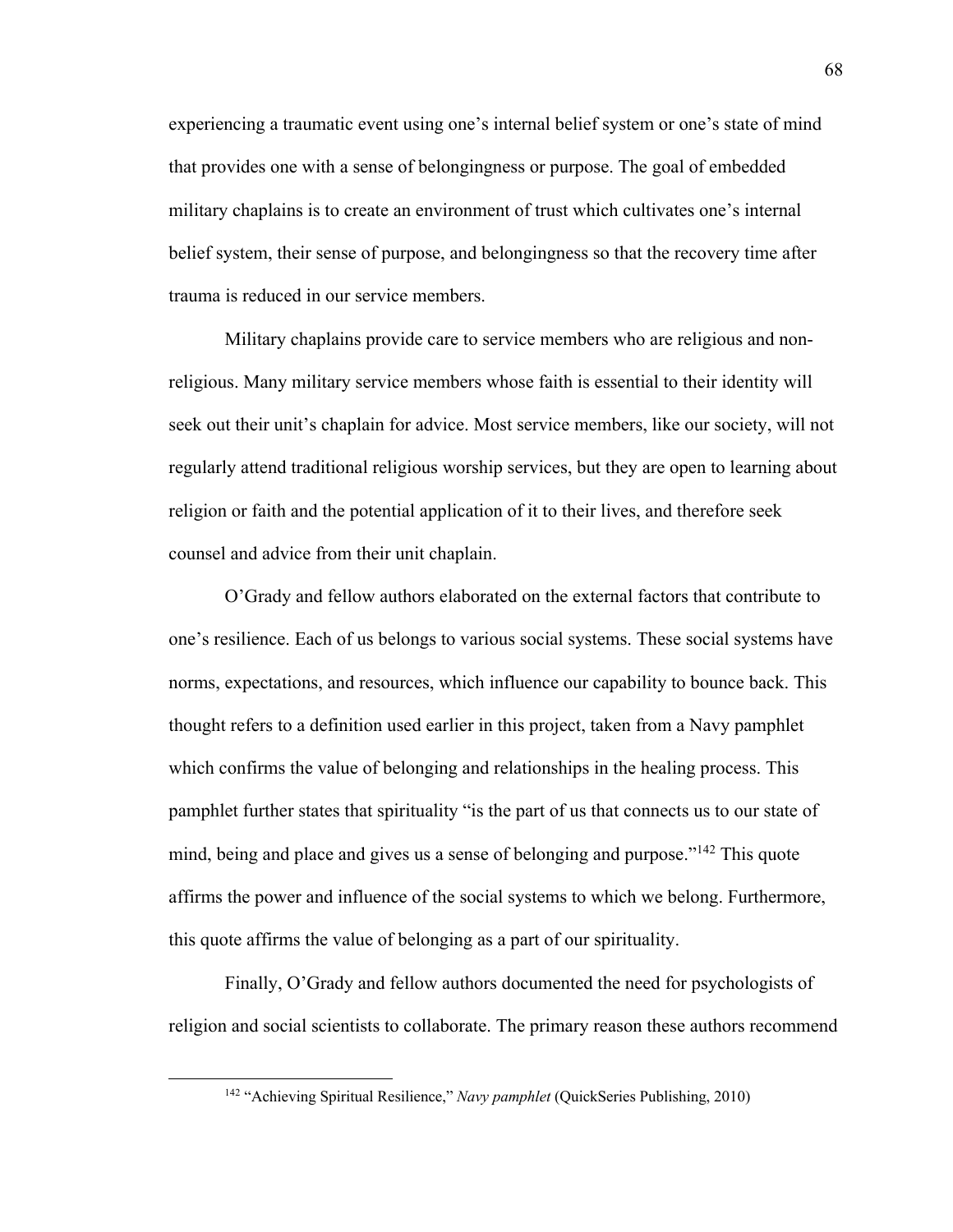experiencing a traumatic event using one's internal belief system or one's state of mind that provides one with a sense of belongingness or purpose. The goal of embedded military chaplains is to create an environment of trust which cultivates one's internal belief system, their sense of purpose, and belongingness so that the recovery time after trauma is reduced in our service members.

Military chaplains provide care to service members who are religious and non-religious. Many military service members whose faith is essential to their identity will seek out their unit's chaplain for advice. Most service members, like our society, will not regularly attend traditional religious worship services, but they are open to learning about religion or faith and the potential application of it to their lives, and therefore seek counsel and advice from their unit chaplain.

O'Grady and fellow authors elaborated on the external factors that contribute to one's resilience. Each of us belongs to various social systems. These social systems have norms, expectations, and resources, which influence our capability to bounce back. This thought refers to a definition used earlier in this project, taken from a Navy pamphlet which confirms the value of belonging and relationships in the healing process. This pamphlet further states that spirituality "is the part of us that connects us to our state of mind, being and place and gives us a sense of belonging and purpose."[142] This quote affirms the power and influence of the social systems to which we belong. Furthermore, this quote affirms the value of belonging as a part of our spirituality.

Finally, O'Grady and fellow authors documented the need for psychologists of religion and social scientists to collaborate. The primary reason these authors recommend

---

[142] "Achieving Spiritual Resilience," *Navy pamphlet* (QuickSeries Publishing, 2010)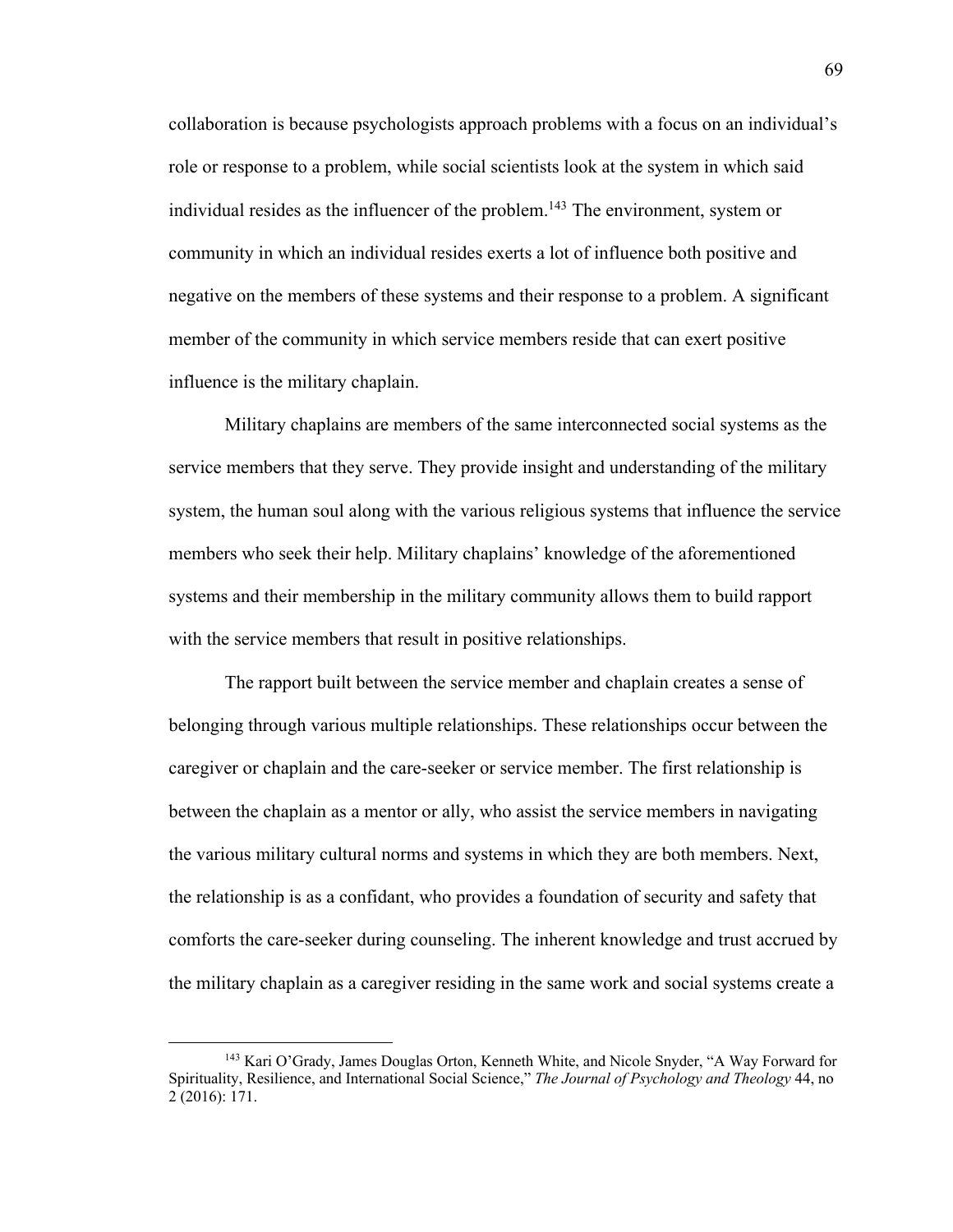collaboration is because psychologists approach problems with a focus on an individual's role or response to a problem, while social scientists look at the system in which said individual resides as the influencer of the problem.[143] The environment, system or community in which an individual resides exerts a lot of influence both positive and negative on the members of these systems and their response to a problem. A significant member of the community in which service members reside that can exert positive influence is the military chaplain.

Military chaplains are members of the same interconnected social systems as the service members that they serve. They provide insight and understanding of the military system, the human soul along with the various religious systems that influence the service members who seek their help. Military chaplains' knowledge of the aforementioned systems and their membership in the military community allows them to build rapport with the service members that result in positive relationships.

The rapport built between the service member and chaplain creates a sense of belonging through various multiple relationships. These relationships occur between the caregiver or chaplain and the care-seeker or service member. The first relationship is between the chaplain as a mentor or ally, who assist the service members in navigating the various military cultural norms and systems in which they are both members. Next, the relationship is as a confidant, who provides a foundation of security and safety that comforts the care-seeker during counseling. The inherent knowledge and trust accrued by the military chaplain as a caregiver residing in the same work and social systems create a

---

[143] Kari O'Grady, James Douglas Orton, Kenneth White, and Nicole Snyder, "A Way Forward for Spirituality, Resilience, and International Social Science," *The Journal of Psychology and Theology* 44, no 2 (2016): 171.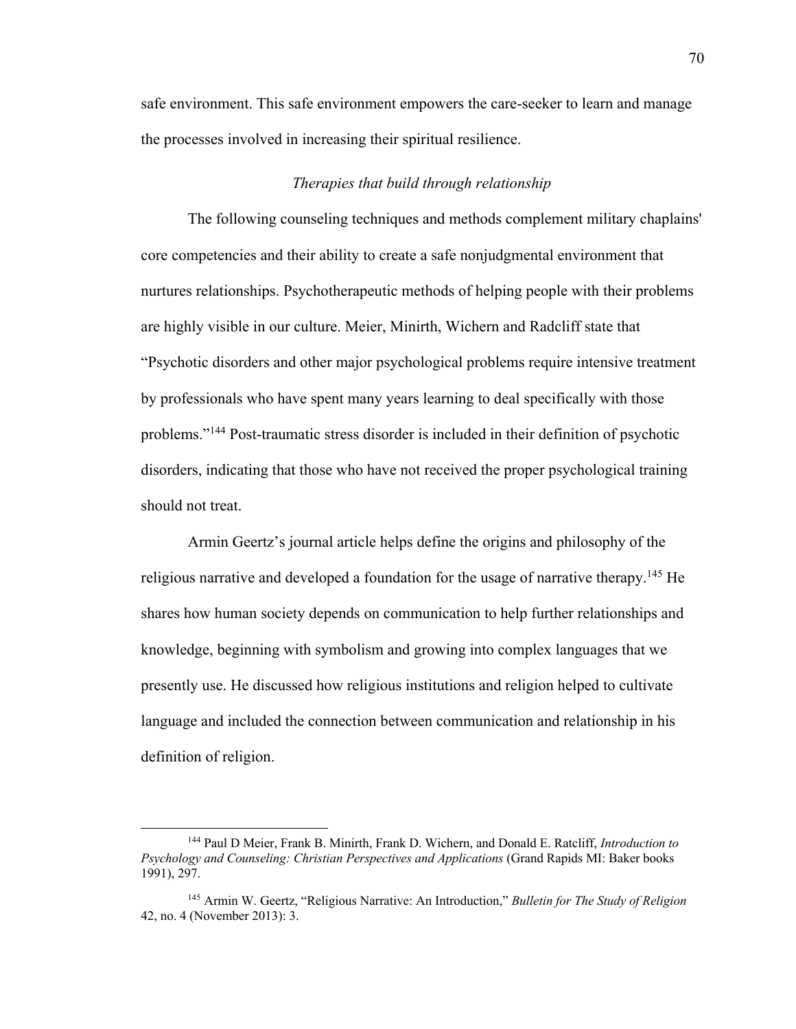safe environment. This safe environment empowers the care-seeker to learn and manage the processes involved in increasing their spiritual resilience.

### *Therapies that build through relationship*

The following counseling techniques and methods complement military chaplains' core competencies and their ability to create a safe nonjudgmental environment that nurtures relationships. Psychotherapeutic methods of helping people with their problems are highly visible in our culture. Meier, Minirth, Wichern and Radcliff state that "Psychotic disorders and other major psychological problems require intensive treatment by professionals who have spent many years learning to deal specifically with those problems."[144] Post-traumatic stress disorder is included in their definition of psychotic disorders, indicating that those who have not received the proper psychological training should not treat.

Armin Geertz's journal article helps define the origins and philosophy of the religious narrative and developed a foundation for the usage of narrative therapy.[145] He shares how human society depends on communication to help further relationships and knowledge, beginning with symbolism and growing into complex languages that we presently use. He discussed how religious institutions and religion helped to cultivate language and included the connection between communication and relationship in his definition of religion.

---

[144] Paul D Meier, Frank B. Minirth, Frank D. Wichern, and Donald E. Ratcliff, *Introduction to Psychology and Counseling: Christian Perspectives and Applications* (Grand Rapids MI: Baker books 1991), 297.

[145] Armin W. Geertz, "Religious Narrative: An Introduction," *Bulletin for The Study of Religion* 42, no. 4 (November 2013): 3.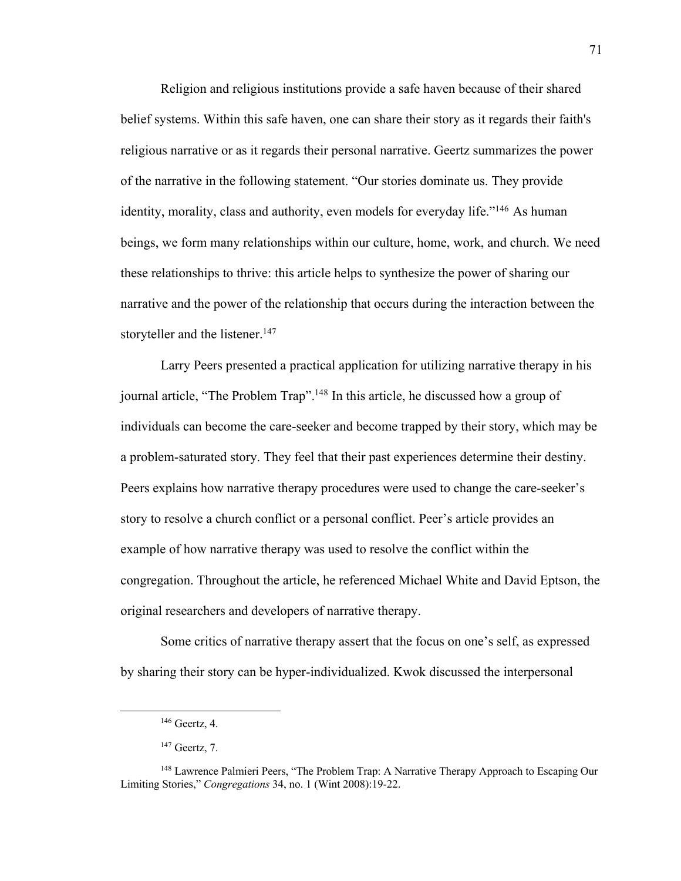Religion and religious institutions provide a safe haven because of their shared belief systems. Within this safe haven, one can share their story as it regards their faith's religious narrative or as it regards their personal narrative. Geertz summarizes the power of the narrative in the following statement. "Our stories dominate us. They provide identity, morality, class and authority, even models for everyday life."[146] As human beings, we form many relationships within our culture, home, work, and church. We need these relationships to thrive: this article helps to synthesize the power of sharing our narrative and the power of the relationship that occurs during the interaction between the storyteller and the listener.[147]

Larry Peers presented a practical application for utilizing narrative therapy in his journal article, "The Problem Trap".[148] In this article, he discussed how a group of individuals can become the care-seeker and become trapped by their story, which may be a problem-saturated story. They feel that their past experiences determine their destiny. Peers explains how narrative therapy procedures were used to change the care-seeker's story to resolve a church conflict or a personal conflict. Peer's article provides an example of how narrative therapy was used to resolve the conflict within the congregation. Throughout the article, he referenced Michael White and David Eptson, the original researchers and developers of narrative therapy.

Some critics of narrative therapy assert that the focus on one's self, as expressed by sharing their story can be hyper-individualized. Kwok discussed the interpersonal

---

[146] Geertz, 4.

[147] Geertz, 7.

[148] Lawrence Palmieri Peers, "The Problem Trap: A Narrative Therapy Approach to Escaping Our Limiting Stories," *Congregations* 34, no. 1 (Wint 2008):19-22.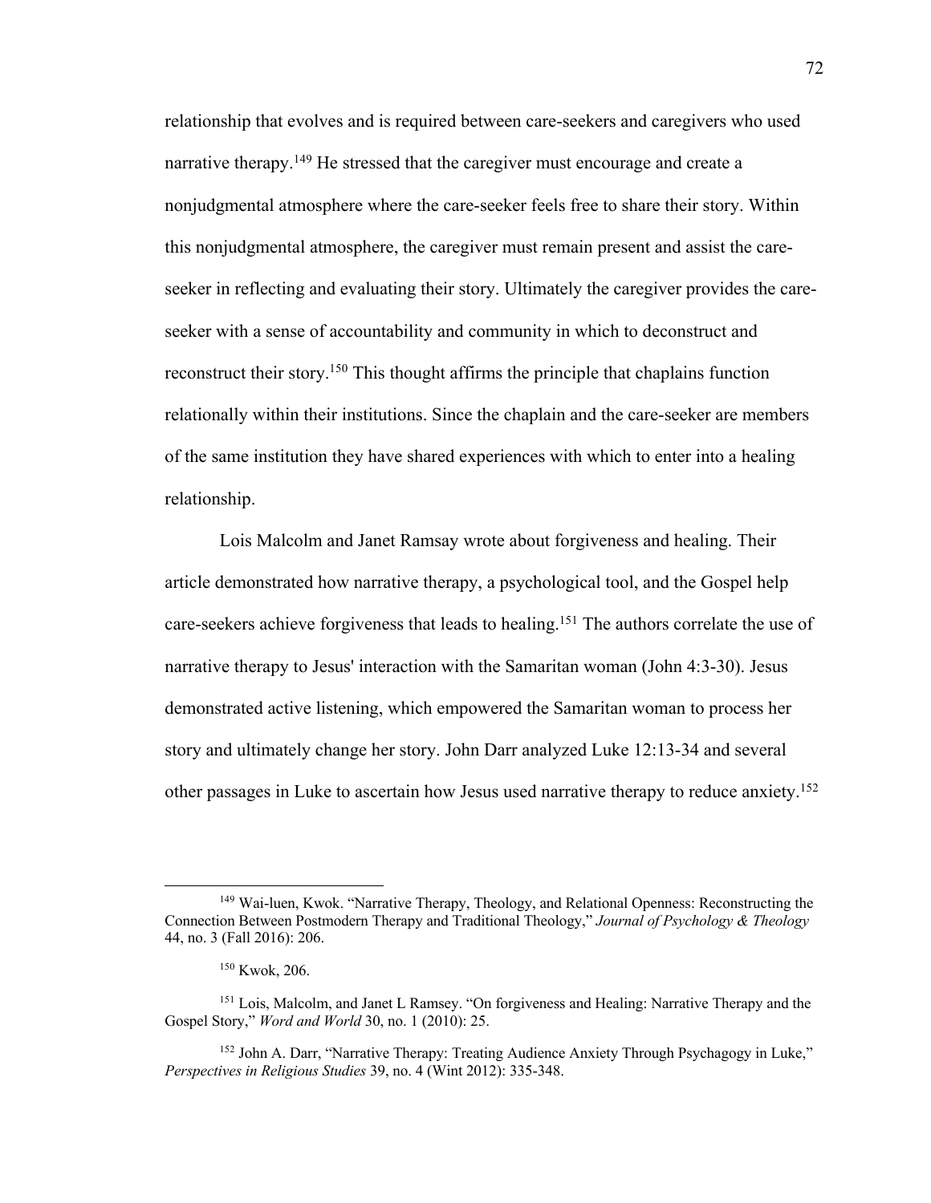relationship that evolves and is required between care-seekers and caregivers who used narrative therapy.[149] He stressed that the caregiver must encourage and create a nonjudgmental atmosphere where the care-seeker feels free to share their story. Within this nonjudgmental atmosphere, the caregiver must remain present and assist the care-seeker in reflecting and evaluating their story. Ultimately the caregiver provides the care-seeker with a sense of accountability and community in which to deconstruct and reconstruct their story.[150] This thought affirms the principle that chaplains function relationally within their institutions. Since the chaplain and the care-seeker are members of the same institution they have shared experiences with which to enter into a healing relationship.

Lois Malcolm and Janet Ramsay wrote about forgiveness and healing. Their article demonstrated how narrative therapy, a psychological tool, and the Gospel help care-seekers achieve forgiveness that leads to healing.[151] The authors correlate the use of narrative therapy to Jesus' interaction with the Samaritan woman (John 4:3-30). Jesus demonstrated active listening, which empowered the Samaritan woman to process her story and ultimately change her story. John Darr analyzed Luke 12:13-34 and several other passages in Luke to ascertain how Jesus used narrative therapy to reduce anxiety.[152]

---

[149] Wai-luen, Kwok. "Narrative Therapy, Theology, and Relational Openness: Reconstructing the Connection Between Postmodern Therapy and Traditional Theology," *Journal of Psychology & Theology* 44, no. 3 (Fall 2016): 206.

[150] Kwok, 206.

[151] Lois, Malcolm, and Janet L Ramsey. "On forgiveness and Healing: Narrative Therapy and the Gospel Story," *Word and World* 30, no. 1 (2010): 25.

[152] John A. Darr, "Narrative Therapy: Treating Audience Anxiety Through Psychagogy in Luke," *Perspectives in Religious Studies* 39, no. 4 (Wint 2012): 335-348.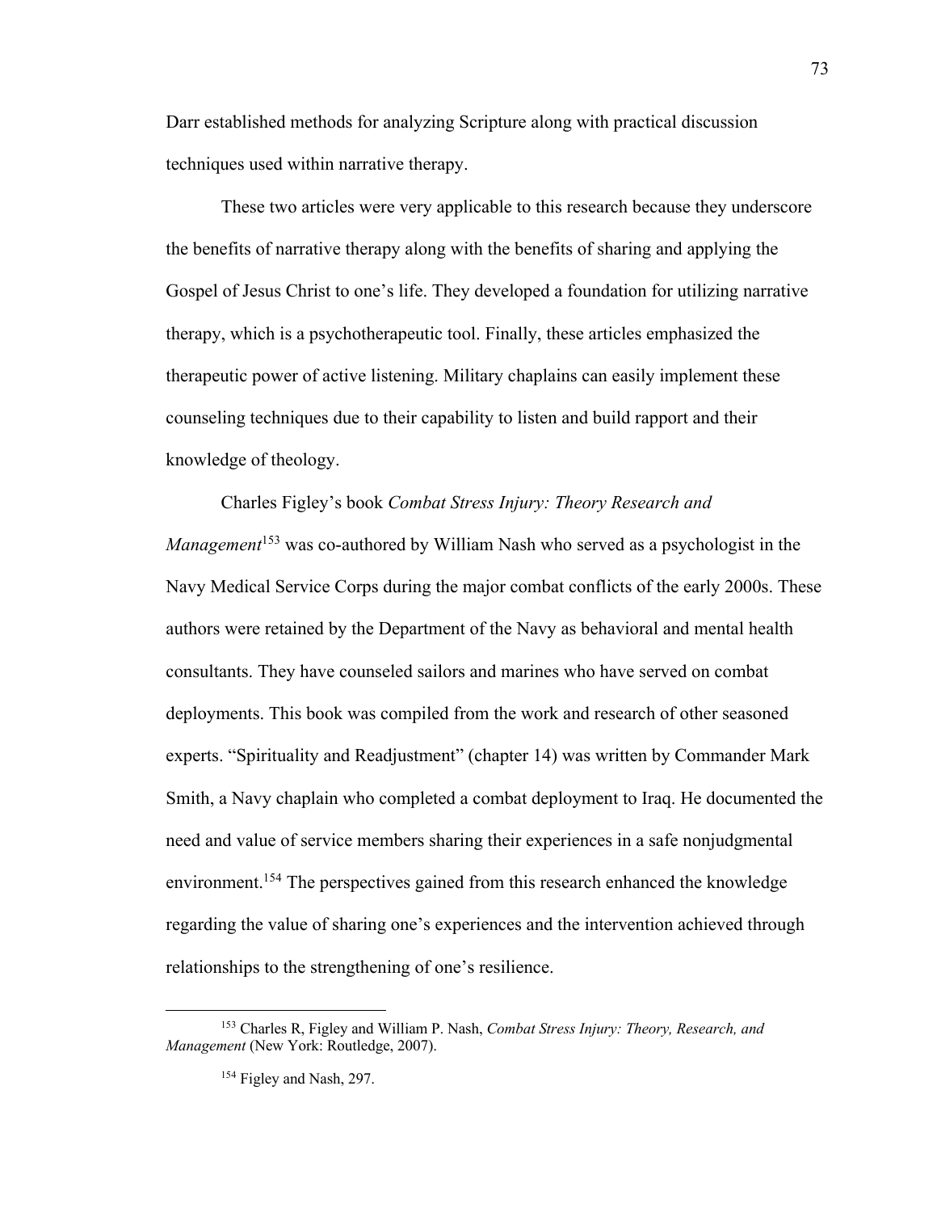Darr established methods for analyzing Scripture along with practical discussion techniques used within narrative therapy.

These two articles were very applicable to this research because they underscore the benefits of narrative therapy along with the benefits of sharing and applying the Gospel of Jesus Christ to one's life. They developed a foundation for utilizing narrative therapy, which is a psychotherapeutic tool. Finally, these articles emphasized the therapeutic power of active listening. Military chaplains can easily implement these counseling techniques due to their capability to listen and build rapport and their knowledge of theology.

Charles Figley's book *Combat Stress Injury: Theory Research and Management*[153] was co-authored by William Nash who served as a psychologist in the Navy Medical Service Corps during the major combat conflicts of the early 2000s. These authors were retained by the Department of the Navy as behavioral and mental health consultants. They have counseled sailors and marines who have served on combat deployments. This book was compiled from the work and research of other seasoned experts. "Spirituality and Readjustment" (chapter 14) was written by Commander Mark Smith, a Navy chaplain who completed a combat deployment to Iraq. He documented the need and value of service members sharing their experiences in a safe nonjudgmental environment.[154] The perspectives gained from this research enhanced the knowledge regarding the value of sharing one's experiences and the intervention achieved through relationships to the strengthening of one's resilience.

---

[153] Charles R, Figley and William P. Nash, *Combat Stress Injury: Theory, Research, and Management* (New York: Routledge, 2007).

[154] Figley and Nash, 297.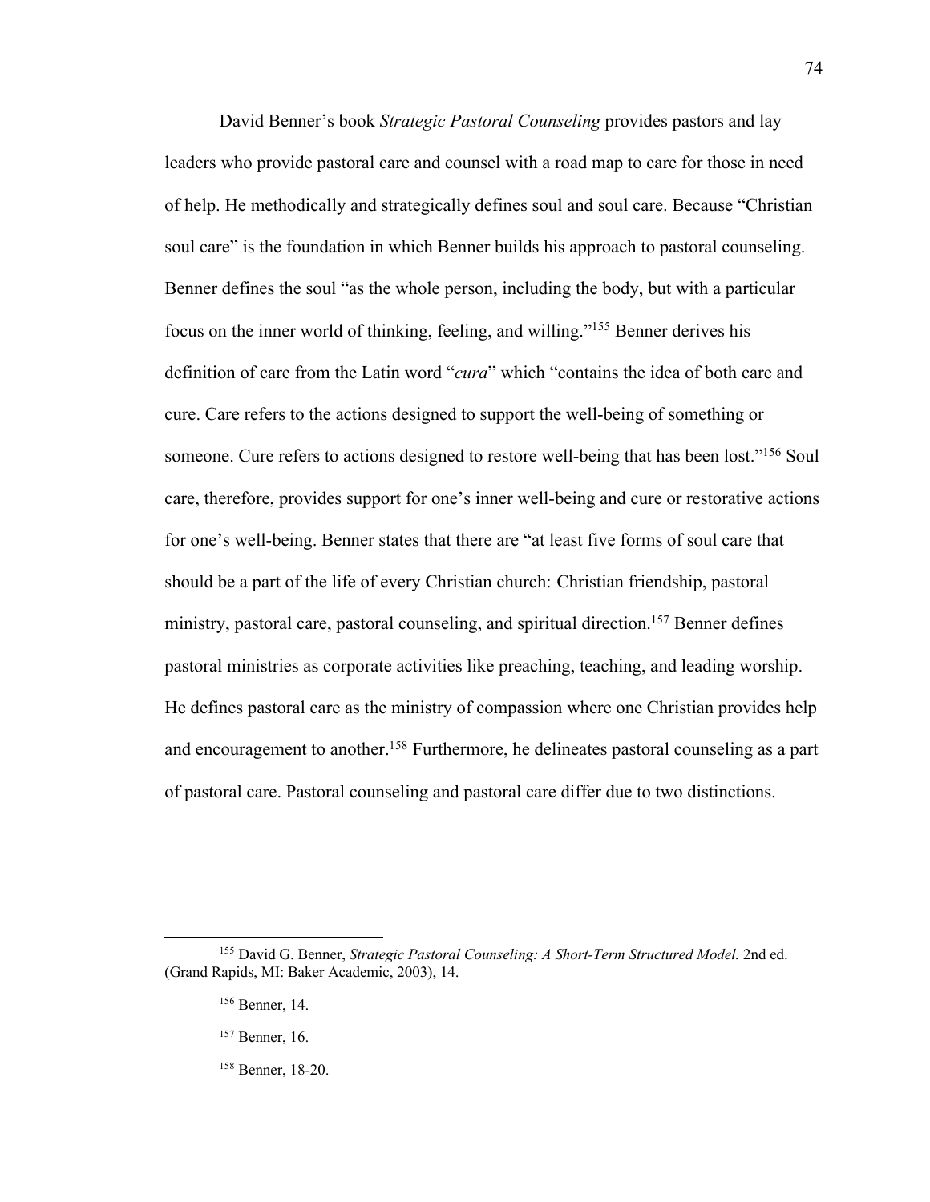David Benner's book *Strategic Pastoral Counseling* provides pastors and lay leaders who provide pastoral care and counsel with a road map to care for those in need of help. He methodically and strategically defines soul and soul care. Because "Christian soul care" is the foundation in which Benner builds his approach to pastoral counseling. Benner defines the soul "as the whole person, including the body, but with a particular focus on the inner world of thinking, feeling, and willing."[155] Benner derives his definition of care from the Latin word "*cura*" which "contains the idea of both care and cure. Care refers to the actions designed to support the well-being of something or someone. Cure refers to actions designed to restore well-being that has been lost."[156] Soul care, therefore, provides support for one's inner well-being and cure or restorative actions for one's well-being. Benner states that there are "at least five forms of soul care that should be a part of the life of every Christian church: Christian friendship, pastoral ministry, pastoral care, pastoral counseling, and spiritual direction.[157] Benner defines pastoral ministries as corporate activities like preaching, teaching, and leading worship. He defines pastoral care as the ministry of compassion where one Christian provides help and encouragement to another.[158] Furthermore, he delineates pastoral counseling as a part of pastoral care. Pastoral counseling and pastoral care differ due to two distinctions.

---

[155] David G. Benner, *Strategic Pastoral Counseling: A Short-Term Structured Model.* 2nd ed. (Grand Rapids, MI: Baker Academic, 2003), 14.

[156] Benner, 14.

[157] Benner, 16.

[158] Benner, 18-20.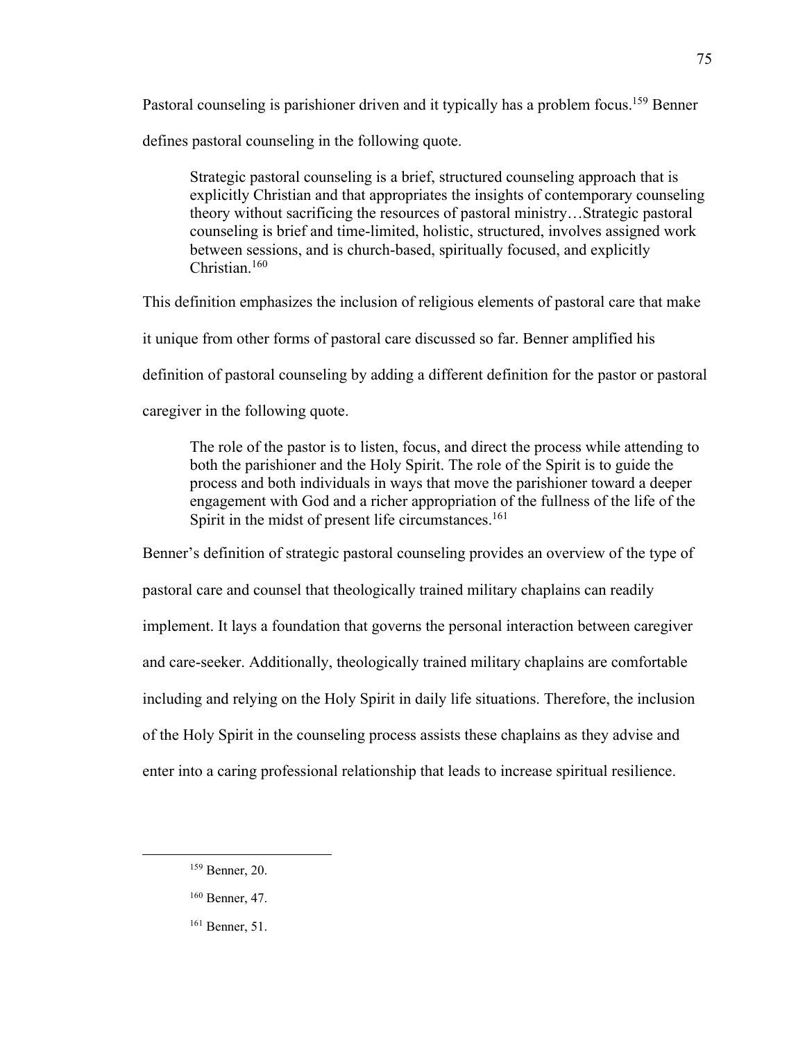Pastoral counseling is parishioner driven and it typically has a problem focus.[159] Benner defines pastoral counseling in the following quote.

> Strategic pastoral counseling is a brief, structured counseling approach that is explicitly Christian and that appropriates the insights of contemporary counseling theory without sacrificing the resources of pastoral ministry…Strategic pastoral counseling is brief and time-limited, holistic, structured, involves assigned work between sessions, and is church-based, spiritually focused, and explicitly Christian.[160]

This definition emphasizes the inclusion of religious elements of pastoral care that make it unique from other forms of pastoral care discussed so far. Benner amplified his definition of pastoral counseling by adding a different definition for the pastor or pastoral caregiver in the following quote.

> The role of the pastor is to listen, focus, and direct the process while attending to both the parishioner and the Holy Spirit. The role of the Spirit is to guide the process and both individuals in ways that move the parishioner toward a deeper engagement with God and a richer appropriation of the fullness of the life of the Spirit in the midst of present life circumstances.[161]

Benner's definition of strategic pastoral counseling provides an overview of the type of pastoral care and counsel that theologically trained military chaplains can readily implement. It lays a foundation that governs the personal interaction between caregiver and care-seeker. Additionally, theologically trained military chaplains are comfortable including and relying on the Holy Spirit in daily life situations. Therefore, the inclusion of the Holy Spirit in the counseling process assists these chaplains as they advise and enter into a caring professional relationship that leads to increase spiritual resilience.

---

[159] Benner, 20.

[160] Benner, 47.

[161] Benner, 51.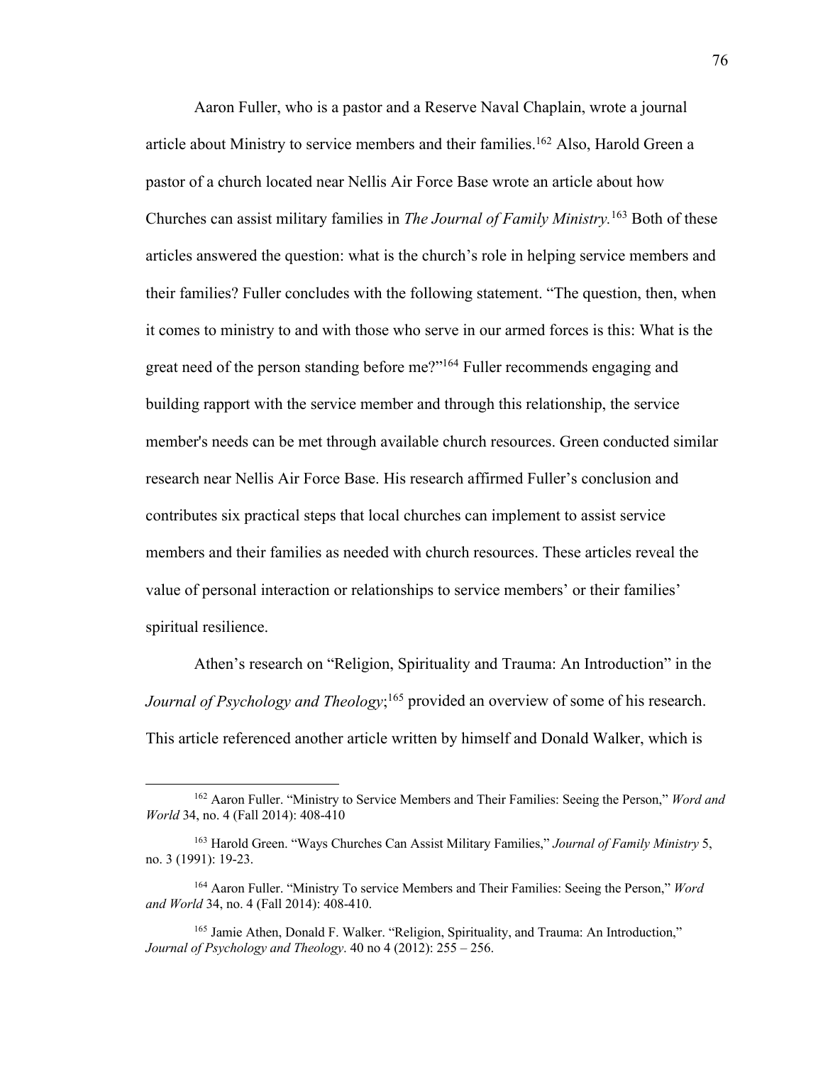Aaron Fuller, who is a pastor and a Reserve Naval Chaplain, wrote a journal article about Ministry to service members and their families.[162] Also, Harold Green a pastor of a church located near Nellis Air Force Base wrote an article about how Churches can assist military families in *The Journal of Family Ministry.*[163] Both of these articles answered the question: what is the church's role in helping service members and their families? Fuller concludes with the following statement. "The question, then, when it comes to ministry to and with those who serve in our armed forces is this: What is the great need of the person standing before me?"[164] Fuller recommends engaging and building rapport with the service member and through this relationship, the service member's needs can be met through available church resources. Green conducted similar research near Nellis Air Force Base. His research affirmed Fuller's conclusion and contributes six practical steps that local churches can implement to assist service members and their families as needed with church resources. These articles reveal the value of personal interaction or relationships to service members' or their families' spiritual resilience.

Athen's research on "Religion, Spirituality and Trauma: An Introduction" in the *Journal of Psychology and Theology*;[165] provided an overview of some of his research. This article referenced another article written by himself and Donald Walker, which is

---

[162] Aaron Fuller. "Ministry to Service Members and Their Families: Seeing the Person," *Word and World* 34, no. 4 (Fall 2014): 408-410

[163] Harold Green. "Ways Churches Can Assist Military Families," *Journal of Family Ministry* 5, no. 3 (1991): 19-23.

[164] Aaron Fuller. "Ministry To service Members and Their Families: Seeing the Person," *Word and World* 34, no. 4 (Fall 2014): 408-410.

[165] Jamie Athen, Donald F. Walker. "Religion, Spirituality, and Trauma: An Introduction," *Journal of Psychology and Theology*. 40 no 4 (2012): 255 – 256.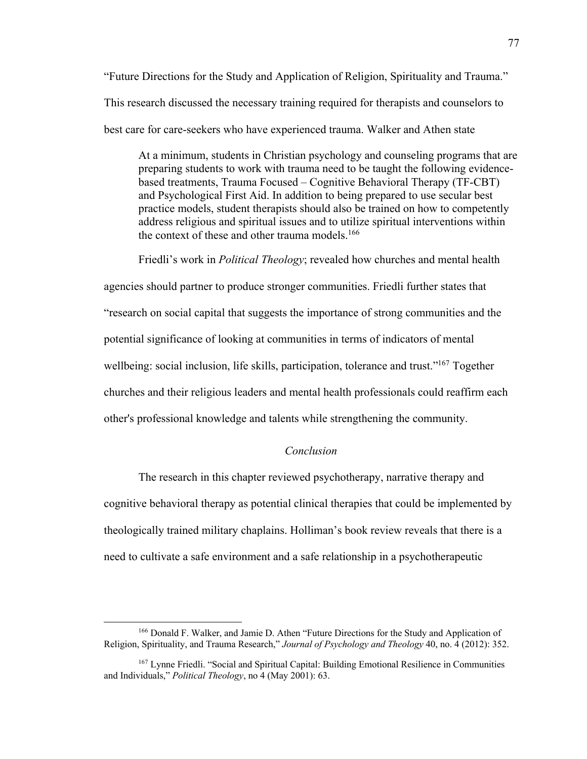"Future Directions for the Study and Application of Religion, Spirituality and Trauma." This research discussed the necessary training required for therapists and counselors to best care for care-seekers who have experienced trauma. Walker and Athen state

> At a minimum, students in Christian psychology and counseling programs that are preparing students to work with trauma need to be taught the following evidence-based treatments, Trauma Focused – Cognitive Behavioral Therapy (TF-CBT) and Psychological First Aid. In addition to being prepared to use secular best practice models, student therapists should also be trained on how to competently address religious and spiritual issues and to utilize spiritual interventions within the context of these and other trauma models.[166]

Friedli's work in *Political Theology*; revealed how churches and mental health agencies should partner to produce stronger communities. Friedli further states that "research on social capital that suggests the importance of strong communities and the potential significance of looking at communities in terms of indicators of mental wellbeing: social inclusion, life skills, participation, tolerance and trust."[167] Together churches and their religious leaders and mental health professionals could reaffirm each other's professional knowledge and talents while strengthening the community.

### *Conclusion*

The research in this chapter reviewed psychotherapy, narrative therapy and cognitive behavioral therapy as potential clinical therapies that could be implemented by theologically trained military chaplains. Holliman's book review reveals that there is a need to cultivate a safe environment and a safe relationship in a psychotherapeutic

---

[166] Donald F. Walker, and Jamie D. Athen "Future Directions for the Study and Application of Religion, Spirituality, and Trauma Research," *Journal of Psychology and Theology* 40, no. 4 (2012): 352.

[167] Lynne Friedli. "Social and Spiritual Capital: Building Emotional Resilience in Communities and Individuals," *Political Theology*, no 4 (May 2001): 63.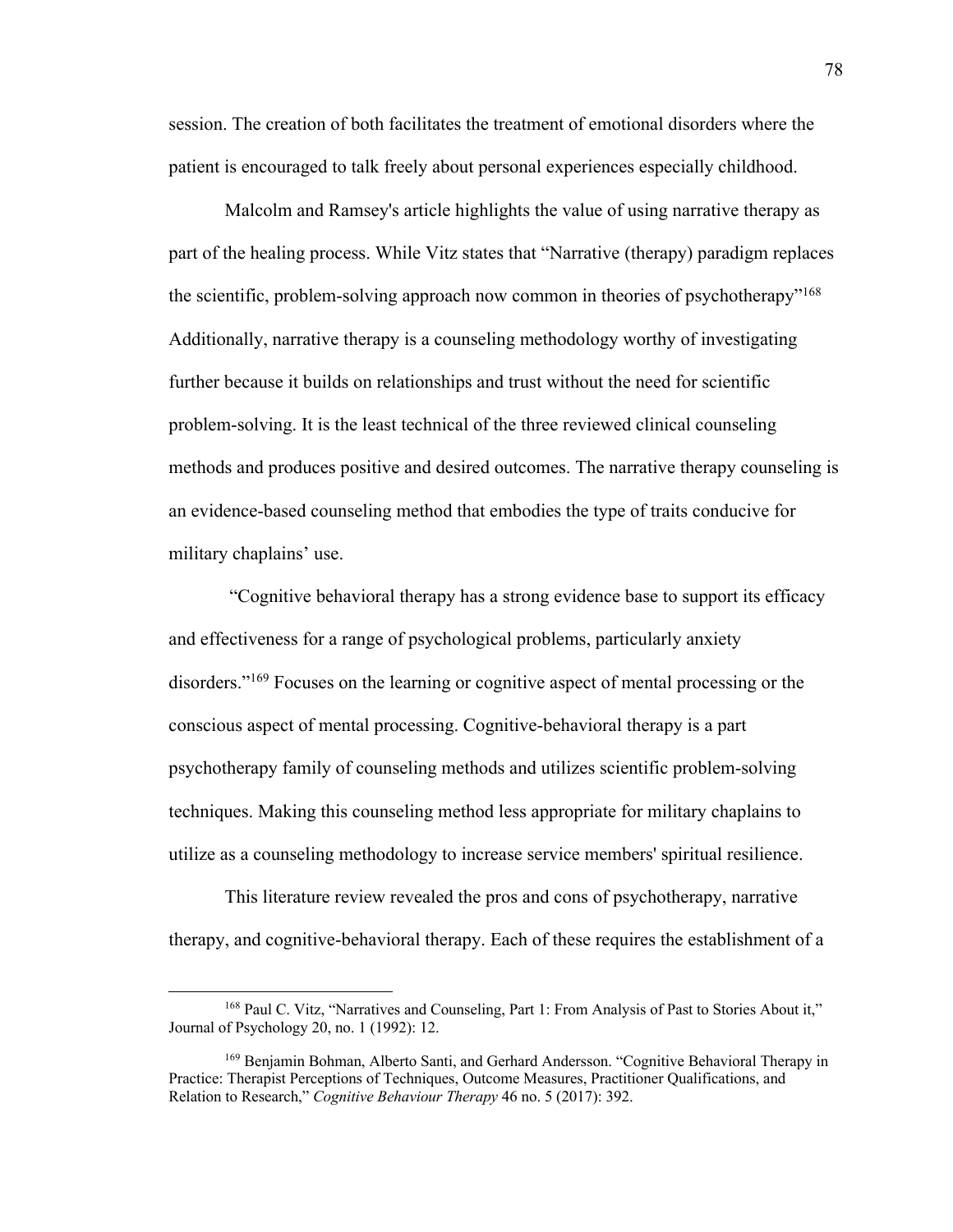session. The creation of both facilitates the treatment of emotional disorders where the patient is encouraged to talk freely about personal experiences especially childhood.

Malcolm and Ramsey's article highlights the value of using narrative therapy as part of the healing process. While Vitz states that "Narrative (therapy) paradigm replaces the scientific, problem-solving approach now common in theories of psychotherapy"[168] Additionally, narrative therapy is a counseling methodology worthy of investigating further because it builds on relationships and trust without the need for scientific problem-solving. It is the least technical of the three reviewed clinical counseling methods and produces positive and desired outcomes. The narrative therapy counseling is an evidence-based counseling method that embodies the type of traits conducive for military chaplains' use.

"Cognitive behavioral therapy has a strong evidence base to support its efficacy and effectiveness for a range of psychological problems, particularly anxiety disorders."[169] Focuses on the learning or cognitive aspect of mental processing or the conscious aspect of mental processing. Cognitive-behavioral therapy is a part psychotherapy family of counseling methods and utilizes scientific problem-solving techniques. Making this counseling method less appropriate for military chaplains to utilize as a counseling methodology to increase service members' spiritual resilience.

This literature review revealed the pros and cons of psychotherapy, narrative therapy, and cognitive-behavioral therapy. Each of these requires the establishment of a

---

[168] Paul C. Vitz, "Narratives and Counseling, Part 1: From Analysis of Past to Stories About it," Journal of Psychology 20, no. 1 (1992): 12.

[169] Benjamin Bohman, Alberto Santi, and Gerhard Andersson. "Cognitive Behavioral Therapy in Practice: Therapist Perceptions of Techniques, Outcome Measures, Practitioner Qualifications, and Relation to Research," *Cognitive Behaviour Therapy* 46 no. 5 (2017): 392.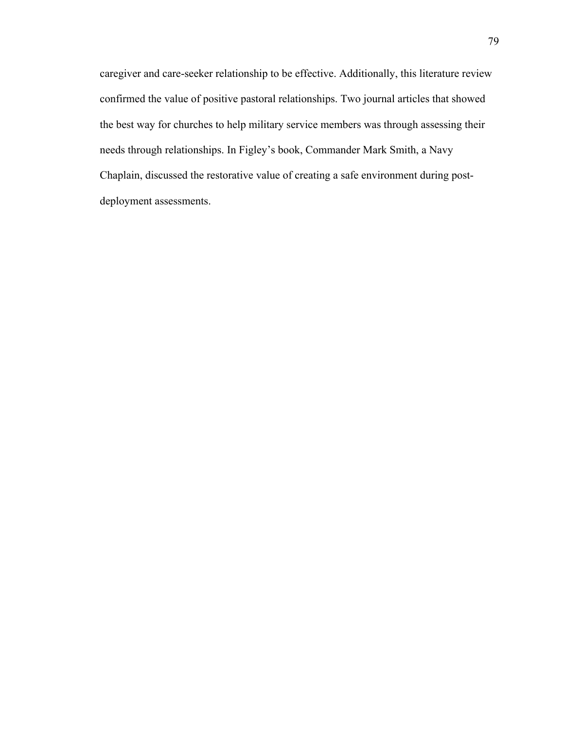caregiver and care-seeker relationship to be effective. Additionally, this literature review confirmed the value of positive pastoral relationships. Two journal articles that showed the best way for churches to help military service members was through assessing their needs through relationships. In Figley's book, Commander Mark Smith, a Navy Chaplain, discussed the restorative value of creating a safe environment during post-deployment assessments.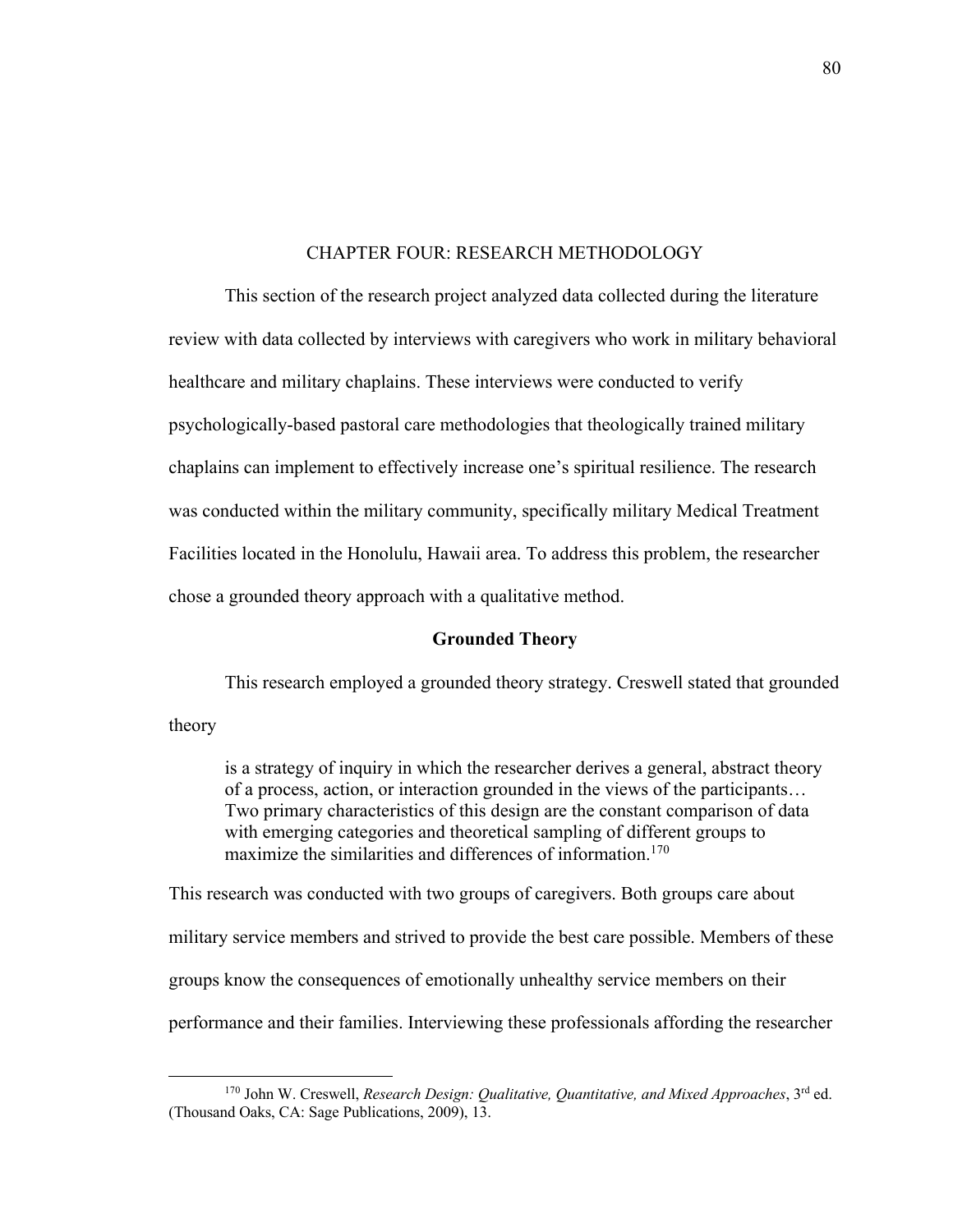# CHAPTER FOUR: RESEARCH METHODOLOGY

This section of the research project analyzed data collected during the literature review with data collected by interviews with caregivers who work in military behavioral healthcare and military chaplains. These interviews were conducted to verify psychologically-based pastoral care methodologies that theologically trained military chaplains can implement to effectively increase one's spiritual resilience. The research was conducted within the military community, specifically military Medical Treatment Facilities located in the Honolulu, Hawaii area. To address this problem, the researcher chose a grounded theory approach with a qualitative method.

## Grounded Theory

This research employed a grounded theory strategy. Creswell stated that grounded theory

> is a strategy of inquiry in which the researcher derives a general, abstract theory of a process, action, or interaction grounded in the views of the participants… Two primary characteristics of this design are the constant comparison of data with emerging categories and theoretical sampling of different groups to maximize the similarities and differences of information.[170]

This research was conducted with two groups of caregivers. Both groups care about military service members and strived to provide the best care possible. Members of these groups know the consequences of emotionally unhealthy service members on their performance and their families. Interviewing these professionals affording the researcher

---

[170] John W. Creswell, *Research Design: Qualitative, Quantitative, and Mixed Approaches*, 3rd ed. (Thousand Oaks, CA: Sage Publications, 2009), 13.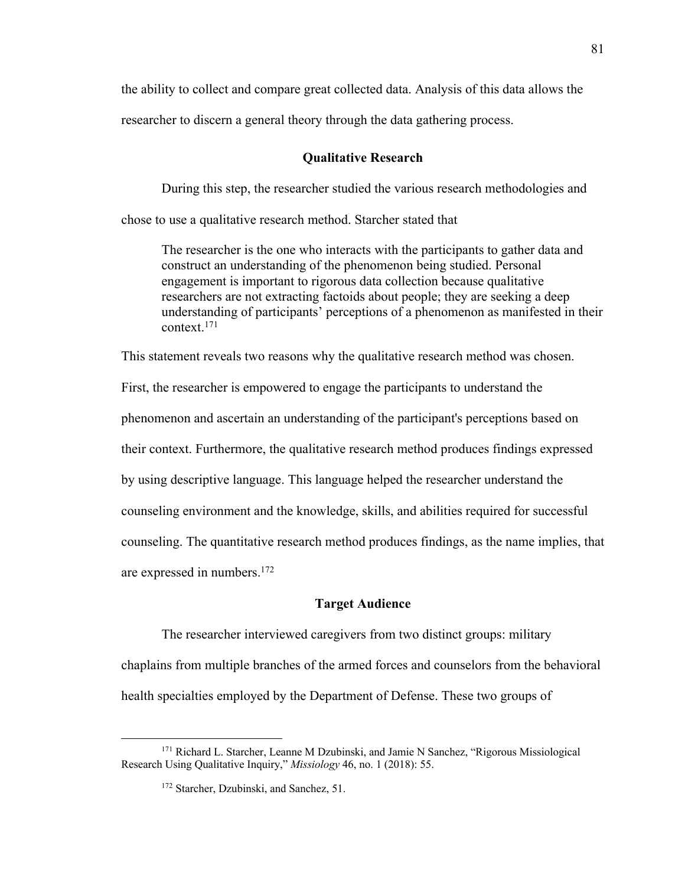the ability to collect and compare great collected data. Analysis of this data allows the researcher to discern a general theory through the data gathering process.

## Qualitative Research

During this step, the researcher studied the various research methodologies and chose to use a qualitative research method. Starcher stated that

> The researcher is the one who interacts with the participants to gather data and construct an understanding of the phenomenon being studied. Personal engagement is important to rigorous data collection because qualitative researchers are not extracting factoids about people; they are seeking a deep understanding of participants' perceptions of a phenomenon as manifested in their context.[171]

This statement reveals two reasons why the qualitative research method was chosen. First, the researcher is empowered to engage the participants to understand the phenomenon and ascertain an understanding of the participant's perceptions based on their context. Furthermore, the qualitative research method produces findings expressed by using descriptive language. This language helped the researcher understand the counseling environment and the knowledge, skills, and abilities required for successful counseling. The quantitative research method produces findings, as the name implies, that are expressed in numbers.[172]

## Target Audience

The researcher interviewed caregivers from two distinct groups: military chaplains from multiple branches of the armed forces and counselors from the behavioral health specialties employed by the Department of Defense. These two groups of

---

[171] Richard L. Starcher, Leanne M Dzubinski, and Jamie N Sanchez, "Rigorous Missiological Research Using Qualitative Inquiry," *Missiology* 46, no. 1 (2018): 55.

[172] Starcher, Dzubinski, and Sanchez, 51.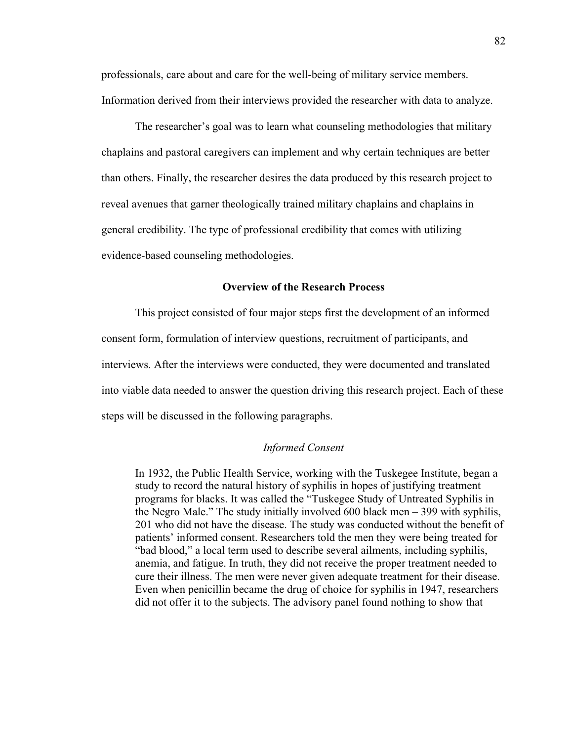professionals, care about and care for the well-being of military service members. Information derived from their interviews provided the researcher with data to analyze.

The researcher's goal was to learn what counseling methodologies that military chaplains and pastoral caregivers can implement and why certain techniques are better than others. Finally, the researcher desires the data produced by this research project to reveal avenues that garner theologically trained military chaplains and chaplains in general credibility. The type of professional credibility that comes with utilizing evidence-based counseling methodologies.

## Overview of the Research Process

This project consisted of four major steps first the development of an informed consent form, formulation of interview questions, recruitment of participants, and interviews. After the interviews were conducted, they were documented and translated into viable data needed to answer the question driving this research project. Each of these steps will be discussed in the following paragraphs.

### *Informed Consent*

> In 1932, the Public Health Service, working with the Tuskegee Institute, began a study to record the natural history of syphilis in hopes of justifying treatment programs for blacks. It was called the "Tuskegee Study of Untreated Syphilis in the Negro Male." The study initially involved 600 black men – 399 with syphilis, 201 who did not have the disease. The study was conducted without the benefit of patients' informed consent. Researchers told the men they were being treated for "bad blood," a local term used to describe several ailments, including syphilis, anemia, and fatigue. In truth, they did not receive the proper treatment needed to cure their illness. The men were never given adequate treatment for their disease. Even when penicillin became the drug of choice for syphilis in 1947, researchers did not offer it to the subjects. The advisory panel found nothing to show that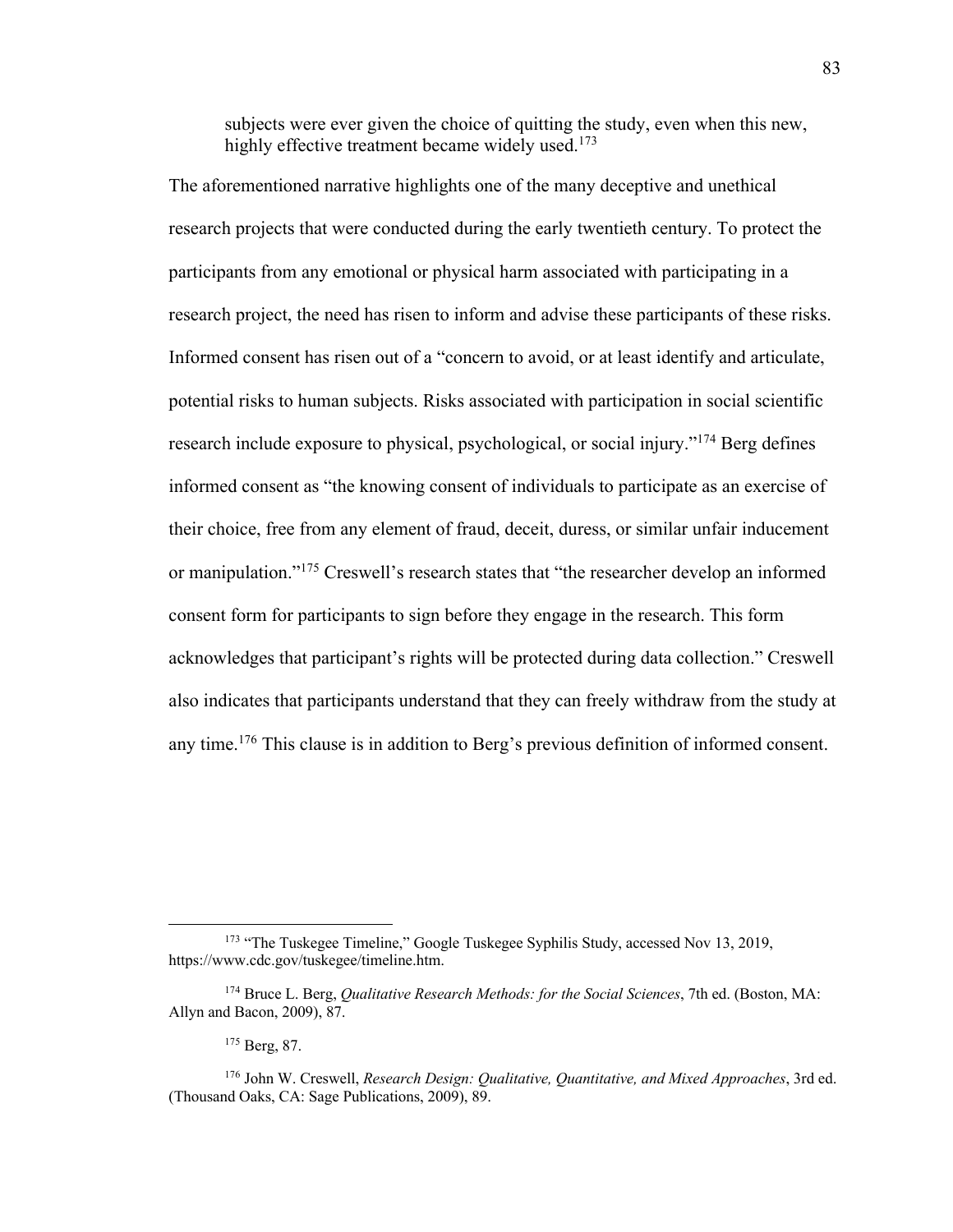> subjects were ever given the choice of quitting the study, even when this new, highly effective treatment became widely used.[173]

The aforementioned narrative highlights one of the many deceptive and unethical research projects that were conducted during the early twentieth century. To protect the participants from any emotional or physical harm associated with participating in a research project, the need has risen to inform and advise these participants of these risks. Informed consent has risen out of a "concern to avoid, or at least identify and articulate, potential risks to human subjects. Risks associated with participation in social scientific research include exposure to physical, psychological, or social injury."[174] Berg defines informed consent as "the knowing consent of individuals to participate as an exercise of their choice, free from any element of fraud, deceit, duress, or similar unfair inducement or manipulation."[175] Creswell's research states that "the researcher develop an informed consent form for participants to sign before they engage in the research. This form acknowledges that participant's rights will be protected during data collection." Creswell also indicates that participants understand that they can freely withdraw from the study at any time.[176] This clause is in addition to Berg's previous definition of informed consent.

---

[173] "The Tuskegee Timeline," Google Tuskegee Syphilis Study, accessed Nov 13, 2019, https://www.cdc.gov/tuskegee/timeline.htm.

[174] Bruce L. Berg, *Qualitative Research Methods: for the Social Sciences*, 7th ed. (Boston, MA: Allyn and Bacon, 2009), 87.

[175] Berg, 87.

[176] John W. Creswell, *Research Design: Qualitative, Quantitative, and Mixed Approaches*, 3rd ed. (Thousand Oaks, CA: Sage Publications, 2009), 89.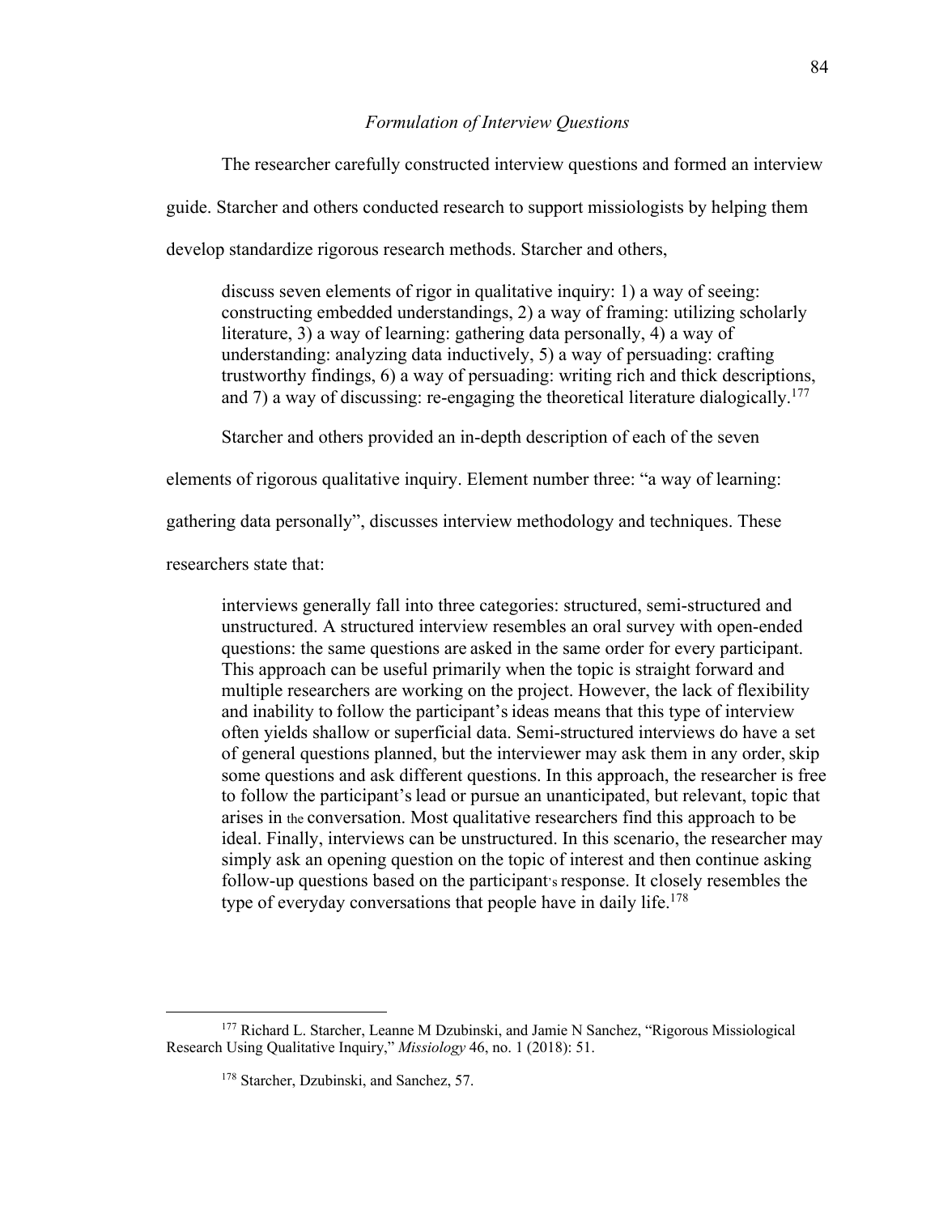### *Formulation of Interview Questions*

The researcher carefully constructed interview questions and formed an interview guide. Starcher and others conducted research to support missiologists by helping them develop standardize rigorous research methods. Starcher and others,

> discuss seven elements of rigor in qualitative inquiry: 1) a way of seeing: constructing embedded understandings, 2) a way of framing: utilizing scholarly literature, 3) a way of learning: gathering data personally, 4) a way of understanding: analyzing data inductively, 5) a way of persuading: crafting trustworthy findings, 6) a way of persuading: writing rich and thick descriptions, and 7) a way of discussing: re-engaging the theoretical literature dialogically.[177]

Starcher and others provided an in-depth description of each of the seven elements of rigorous qualitative inquiry. Element number three: "a way of learning: gathering data personally", discusses interview methodology and techniques. These researchers state that:

> interviews generally fall into three categories: structured, semi-structured and unstructured. A structured interview resembles an oral survey with open-ended questions: the same questions are asked in the same order for every participant. This approach can be useful primarily when the topic is straight forward and multiple researchers are working on the project. However, the lack of flexibility and inability to follow the participant's ideas means that this type of interview often yields shallow or superficial data. Semi-structured interviews do have a set of general questions planned, but the interviewer may ask them in any order, skip some questions and ask different questions. In this approach, the researcher is free to follow the participant's lead or pursue an unanticipated, but relevant, topic that arises in the conversation. Most qualitative researchers find this approach to be ideal. Finally, interviews can be unstructured. In this scenario, the researcher may simply ask an opening question on the topic of interest and then continue asking follow-up questions based on the participant's response. It closely resembles the type of everyday conversations that people have in daily life.[178]

---

[177] Richard L. Starcher, Leanne M Dzubinski, and Jamie N Sanchez, "Rigorous Missiological Research Using Qualitative Inquiry," *Missiology* 46, no. 1 (2018): 51.

[178] Starcher, Dzubinski, and Sanchez, 57.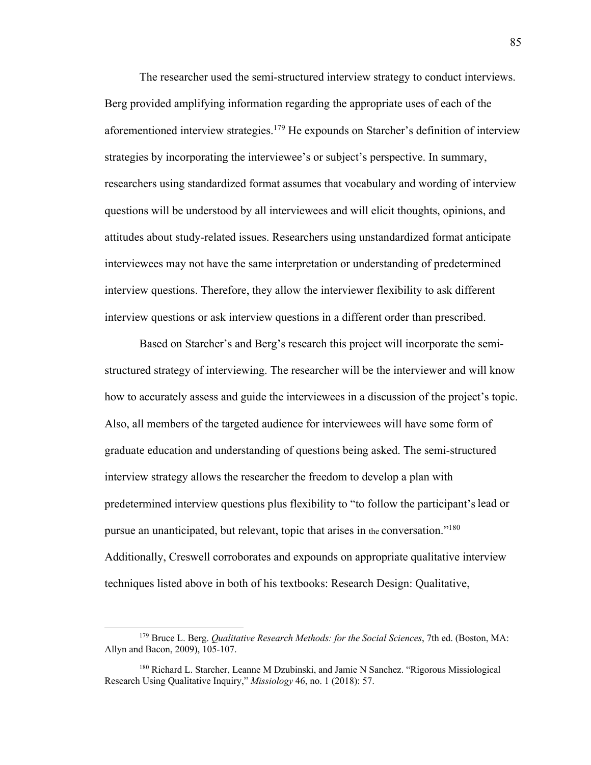The researcher used the semi-structured interview strategy to conduct interviews. Berg provided amplifying information regarding the appropriate uses of each of the aforementioned interview strategies.[179] He expounds on Starcher's definition of interview strategies by incorporating the interviewee's or subject's perspective. In summary, researchers using standardized format assumes that vocabulary and wording of interview questions will be understood by all interviewees and will elicit thoughts, opinions, and attitudes about study-related issues. Researchers using unstandardized format anticipate interviewees may not have the same interpretation or understanding of predetermined interview questions. Therefore, they allow the interviewer flexibility to ask different interview questions or ask interview questions in a different order than prescribed.

Based on Starcher's and Berg's research this project will incorporate the semi-structured strategy of interviewing. The researcher will be the interviewer and will know how to accurately assess and guide the interviewees in a discussion of the project's topic. Also, all members of the targeted audience for interviewees will have some form of graduate education and understanding of questions being asked. The semi-structured interview strategy allows the researcher the freedom to develop a plan with predetermined interview questions plus flexibility to "to follow the participant's lead or pursue an unanticipated, but relevant, topic that arises in the conversation."[180] Additionally, Creswell corroborates and expounds on appropriate qualitative interview techniques listed above in both of his textbooks: Research Design: Qualitative,

---

[179] Bruce L. Berg. *Qualitative Research Methods: for the Social Sciences*, 7th ed. (Boston, MA: Allyn and Bacon, 2009), 105-107.

[180] Richard L. Starcher, Leanne M Dzubinski, and Jamie N Sanchez. "Rigorous Missiological Research Using Qualitative Inquiry," *Missiology* 46, no. 1 (2018): 57.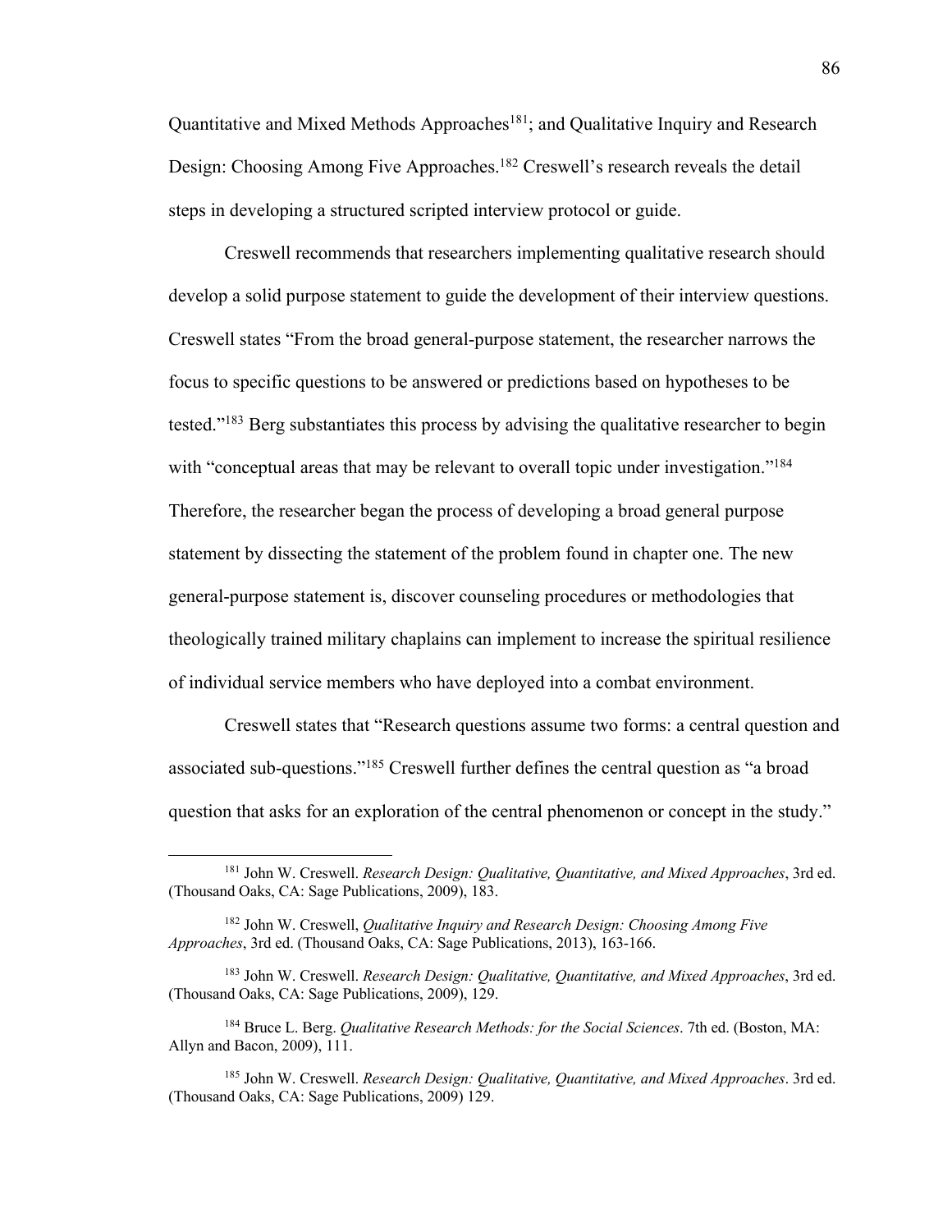Quantitative and Mixed Methods Approaches[181]; and Qualitative Inquiry and Research Design: Choosing Among Five Approaches.[182] Creswell's research reveals the detail steps in developing a structured scripted interview protocol or guide.

Creswell recommends that researchers implementing qualitative research should develop a solid purpose statement to guide the development of their interview questions. Creswell states "From the broad general-purpose statement, the researcher narrows the focus to specific questions to be answered or predictions based on hypotheses to be tested."[183] Berg substantiates this process by advising the qualitative researcher to begin with "conceptual areas that may be relevant to overall topic under investigation."[184] Therefore, the researcher began the process of developing a broad general purpose statement by dissecting the statement of the problem found in chapter one. The new general-purpose statement is, discover counseling procedures or methodologies that theologically trained military chaplains can implement to increase the spiritual resilience of individual service members who have deployed into a combat environment.

Creswell states that "Research questions assume two forms: a central question and associated sub-questions."[185] Creswell further defines the central question as "a broad question that asks for an exploration of the central phenomenon or concept in the study."

---

[181] John W. Creswell. *Research Design: Qualitative, Quantitative, and Mixed Approaches*, 3rd ed. (Thousand Oaks, CA: Sage Publications, 2009), 183.

[182] John W. Creswell, *Qualitative Inquiry and Research Design: Choosing Among Five Approaches*, 3rd ed. (Thousand Oaks, CA: Sage Publications, 2013), 163-166.

[183] John W. Creswell. *Research Design: Qualitative, Quantitative, and Mixed Approaches*, 3rd ed. (Thousand Oaks, CA: Sage Publications, 2009), 129.

[184] Bruce L. Berg. *Qualitative Research Methods: for the Social Sciences*. 7th ed. (Boston, MA: Allyn and Bacon, 2009), 111.

[185] John W. Creswell. *Research Design: Qualitative, Quantitative, and Mixed Approaches*. 3rd ed. (Thousand Oaks, CA: Sage Publications, 2009) 129.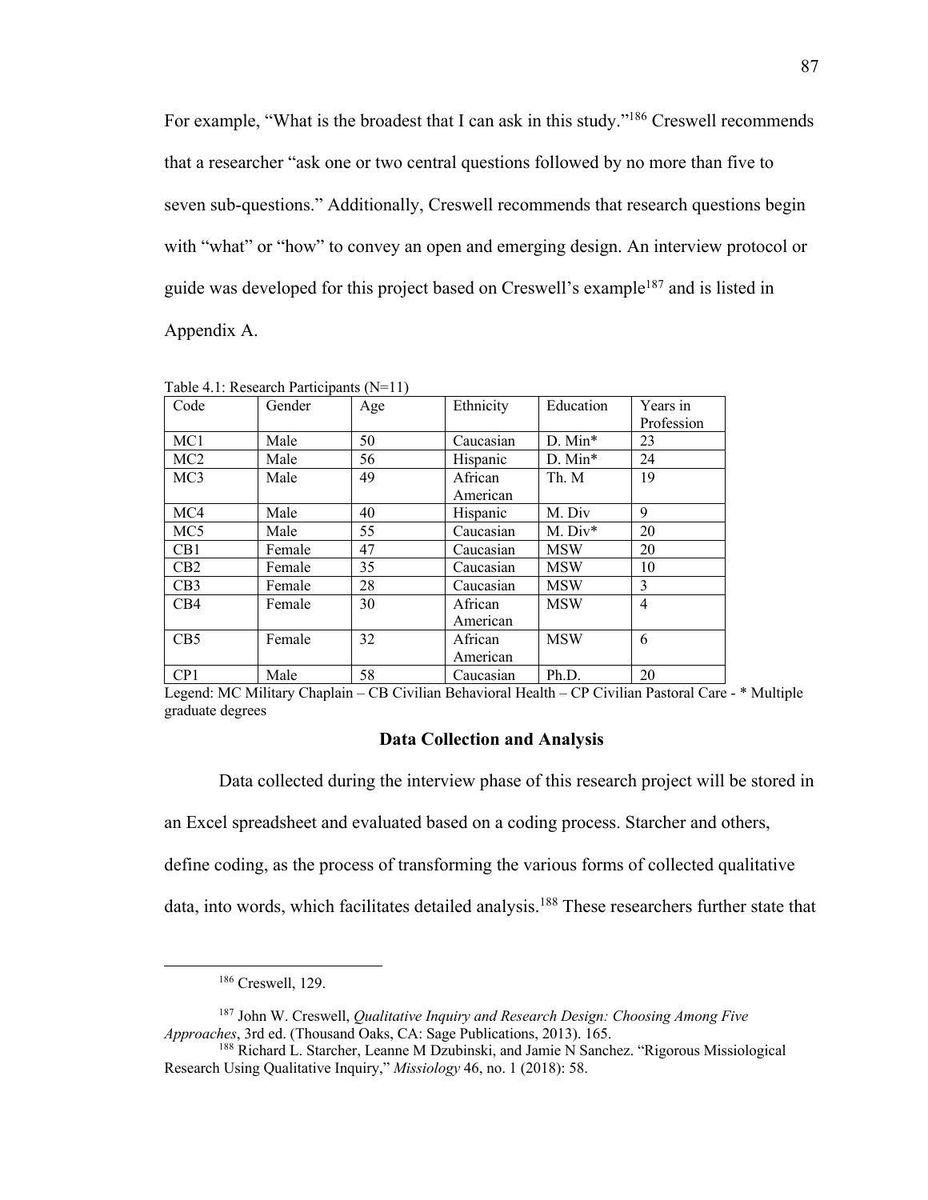For example, "What is the broadest that I can ask in this study."[186] Creswell recommends that a researcher "ask one or two central questions followed by no more than five to seven sub-questions." Additionally, Creswell recommends that research questions begin with "what" or "how" to convey an open and emerging design. An interview protocol or guide was developed for this project based on Creswell's example[187] and is listed in Appendix A.

Table 4.1: Research Participants (N=11)

| Code | Gender | Age | Ethnicity | Education | Years in Profession |
|---|---|---|---|---|---|
| MC1 | Male | 50 | Caucasian | D. Min* | 23 |
| MC2 | Male | 56 | Hispanic | D. Min* | 24 |
| MC3 | Male | 49 | African American | Th. M | 19 |
| MC4 | Male | 40 | Hispanic | M. Div | 9 |
| MC5 | Male | 55 | Caucasian | M. Div* | 20 |
| CB1 | Female | 47 | Caucasian | MSW | 20 |
| CB2 | Female | 35 | Caucasian | MSW | 10 |
| CB3 | Female | 28 | Caucasian | MSW | 3 |
| CB4 | Female | 30 | African American | MSW | 4 |
| CB5 | Female | 32 | African American | MSW | 6 |
| CP1 | Male | 58 | Caucasian | Ph.D. | 20 |

Legend: MC Military Chaplain – CB Civilian Behavioral Health – CP Civilian Pastoral Care - * Multiple graduate degrees

## Data Collection and Analysis

Data collected during the interview phase of this research project will be stored in an Excel spreadsheet and evaluated based on a coding process. Starcher and others, define coding, as the process of transforming the various forms of collected qualitative data, into words, which facilitates detailed analysis.[188] These researchers further state that

---

[186] Creswell, 129.

[187] John W. Creswell, *Qualitative Inquiry and Research Design: Choosing Among Five Approaches*, 3rd ed. (Thousand Oaks, CA: Sage Publications, 2013). 165.

[188] Richard L. Starcher, Leanne M Dzubinski, and Jamie N Sanchez. "Rigorous Missiological Research Using Qualitative Inquiry," *Missiology* 46, no. 1 (2018): 58.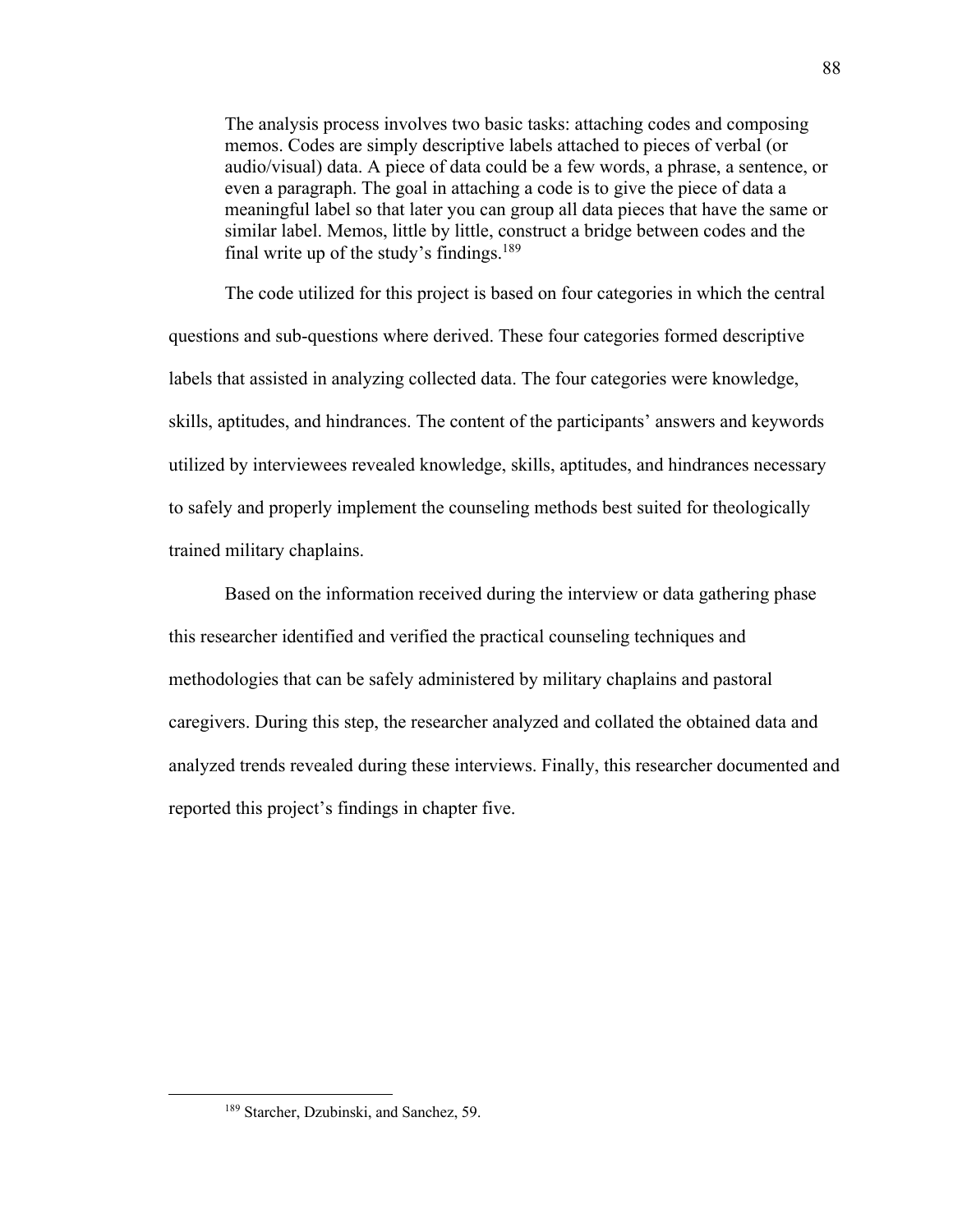> The analysis process involves two basic tasks: attaching codes and composing memos. Codes are simply descriptive labels attached to pieces of verbal (or audio/visual) data. A piece of data could be a few words, a phrase, a sentence, or even a paragraph. The goal in attaching a code is to give the piece of data a meaningful label so that later you can group all data pieces that have the same or similar label. Memos, little by little, construct a bridge between codes and the final write up of the study's findings.[189]

The code utilized for this project is based on four categories in which the central questions and sub-questions where derived. These four categories formed descriptive labels that assisted in analyzing collected data. The four categories were knowledge, skills, aptitudes, and hindrances. The content of the participants' answers and keywords utilized by interviewees revealed knowledge, skills, aptitudes, and hindrances necessary to safely and properly implement the counseling methods best suited for theologically trained military chaplains.

Based on the information received during the interview or data gathering phase this researcher identified and verified the practical counseling techniques and methodologies that can be safely administered by military chaplains and pastoral caregivers. During this step, the researcher analyzed and collated the obtained data and analyzed trends revealed during these interviews. Finally, this researcher documented and reported this project's findings in chapter five.

---

[189] Starcher, Dzubinski, and Sanchez, 59.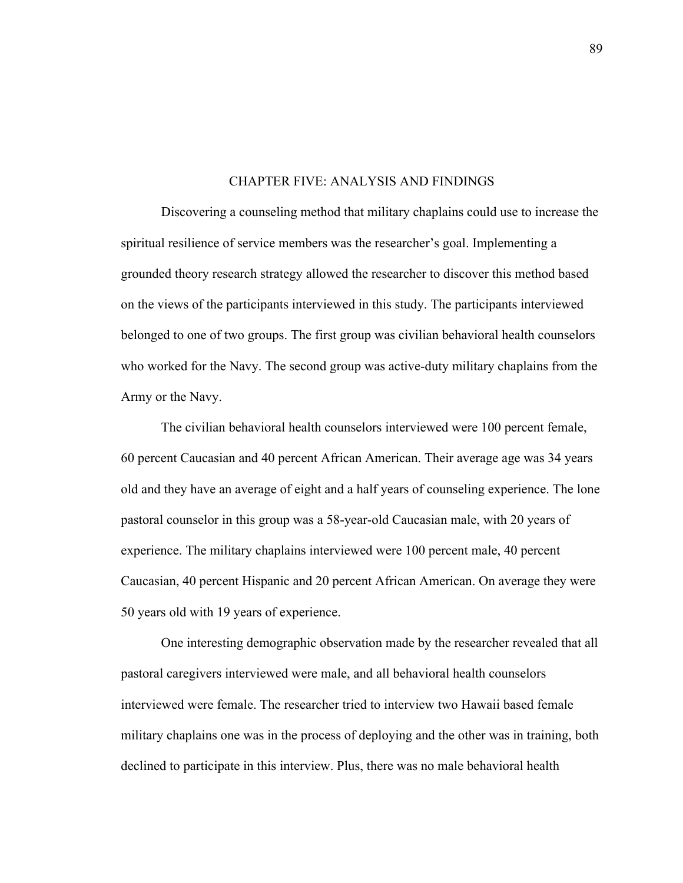# CHAPTER FIVE: ANALYSIS AND FINDINGS

Discovering a counseling method that military chaplains could use to increase the spiritual resilience of service members was the researcher's goal. Implementing a grounded theory research strategy allowed the researcher to discover this method based on the views of the participants interviewed in this study. The participants interviewed belonged to one of two groups. The first group was civilian behavioral health counselors who worked for the Navy. The second group was active-duty military chaplains from the Army or the Navy.

The civilian behavioral health counselors interviewed were 100 percent female, 60 percent Caucasian and 40 percent African American. Their average age was 34 years old and they have an average of eight and a half years of counseling experience. The lone pastoral counselor in this group was a 58-year-old Caucasian male, with 20 years of experience. The military chaplains interviewed were 100 percent male, 40 percent Caucasian, 40 percent Hispanic and 20 percent African American. On average they were 50 years old with 19 years of experience.

One interesting demographic observation made by the researcher revealed that all pastoral caregivers interviewed were male, and all behavioral health counselors interviewed were female. The researcher tried to interview two Hawaii based female military chaplains one was in the process of deploying and the other was in training, both declined to participate in this interview. Plus, there was no male behavioral health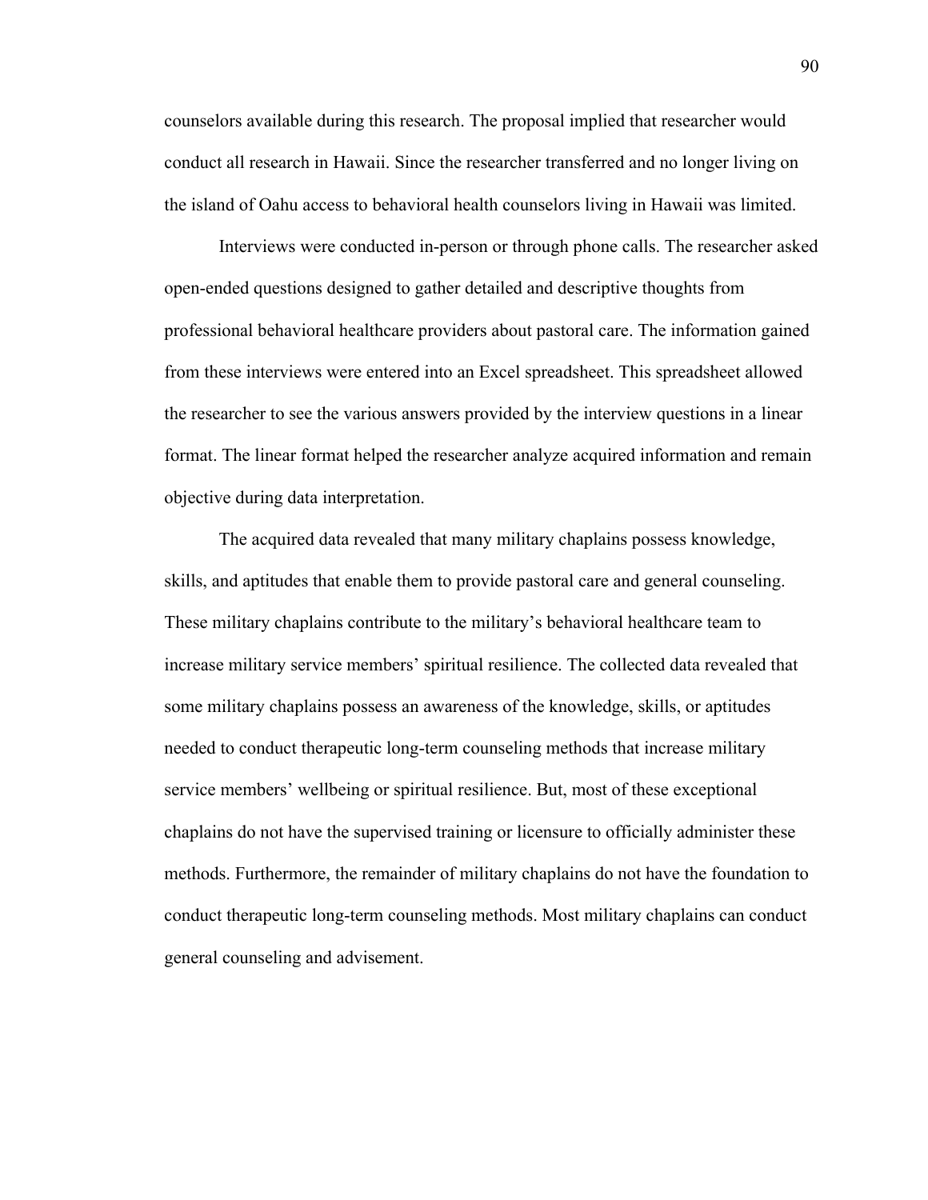counselors available during this research. The proposal implied that researcher would conduct all research in Hawaii. Since the researcher transferred and no longer living on the island of Oahu access to behavioral health counselors living in Hawaii was limited.

Interviews were conducted in-person or through phone calls. The researcher asked open-ended questions designed to gather detailed and descriptive thoughts from professional behavioral healthcare providers about pastoral care. The information gained from these interviews were entered into an Excel spreadsheet. This spreadsheet allowed the researcher to see the various answers provided by the interview questions in a linear format. The linear format helped the researcher analyze acquired information and remain objective during data interpretation.

The acquired data revealed that many military chaplains possess knowledge, skills, and aptitudes that enable them to provide pastoral care and general counseling. These military chaplains contribute to the military's behavioral healthcare team to increase military service members' spiritual resilience. The collected data revealed that some military chaplains possess an awareness of the knowledge, skills, or aptitudes needed to conduct therapeutic long-term counseling methods that increase military service members' wellbeing or spiritual resilience. But, most of these exceptional chaplains do not have the supervised training or licensure to officially administer these methods. Furthermore, the remainder of military chaplains do not have the foundation to conduct therapeutic long-term counseling methods. Most military chaplains can conduct general counseling and advisement.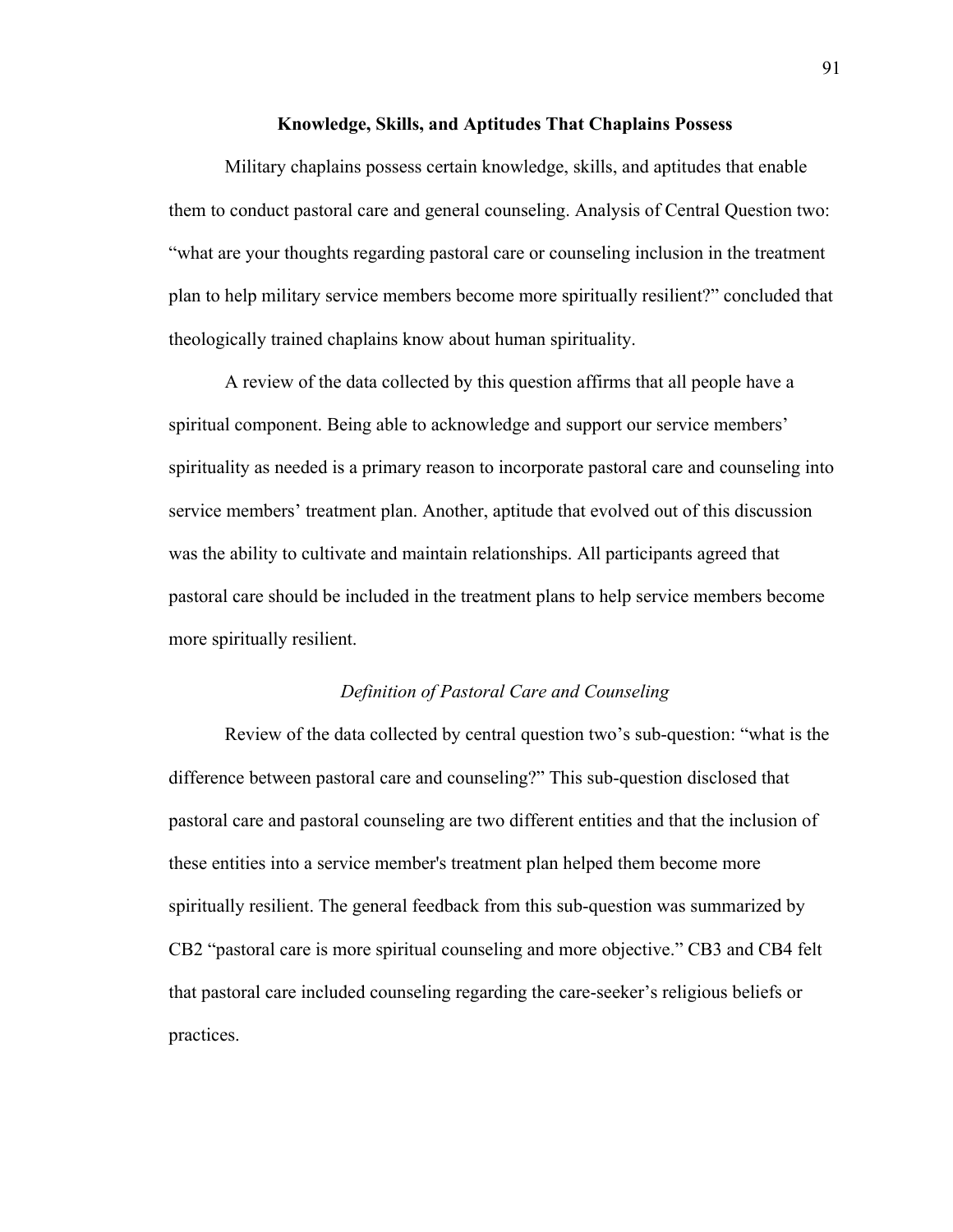## Knowledge, Skills, and Aptitudes That Chaplains Possess

Military chaplains possess certain knowledge, skills, and aptitudes that enable them to conduct pastoral care and general counseling. Analysis of Central Question two: "what are your thoughts regarding pastoral care or counseling inclusion in the treatment plan to help military service members become more spiritually resilient?" concluded that theologically trained chaplains know about human spirituality.

A review of the data collected by this question affirms that all people have a spiritual component. Being able to acknowledge and support our service members' spirituality as needed is a primary reason to incorporate pastoral care and counseling into service members' treatment plan. Another, aptitude that evolved out of this discussion was the ability to cultivate and maintain relationships. All participants agreed that pastoral care should be included in the treatment plans to help service members become more spiritually resilient.

### *Definition of Pastoral Care and Counseling*

Review of the data collected by central question two's sub-question: "what is the difference between pastoral care and counseling?" This sub-question disclosed that pastoral care and pastoral counseling are two different entities and that the inclusion of these entities into a service member's treatment plan helped them become more spiritually resilient. The general feedback from this sub-question was summarized by CB2 "pastoral care is more spiritual counseling and more objective." CB3 and CB4 felt that pastoral care included counseling regarding the care-seeker's religious beliefs or practices.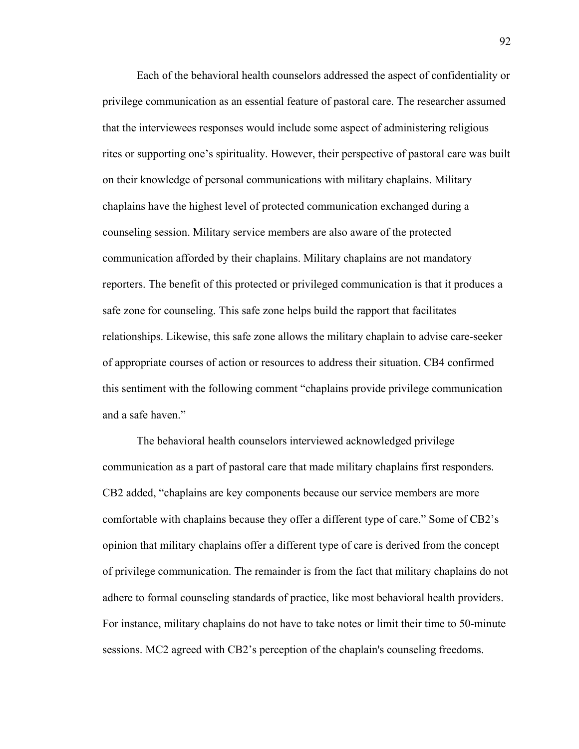Each of the behavioral health counselors addressed the aspect of confidentiality or privilege communication as an essential feature of pastoral care. The researcher assumed that the interviewees responses would include some aspect of administering religious rites or supporting one's spirituality. However, their perspective of pastoral care was built on their knowledge of personal communications with military chaplains. Military chaplains have the highest level of protected communication exchanged during a counseling session. Military service members are also aware of the protected communication afforded by their chaplains. Military chaplains are not mandatory reporters. The benefit of this protected or privileged communication is that it produces a safe zone for counseling. This safe zone helps build the rapport that facilitates relationships. Likewise, this safe zone allows the military chaplain to advise care-seeker of appropriate courses of action or resources to address their situation. CB4 confirmed this sentiment with the following comment "chaplains provide privilege communication and a safe haven."

The behavioral health counselors interviewed acknowledged privilege communication as a part of pastoral care that made military chaplains first responders. CB2 added, "chaplains are key components because our service members are more comfortable with chaplains because they offer a different type of care." Some of CB2's opinion that military chaplains offer a different type of care is derived from the concept of privilege communication. The remainder is from the fact that military chaplains do not adhere to formal counseling standards of practice, like most behavioral health providers. For instance, military chaplains do not have to take notes or limit their time to 50-minute sessions. MC2 agreed with CB2's perception of the chaplain's counseling freedoms.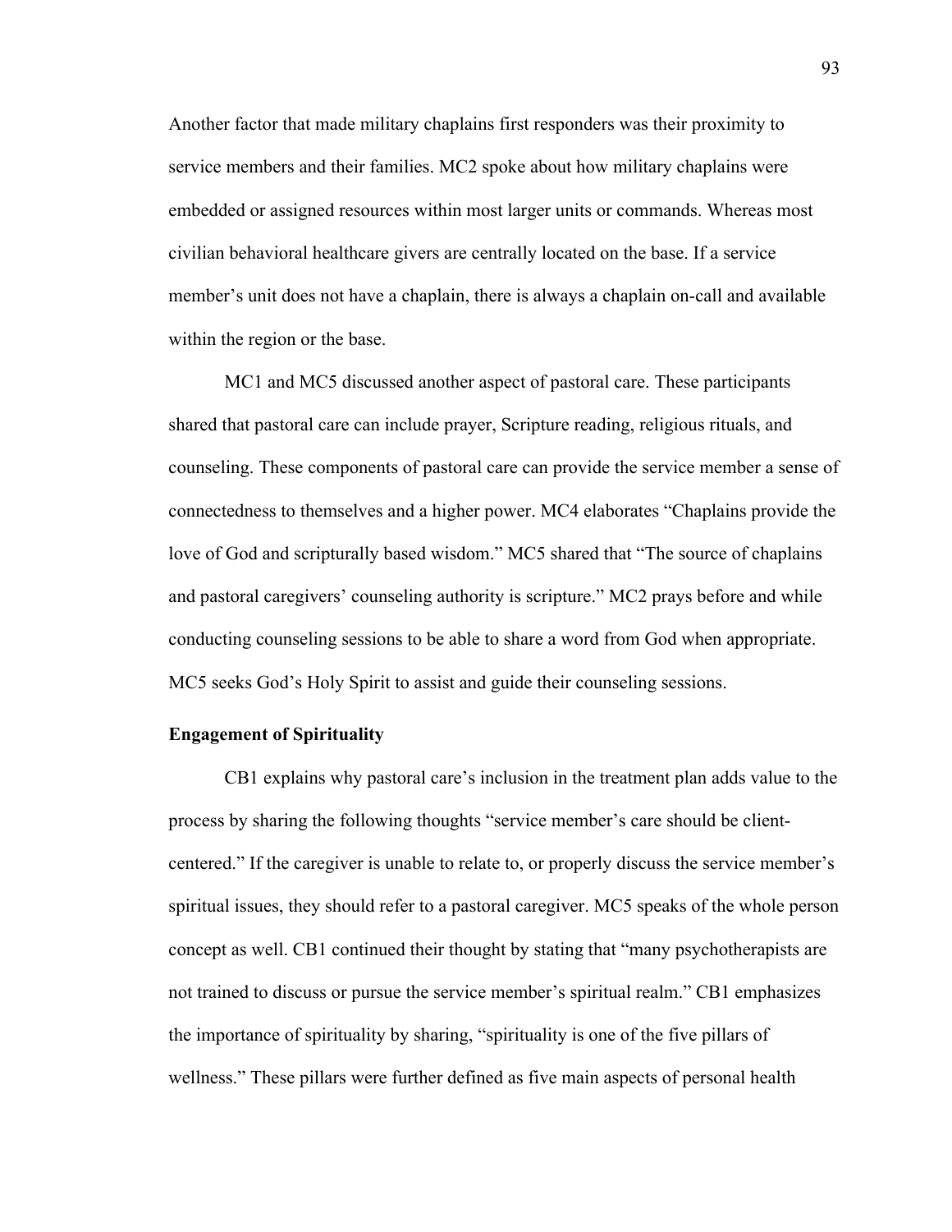Another factor that made military chaplains first responders was their proximity to service members and their families. MC2 spoke about how military chaplains were embedded or assigned resources within most larger units or commands. Whereas most civilian behavioral healthcare givers are centrally located on the base. If a service member's unit does not have a chaplain, there is always a chaplain on-call and available within the region or the base.

MC1 and MC5 discussed another aspect of pastoral care. These participants shared that pastoral care can include prayer, Scripture reading, religious rituals, and counseling. These components of pastoral care can provide the service member a sense of connectedness to themselves and a higher power. MC4 elaborates "Chaplains provide the love of God and scripturally based wisdom." MC5 shared that "The source of chaplains and pastoral caregivers' counseling authority is scripture." MC2 prays before and while conducting counseling sessions to be able to share a word from God when appropriate. MC5 seeks God's Holy Spirit to assist and guide their counseling sessions.

**Engagement of Spirituality**

CB1 explains why pastoral care's inclusion in the treatment plan adds value to the process by sharing the following thoughts "service member's care should be client-centered." If the caregiver is unable to relate to, or properly discuss the service member's spiritual issues, they should refer to a pastoral caregiver. MC5 speaks of the whole person concept as well. CB1 continued their thought by stating that "many psychotherapists are not trained to discuss or pursue the service member's spiritual realm." CB1 emphasizes the importance of spirituality by sharing, "spirituality is one of the five pillars of wellness." These pillars were further defined as five main aspects of personal health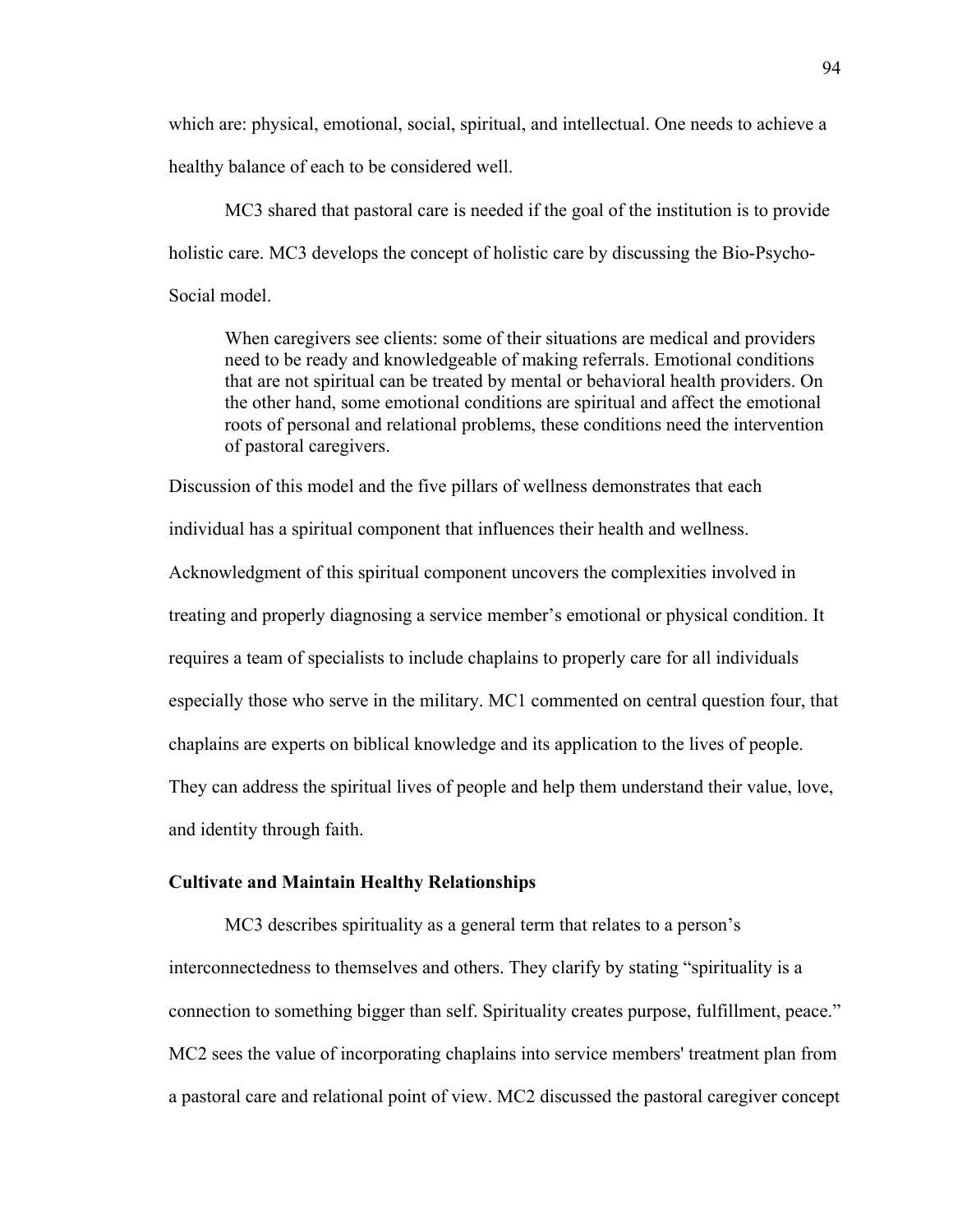which are: physical, emotional, social, spiritual, and intellectual. One needs to achieve a healthy balance of each to be considered well.

MC3 shared that pastoral care is needed if the goal of the institution is to provide holistic care. MC3 develops the concept of holistic care by discussing the Bio-Psycho-Social model.

> When caregivers see clients: some of their situations are medical and providers need to be ready and knowledgeable of making referrals. Emotional conditions that are not spiritual can be treated by mental or behavioral health providers. On the other hand, some emotional conditions are spiritual and affect the emotional roots of personal and relational problems, these conditions need the intervention of pastoral caregivers.

Discussion of this model and the five pillars of wellness demonstrates that each individual has a spiritual component that influences their health and wellness. Acknowledgment of this spiritual component uncovers the complexities involved in treating and properly diagnosing a service member's emotional or physical condition. It requires a team of specialists to include chaplains to properly care for all individuals especially those who serve in the military. MC1 commented on central question four, that chaplains are experts on biblical knowledge and its application to the lives of people. They can address the spiritual lives of people and help them understand their value, love, and identity through faith.

### Cultivate and Maintain Healthy Relationships

MC3 describes spirituality as a general term that relates to a person's interconnectedness to themselves and others. They clarify by stating "spirituality is a connection to something bigger than self. Spirituality creates purpose, fulfillment, peace." MC2 sees the value of incorporating chaplains into service members' treatment plan from a pastoral care and relational point of view. MC2 discussed the pastoral caregiver concept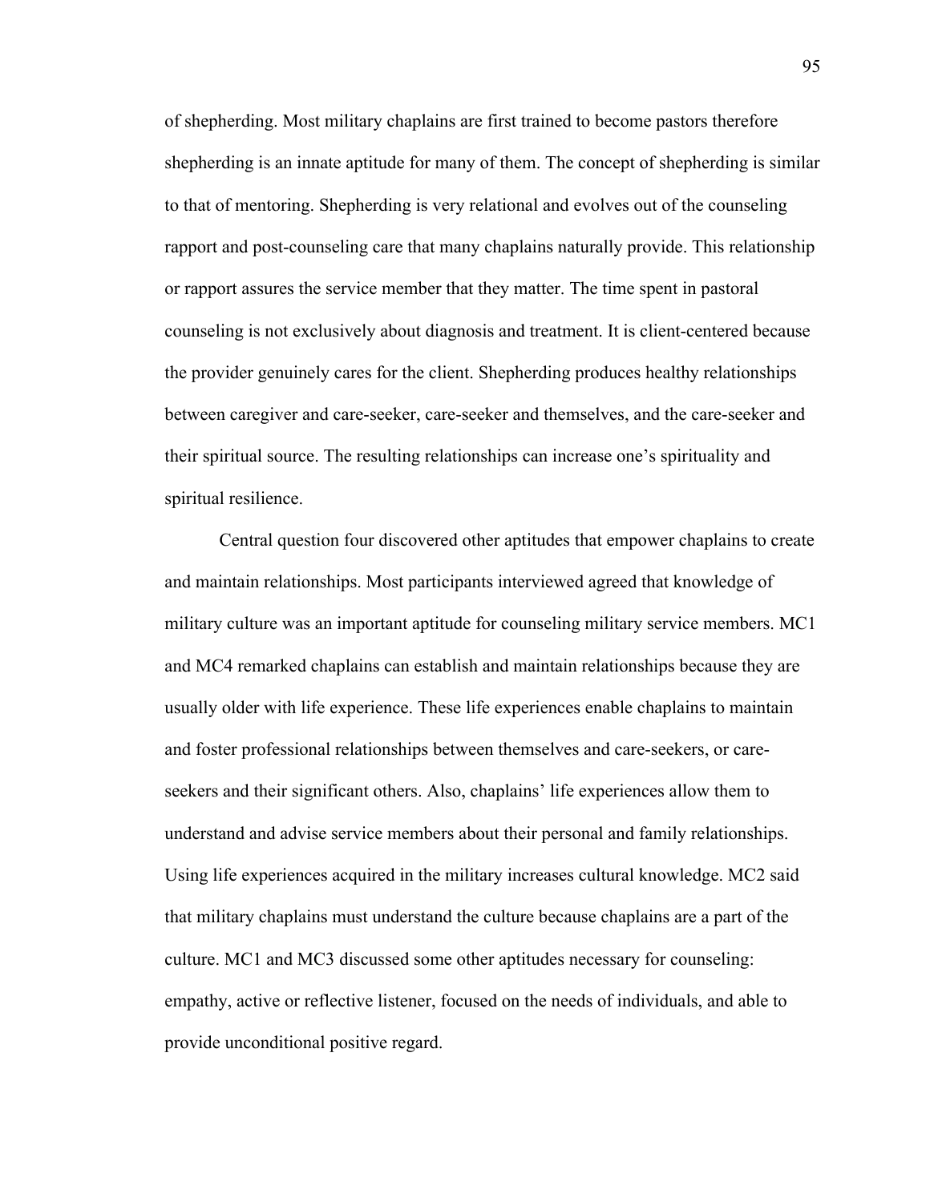of shepherding. Most military chaplains are first trained to become pastors therefore shepherding is an innate aptitude for many of them. The concept of shepherding is similar to that of mentoring. Shepherding is very relational and evolves out of the counseling rapport and post-counseling care that many chaplains naturally provide. This relationship or rapport assures the service member that they matter. The time spent in pastoral counseling is not exclusively about diagnosis and treatment. It is client-centered because the provider genuinely cares for the client. Shepherding produces healthy relationships between caregiver and care-seeker, care-seeker and themselves, and the care-seeker and their spiritual source. The resulting relationships can increase one's spirituality and spiritual resilience.

Central question four discovered other aptitudes that empower chaplains to create and maintain relationships. Most participants interviewed agreed that knowledge of military culture was an important aptitude for counseling military service members. MC1 and MC4 remarked chaplains can establish and maintain relationships because they are usually older with life experience. These life experiences enable chaplains to maintain and foster professional relationships between themselves and care-seekers, or care-seekers and their significant others. Also, chaplains' life experiences allow them to understand and advise service members about their personal and family relationships. Using life experiences acquired in the military increases cultural knowledge. MC2 said that military chaplains must understand the culture because chaplains are a part of the culture. MC1 and MC3 discussed some other aptitudes necessary for counseling: empathy, active or reflective listener, focused on the needs of individuals, and able to provide unconditional positive regard.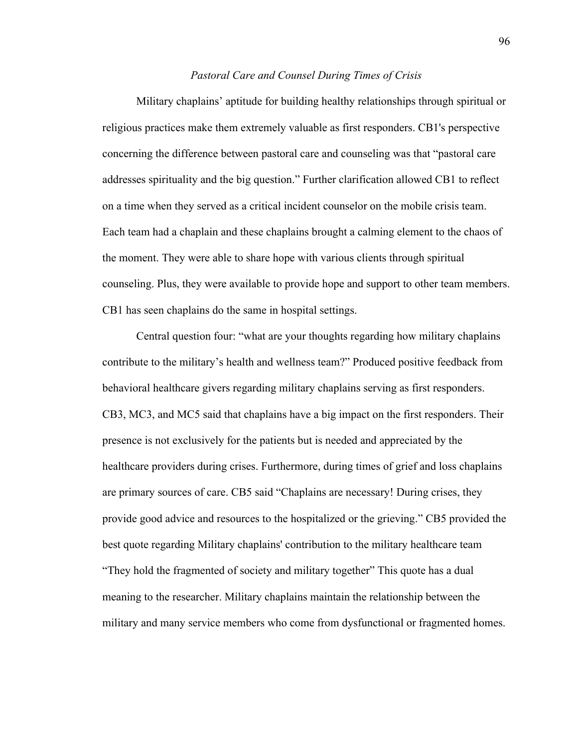*Pastoral Care and Counsel During Times of Crisis*

Military chaplains' aptitude for building healthy relationships through spiritual or religious practices make them extremely valuable as first responders. CB1's perspective concerning the difference between pastoral care and counseling was that "pastoral care addresses spirituality and the big question." Further clarification allowed CB1 to reflect on a time when they served as a critical incident counselor on the mobile crisis team. Each team had a chaplain and these chaplains brought a calming element to the chaos of the moment. They were able to share hope with various clients through spiritual counseling. Plus, they were available to provide hope and support to other team members. CB1 has seen chaplains do the same in hospital settings.

Central question four: "what are your thoughts regarding how military chaplains contribute to the military's health and wellness team?" Produced positive feedback from behavioral healthcare givers regarding military chaplains serving as first responders. CB3, MC3, and MC5 said that chaplains have a big impact on the first responders. Their presence is not exclusively for the patients but is needed and appreciated by the healthcare providers during crises. Furthermore, during times of grief and loss chaplains are primary sources of care. CB5 said "Chaplains are necessary! During crises, they provide good advice and resources to the hospitalized or the grieving." CB5 provided the best quote regarding Military chaplains' contribution to the military healthcare team "They hold the fragmented of society and military together" This quote has a dual meaning to the researcher. Military chaplains maintain the relationship between the military and many service members who come from dysfunctional or fragmented homes.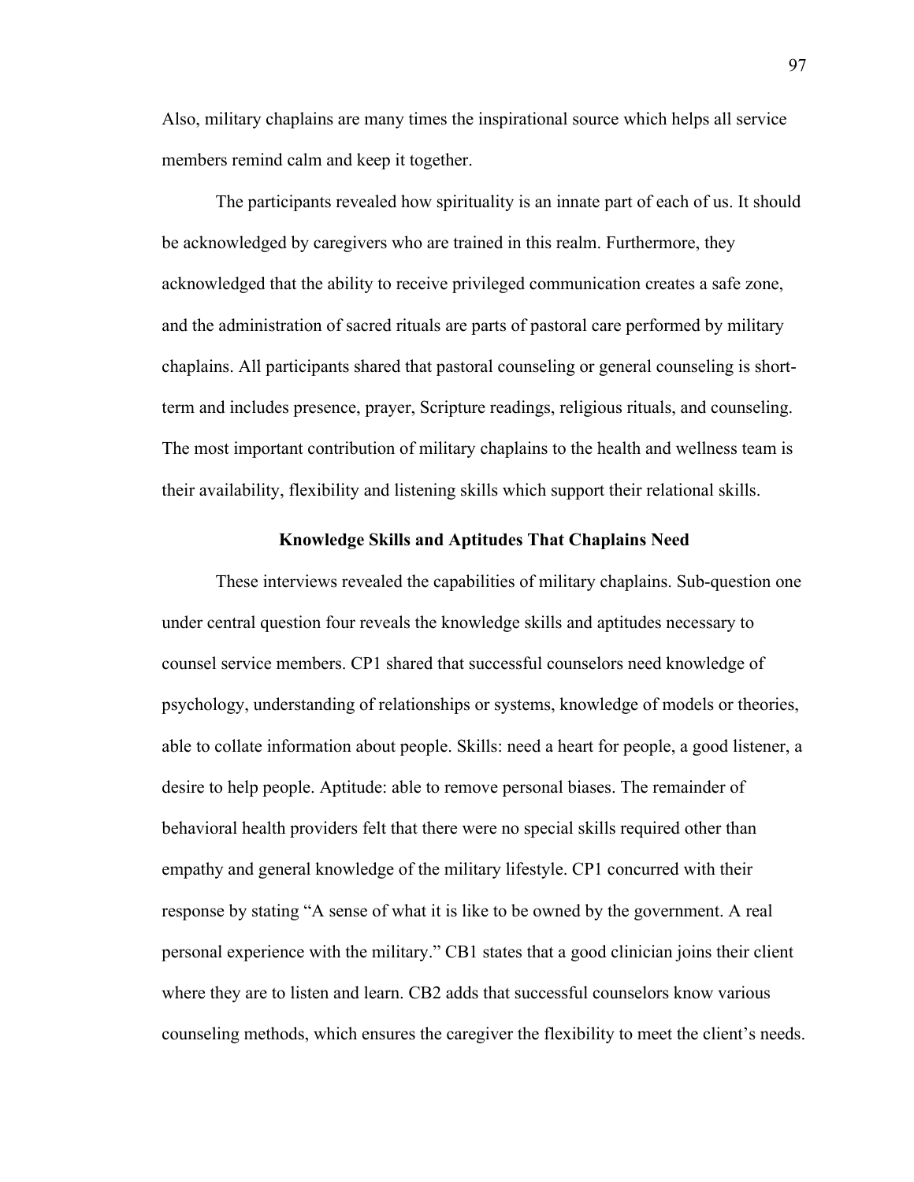Also, military chaplains are many times the inspirational source which helps all service members remind calm and keep it together.

The participants revealed how spirituality is an innate part of each of us. It should be acknowledged by caregivers who are trained in this realm. Furthermore, they acknowledged that the ability to receive privileged communication creates a safe zone, and the administration of sacred rituals are parts of pastoral care performed by military chaplains. All participants shared that pastoral counseling or general counseling is short-term and includes presence, prayer, Scripture readings, religious rituals, and counseling. The most important contribution of military chaplains to the health and wellness team is their availability, flexibility and listening skills which support their relational skills.

### Knowledge Skills and Aptitudes That Chaplains Need

These interviews revealed the capabilities of military chaplains. Sub-question one under central question four reveals the knowledge skills and aptitudes necessary to counsel service members. CP1 shared that successful counselors need knowledge of psychology, understanding of relationships or systems, knowledge of models or theories, able to collate information about people. Skills: need a heart for people, a good listener, a desire to help people. Aptitude: able to remove personal biases. The remainder of behavioral health providers felt that there were no special skills required other than empathy and general knowledge of the military lifestyle. CP1 concurred with their response by stating "A sense of what it is like to be owned by the government. A real personal experience with the military." CB1 states that a good clinician joins their client where they are to listen and learn. CB2 adds that successful counselors know various counseling methods, which ensures the caregiver the flexibility to meet the client's needs.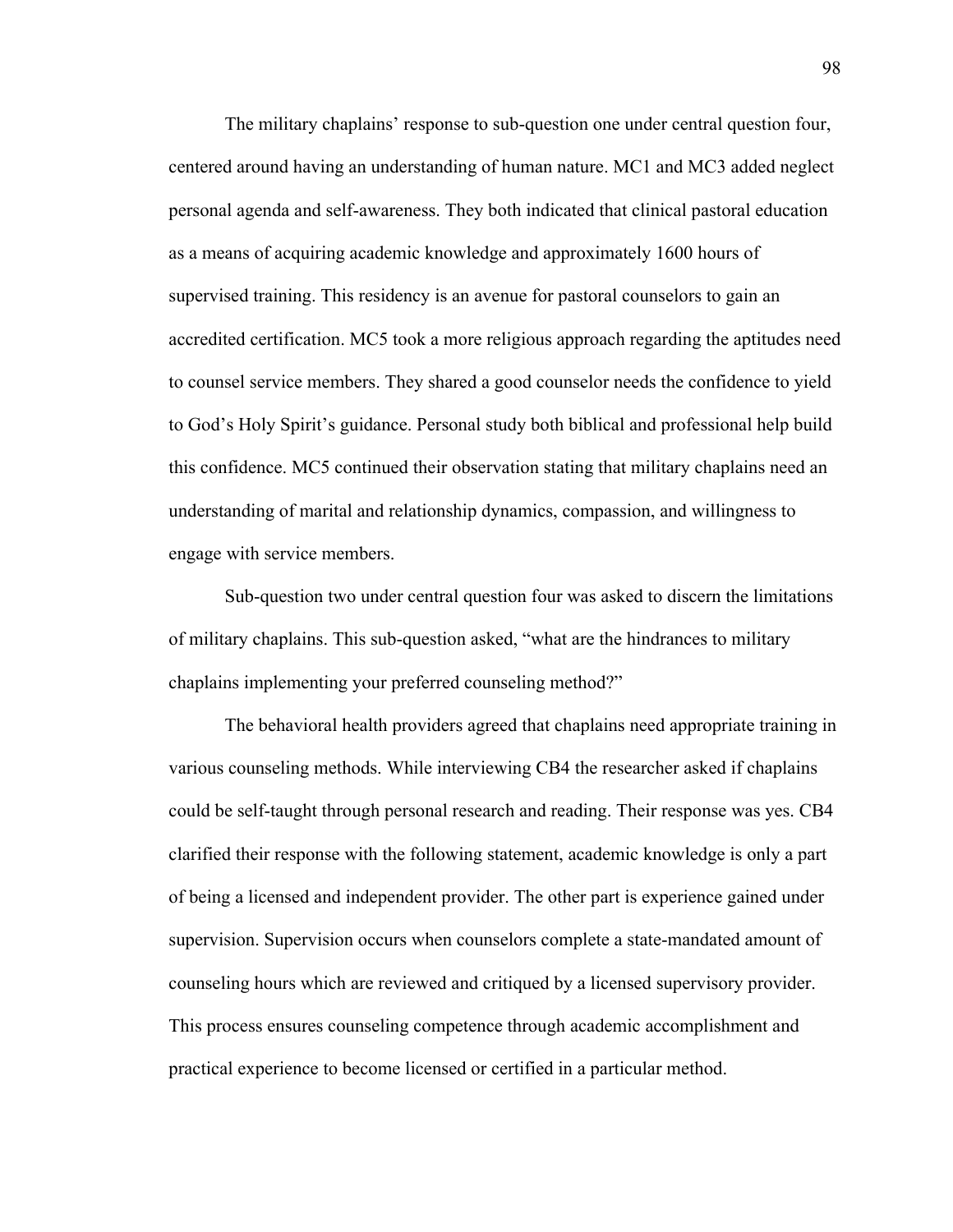The military chaplains' response to sub-question one under central question four, centered around having an understanding of human nature. MC1 and MC3 added neglect personal agenda and self-awareness. They both indicated that clinical pastoral education as a means of acquiring academic knowledge and approximately 1600 hours of supervised training. This residency is an avenue for pastoral counselors to gain an accredited certification. MC5 took a more religious approach regarding the aptitudes need to counsel service members. They shared a good counselor needs the confidence to yield to God's Holy Spirit's guidance. Personal study both biblical and professional help build this confidence. MC5 continued their observation stating that military chaplains need an understanding of marital and relationship dynamics, compassion, and willingness to engage with service members.

Sub-question two under central question four was asked to discern the limitations of military chaplains. This sub-question asked, "what are the hindrances to military chaplains implementing your preferred counseling method?"

The behavioral health providers agreed that chaplains need appropriate training in various counseling methods. While interviewing CB4 the researcher asked if chaplains could be self-taught through personal research and reading. Their response was yes. CB4 clarified their response with the following statement, academic knowledge is only a part of being a licensed and independent provider. The other part is experience gained under supervision. Supervision occurs when counselors complete a state-mandated amount of counseling hours which are reviewed and critiqued by a licensed supervisory provider. This process ensures counseling competence through academic accomplishment and practical experience to become licensed or certified in a particular method.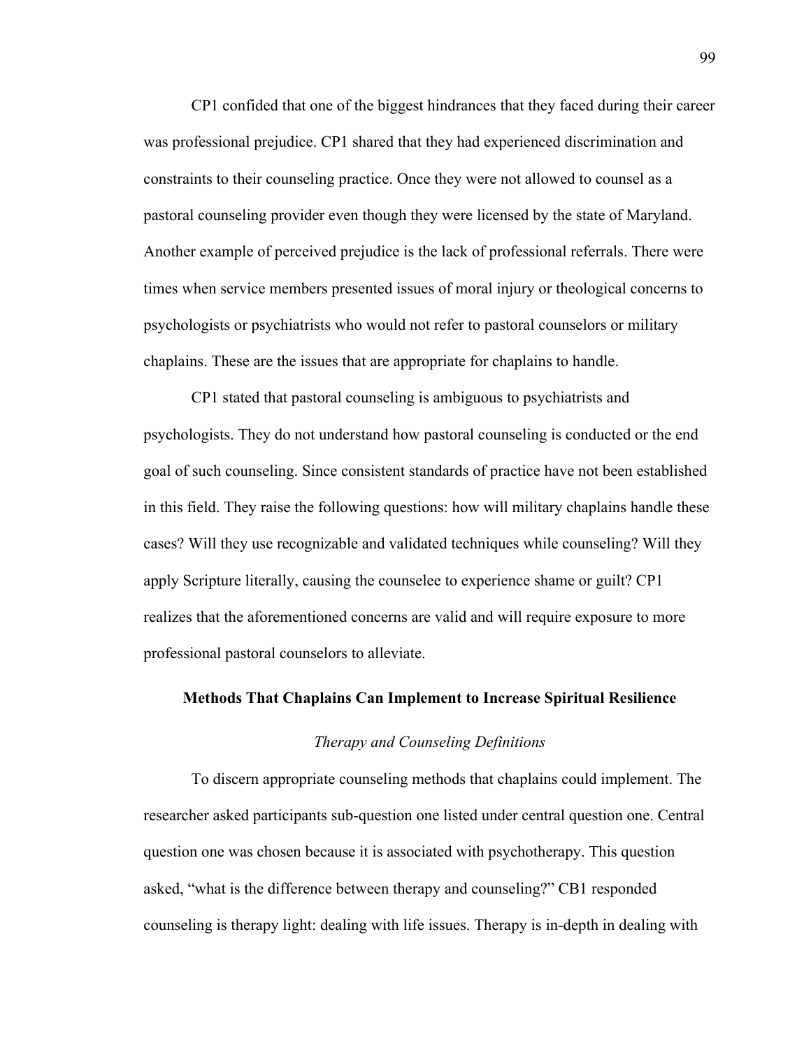CP1 confided that one of the biggest hindrances that they faced during their career was professional prejudice. CP1 shared that they had experienced discrimination and constraints to their counseling practice. Once they were not allowed to counsel as a pastoral counseling provider even though they were licensed by the state of Maryland. Another example of perceived prejudice is the lack of professional referrals. There were times when service members presented issues of moral injury or theological concerns to psychologists or psychiatrists who would not refer to pastoral counselors or military chaplains. These are the issues that are appropriate for chaplains to handle.

CP1 stated that pastoral counseling is ambiguous to psychiatrists and psychologists. They do not understand how pastoral counseling is conducted or the end goal of such counseling. Since consistent standards of practice have not been established in this field. They raise the following questions: how will military chaplains handle these cases? Will they use recognizable and validated techniques while counseling? Will they apply Scripture literally, causing the counselee to experience shame or guilt? CP1 realizes that the aforementioned concerns are valid and will require exposure to more professional pastoral counselors to alleviate.

## Methods That Chaplains Can Implement to Increase Spiritual Resilience

### *Therapy and Counseling Definitions*

To discern appropriate counseling methods that chaplains could implement. The researcher asked participants sub-question one listed under central question one. Central question one was chosen because it is associated with psychotherapy. This question asked, "what is the difference between therapy and counseling?" CB1 responded counseling is therapy light: dealing with life issues. Therapy is in-depth in dealing with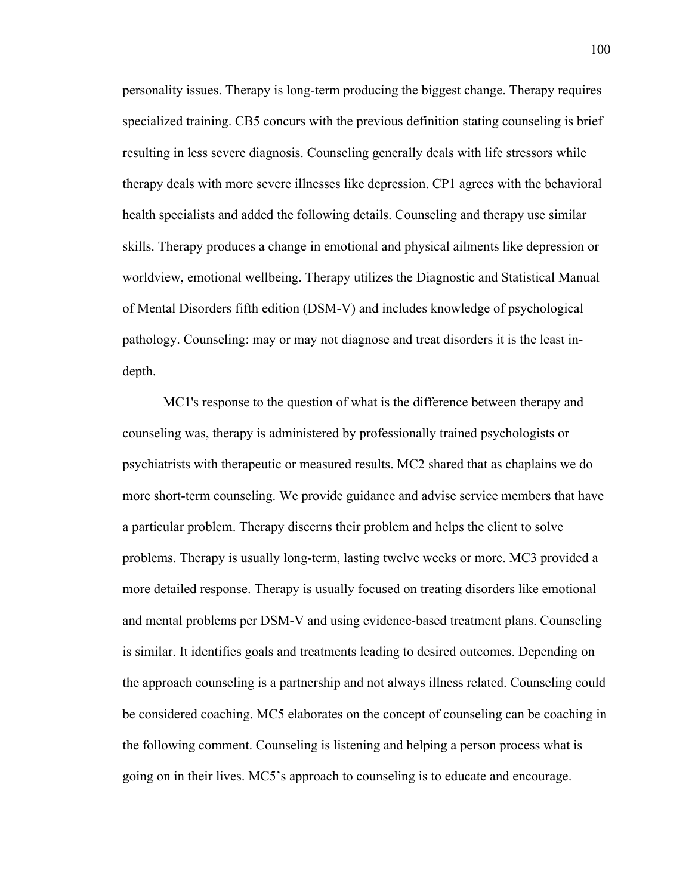personality issues. Therapy is long-term producing the biggest change. Therapy requires specialized training. CB5 concurs with the previous definition stating counseling is brief resulting in less severe diagnosis. Counseling generally deals with life stressors while therapy deals with more severe illnesses like depression. CP1 agrees with the behavioral health specialists and added the following details. Counseling and therapy use similar skills. Therapy produces a change in emotional and physical ailments like depression or worldview, emotional wellbeing. Therapy utilizes the Diagnostic and Statistical Manual of Mental Disorders fifth edition (DSM-V) and includes knowledge of psychological pathology. Counseling: may or may not diagnose and treat disorders it is the least in-depth.

MC1's response to the question of what is the difference between therapy and counseling was, therapy is administered by professionally trained psychologists or psychiatrists with therapeutic or measured results. MC2 shared that as chaplains we do more short-term counseling. We provide guidance and advise service members that have a particular problem. Therapy discerns their problem and helps the client to solve problems. Therapy is usually long-term, lasting twelve weeks or more. MC3 provided a more detailed response. Therapy is usually focused on treating disorders like emotional and mental problems per DSM-V and using evidence-based treatment plans. Counseling is similar. It identifies goals and treatments leading to desired outcomes. Depending on the approach counseling is a partnership and not always illness related. Counseling could be considered coaching. MC5 elaborates on the concept of counseling can be coaching in the following comment. Counseling is listening and helping a person process what is going on in their lives. MC5's approach to counseling is to educate and encourage.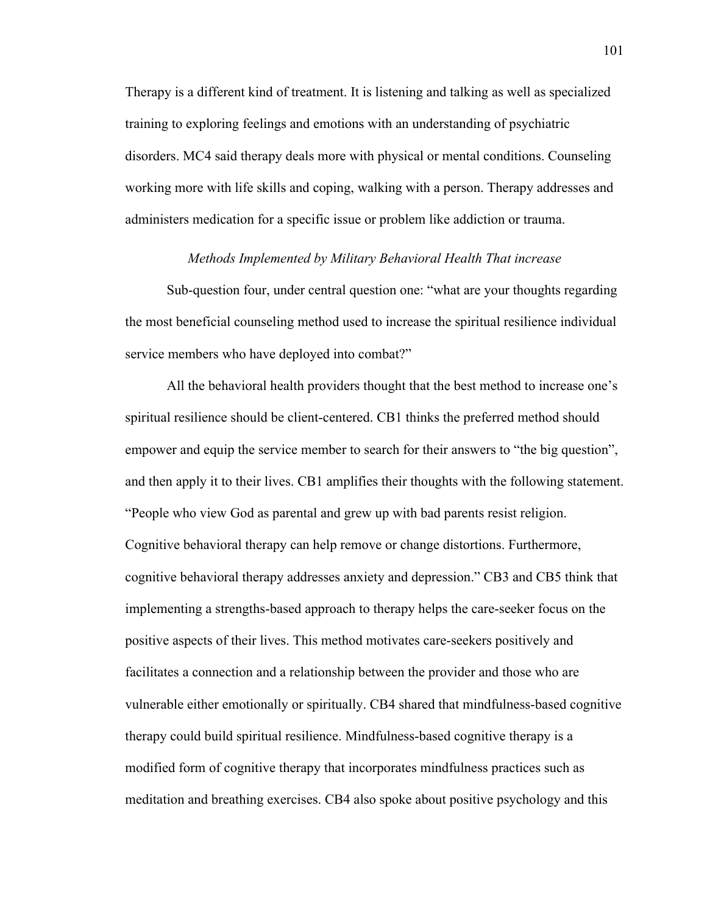Therapy is a different kind of treatment. It is listening and talking as well as specialized training to exploring feelings and emotions with an understanding of psychiatric disorders. MC4 said therapy deals more with physical or mental conditions. Counseling working more with life skills and coping, walking with a person. Therapy addresses and administers medication for a specific issue or problem like addiction or trauma.

### *Methods Implemented by Military Behavioral Health That increase*

Sub-question four, under central question one: “what are your thoughts regarding the most beneficial counseling method used to increase the spiritual resilience individual service members who have deployed into combat?”

All the behavioral health providers thought that the best method to increase one’s spiritual resilience should be client-centered. CB1 thinks the preferred method should empower and equip the service member to search for their answers to “the big question”, and then apply it to their lives. CB1 amplifies their thoughts with the following statement. “People who view God as parental and grew up with bad parents resist religion. Cognitive behavioral therapy can help remove or change distortions. Furthermore, cognitive behavioral therapy addresses anxiety and depression.” CB3 and CB5 think that implementing a strengths-based approach to therapy helps the care-seeker focus on the positive aspects of their lives. This method motivates care-seekers positively and facilitates a connection and a relationship between the provider and those who are vulnerable either emotionally or spiritually. CB4 shared that mindfulness-based cognitive therapy could build spiritual resilience. Mindfulness-based cognitive therapy is a modified form of cognitive therapy that incorporates mindfulness practices such as meditation and breathing exercises. CB4 also spoke about positive psychology and this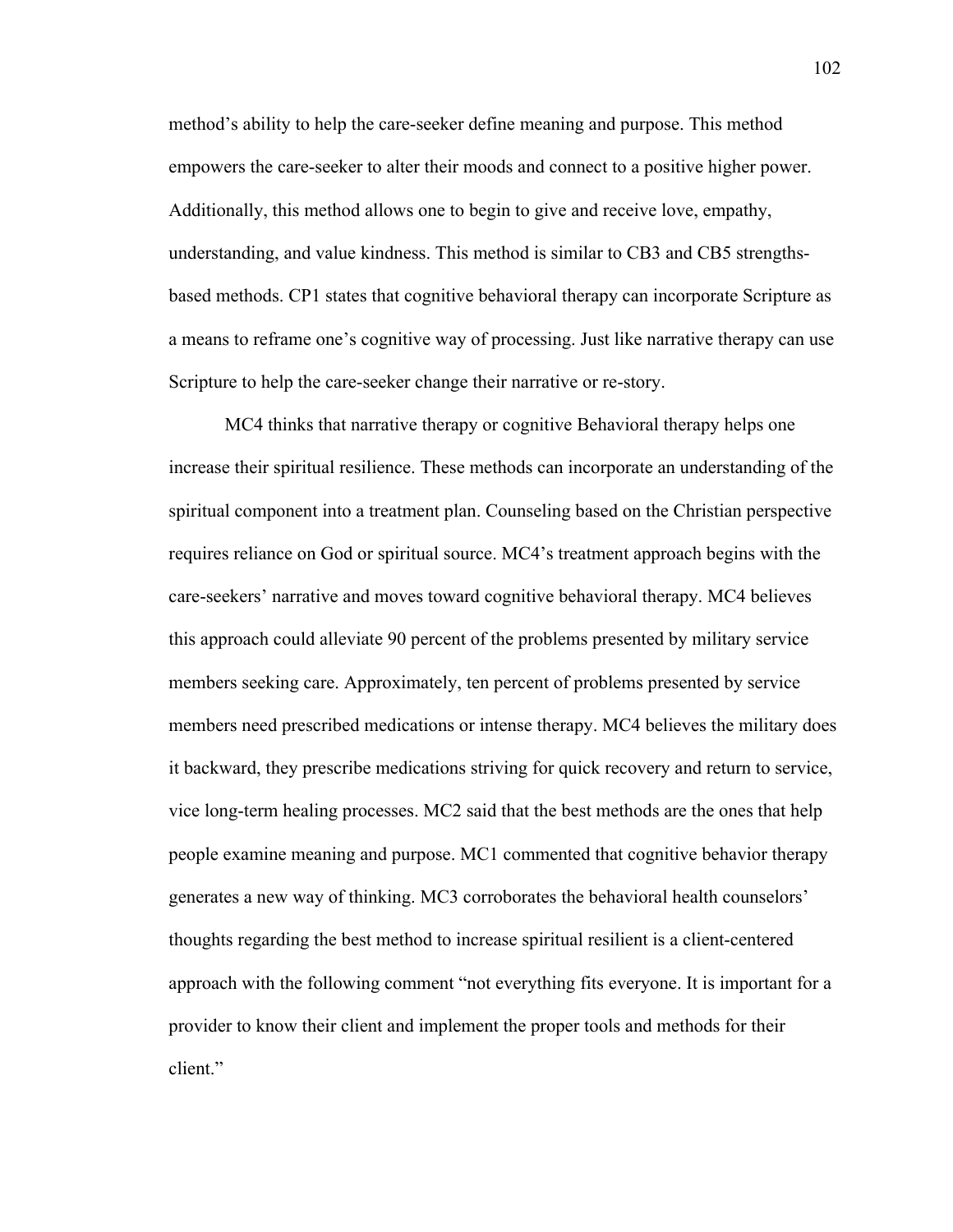method's ability to help the care-seeker define meaning and purpose. This method empowers the care-seeker to alter their moods and connect to a positive higher power. Additionally, this method allows one to begin to give and receive love, empathy, understanding, and value kindness. This method is similar to CB3 and CB5 strengths-based methods. CP1 states that cognitive behavioral therapy can incorporate Scripture as a means to reframe one's cognitive way of processing. Just like narrative therapy can use Scripture to help the care-seeker change their narrative or re-story.

MC4 thinks that narrative therapy or cognitive Behavioral therapy helps one increase their spiritual resilience. These methods can incorporate an understanding of the spiritual component into a treatment plan. Counseling based on the Christian perspective requires reliance on God or spiritual source. MC4's treatment approach begins with the care-seekers' narrative and moves toward cognitive behavioral therapy. MC4 believes this approach could alleviate 90 percent of the problems presented by military service members seeking care. Approximately, ten percent of problems presented by service members need prescribed medications or intense therapy. MC4 believes the military does it backward, they prescribe medications striving for quick recovery and return to service, vice long-term healing processes. MC2 said that the best methods are the ones that help people examine meaning and purpose. MC1 commented that cognitive behavior therapy generates a new way of thinking. MC3 corroborates the behavioral health counselors' thoughts regarding the best method to increase spiritual resilient is a client-centered approach with the following comment "not everything fits everyone. It is important for a provider to know their client and implement the proper tools and methods for their client."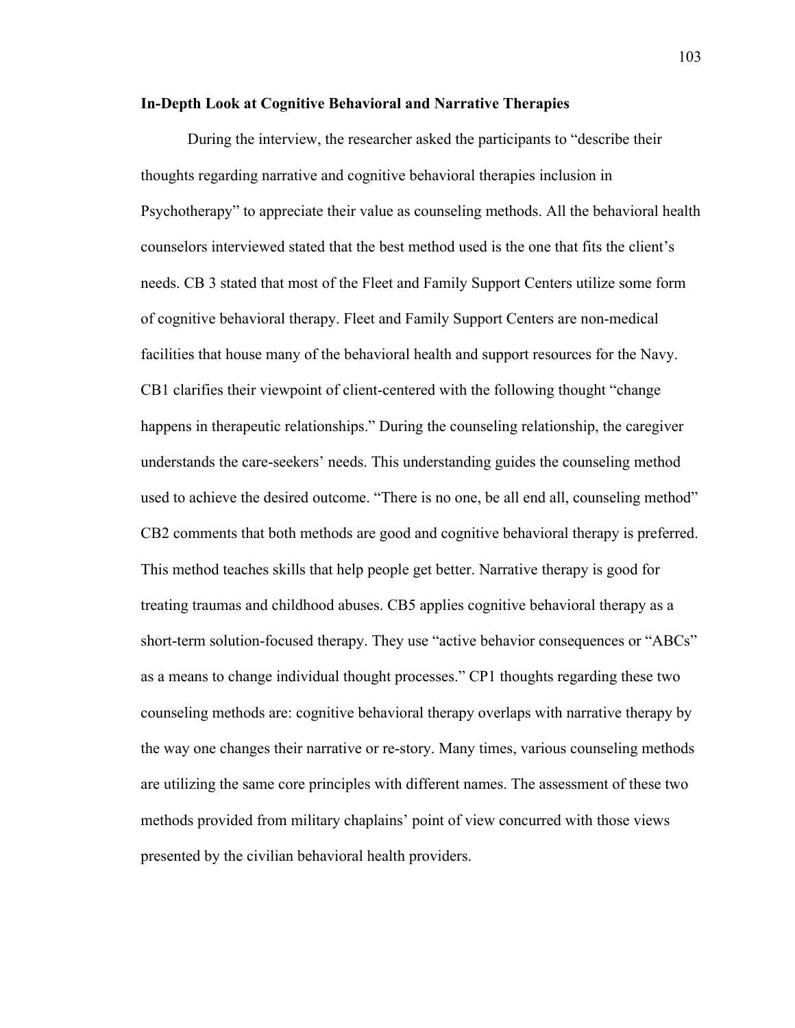**In-Depth Look at Cognitive Behavioral and Narrative Therapies**

During the interview, the researcher asked the participants to "describe their thoughts regarding narrative and cognitive behavioral therapies inclusion in Psychotherapy" to appreciate their value as counseling methods. All the behavioral health counselors interviewed stated that the best method used is the one that fits the client's needs. CB 3 stated that most of the Fleet and Family Support Centers utilize some form of cognitive behavioral therapy. Fleet and Family Support Centers are non-medical facilities that house many of the behavioral health and support resources for the Navy. CB1 clarifies their viewpoint of client-centered with the following thought "change happens in therapeutic relationships." During the counseling relationship, the caregiver understands the care-seekers' needs. This understanding guides the counseling method used to achieve the desired outcome. "There is no one, be all end all, counseling method" CB2 comments that both methods are good and cognitive behavioral therapy is preferred. This method teaches skills that help people get better. Narrative therapy is good for treating traumas and childhood abuses. CB5 applies cognitive behavioral therapy as a short-term solution-focused therapy. They use "active behavior consequences or "ABCs" as a means to change individual thought processes." CP1 thoughts regarding these two counseling methods are: cognitive behavioral therapy overlaps with narrative therapy by the way one changes their narrative or re-story. Many times, various counseling methods are utilizing the same core principles with different names. The assessment of these two methods provided from military chaplains' point of view concurred with those views presented by the civilian behavioral health providers.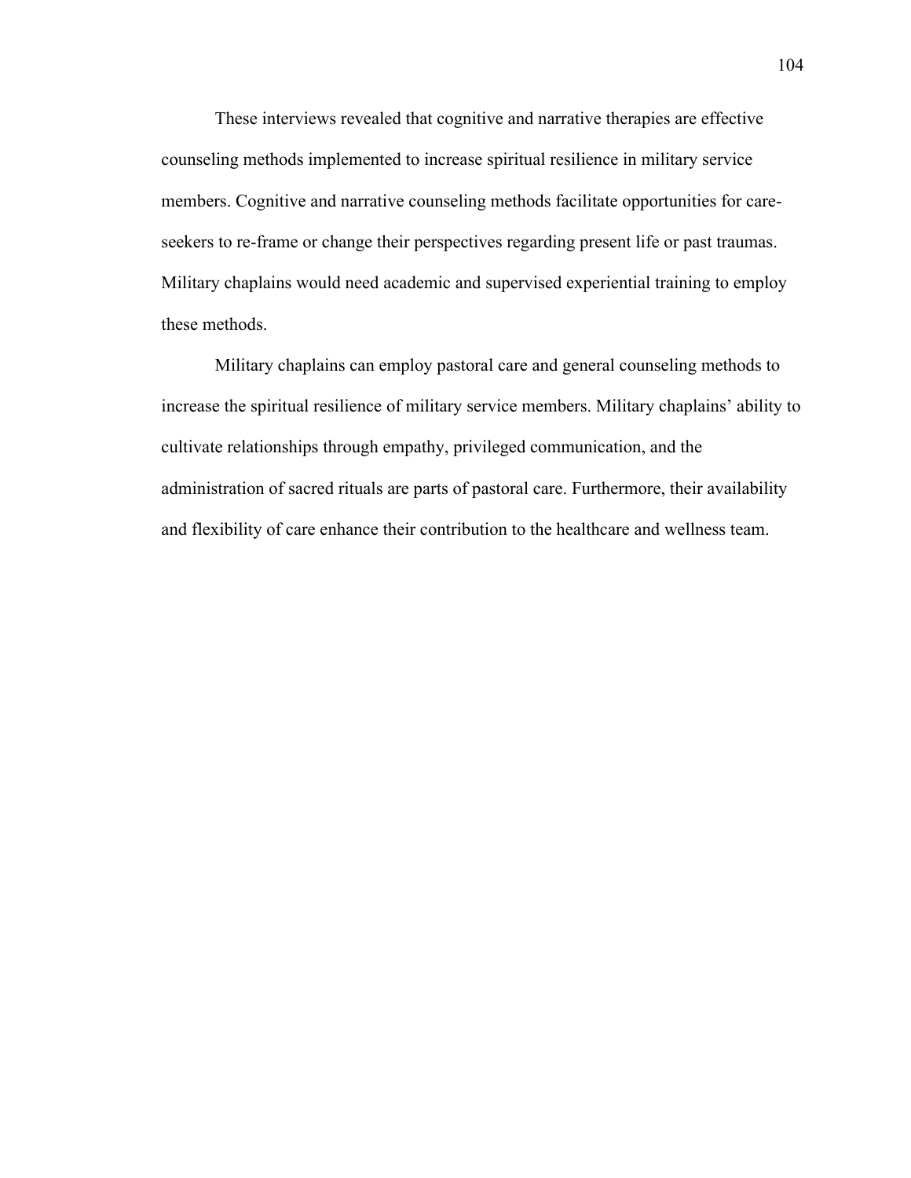These interviews revealed that cognitive and narrative therapies are effective counseling methods implemented to increase spiritual resilience in military service members. Cognitive and narrative counseling methods facilitate opportunities for care-seekers to re-frame or change their perspectives regarding present life or past traumas. Military chaplains would need academic and supervised experiential training to employ these methods.

Military chaplains can employ pastoral care and general counseling methods to increase the spiritual resilience of military service members. Military chaplains' ability to cultivate relationships through empathy, privileged communication, and the administration of sacred rituals are parts of pastoral care. Furthermore, their availability and flexibility of care enhance their contribution to the healthcare and wellness team.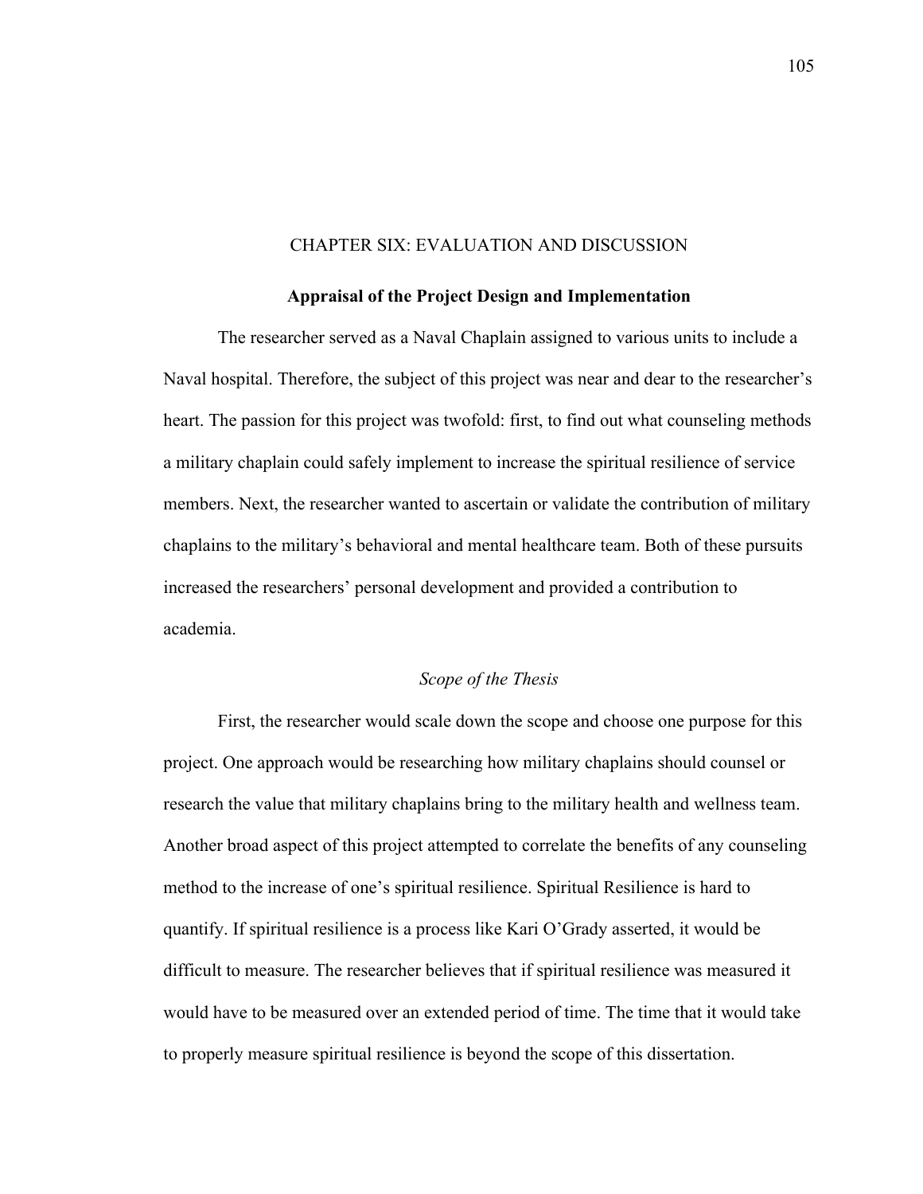# CHAPTER SIX: EVALUATION AND DISCUSSION

## Appraisal of the Project Design and Implementation

The researcher served as a Naval Chaplain assigned to various units to include a Naval hospital. Therefore, the subject of this project was near and dear to the researcher's heart. The passion for this project was twofold: first, to find out what counseling methods a military chaplain could safely implement to increase the spiritual resilience of service members. Next, the researcher wanted to ascertain or validate the contribution of military chaplains to the military's behavioral and mental healthcare team. Both of these pursuits increased the researchers' personal development and provided a contribution to academia.

### *Scope of the Thesis*

First, the researcher would scale down the scope and choose one purpose for this project. One approach would be researching how military chaplains should counsel or research the value that military chaplains bring to the military health and wellness team. Another broad aspect of this project attempted to correlate the benefits of any counseling method to the increase of one's spiritual resilience. Spiritual Resilience is hard to quantify. If spiritual resilience is a process like Kari O'Grady asserted, it would be difficult to measure. The researcher believes that if spiritual resilience was measured it would have to be measured over an extended period of time. The time that it would take to properly measure spiritual resilience is beyond the scope of this dissertation.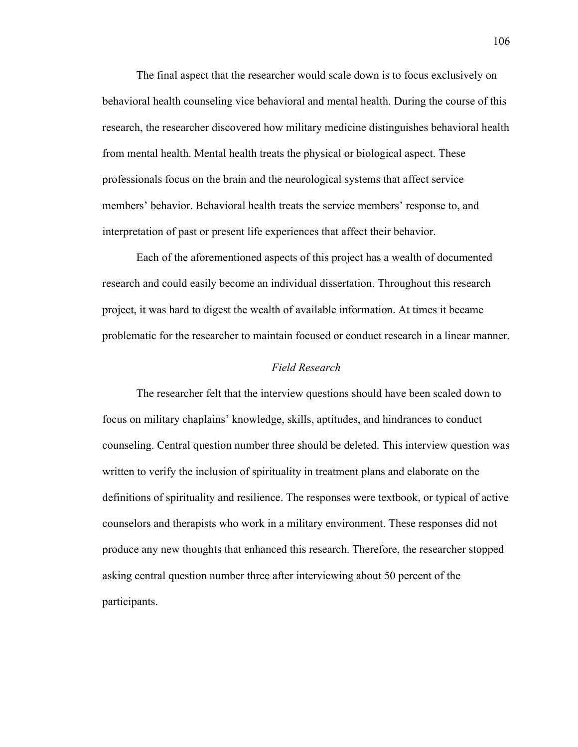The final aspect that the researcher would scale down is to focus exclusively on behavioral health counseling vice behavioral and mental health. During the course of this research, the researcher discovered how military medicine distinguishes behavioral health from mental health. Mental health treats the physical or biological aspect. These professionals focus on the brain and the neurological systems that affect service members' behavior. Behavioral health treats the service members' response to, and interpretation of past or present life experiences that affect their behavior.

Each of the aforementioned aspects of this project has a wealth of documented research and could easily become an individual dissertation. Throughout this research project, it was hard to digest the wealth of available information. At times it became problematic for the researcher to maintain focused or conduct research in a linear manner.

### *Field Research*

The researcher felt that the interview questions should have been scaled down to focus on military chaplains' knowledge, skills, aptitudes, and hindrances to conduct counseling. Central question number three should be deleted. This interview question was written to verify the inclusion of spirituality in treatment plans and elaborate on the definitions of spirituality and resilience. The responses were textbook, or typical of active counselors and therapists who work in a military environment. These responses did not produce any new thoughts that enhanced this research. Therefore, the researcher stopped asking central question number three after interviewing about 50 percent of the participants.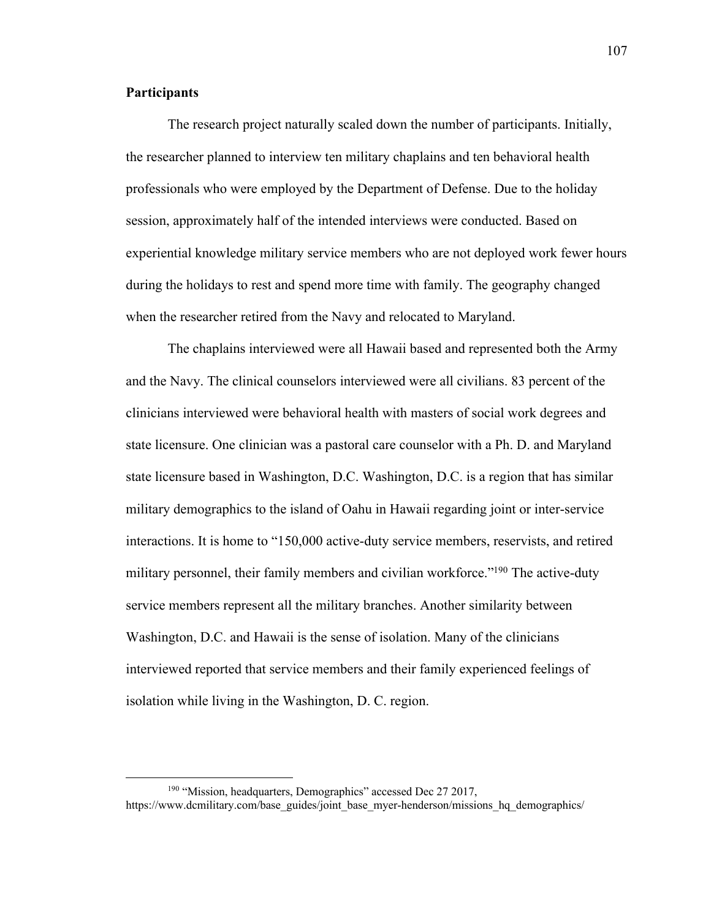**Participants**

The research project naturally scaled down the number of participants. Initially, the researcher planned to interview ten military chaplains and ten behavioral health professionals who were employed by the Department of Defense. Due to the holiday session, approximately half of the intended interviews were conducted. Based on experiential knowledge military service members who are not deployed work fewer hours during the holidays to rest and spend more time with family. The geography changed when the researcher retired from the Navy and relocated to Maryland.

The chaplains interviewed were all Hawaii based and represented both the Army and the Navy. The clinical counselors interviewed were all civilians. 83 percent of the clinicians interviewed were behavioral health with masters of social work degrees and state licensure. One clinician was a pastoral care counselor with a Ph. D. and Maryland state licensure based in Washington, D.C. Washington, D.C. is a region that has similar military demographics to the island of Oahu in Hawaii regarding joint or inter-service interactions. It is home to "150,000 active-duty service members, reservists, and retired military personnel, their family members and civilian workforce."[190] The active-duty service members represent all the military branches. Another similarity between Washington, D.C. and Hawaii is the sense of isolation. Many of the clinicians interviewed reported that service members and their family experienced feelings of isolation while living in the Washington, D. C. region.

---

[190] "Mission, headquarters, Demographics" accessed Dec 27 2017, https://www.dcmilitary.com/base_guides/joint_base_myer-henderson/missions_hq_demographics/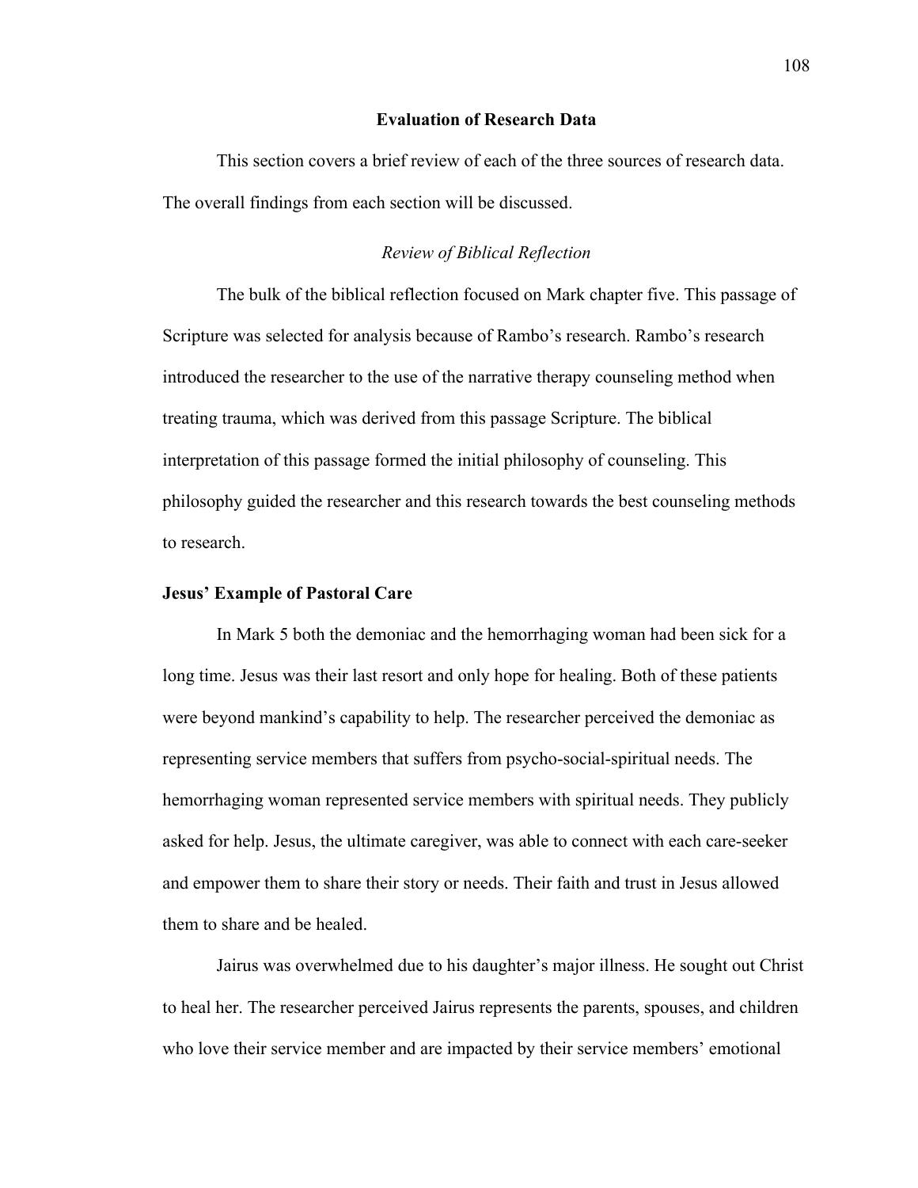## Evaluation of Research Data

This section covers a brief review of each of the three sources of research data. The overall findings from each section will be discussed.

### *Review of Biblical Reflection*

The bulk of the biblical reflection focused on Mark chapter five. This passage of Scripture was selected for analysis because of Rambo's research. Rambo's research introduced the researcher to the use of the narrative therapy counseling method when treating trauma, which was derived from this passage Scripture. The biblical interpretation of this passage formed the initial philosophy of counseling. This philosophy guided the researcher and this research towards the best counseling methods to research.

**Jesus' Example of Pastoral Care**

In Mark 5 both the demoniac and the hemorrhaging woman had been sick for a long time. Jesus was their last resort and only hope for healing. Both of these patients were beyond mankind's capability to help. The researcher perceived the demoniac as representing service members that suffers from psycho-social-spiritual needs. The hemorrhaging woman represented service members with spiritual needs. They publicly asked for help. Jesus, the ultimate caregiver, was able to connect with each care-seeker and empower them to share their story or needs. Their faith and trust in Jesus allowed them to share and be healed.

Jairus was overwhelmed due to his daughter's major illness. He sought out Christ to heal her. The researcher perceived Jairus represents the parents, spouses, and children who love their service member and are impacted by their service members' emotional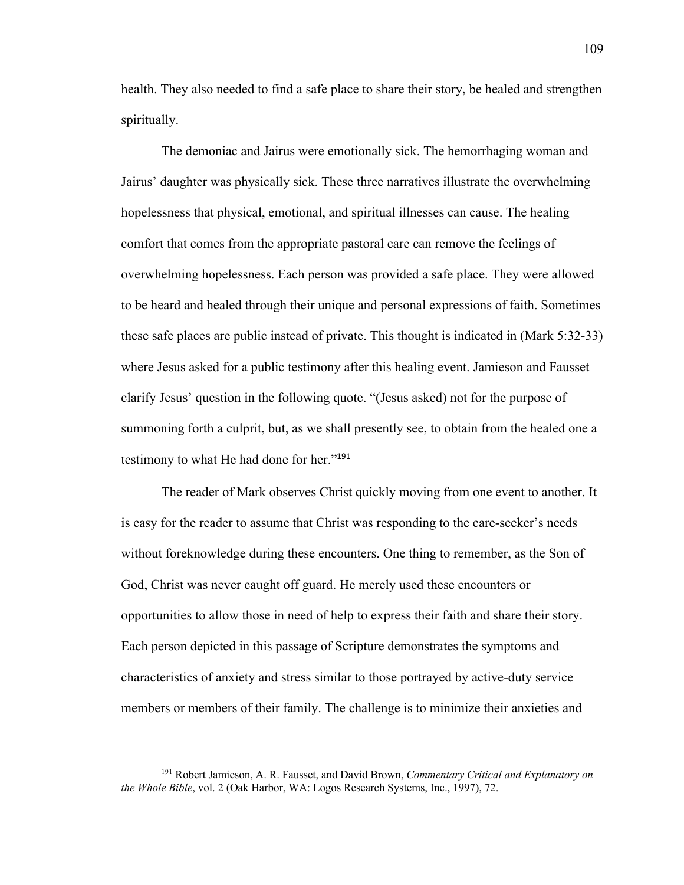health. They also needed to find a safe place to share their story, be healed and strengthen spiritually.

The demoniac and Jairus were emotionally sick. The hemorrhaging woman and Jairus' daughter was physically sick. These three narratives illustrate the overwhelming hopelessness that physical, emotional, and spiritual illnesses can cause. The healing comfort that comes from the appropriate pastoral care can remove the feelings of overwhelming hopelessness. Each person was provided a safe place. They were allowed to be heard and healed through their unique and personal expressions of faith. Sometimes these safe places are public instead of private. This thought is indicated in (Mark 5:32-33) where Jesus asked for a public testimony after this healing event. Jamieson and Fausset clarify Jesus' question in the following quote. "(Jesus asked) not for the purpose of summoning forth a culprit, but, as we shall presently see, to obtain from the healed one a testimony to what He had done for her."[191]

The reader of Mark observes Christ quickly moving from one event to another. It is easy for the reader to assume that Christ was responding to the care-seeker's needs without foreknowledge during these encounters. One thing to remember, as the Son of God, Christ was never caught off guard. He merely used these encounters or opportunities to allow those in need of help to express their faith and share their story. Each person depicted in this passage of Scripture demonstrates the symptoms and characteristics of anxiety and stress similar to those portrayed by active-duty service members or members of their family. The challenge is to minimize their anxieties and

---

[191] Robert Jamieson, A. R. Fausset, and David Brown, *Commentary Critical and Explanatory on the Whole Bible*, vol. 2 (Oak Harbor, WA: Logos Research Systems, Inc., 1997), 72.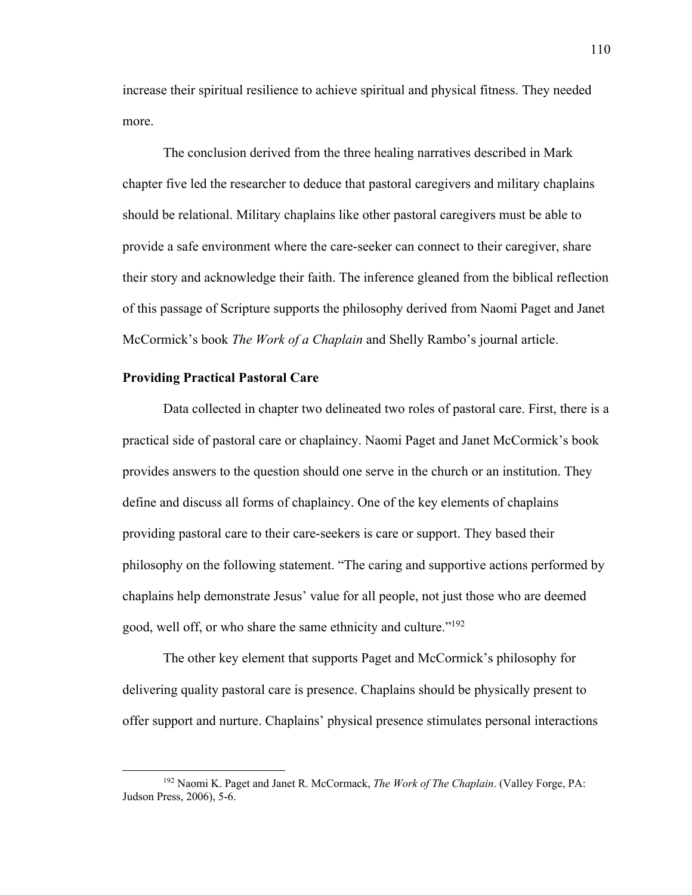increase their spiritual resilience to achieve spiritual and physical fitness. They needed more.

The conclusion derived from the three healing narratives described in Mark chapter five led the researcher to deduce that pastoral caregivers and military chaplains should be relational. Military chaplains like other pastoral caregivers must be able to provide a safe environment where the care-seeker can connect to their caregiver, share their story and acknowledge their faith. The inference gleaned from the biblical reflection of this passage of Scripture supports the philosophy derived from Naomi Paget and Janet McCormick's book *The Work of a Chaplain* and Shelly Rambo's journal article.

### Providing Practical Pastoral Care

Data collected in chapter two delineated two roles of pastoral care. First, there is a practical side of pastoral care or chaplaincy. Naomi Paget and Janet McCormick's book provides answers to the question should one serve in the church or an institution. They define and discuss all forms of chaplaincy. One of the key elements of chaplains providing pastoral care to their care-seekers is care or support. They based their philosophy on the following statement. "The caring and supportive actions performed by chaplains help demonstrate Jesus' value for all people, not just those who are deemed good, well off, or who share the same ethnicity and culture."[192]

The other key element that supports Paget and McCormick's philosophy for delivering quality pastoral care is presence. Chaplains should be physically present to offer support and nurture. Chaplains' physical presence stimulates personal interactions

---

[192] Naomi K. Paget and Janet R. McCormack, *The Work of The Chaplain*. (Valley Forge, PA: Judson Press, 2006), 5-6.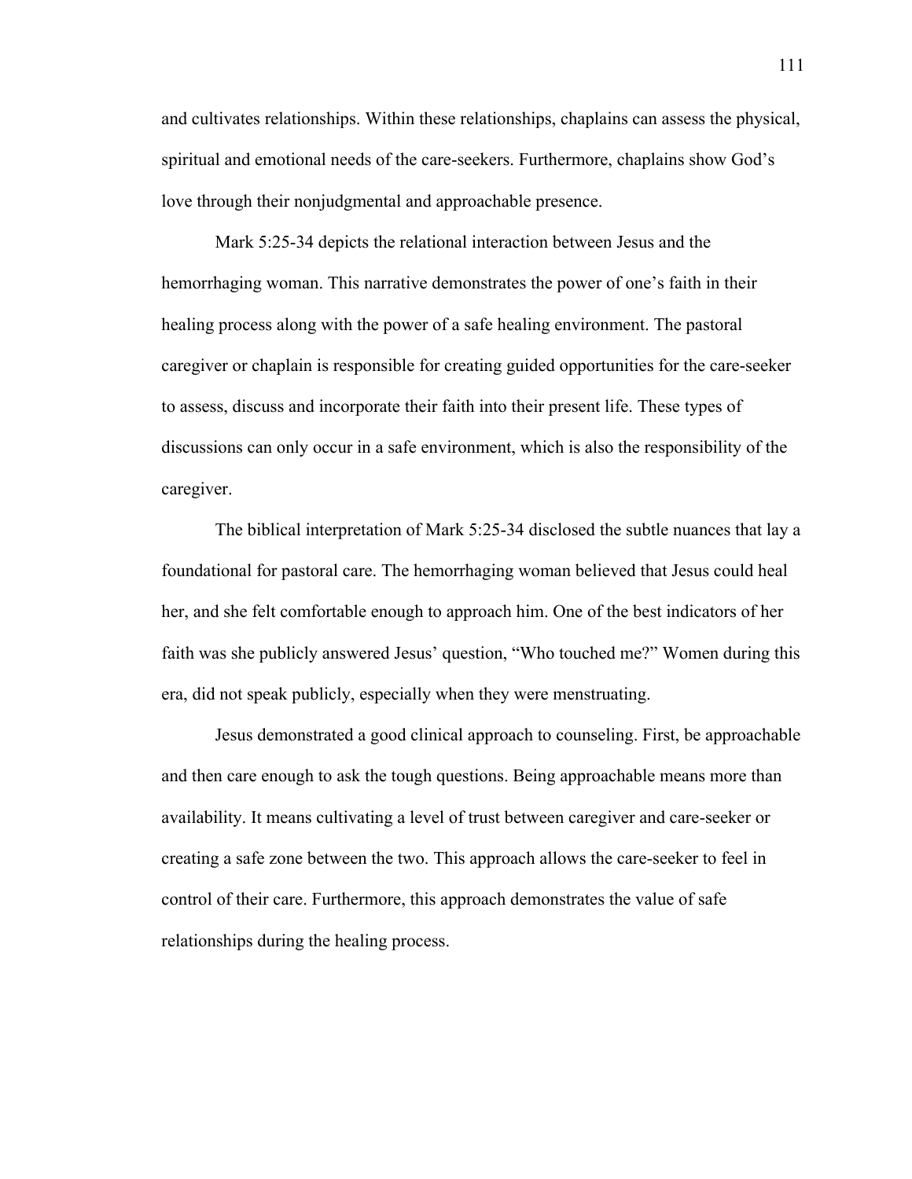and cultivates relationships. Within these relationships, chaplains can assess the physical, spiritual and emotional needs of the care-seekers. Furthermore, chaplains show God's love through their nonjudgmental and approachable presence.

Mark 5:25-34 depicts the relational interaction between Jesus and the hemorrhaging woman. This narrative demonstrates the power of one's faith in their healing process along with the power of a safe healing environment. The pastoral caregiver or chaplain is responsible for creating guided opportunities for the care-seeker to assess, discuss and incorporate their faith into their present life. These types of discussions can only occur in a safe environment, which is also the responsibility of the caregiver.

The biblical interpretation of Mark 5:25-34 disclosed the subtle nuances that lay a foundational for pastoral care. The hemorrhaging woman believed that Jesus could heal her, and she felt comfortable enough to approach him. One of the best indicators of her faith was she publicly answered Jesus' question, "Who touched me?" Women during this era, did not speak publicly, especially when they were menstruating.

Jesus demonstrated a good clinical approach to counseling. First, be approachable and then care enough to ask the tough questions. Being approachable means more than availability. It means cultivating a level of trust between caregiver and care-seeker or creating a safe zone between the two. This approach allows the care-seeker to feel in control of their care. Furthermore, this approach demonstrates the value of safe relationships during the healing process.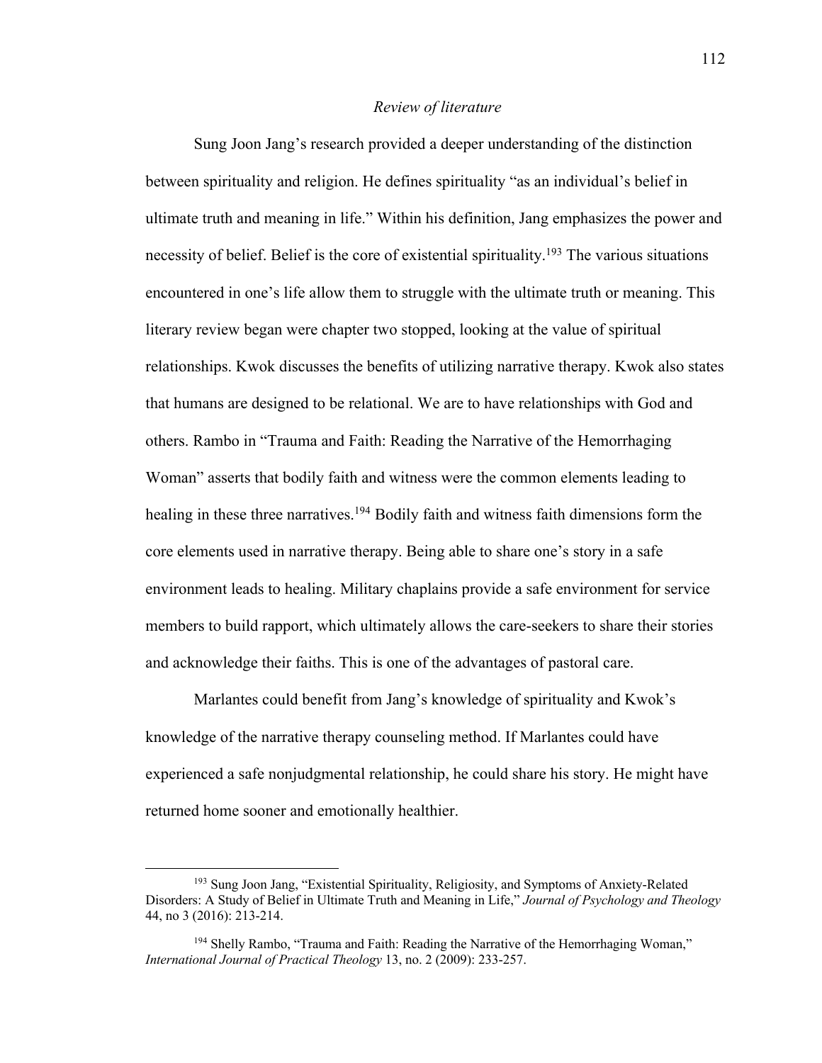*Review of literature*

Sung Joon Jang's research provided a deeper understanding of the distinction between spirituality and religion. He defines spirituality "as an individual's belief in ultimate truth and meaning in life." Within his definition, Jang emphasizes the power and necessity of belief. Belief is the core of existential spirituality.[193] The various situations encountered in one's life allow them to struggle with the ultimate truth or meaning. This literary review began were chapter two stopped, looking at the value of spiritual relationships. Kwok discusses the benefits of utilizing narrative therapy. Kwok also states that humans are designed to be relational. We are to have relationships with God and others. Rambo in "Trauma and Faith: Reading the Narrative of the Hemorrhaging Woman" asserts that bodily faith and witness were the common elements leading to healing in these three narratives.[194] Bodily faith and witness faith dimensions form the core elements used in narrative therapy. Being able to share one's story in a safe environment leads to healing. Military chaplains provide a safe environment for service members to build rapport, which ultimately allows the care-seekers to share their stories and acknowledge their faiths. This is one of the advantages of pastoral care.

Marlantes could benefit from Jang's knowledge of spirituality and Kwok's knowledge of the narrative therapy counseling method. If Marlantes could have experienced a safe nonjudgmental relationship, he could share his story. He might have returned home sooner and emotionally healthier.

---

[193] Sung Joon Jang, "Existential Spirituality, Religiosity, and Symptoms of Anxiety-Related Disorders: A Study of Belief in Ultimate Truth and Meaning in Life," *Journal of Psychology and Theology* 44, no 3 (2016): 213-214.

[194] Shelly Rambo, "Trauma and Faith: Reading the Narrative of the Hemorrhaging Woman," *International Journal of Practical Theology* 13, no. 2 (2009): 233-257.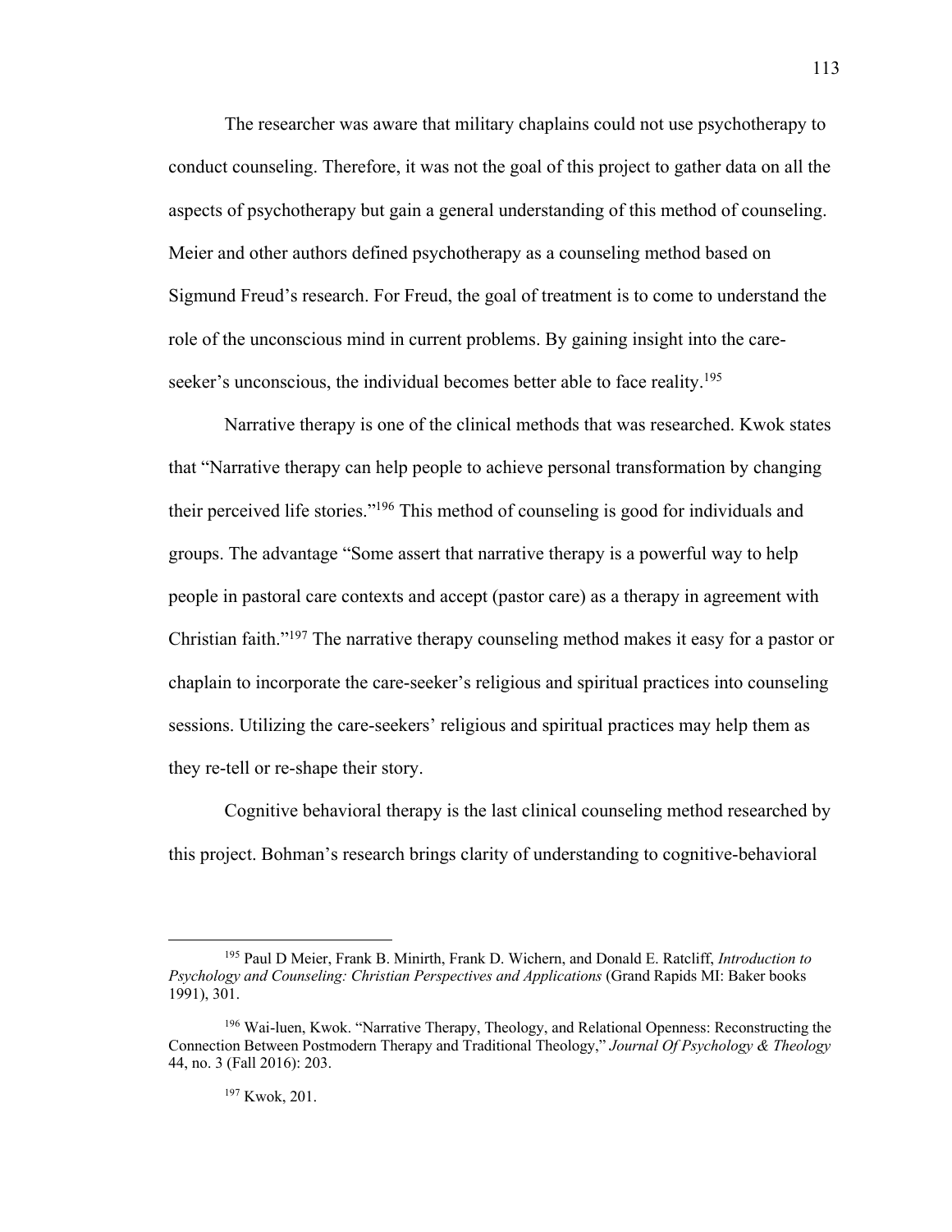The researcher was aware that military chaplains could not use psychotherapy to conduct counseling. Therefore, it was not the goal of this project to gather data on all the aspects of psychotherapy but gain a general understanding of this method of counseling. Meier and other authors defined psychotherapy as a counseling method based on Sigmund Freud's research. For Freud, the goal of treatment is to come to understand the role of the unconscious mind in current problems. By gaining insight into the care-seeker's unconscious, the individual becomes better able to face reality.[195]

Narrative therapy is one of the clinical methods that was researched. Kwok states that "Narrative therapy can help people to achieve personal transformation by changing their perceived life stories."[196] This method of counseling is good for individuals and groups. The advantage "Some assert that narrative therapy is a powerful way to help people in pastoral care contexts and accept (pastor care) as a therapy in agreement with Christian faith."[197] The narrative therapy counseling method makes it easy for a pastor or chaplain to incorporate the care-seeker's religious and spiritual practices into counseling sessions. Utilizing the care-seekers' religious and spiritual practices may help them as they re-tell or re-shape their story.

Cognitive behavioral therapy is the last clinical counseling method researched by this project. Bohman's research brings clarity of understanding to cognitive-behavioral

---

[195] Paul D Meier, Frank B. Minirth, Frank D. Wichern, and Donald E. Ratcliff, *Introduction to Psychology and Counseling: Christian Perspectives and Applications* (Grand Rapids MI: Baker books 1991), 301.

[196] Wai-luen, Kwok. "Narrative Therapy, Theology, and Relational Openness: Reconstructing the Connection Between Postmodern Therapy and Traditional Theology," *Journal Of Psychology & Theology* 44, no. 3 (Fall 2016): 203.

[197] Kwok, 201.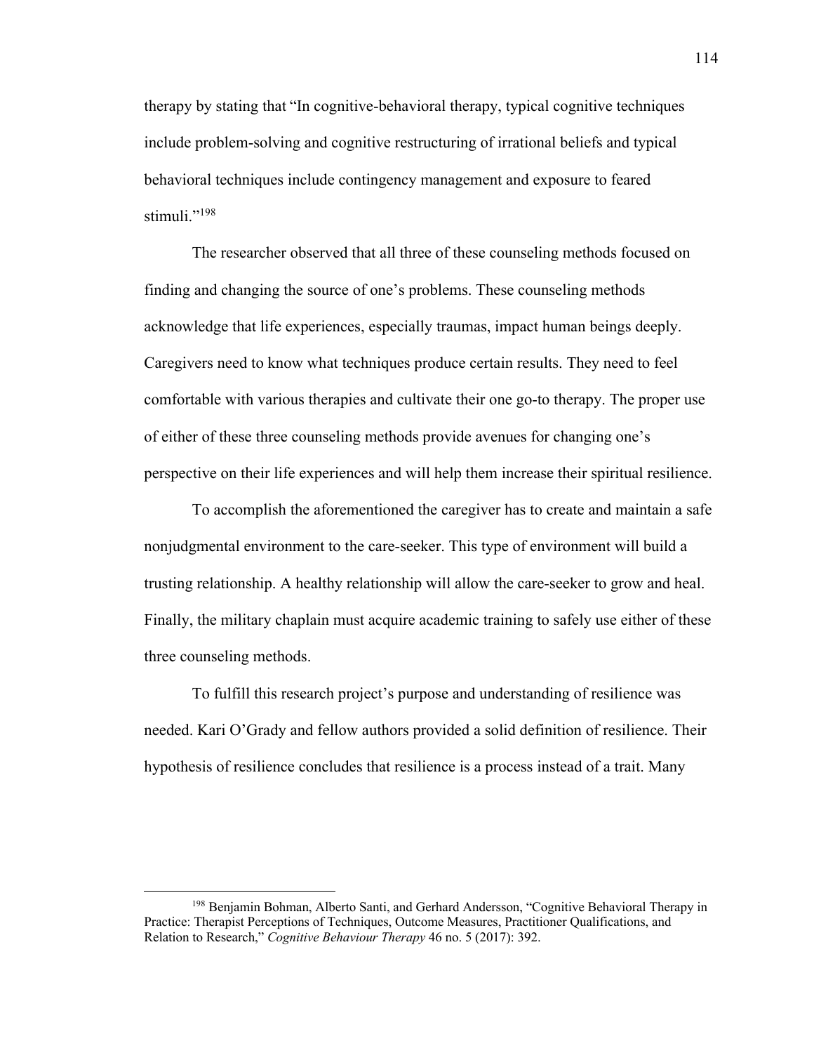therapy by stating that "In cognitive-behavioral therapy, typical cognitive techniques include problem-solving and cognitive restructuring of irrational beliefs and typical behavioral techniques include contingency management and exposure to feared stimuli."[198]

The researcher observed that all three of these counseling methods focused on finding and changing the source of one's problems. These counseling methods acknowledge that life experiences, especially traumas, impact human beings deeply. Caregivers need to know what techniques produce certain results. They need to feel comfortable with various therapies and cultivate their one go-to therapy. The proper use of either of these three counseling methods provide avenues for changing one's perspective on their life experiences and will help them increase their spiritual resilience.

To accomplish the aforementioned the caregiver has to create and maintain a safe nonjudgmental environment to the care-seeker. This type of environment will build a trusting relationship. A healthy relationship will allow the care-seeker to grow and heal. Finally, the military chaplain must acquire academic training to safely use either of these three counseling methods.

To fulfill this research project's purpose and understanding of resilience was needed. Kari O'Grady and fellow authors provided a solid definition of resilience. Their hypothesis of resilience concludes that resilience is a process instead of a trait. Many

---

[198] Benjamin Bohman, Alberto Santi, and Gerhard Andersson, "Cognitive Behavioral Therapy in Practice: Therapist Perceptions of Techniques, Outcome Measures, Practitioner Qualifications, and Relation to Research," *Cognitive Behaviour Therapy* 46 no. 5 (2017): 392.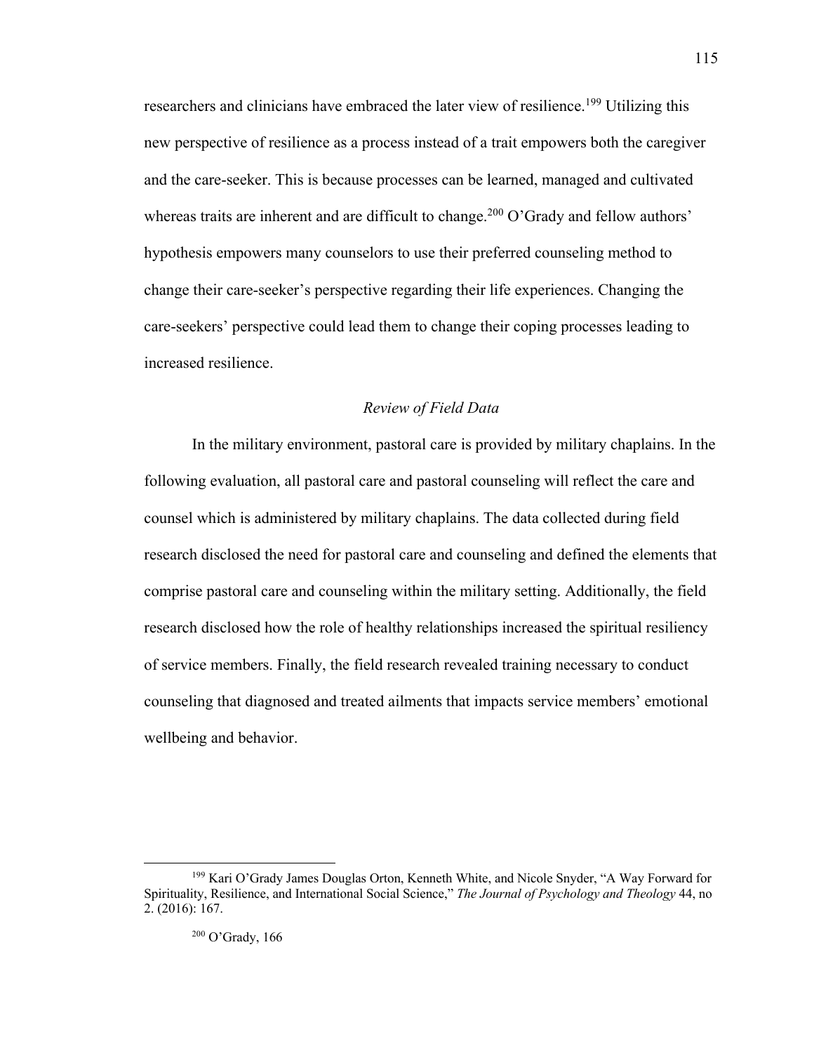researchers and clinicians have embraced the later view of resilience.[199] Utilizing this new perspective of resilience as a process instead of a trait empowers both the caregiver and the care-seeker. This is because processes can be learned, managed and cultivated whereas traits are inherent and are difficult to change.[200] O'Grady and fellow authors' hypothesis empowers many counselors to use their preferred counseling method to change their care-seeker's perspective regarding their life experiences. Changing the care-seekers' perspective could lead them to change their coping processes leading to increased resilience.

### *Review of Field Data*

In the military environment, pastoral care is provided by military chaplains. In the following evaluation, all pastoral care and pastoral counseling will reflect the care and counsel which is administered by military chaplains. The data collected during field research disclosed the need for pastoral care and counseling and defined the elements that comprise pastoral care and counseling within the military setting. Additionally, the field research disclosed how the role of healthy relationships increased the spiritual resiliency of service members. Finally, the field research revealed training necessary to conduct counseling that diagnosed and treated ailments that impacts service members' emotional wellbeing and behavior.

---

[199] Kari O'Grady James Douglas Orton, Kenneth White, and Nicole Snyder, "A Way Forward for Spirituality, Resilience, and International Social Science," *The Journal of Psychology and Theology* 44, no 2. (2016): 167.

[200] O'Grady, 166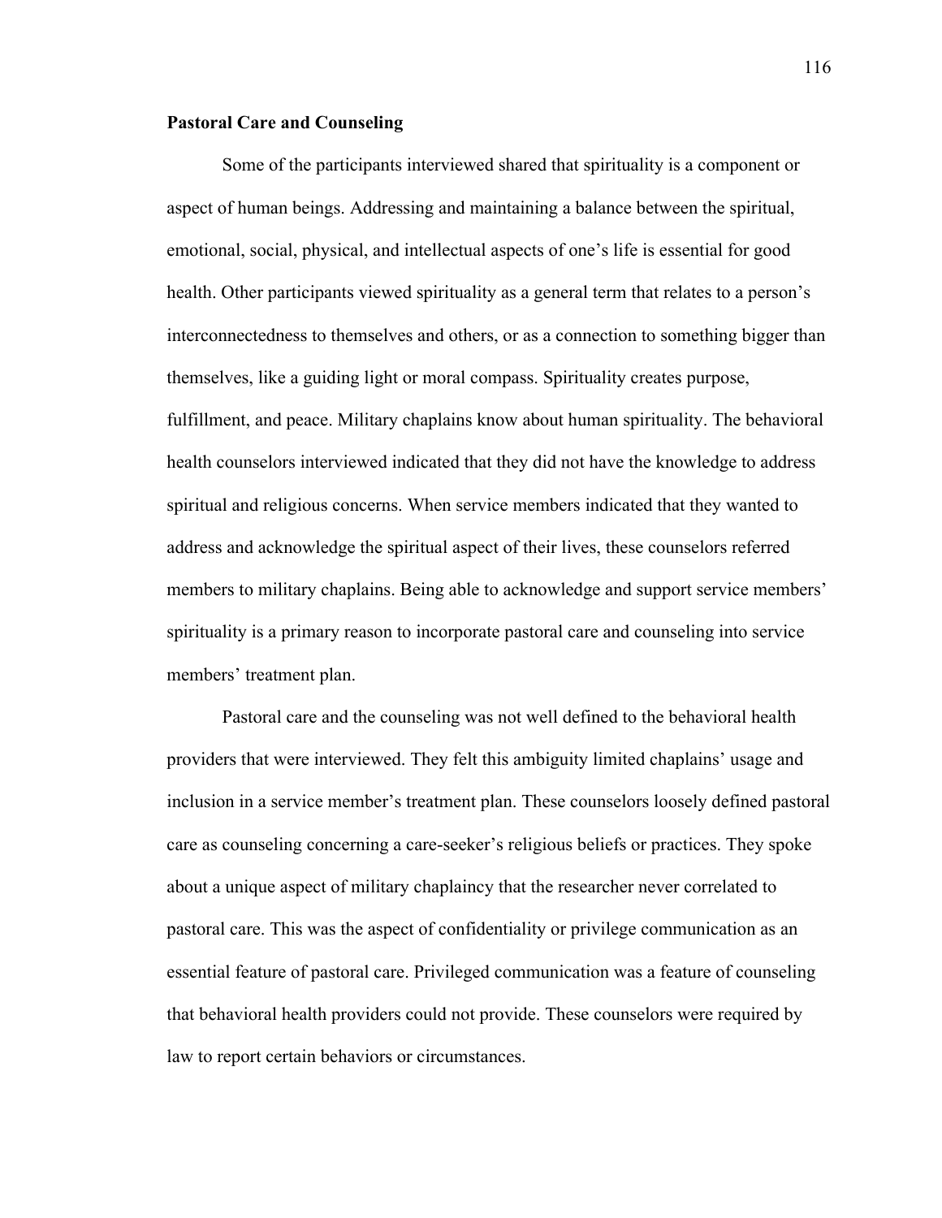**Pastoral Care and Counseling**

Some of the participants interviewed shared that spirituality is a component or aspect of human beings. Addressing and maintaining a balance between the spiritual, emotional, social, physical, and intellectual aspects of one's life is essential for good health. Other participants viewed spirituality as a general term that relates to a person's interconnectedness to themselves and others, or as a connection to something bigger than themselves, like a guiding light or moral compass. Spirituality creates purpose, fulfillment, and peace. Military chaplains know about human spirituality. The behavioral health counselors interviewed indicated that they did not have the knowledge to address spiritual and religious concerns. When service members indicated that they wanted to address and acknowledge the spiritual aspect of their lives, these counselors referred members to military chaplains. Being able to acknowledge and support service members' spirituality is a primary reason to incorporate pastoral care and counseling into service members' treatment plan.

Pastoral care and the counseling was not well defined to the behavioral health providers that were interviewed. They felt this ambiguity limited chaplains' usage and inclusion in a service member's treatment plan. These counselors loosely defined pastoral care as counseling concerning a care-seeker's religious beliefs or practices. They spoke about a unique aspect of military chaplaincy that the researcher never correlated to pastoral care. This was the aspect of confidentiality or privilege communication as an essential feature of pastoral care. Privileged communication was a feature of counseling that behavioral health providers could not provide. These counselors were required by law to report certain behaviors or circumstances.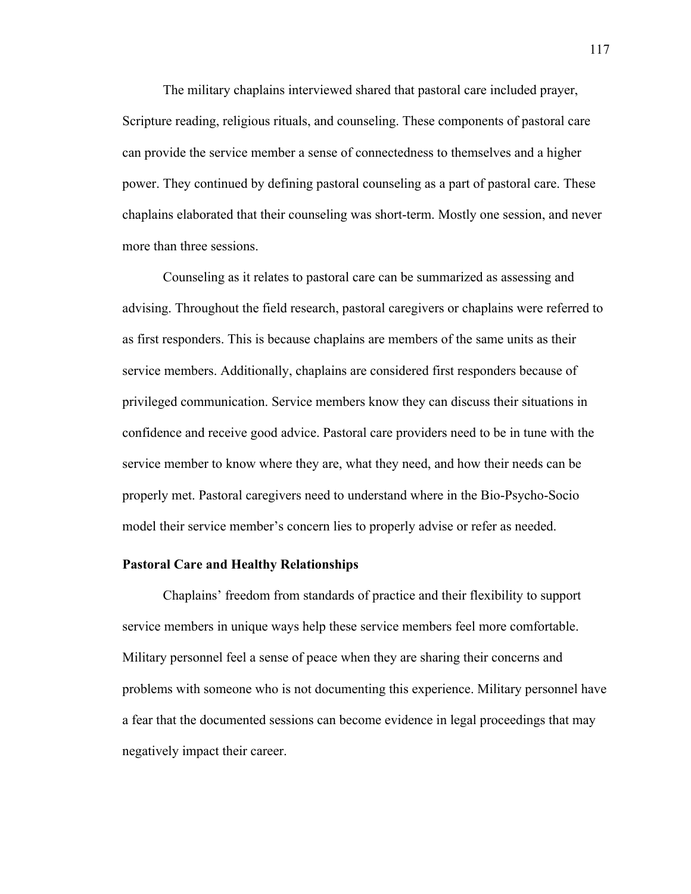The military chaplains interviewed shared that pastoral care included prayer, Scripture reading, religious rituals, and counseling. These components of pastoral care can provide the service member a sense of connectedness to themselves and a higher power. They continued by defining pastoral counseling as a part of pastoral care. These chaplains elaborated that their counseling was short-term. Mostly one session, and never more than three sessions.

Counseling as it relates to pastoral care can be summarized as assessing and advising. Throughout the field research, pastoral caregivers or chaplains were referred to as first responders. This is because chaplains are members of the same units as their service members. Additionally, chaplains are considered first responders because of privileged communication. Service members know they can discuss their situations in confidence and receive good advice. Pastoral care providers need to be in tune with the service member to know where they are, what they need, and how their needs can be properly met. Pastoral caregivers need to understand where in the Bio-Psycho-Socio model their service member's concern lies to properly advise or refer as needed.

### Pastoral Care and Healthy Relationships

Chaplains' freedom from standards of practice and their flexibility to support service members in unique ways help these service members feel more comfortable. Military personnel feel a sense of peace when they are sharing their concerns and problems with someone who is not documenting this experience. Military personnel have a fear that the documented sessions can become evidence in legal proceedings that may negatively impact their career.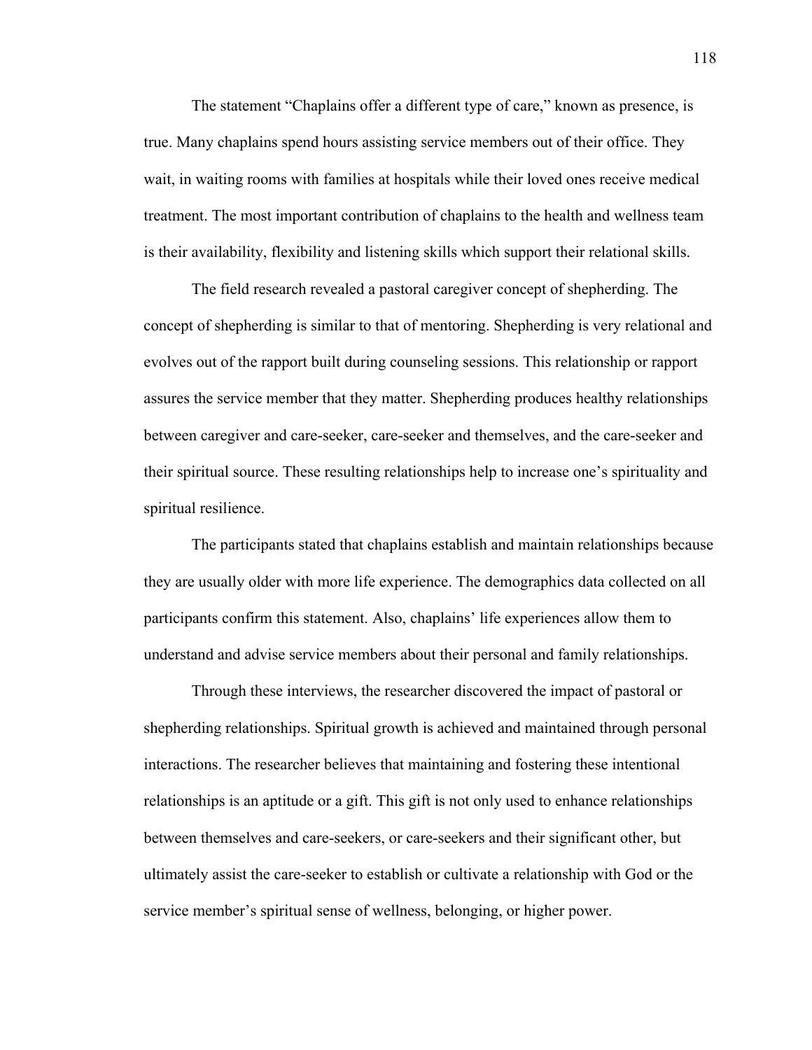The statement “Chaplains offer a different type of care,” known as presence, is true. Many chaplains spend hours assisting service members out of their office. They wait, in waiting rooms with families at hospitals while their loved ones receive medical treatment. The most important contribution of chaplains to the health and wellness team is their availability, flexibility and listening skills which support their relational skills.

The field research revealed a pastoral caregiver concept of shepherding. The concept of shepherding is similar to that of mentoring. Shepherding is very relational and evolves out of the rapport built during counseling sessions. This relationship or rapport assures the service member that they matter. Shepherding produces healthy relationships between caregiver and care-seeker, care-seeker and themselves, and the care-seeker and their spiritual source. These resulting relationships help to increase one’s spirituality and spiritual resilience.

The participants stated that chaplains establish and maintain relationships because they are usually older with more life experience. The demographics data collected on all participants confirm this statement. Also, chaplains’ life experiences allow them to understand and advise service members about their personal and family relationships.

Through these interviews, the researcher discovered the impact of pastoral or shepherding relationships. Spiritual growth is achieved and maintained through personal interactions. The researcher believes that maintaining and fostering these intentional relationships is an aptitude or a gift. This gift is not only used to enhance relationships between themselves and care-seekers, or care-seekers and their significant other, but ultimately assist the care-seeker to establish or cultivate a relationship with God or the service member’s spiritual sense of wellness, belonging, or higher power.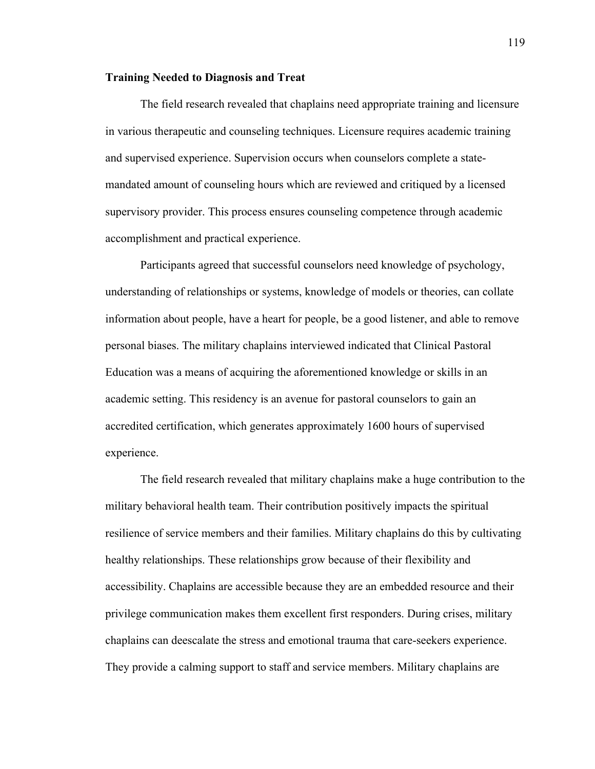**Training Needed to Diagnosis and Treat**

The field research revealed that chaplains need appropriate training and licensure in various therapeutic and counseling techniques. Licensure requires academic training and supervised experience. Supervision occurs when counselors complete a state-mandated amount of counseling hours which are reviewed and critiqued by a licensed supervisory provider. This process ensures counseling competence through academic accomplishment and practical experience.

Participants agreed that successful counselors need knowledge of psychology, understanding of relationships or systems, knowledge of models or theories, can collate information about people, have a heart for people, be a good listener, and able to remove personal biases. The military chaplains interviewed indicated that Clinical Pastoral Education was a means of acquiring the aforementioned knowledge or skills in an academic setting. This residency is an avenue for pastoral counselors to gain an accredited certification, which generates approximately 1600 hours of supervised experience.

The field research revealed that military chaplains make a huge contribution to the military behavioral health team. Their contribution positively impacts the spiritual resilience of service members and their families. Military chaplains do this by cultivating healthy relationships. These relationships grow because of their flexibility and accessibility. Chaplains are accessible because they are an embedded resource and their privilege communication makes them excellent first responders. During crises, military chaplains can deescalate the stress and emotional trauma that care-seekers experience. They provide a calming support to staff and service members. Military chaplains are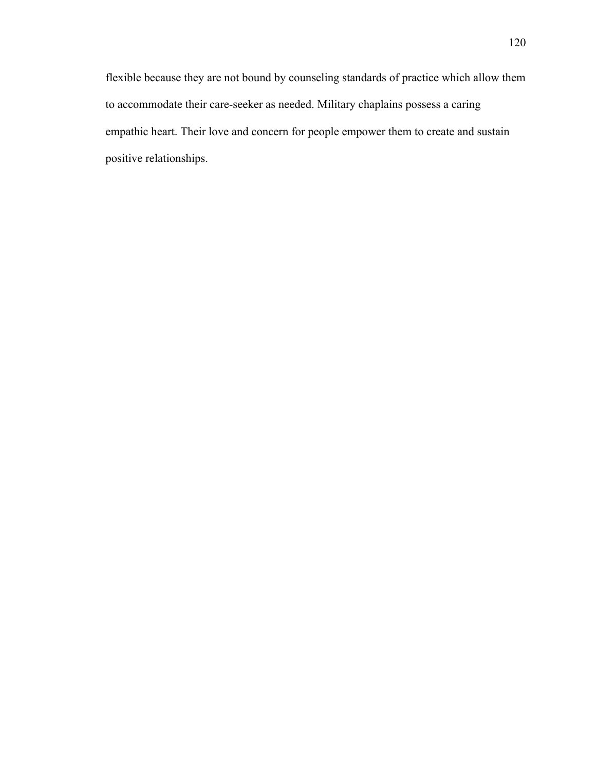flexible because they are not bound by counseling standards of practice which allow them to accommodate their care-seeker as needed. Military chaplains possess a caring empathic heart. Their love and concern for people empower them to create and sustain positive relationships.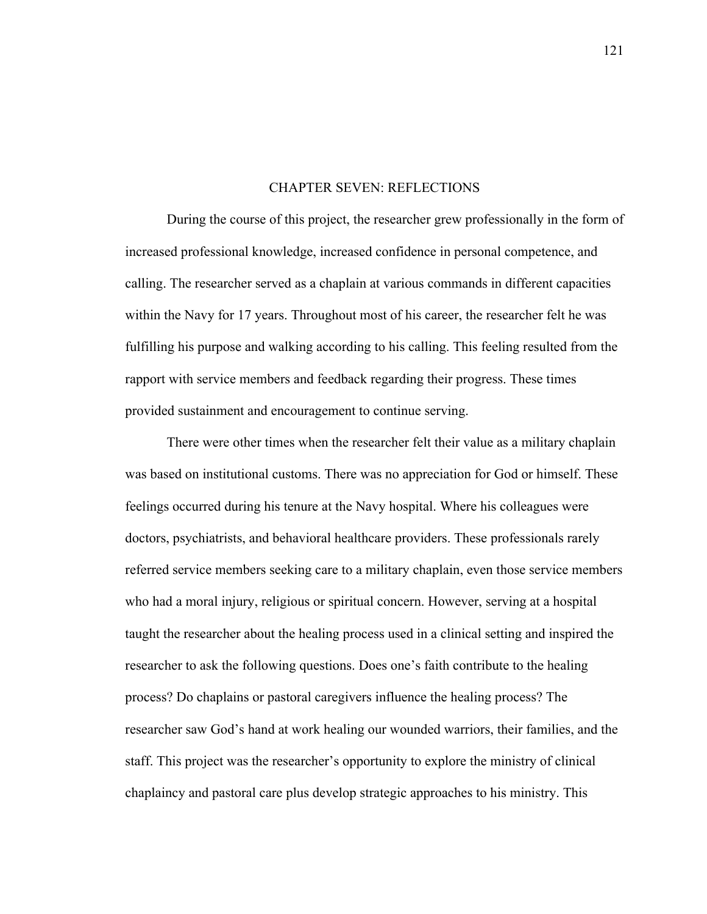# CHAPTER SEVEN: REFLECTIONS

During the course of this project, the researcher grew professionally in the form of increased professional knowledge, increased confidence in personal competence, and calling. The researcher served as a chaplain at various commands in different capacities within the Navy for 17 years. Throughout most of his career, the researcher felt he was fulfilling his purpose and walking according to his calling. This feeling resulted from the rapport with service members and feedback regarding their progress. These times provided sustainment and encouragement to continue serving.

There were other times when the researcher felt their value as a military chaplain was based on institutional customs. There was no appreciation for God or himself. These feelings occurred during his tenure at the Navy hospital. Where his colleagues were doctors, psychiatrists, and behavioral healthcare providers. These professionals rarely referred service members seeking care to a military chaplain, even those service members who had a moral injury, religious or spiritual concern. However, serving at a hospital taught the researcher about the healing process used in a clinical setting and inspired the researcher to ask the following questions. Does one's faith contribute to the healing process? Do chaplains or pastoral caregivers influence the healing process? The researcher saw God's hand at work healing our wounded warriors, their families, and the staff. This project was the researcher's opportunity to explore the ministry of clinical chaplaincy and pastoral care plus develop strategic approaches to his ministry. This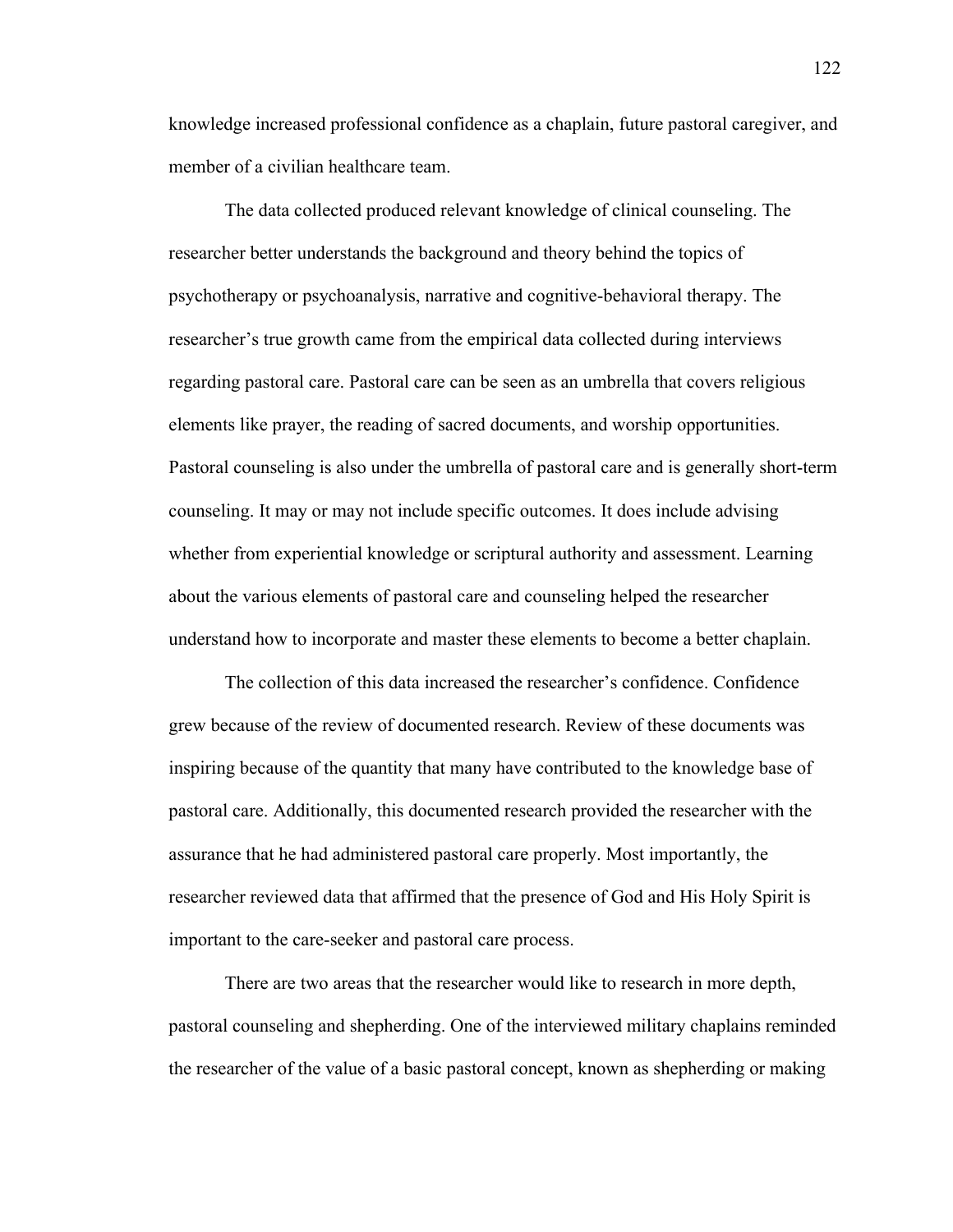knowledge increased professional confidence as a chaplain, future pastoral caregiver, and member of a civilian healthcare team.

The data collected produced relevant knowledge of clinical counseling. The researcher better understands the background and theory behind the topics of psychotherapy or psychoanalysis, narrative and cognitive-behavioral therapy. The researcher's true growth came from the empirical data collected during interviews regarding pastoral care. Pastoral care can be seen as an umbrella that covers religious elements like prayer, the reading of sacred documents, and worship opportunities. Pastoral counseling is also under the umbrella of pastoral care and is generally short-term counseling. It may or may not include specific outcomes. It does include advising whether from experiential knowledge or scriptural authority and assessment. Learning about the various elements of pastoral care and counseling helped the researcher understand how to incorporate and master these elements to become a better chaplain.

The collection of this data increased the researcher's confidence. Confidence grew because of the review of documented research. Review of these documents was inspiring because of the quantity that many have contributed to the knowledge base of pastoral care. Additionally, this documented research provided the researcher with the assurance that he had administered pastoral care properly. Most importantly, the researcher reviewed data that affirmed that the presence of God and His Holy Spirit is important to the care-seeker and pastoral care process.

There are two areas that the researcher would like to research in more depth, pastoral counseling and shepherding. One of the interviewed military chaplains reminded the researcher of the value of a basic pastoral concept, known as shepherding or making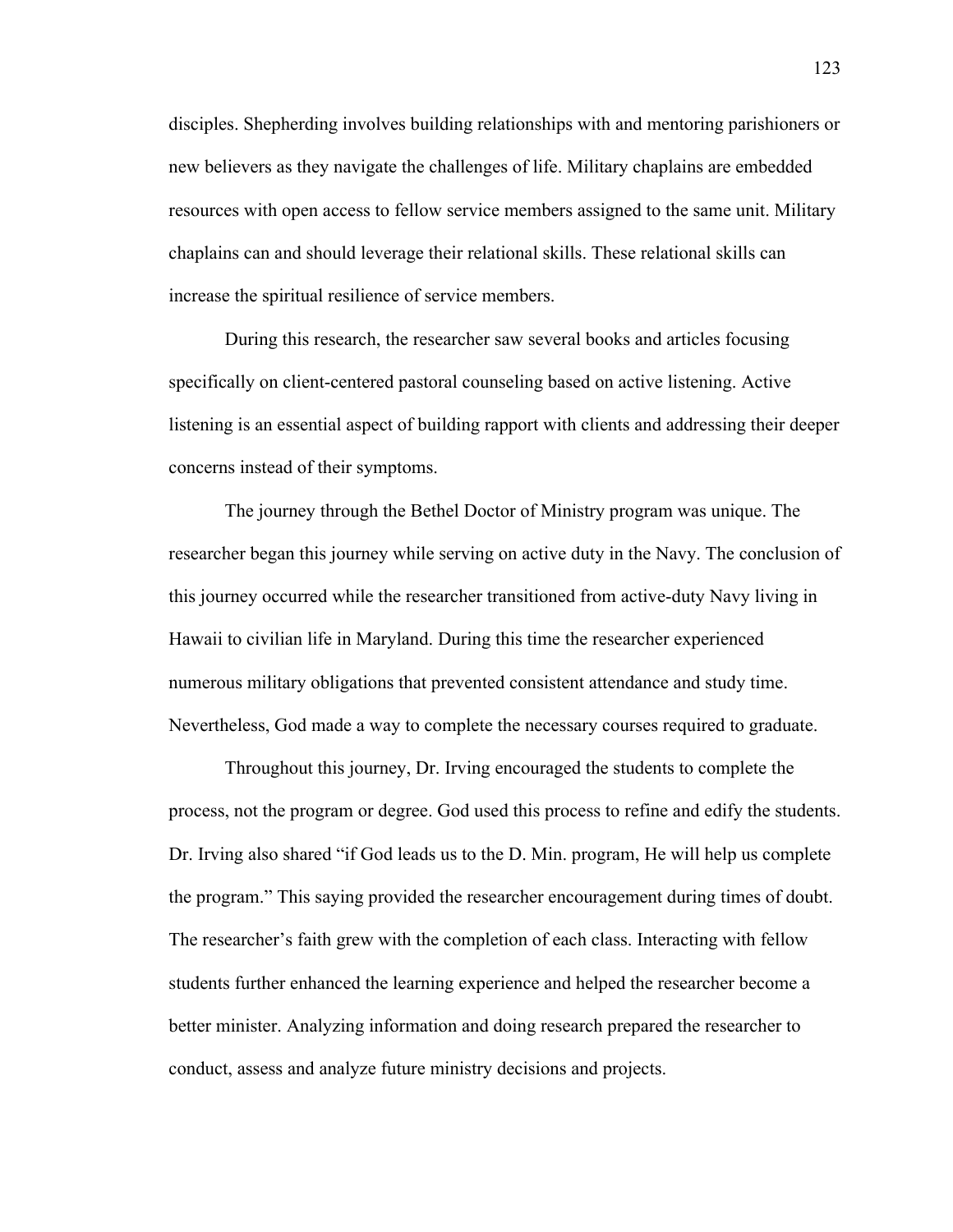disciples. Shepherding involves building relationships with and mentoring parishioners or new believers as they navigate the challenges of life. Military chaplains are embedded resources with open access to fellow service members assigned to the same unit. Military chaplains can and should leverage their relational skills. These relational skills can increase the spiritual resilience of service members.

During this research, the researcher saw several books and articles focusing specifically on client-centered pastoral counseling based on active listening. Active listening is an essential aspect of building rapport with clients and addressing their deeper concerns instead of their symptoms.

The journey through the Bethel Doctor of Ministry program was unique. The researcher began this journey while serving on active duty in the Navy. The conclusion of this journey occurred while the researcher transitioned from active-duty Navy living in Hawaii to civilian life in Maryland. During this time the researcher experienced numerous military obligations that prevented consistent attendance and study time. Nevertheless, God made a way to complete the necessary courses required to graduate.

Throughout this journey, Dr. Irving encouraged the students to complete the process, not the program or degree. God used this process to refine and edify the students. Dr. Irving also shared "if God leads us to the D. Min. program, He will help us complete the program." This saying provided the researcher encouragement during times of doubt. The researcher's faith grew with the completion of each class. Interacting with fellow students further enhanced the learning experience and helped the researcher become a better minister. Analyzing information and doing research prepared the researcher to conduct, assess and analyze future ministry decisions and projects.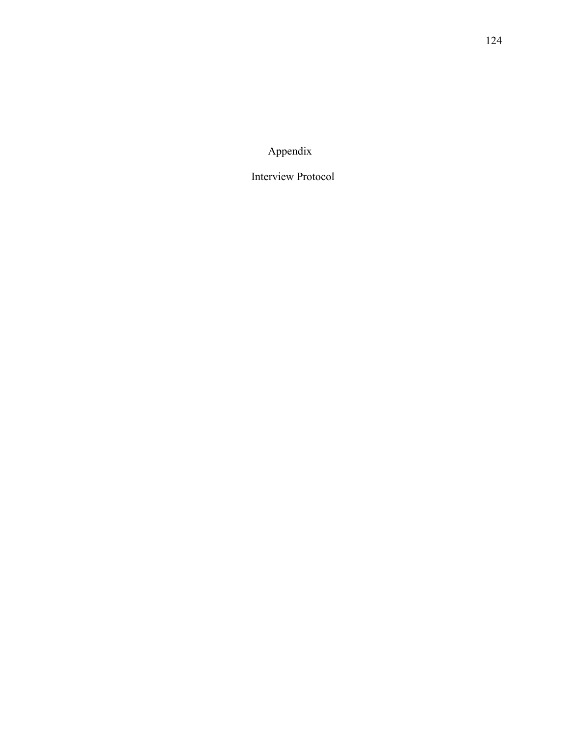# Appendix

## Interview Protocol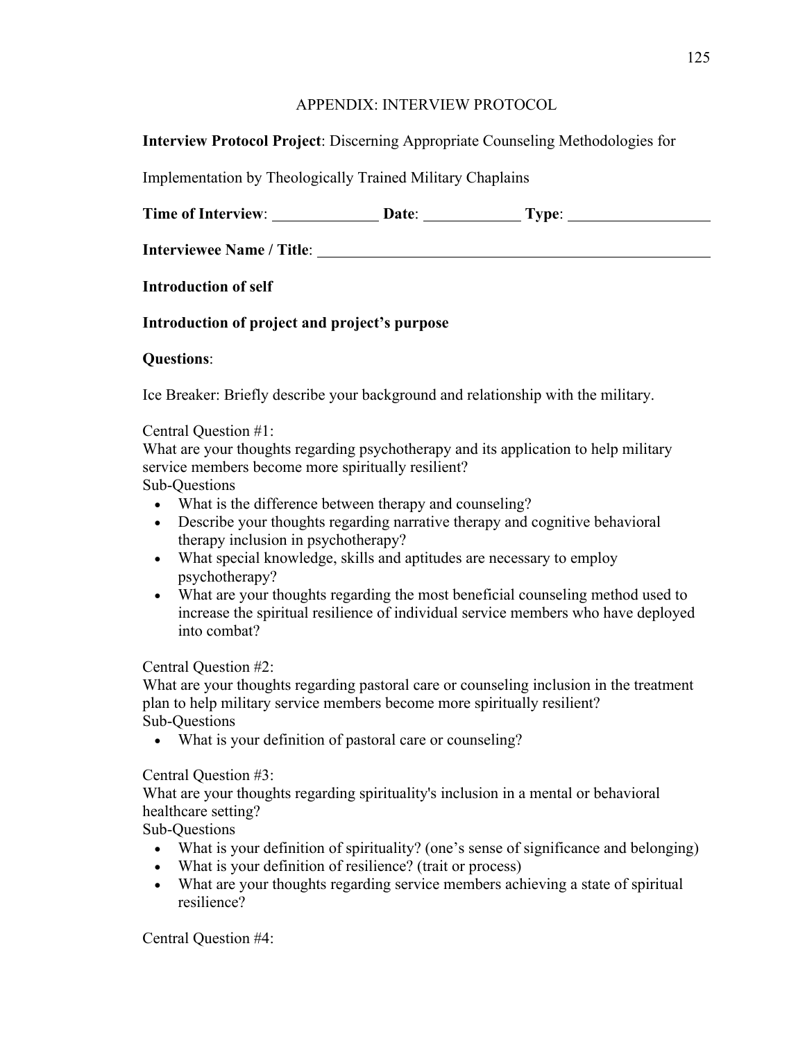# APPENDIX: INTERVIEW PROTOCOL

**Interview Protocol Project**: Discerning Appropriate Counseling Methodologies for Implementation by Theologically Trained Military Chaplains

**Time of Interview**: ______________ **Date**: _____________ **Type**: __________________

**Interviewee Name / Title**: ______________________________________________________

**Introduction of self**

**Introduction of project and project's purpose**

**Questions**:

Ice Breaker: Briefly describe your background and relationship with the military.

Central Question #1:
What are your thoughts regarding psychotherapy and its application to help military service members become more spiritually resilient?
Sub-Questions

- What is the difference between therapy and counseling?
- Describe your thoughts regarding narrative therapy and cognitive behavioral therapy inclusion in psychotherapy?
- What special knowledge, skills and aptitudes are necessary to employ psychotherapy?
- What are your thoughts regarding the most beneficial counseling method used to increase the spiritual resilience of individual service members who have deployed into combat?

Central Question #2:
What are your thoughts regarding pastoral care or counseling inclusion in the treatment plan to help military service members become more spiritually resilient?
Sub-Questions

- What is your definition of pastoral care or counseling?

Central Question #3:
What are your thoughts regarding spirituality's inclusion in a mental or behavioral healthcare setting?
Sub-Questions

- What is your definition of spirituality? (one's sense of significance and belonging)
- What is your definition of resilience? (trait or process)
- What are your thoughts regarding service members achieving a state of spiritual resilience?

Central Question #4: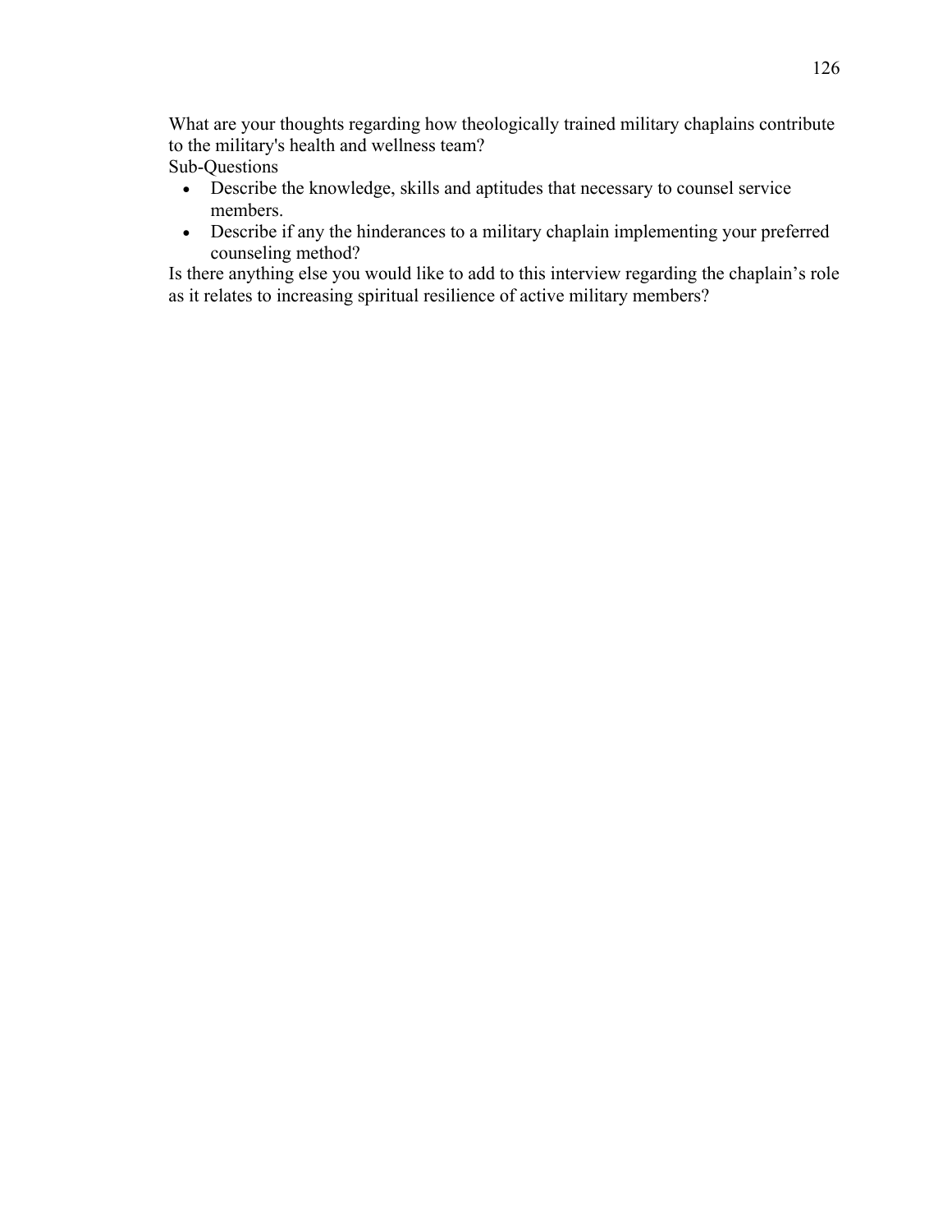What are your thoughts regarding how theologically trained military chaplains contribute to the military's health and wellness team?

Sub-Questions

- Describe the knowledge, skills and aptitudes that necessary to counsel service members.
- Describe if any the hinderances to a military chaplain implementing your preferred counseling method?

Is there anything else you would like to add to this interview regarding the chaplain's role as it relates to increasing spiritual resilience of active military members?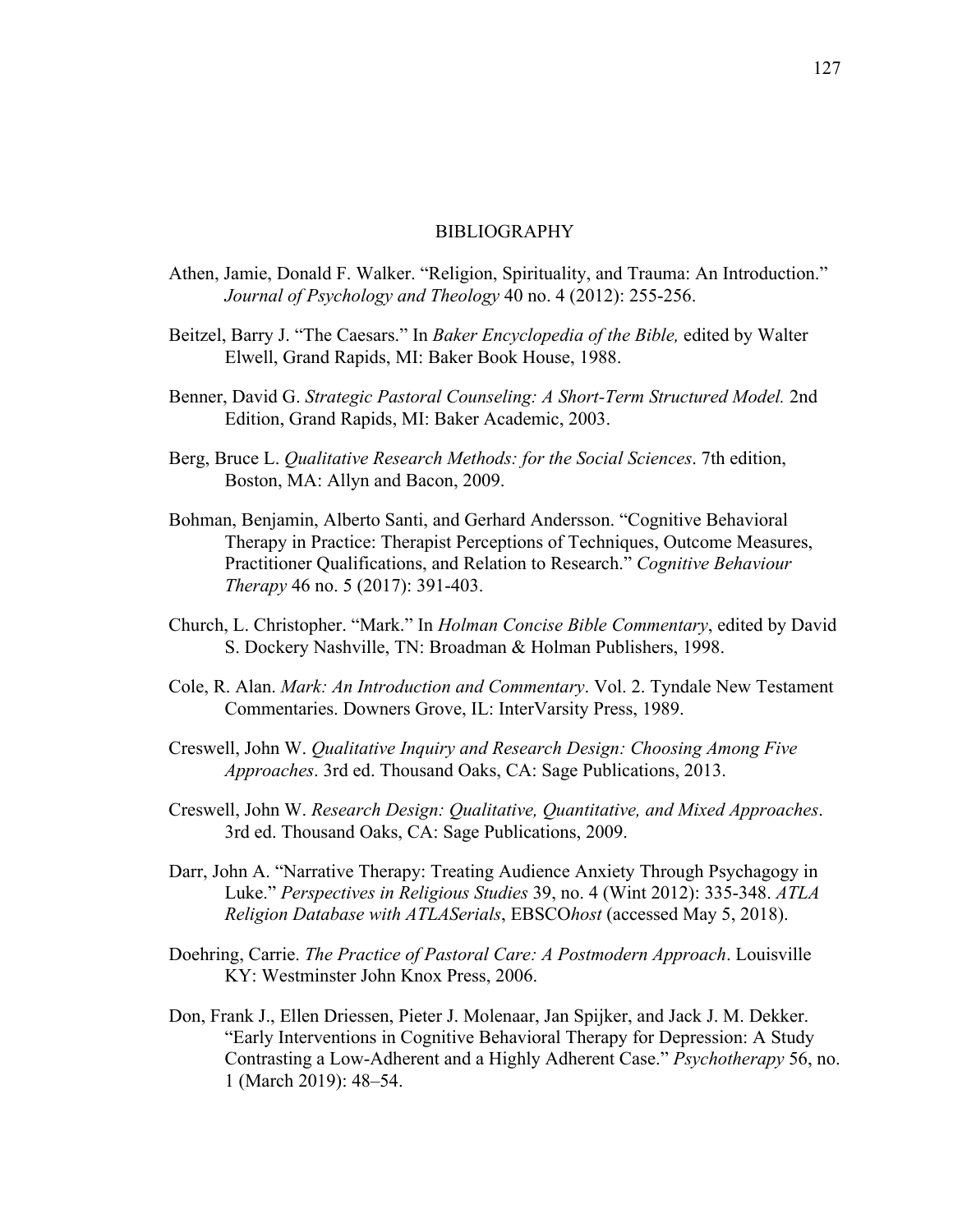# BIBLIOGRAPHY

Athen, Jamie, Donald F. Walker. "Religion, Spirituality, and Trauma: An Introduction." *Journal of Psychology and Theology* 40 no. 4 (2012): 255-256.

Beitzel, Barry J. "The Caesars." In *Baker Encyclopedia of the Bible,* edited by Walter Elwell, Grand Rapids, MI: Baker Book House, 1988.

Benner, David G. *Strategic Pastoral Counseling: A Short-Term Structured Model.* 2nd Edition, Grand Rapids, MI: Baker Academic, 2003.

Berg, Bruce L. *Qualitative Research Methods: for the Social Sciences*. 7th edition, Boston, MA: Allyn and Bacon, 2009.

Bohman, Benjamin, Alberto Santi, and Gerhard Andersson. "Cognitive Behavioral Therapy in Practice: Therapist Perceptions of Techniques, Outcome Measures, Practitioner Qualifications, and Relation to Research." *Cognitive Behaviour Therapy* 46 no. 5 (2017): 391-403.

Church, L. Christopher. "Mark." In *Holman Concise Bible Commentary*, edited by David S. Dockery Nashville, TN: Broadman & Holman Publishers, 1998.

Cole, R. Alan. *Mark: An Introduction and Commentary*. Vol. 2. Tyndale New Testament Commentaries. Downers Grove, IL: InterVarsity Press, 1989.

Creswell, John W. *Qualitative Inquiry and Research Design: Choosing Among Five Approaches*. 3rd ed. Thousand Oaks, CA: Sage Publications, 2013.

Creswell, John W. *Research Design: Qualitative, Quantitative, and Mixed Approaches*. 3rd ed. Thousand Oaks, CA: Sage Publications, 2009.

Darr, John A. "Narrative Therapy: Treating Audience Anxiety Through Psychagogy in Luke." *Perspectives in Religious Studies* 39, no. 4 (Wint 2012): 335-348. *ATLA Religion Database with ATLASerials*, EBSCO*host* (accessed May 5, 2018).

Doehring, Carrie. *The Practice of Pastoral Care: A Postmodern Approach*. Louisville KY: Westminster John Knox Press, 2006.

Don, Frank J., Ellen Driessen, Pieter J. Molenaar, Jan Spijker, and Jack J. M. Dekker. "Early Interventions in Cognitive Behavioral Therapy for Depression: A Study Contrasting a Low-Adherent and a Highly Adherent Case." *Psychotherapy* 56, no. 1 (March 2019): 48–54.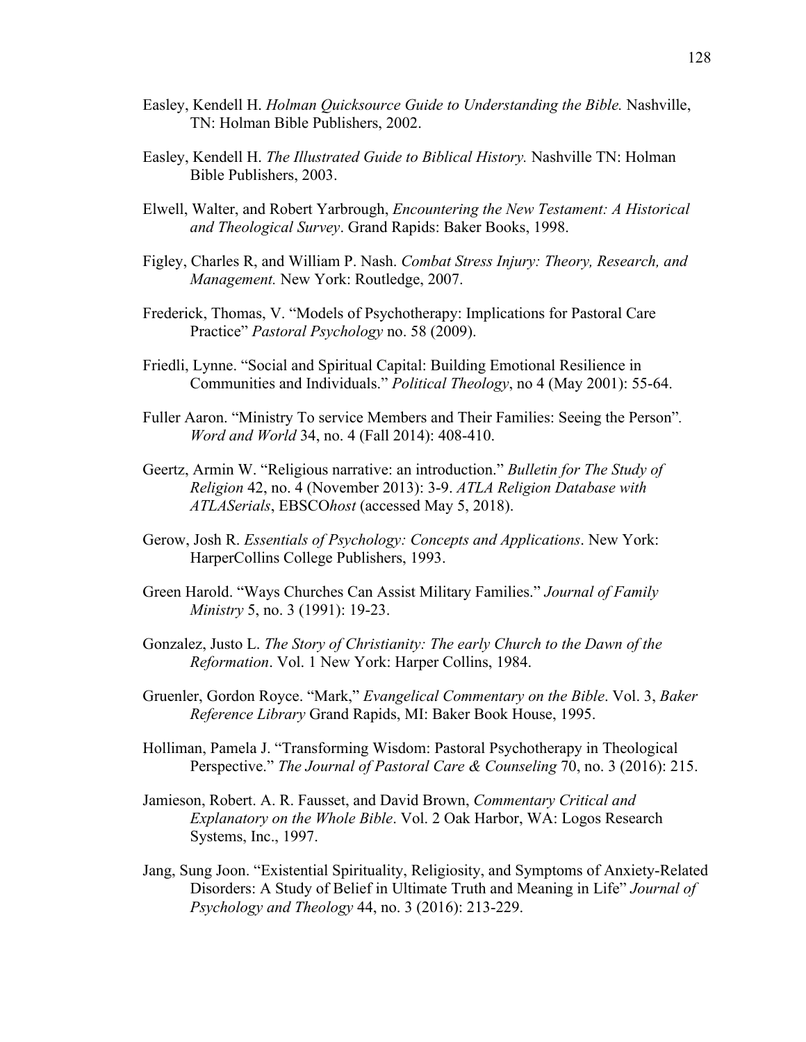Easley, Kendell H. *Holman Quicksource Guide to Understanding the Bible.* Nashville, TN: Holman Bible Publishers, 2002.

Easley, Kendell H. *The Illustrated Guide to Biblical History.* Nashville TN: Holman Bible Publishers, 2003.

Elwell, Walter, and Robert Yarbrough, *Encountering the New Testament: A Historical and Theological Survey*. Grand Rapids: Baker Books, 1998.

Figley, Charles R, and William P. Nash. *Combat Stress Injury: Theory, Research, and Management.* New York: Routledge, 2007.

Frederick, Thomas, V. "Models of Psychotherapy: Implications for Pastoral Care Practice" *Pastoral Psychology* no. 58 (2009).

Friedli, Lynne. "Social and Spiritual Capital: Building Emotional Resilience in Communities and Individuals." *Political Theology*, no 4 (May 2001): 55-64.

Fuller Aaron. "Ministry To service Members and Their Families: Seeing the Person". *Word and World* 34, no. 4 (Fall 2014): 408-410.

Geertz, Armin W. "Religious narrative: an introduction." *Bulletin for The Study of Religion* 42, no. 4 (November 2013): 3-9. *ATLA Religion Database with ATLASerials*, EBSCO*host* (accessed May 5, 2018).

Gerow, Josh R. *Essentials of Psychology: Concepts and Applications*. New York: HarperCollins College Publishers, 1993.

Green Harold. "Ways Churches Can Assist Military Families." *Journal of Family Ministry* 5, no. 3 (1991): 19-23.

Gonzalez, Justo L. *The Story of Christianity: The early Church to the Dawn of the Reformation*. Vol. 1 New York: Harper Collins, 1984.

Gruenler, Gordon Royce. "Mark," *Evangelical Commentary on the Bible*. Vol. 3, *Baker Reference Library* Grand Rapids, MI: Baker Book House, 1995.

Holliman, Pamela J. "Transforming Wisdom: Pastoral Psychotherapy in Theological Perspective." *The Journal of Pastoral Care & Counseling* 70, no. 3 (2016): 215.

Jamieson, Robert. A. R. Fausset, and David Brown, *Commentary Critical and Explanatory on the Whole Bible*. Vol. 2 Oak Harbor, WA: Logos Research Systems, Inc., 1997.

Jang, Sung Joon. "Existential Spirituality, Religiosity, and Symptoms of Anxiety-Related Disorders: A Study of Belief in Ultimate Truth and Meaning in Life" *Journal of Psychology and Theology* 44, no. 3 (2016): 213-229.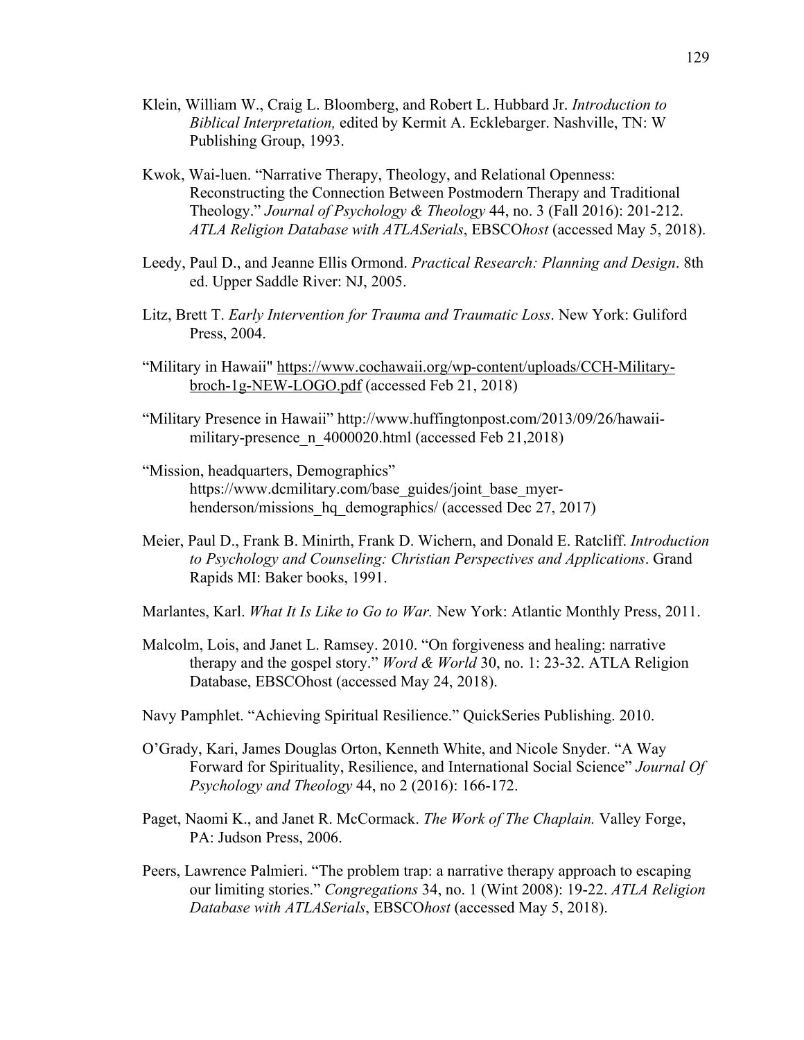Klein, William W., Craig L. Bloomberg, and Robert L. Hubbard Jr. *Introduction to Biblical Interpretation,* edited by Kermit A. Ecklebarger. Nashville, TN: W Publishing Group, 1993.

Kwok, Wai-luen. "Narrative Therapy, Theology, and Relational Openness: Reconstructing the Connection Between Postmodern Therapy and Traditional Theology." *Journal of Psychology & Theology* 44, no. 3 (Fall 2016): 201-212. *ATLA Religion Database with ATLASerials*, EBSCO*host* (accessed May 5, 2018).

Leedy, Paul D., and Jeanne Ellis Ormond. *Practical Research: Planning and Design*. 8th ed. Upper Saddle River: NJ, 2005.

Litz, Brett T. *Early Intervention for Trauma and Traumatic Loss*. New York: Guliford Press, 2004.

"Military in Hawaii" https://www.cochawaii.org/wp-content/uploads/CCH-Military-broch-1g-NEW-LOGO.pdf (accessed Feb 21, 2018)

"Military Presence in Hawaii" http://www.huffingtonpost.com/2013/09/26/hawaii-military-presence_n_4000020.html (accessed Feb 21,2018)

"Mission, headquarters, Demographics" https://www.dcmilitary.com/base_guides/joint_base_myer-henderson/missions_hq_demographics/ (accessed Dec 27, 2017)

Meier, Paul D., Frank B. Minirth, Frank D. Wichern, and Donald E. Ratcliff. *Introduction to Psychology and Counseling: Christian Perspectives and Applications*. Grand Rapids MI: Baker books, 1991.

Marlantes, Karl. *What It Is Like to Go to War.* New York: Atlantic Monthly Press, 2011.

Malcolm, Lois, and Janet L. Ramsey. 2010. "On forgiveness and healing: narrative therapy and the gospel story." *Word & World* 30, no. 1: 23-32. ATLA Religion Database, EBSCOhost (accessed May 24, 2018).

Navy Pamphlet. "Achieving Spiritual Resilience." QuickSeries Publishing. 2010.

O'Grady, Kari, James Douglas Orton, Kenneth White, and Nicole Snyder. "A Way Forward for Spirituality, Resilience, and International Social Science" *Journal Of Psychology and Theology* 44, no 2 (2016): 166-172.

Paget, Naomi K., and Janet R. McCormack. *The Work of The Chaplain.* Valley Forge, PA: Judson Press, 2006.

Peers, Lawrence Palmieri. "The problem trap: a narrative therapy approach to escaping our limiting stories." *Congregations* 34, no. 1 (Wint 2008): 19-22. *ATLA Religion Database with ATLASerials*, EBSCO*host* (accessed May 5, 2018).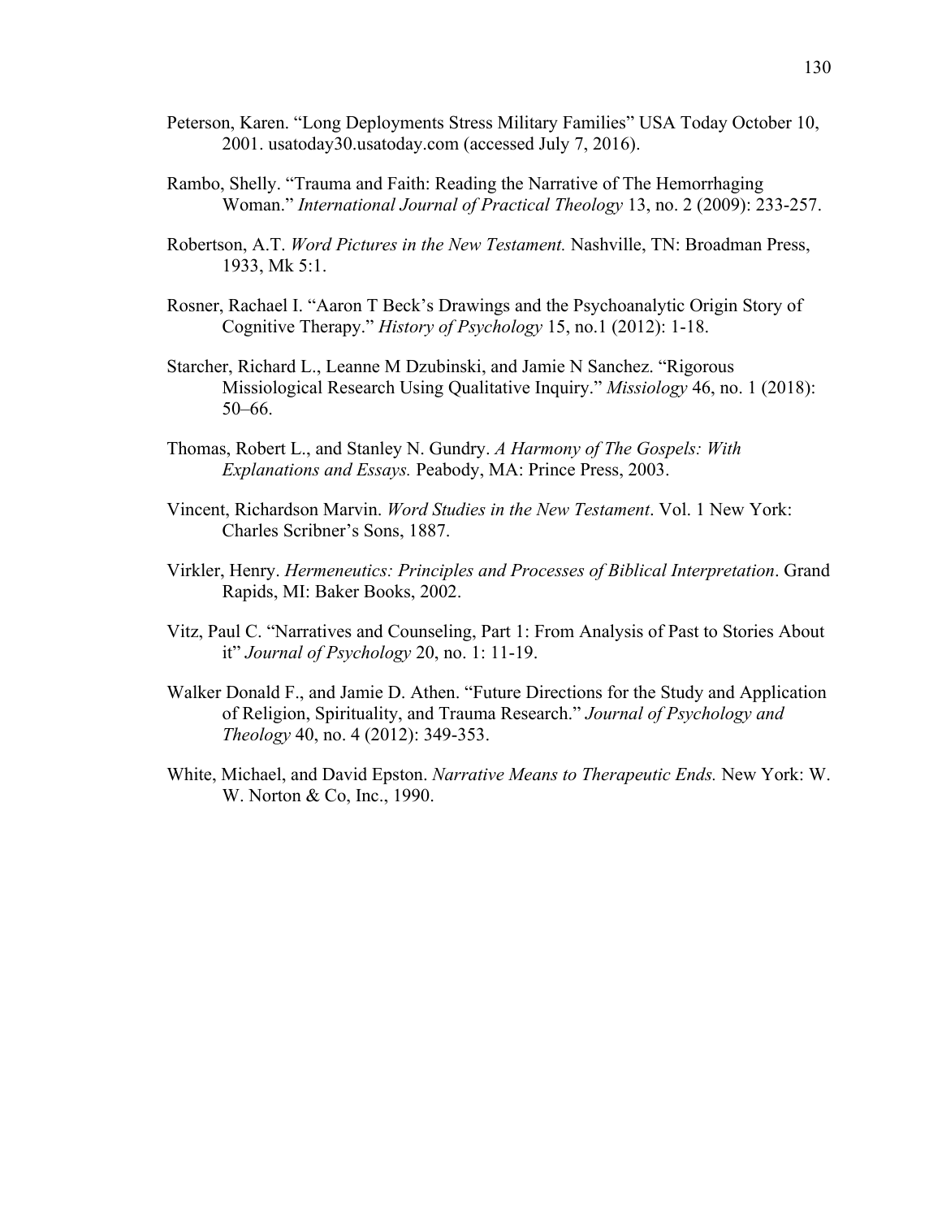Peterson, Karen. “Long Deployments Stress Military Families” USA Today October 10, 2001. usatoday30.usatoday.com (accessed July 7, 2016).

Rambo, Shelly. “Trauma and Faith: Reading the Narrative of The Hemorrhaging Woman.” *International Journal of Practical Theology* 13, no. 2 (2009): 233-257.

Robertson, A.T. *Word Pictures in the New Testament.* Nashville, TN: Broadman Press, 1933, Mk 5:1.

Rosner, Rachael I. “Aaron T Beck’s Drawings and the Psychoanalytic Origin Story of Cognitive Therapy.” *History of Psychology* 15, no.1 (2012): 1-18.

Starcher, Richard L., Leanne M Dzubinski, and Jamie N Sanchez. “Rigorous Missiological Research Using Qualitative Inquiry.” *Missiology* 46, no. 1 (2018): 50–66.

Thomas, Robert L., and Stanley N. Gundry. *A Harmony of The Gospels: With Explanations and Essays.* Peabody, MA: Prince Press, 2003.

Vincent, Richardson Marvin. *Word Studies in the New Testament*. Vol. 1 New York: Charles Scribner’s Sons, 1887.

Virkler, Henry. *Hermeneutics: Principles and Processes of Biblical Interpretation*. Grand Rapids, MI: Baker Books, 2002.

Vitz, Paul C. “Narratives and Counseling, Part 1: From Analysis of Past to Stories About it” *Journal of Psychology* 20, no. 1: 11-19.

Walker Donald F., and Jamie D. Athen. “Future Directions for the Study and Application of Religion, Spirituality, and Trauma Research.” *Journal of Psychology and Theology* 40, no. 4 (2012): 349-353.

White, Michael, and David Epston. *Narrative Means to Therapeutic Ends.* New York: W. W. Norton & Co, Inc., 1990.